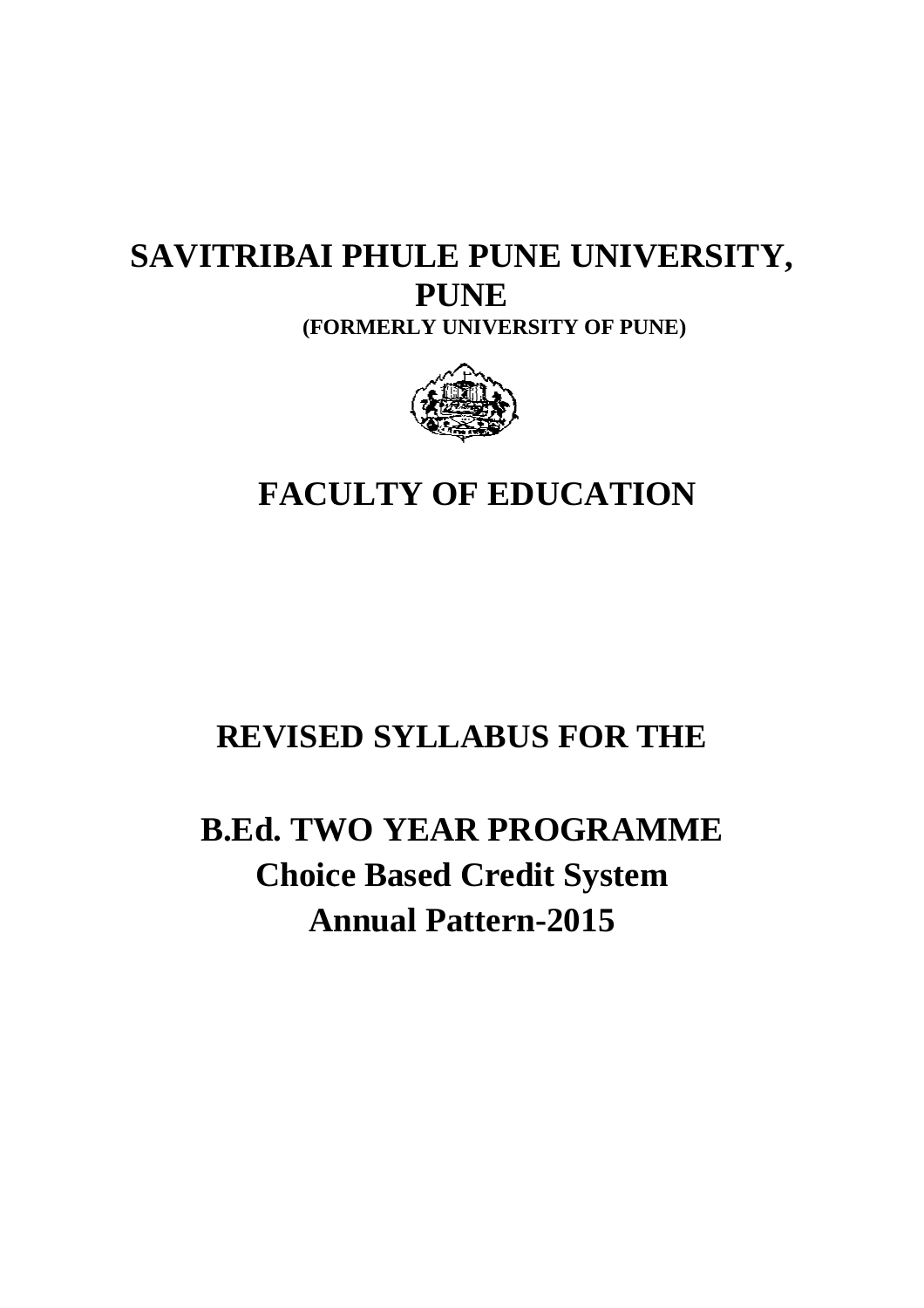# SAVITRIBAI PHULE PUNE UNIVERSITY, PUNE

**(FORMERLY UNIVERSITY OF PUNE)**

# FACULTY OF EDUCATION

## REVISED SYLLABUS FOR THE

## B.Ed. TWO YEAR PROGRAMME

## Choice Based Credit System

## Annual Pattern-2015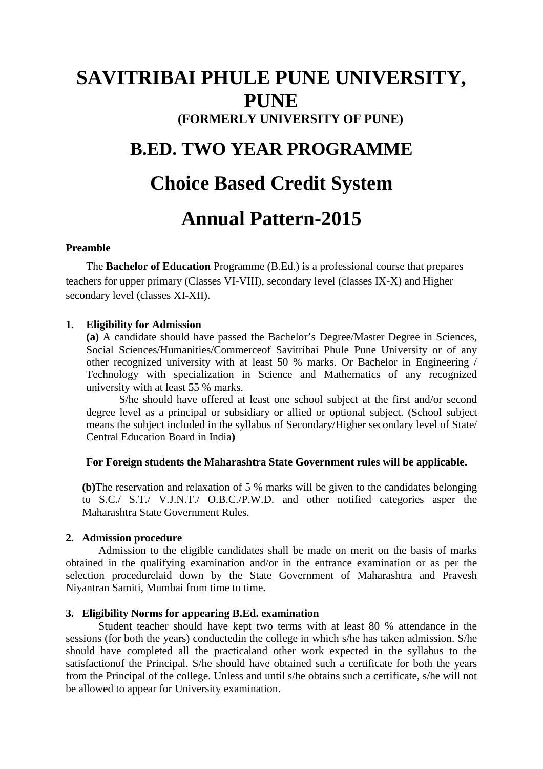# SAVITRIBAI PHULE PUNE UNIVERSITY, PUNE

**(FORMERLY UNIVERSITY OF PUNE)**

# B.ED. TWO YEAR PROGRAMME

# Choice Based Credit System

# Annual Pattern-2015

**Preamble**

The **Bachelor of Education** Programme (B.Ed.) is a professional course that prepares teachers for upper primary (Classes VI-VIII), secondary level (classes IX-X) and Higher secondary level (classes XI-XII).

**1. Eligibility for Admission**

**(a)** A candidate should have passed the Bachelor's Degree/Master Degree in Sciences, Social Sciences/Humanities/Commerceof Savitribai Phule Pune University or of any other recognized university with at least 50 % marks. Or Bachelor in Engineering / Technology with specialization in Science and Mathematics of any recognized university with at least 55 % marks.

S/he should have offered at least one school subject at the first and/or second degree level as a principal or subsidiary or allied or optional subject. (School subject means the subject included in the syllabus of Secondary/Higher secondary level of State/ Central Education Board in India**)**

**For Foreign students the Maharashtra State Government rules will be applicable.**

**(b)**The reservation and relaxation of 5 % marks will be given to the candidates belonging to S.C./ S.T./ V.J.N.T./ O.B.C./P.W.D. and other notified categories asper the Maharashtra State Government Rules.

**2. Admission procedure**

Admission to the eligible candidates shall be made on merit on the basis of marks obtained in the qualifying examination and/or in the entrance examination or as per the selection procedurelaid down by the State Government of Maharashtra and Pravesh Niyantran Samiti, Mumbai from time to time.

**3. Eligibility Norms for appearing B.Ed. examination**

Student teacher should have kept two terms with at least 80 % attendance in the sessions (for both the years) conductedin the college in which s/he has taken admission. S/he should have completed all the practicaland other work expected in the syllabus to the satisfactionof the Principal. S/he should have obtained such a certificate for both the years from the Principal of the college. Unless and until s/he obtains such a certificate, s/he will not be allowed to appear for University examination.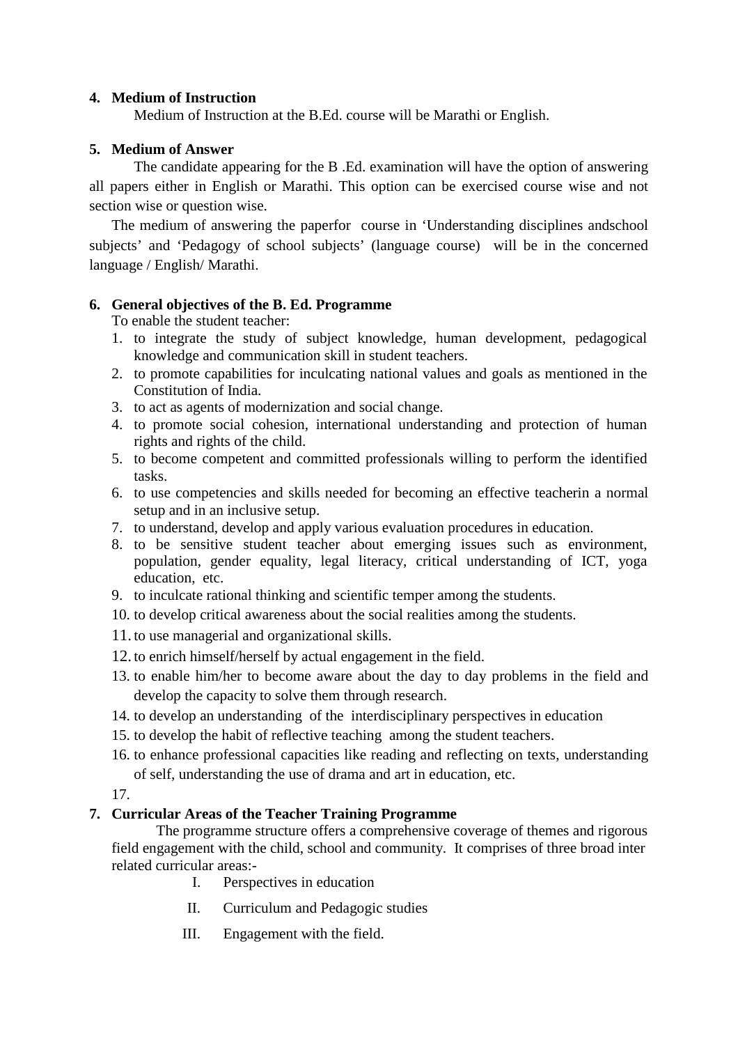**4. Medium of Instruction**

Medium of Instruction at the B.Ed. course will be Marathi or English.

**5. Medium of Answer**

The candidate appearing for the B .Ed. examination will have the option of answering all papers either in English or Marathi. This option can be exercised course wise and not section wise or question wise.

The medium of answering the paperfor course in 'Understanding disciplines andschool subjects' and 'Pedagogy of school subjects' (language course) will be in the concerned language / English/ Marathi.

**6. General objectives of the B. Ed. Programme**

To enable the student teacher:

1. to integrate the study of subject knowledge, human development, pedagogical knowledge and communication skill in student teachers.
2. to promote capabilities for inculcating national values and goals as mentioned in the Constitution of India.
3. to act as agents of modernization and social change.
4. to promote social cohesion, international understanding and protection of human rights and rights of the child.
5. to become competent and committed professionals willing to perform the identified tasks.
6. to use competencies and skills needed for becoming an effective teacherin a normal setup and in an inclusive setup.
7. to understand, develop and apply various evaluation procedures in education.
8. to be sensitive student teacher about emerging issues such as environment, population, gender equality, legal literacy, critical understanding of ICT, yoga education, etc.
9. to inculcate rational thinking and scientific temper among the students.
10. to develop critical awareness about the social realities among the students.
11. to use managerial and organizational skills.
12. to enrich himself/herself by actual engagement in the field.
13. to enable him/her to become aware about the day to day problems in the field and develop the capacity to solve them through research.
14. to develop an understanding of the interdisciplinary perspectives in education
15. to develop the habit of reflective teaching among the student teachers.
16. to enhance professional capacities like reading and reflecting on texts, understanding of self, understanding the use of drama and art in education, etc.
17.

**7. Curricular Areas of the Teacher Training Programme**

The programme structure offers a comprehensive coverage of themes and rigorous field engagement with the child, school and community. It comprises of three broad inter related curricular areas:-

I. Perspectives in education

II. Curriculum and Pedagogic studies

III. Engagement with the field.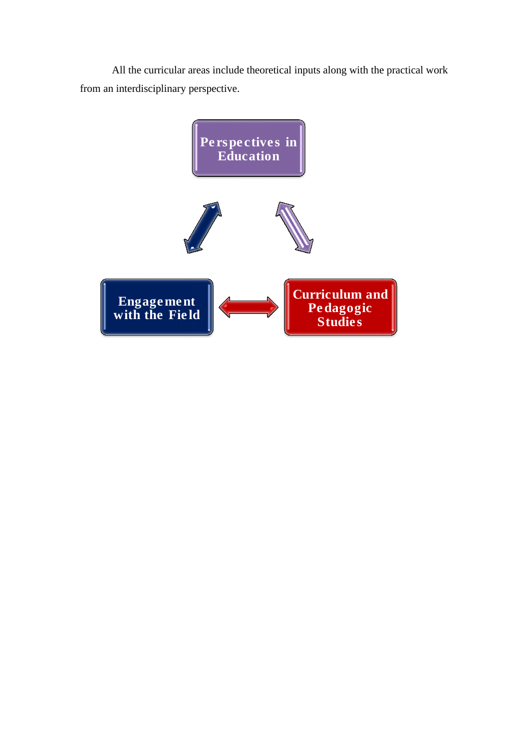All the curricular areas include theoretical inputs along with the practical work from an interdisciplinary perspective.

Perspectives in Education

Engagement with the Field

Curriculum and Pedagogic Studies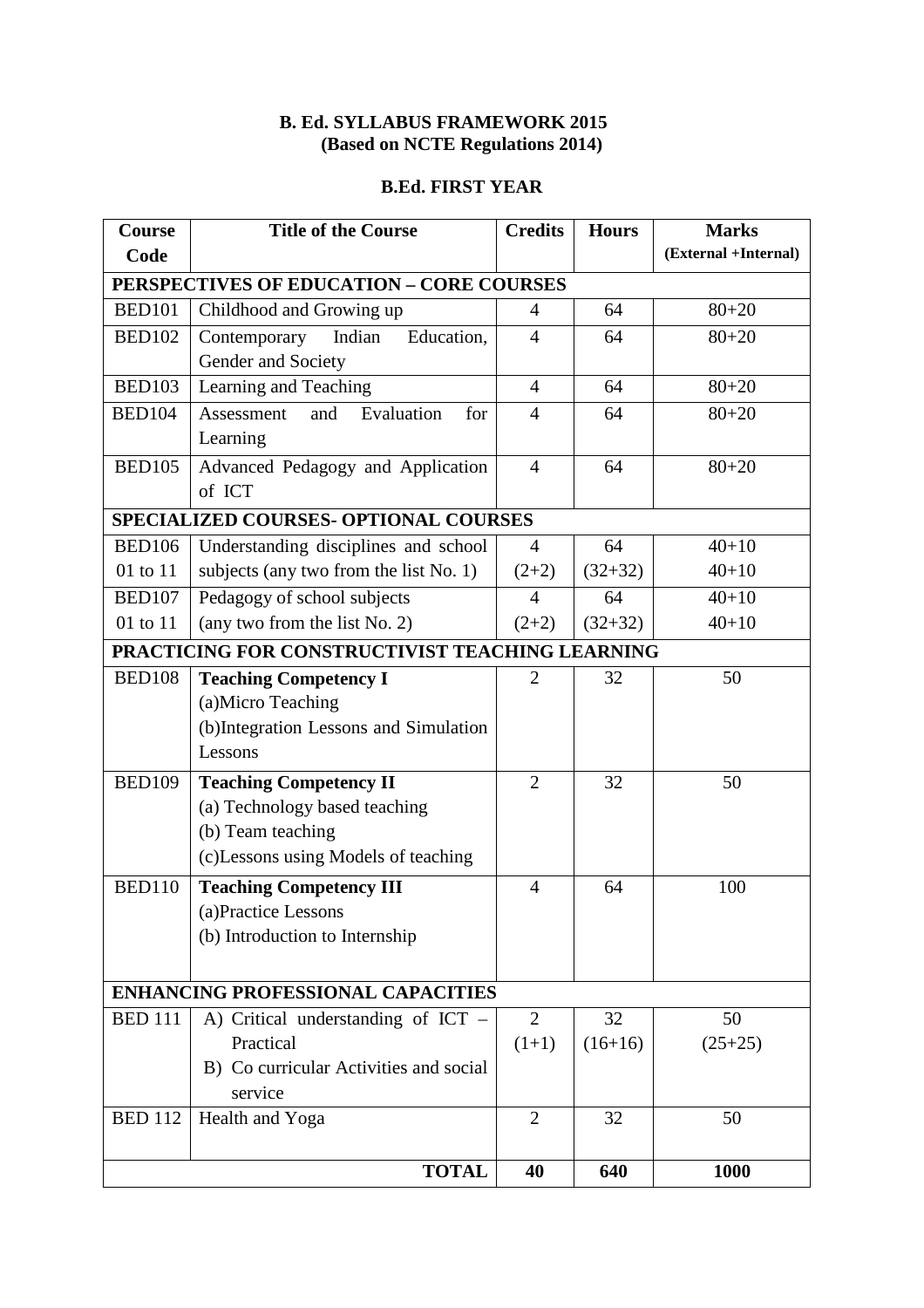**B. Ed. SYLLABUS FRAMEWORK 2015**
**(Based on NCTE Regulations 2014)**

**B.Ed. FIRST YEAR**

| Course Code | Title of the Course | Credits | Hours | Marks (External +Internal) |
|---|---|---|---|---|
| **PERSPECTIVES OF EDUCATION – CORE COURSES** | | | | |
| BED101 | Childhood and Growing up | 4 | 64 | 80+20 |
| BED102 | Contemporary Indian Education, Gender and Society | 4 | 64 | 80+20 |
| BED103 | Learning and Teaching | 4 | 64 | 80+20 |
| BED104 | Assessment and Evaluation for Learning | 4 | 64 | 80+20 |
| BED105 | Advanced Pedagogy and Application of ICT | 4 | 64 | 80+20 |
| **SPECIALIZED COURSES- OPTIONAL COURSES** | | | | |
| BED106 01 to 11 | Understanding disciplines and school subjects (any two from the list No. 1) | 4 (2+2) | 64 (32+32) | 40+10 40+10 |
| BED107 01 to 11 | Pedagogy of school subjects (any two from the list No. 2) | 4 (2+2) | 64 (32+32) | 40+10 40+10 |
| **PRACTICING FOR CONSTRUCTIVIST TEACHING LEARNING** | | | | |
| BED108 | **Teaching Competency I** (a)Micro Teaching (b)Integration Lessons and Simulation Lessons | 2 | 32 | 50 |
| BED109 | **Teaching Competency II** (a) Technology based teaching (b) Team teaching (c)Lessons using Models of teaching | 2 | 32 | 50 |
| BED110 | **Teaching Competency III** (a)Practice Lessons (b) Introduction to Internship | 4 | 64 | 100 |
| **ENHANCING PROFESSIONAL CAPACITIES** | | | | |
| BED 111 | A) Critical understanding of ICT – Practical B) Co curricular Activities and social service | 2 (1+1) | 32 (16+16) | 50 (25+25) |
| BED 112 | Health and Yoga | 2 | 32 | 50 |
| | **TOTAL** | **40** | **640** | **1000** |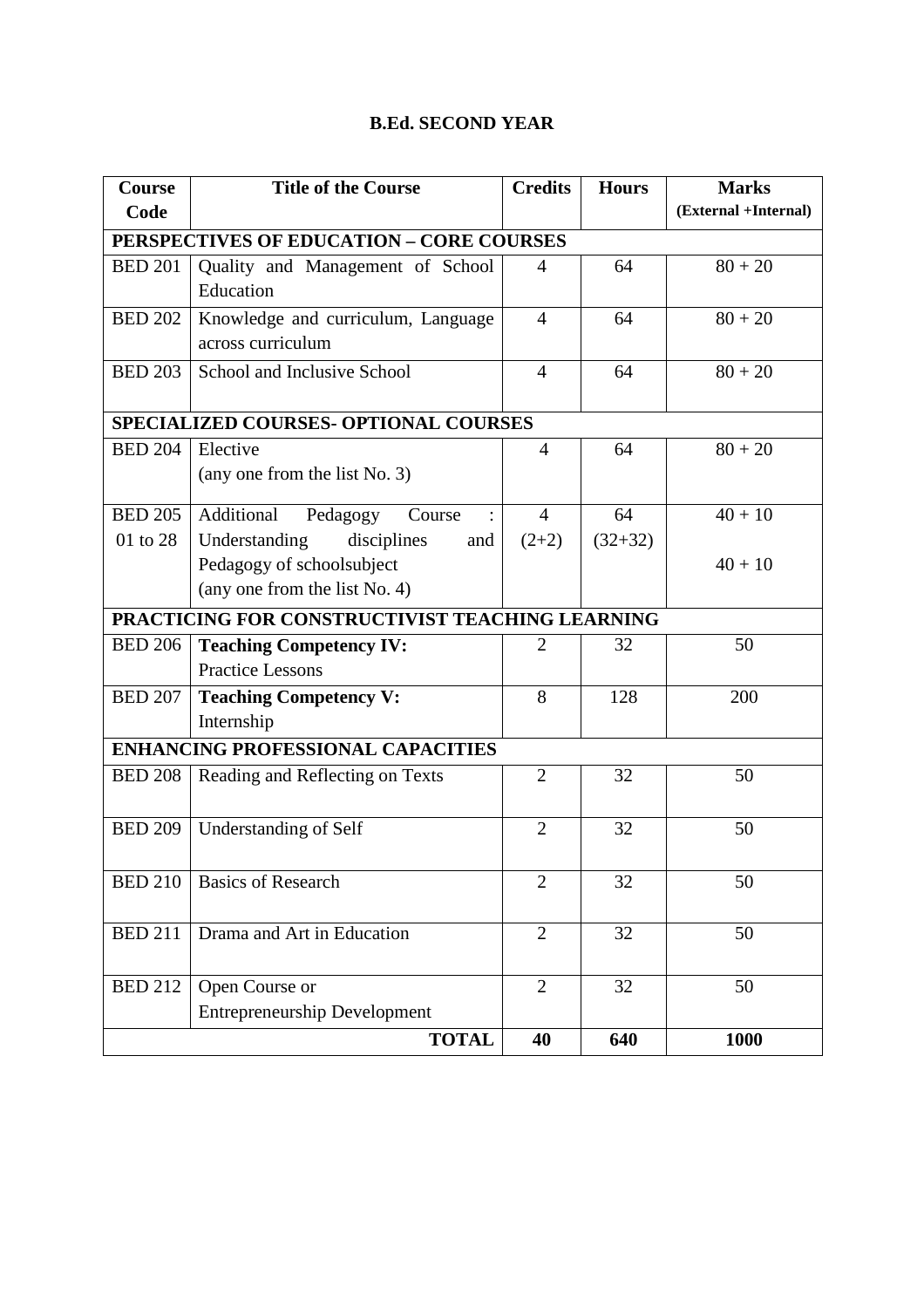## B.Ed. SECOND YEAR

| Course Code | Title of the Course | Credits | Hours | Marks (External +Internal) |
|---|---|---|---|---|
| **PERSPECTIVES OF EDUCATION – CORE COURSES** | | | | |
| BED 201 | Quality and Management of School Education | 4 | 64 | 80 + 20 |
| BED 202 | Knowledge and curriculum, Language across curriculum | 4 | 64 | 80 + 20 |
| BED 203 | School and Inclusive School | 4 | 64 | 80 + 20 |
| **SPECIALIZED COURSES- OPTIONAL COURSES** | | | | |
| BED 204 | Elective (any one from the list No. 3) | 4 | 64 | 80 + 20 |
| BED 205 01 to 28 | Additional Pedagogy Course : Understanding disciplines and Pedagogy of schoolsubject (any one from the list No. 4) | 4 (2+2) | 64 (32+32) | 40 + 10<br>40 + 10 |
| **PRACTICING FOR CONSTRUCTIVIST TEACHING LEARNING** | | | | |
| BED 206 | **Teaching Competency IV:** Practice Lessons | 2 | 32 | 50 |
| BED 207 | **Teaching Competency V:** Internship | 8 | 128 | 200 |
| **ENHANCING PROFESSIONAL CAPACITIES** | | | | |
| BED 208 | Reading and Reflecting on Texts | 2 | 32 | 50 |
| BED 209 | Understanding of Self | 2 | 32 | 50 |
| BED 210 | Basics of Research | 2 | 32 | 50 |
| BED 211 | Drama and Art in Education | 2 | 32 | 50 |
| BED 212 | Open Course or Entrepreneurship Development | 2 | 32 | 50 |
| | **TOTAL** | **40** | **640** | **1000** |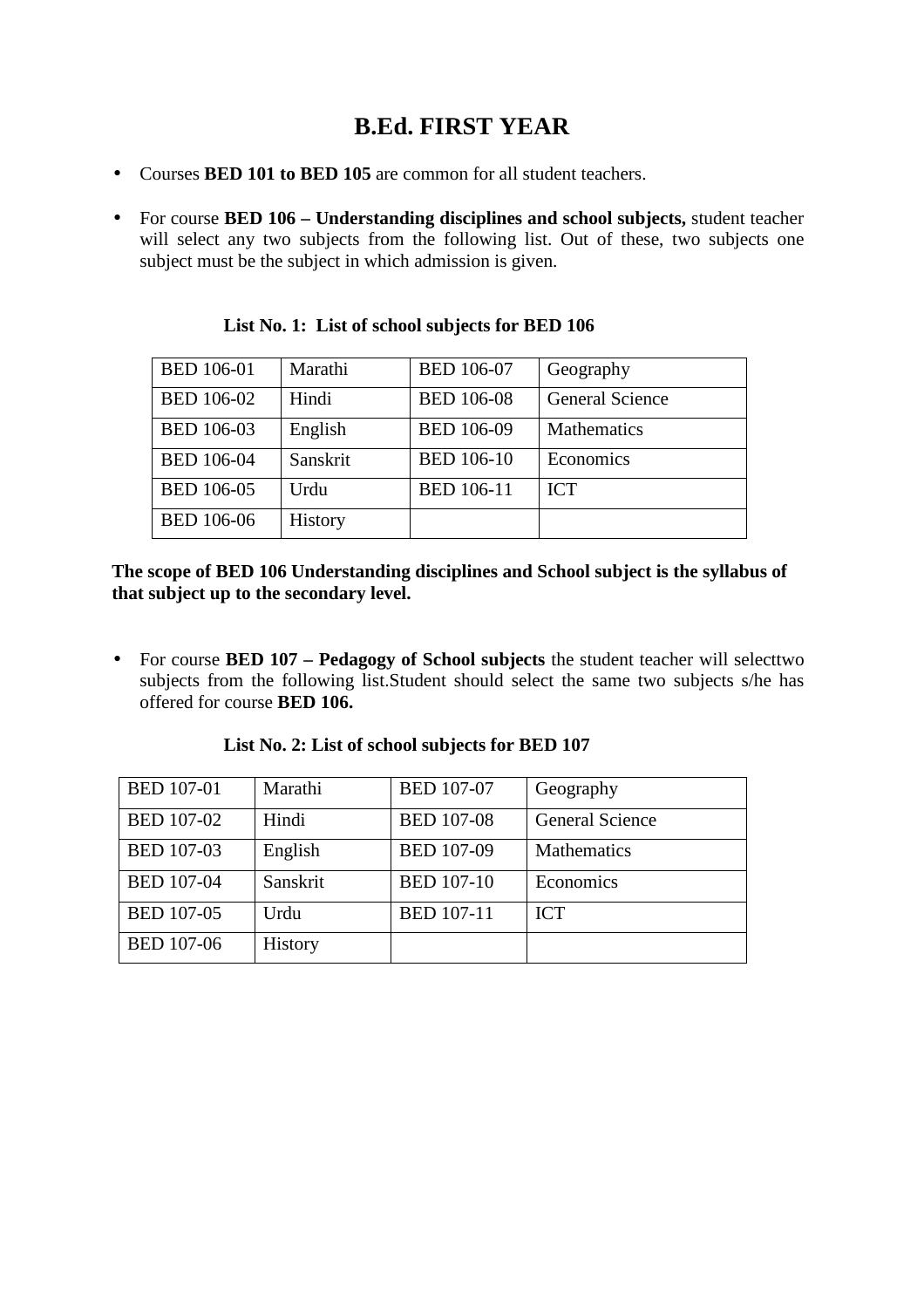# B.Ed. FIRST YEAR

- Courses **BED 101 to BED 105** are common for all student teachers.

- For course **BED 106 – Understanding disciplines and school subjects,** student teacher will select any two subjects from the following list. Out of these, two subjects one subject must be the subject in which admission is given.

**List No. 1: List of school subjects for BED 106**

| BED 106-01 | Marathi | BED 106-07 | Geography |
|---|---|---|---|
| BED 106-02 | Hindi | BED 106-08 | General Science |
| BED 106-03 | English | BED 106-09 | Mathematics |
| BED 106-04 | Sanskrit | BED 106-10 | Economics |
| BED 106-05 | Urdu | BED 106-11 | ICT |
| BED 106-06 | History | | |

**The scope of BED 106 Understanding disciplines and School subject is the syllabus of that subject up to the secondary level.**

- For course **BED 107 – Pedagogy of School subjects** the student teacher will selecttwo subjects from the following list.Student should select the same two subjects s/he has offered for course **BED 106.**

**List No. 2: List of school subjects for BED 107**

| BED 107-01 | Marathi | BED 107-07 | Geography |
|---|---|---|---|
| BED 107-02 | Hindi | BED 107-08 | General Science |
| BED 107-03 | English | BED 107-09 | Mathematics |
| BED 107-04 | Sanskrit | BED 107-10 | Economics |
| BED 107-05 | Urdu | BED 107-11 | ICT |
| BED 107-06 | History | | |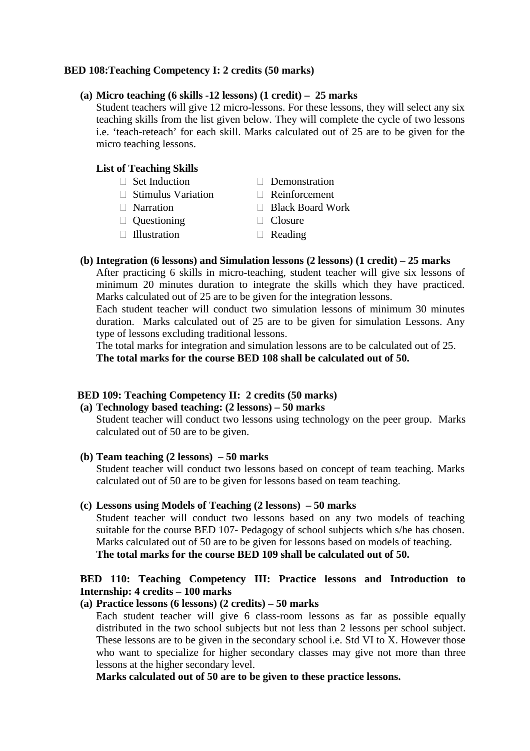**BED 108:Teaching Competency I: 2 credits (50 marks)**

**(a) Micro teaching (6 skills -12 lessons) (1 credit) – 25 marks**

Student teachers will give 12 micro-lessons. For these lessons, they will select any six teaching skills from the list given below. They will complete the cycle of two lessons i.e. 'teach-reteach' for each skill. Marks calculated out of 25 are to be given for the micro teaching lessons.

**List of Teaching Skills**

- Set Induction
- Stimulus Variation
- Narration
- Questioning
- Illustration
- Demonstration
- Reinforcement
- Black Board Work
- Closure
- Reading

**(b) Integration (6 lessons) and Simulation lessons (2 lessons) (1 credit) – 25 marks**

After practicing 6 skills in micro-teaching, student teacher will give six lessons of minimum 20 minutes duration to integrate the skills which they have practiced. Marks calculated out of 25 are to be given for the integration lessons.

Each student teacher will conduct two simulation lessons of minimum 30 minutes duration. Marks calculated out of 25 are to be given for simulation Lessons. Any type of lessons excluding traditional lessons.

The total marks for integration and simulation lessons are to be calculated out of 25.

**The total marks for the course BED 108 shall be calculated out of 50.**

**BED 109: Teaching Competency II: 2 credits (50 marks)**

**(a) Technology based teaching: (2 lessons) – 50 marks**

Student teacher will conduct two lessons using technology on the peer group. Marks calculated out of 50 are to be given.

**(b) Team teaching (2 lessons) – 50 marks**

Student teacher will conduct two lessons based on concept of team teaching. Marks calculated out of 50 are to be given for lessons based on team teaching.

**(c) Lessons using Models of Teaching (2 lessons) – 50 marks**

Student teacher will conduct two lessons based on any two models of teaching suitable for the course BED 107- Pedagogy of school subjects which s/he has chosen. Marks calculated out of 50 are to be given for lessons based on models of teaching.

**The total marks for the course BED 109 shall be calculated out of 50.**

**BED 110: Teaching Competency III: Practice lessons and Introduction to Internship: 4 credits – 100 marks**

**(a) Practice lessons (6 lessons) (2 credits) – 50 marks**

Each student teacher will give 6 class-room lessons as far as possible equally distributed in the two school subjects but not less than 2 lessons per school subject. These lessons are to be given in the secondary school i.e. Std VI to X. However those who want to specialize for higher secondary classes may give not more than three lessons at the higher secondary level.

**Marks calculated out of 50 are to be given to these practice lessons.**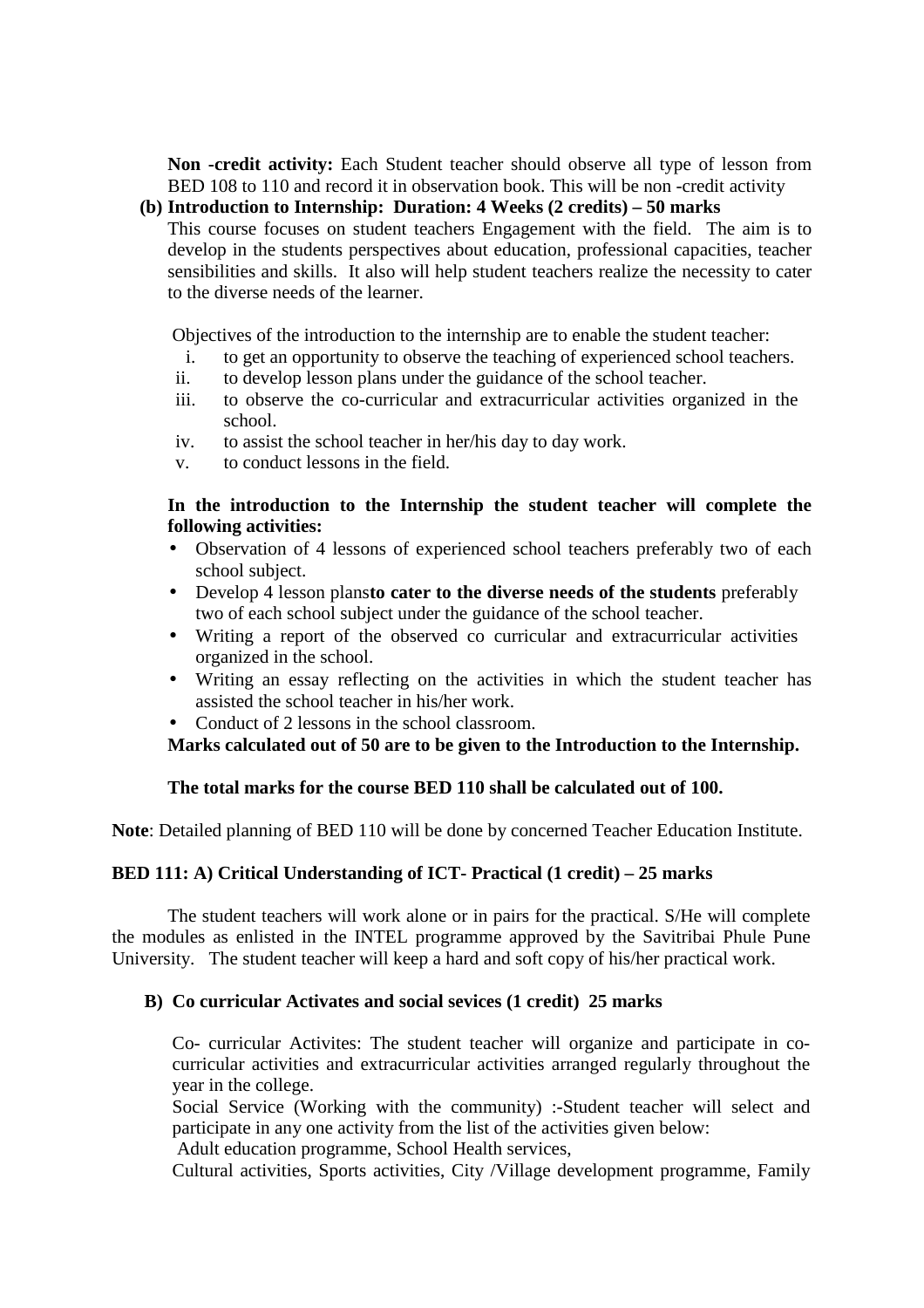**Non -credit activity:** Each Student teacher should observe all type of lesson from BED 108 to 110 and record it in observation book. This will be non -credit activity

**(b) Introduction to Internship: Duration: 4 Weeks (2 credits) – 50 marks**

This course focuses on student teachers Engagement with the field. The aim is to develop in the students perspectives about education, professional capacities, teacher sensibilities and skills. It also will help student teachers realize the necessity to cater to the diverse needs of the learner.

Objectives of the introduction to the internship are to enable the student teacher:

i. to get an opportunity to observe the teaching of experienced school teachers.
ii. to develop lesson plans under the guidance of the school teacher.
iii. to observe the co-curricular and extracurricular activities organized in the school.
iv. to assist the school teacher in her/his day to day work.
v. to conduct lessons in the field.

**In the introduction to the Internship the student teacher will complete the following activities:**

- Observation of 4 lessons of experienced school teachers preferably two of each school subject.
- Develop 4 lesson plans**to cater to the diverse needs of the students** preferably two of each school subject under the guidance of the school teacher.
- Writing a report of the observed co curricular and extracurricular activities organized in the school.
- Writing an essay reflecting on the activities in which the student teacher has assisted the school teacher in his/her work.
- Conduct of 2 lessons in the school classroom.

**Marks calculated out of 50 are to be given to the Introduction to the Internship.**

**The total marks for the course BED 110 shall be calculated out of 100.**

**Note**: Detailed planning of BED 110 will be done by concerned Teacher Education Institute.

**BED 111: A) Critical Understanding of ICT- Practical (1 credit) – 25 marks**

The student teachers will work alone or in pairs for the practical. S/He will complete the modules as enlisted in the INTEL programme approved by the Savitribai Phule Pune University. The student teacher will keep a hard and soft copy of his/her practical work.

**B) Co curricular Activates and social sevices (1 credit) 25 marks**

Co- curricular Activites: The student teacher will organize and participate in co-curricular activities and extracurricular activities arranged regularly throughout the year in the college.

Social Service (Working with the community) :-Student teacher will select and participate in any one activity from the list of the activities given below:

Adult education programme, School Health services,

Cultural activities, Sports activities, City /Village development programme, Family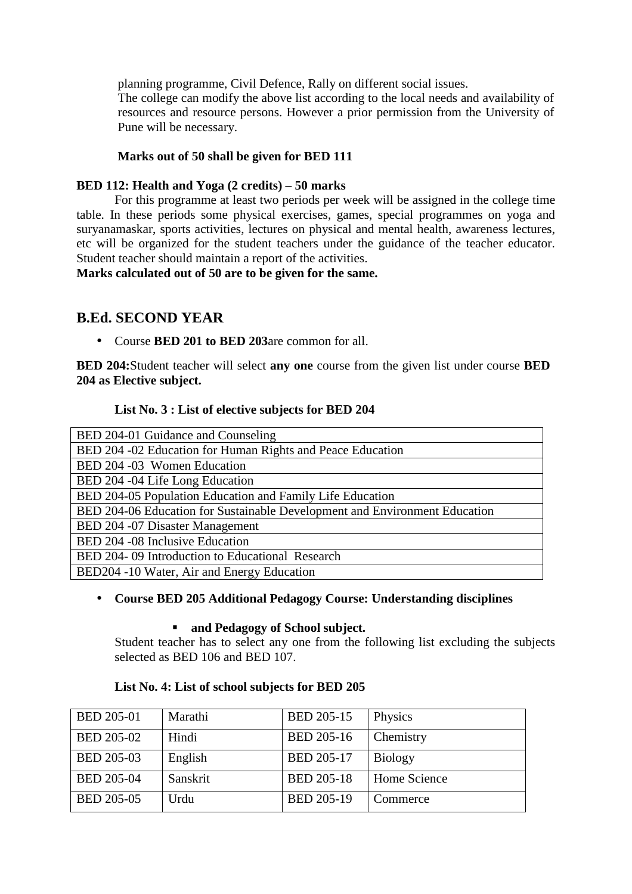planning programme, Civil Defence, Rally on different social issues.

The college can modify the above list according to the local needs and availability of resources and resource persons. However a prior permission from the University of Pune will be necessary.

**Marks out of 50 shall be given for BED 111**

**BED 112: Health and Yoga (2 credits) – 50 marks**

For this programme at least two periods per week will be assigned in the college time table. In these periods some physical exercises, games, special programmes on yoga and suryanamaskar, sports activities, lectures on physical and mental health, awareness lectures, etc will be organized for the student teachers under the guidance of the teacher educator. Student teacher should maintain a report of the activities.

**Marks calculated out of 50 are to be given for the same.**

## B.Ed. SECOND YEAR

- Course **BED 201 to BED 203**are common for all.

**BED 204:**Student teacher will select **any one** course from the given list under course **BED 204 as Elective subject.**

**List No. 3 : List of elective subjects for BED 204**

| BED 204-01 Guidance and Counseling |
|---|
| BED 204 -02 Education for Human Rights and Peace Education |
| BED 204 -03 Women Education |
| BED 204 -04 Life Long Education |
| BED 204-05 Population Education and Family Life Education |
| BED 204-06 Education for Sustainable Development and Environment Education |
| BED 204 -07 Disaster Management |
| BED 204 -08 Inclusive Education |
| BED 204- 09 Introduction to Educational Research |
| BED204 -10 Water, Air and Energy Education |

- **Course BED 205 Additional Pedagogy Course: Understanding disciplines**
  - **and Pedagogy of School subject.**

Student teacher has to select any one from the following list excluding the subjects selected as BED 106 and BED 107.

**List No. 4: List of school subjects for BED 205**

| BED 205-01 | Marathi | BED 205-15 | Physics |
|---|---|---|---|
| BED 205-02 | Hindi | BED 205-16 | Chemistry |
| BED 205-03 | English | BED 205-17 | Biology |
| BED 205-04 | Sanskrit | BED 205-18 | Home Science |
| BED 205-05 | Urdu | BED 205-19 | Commerce |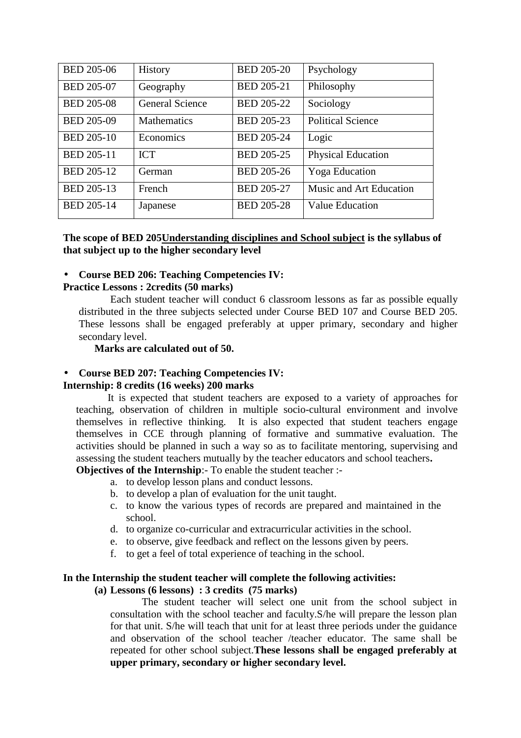| BED 205-06 | History | BED 205-20 | Psychology |
|---|---|---|---|
| BED 205-07 | Geography | BED 205-21 | Philosophy |
| BED 205-08 | General Science | BED 205-22 | Sociology |
| BED 205-09 | Mathematics | BED 205-23 | Political Science |
| BED 205-10 | Economics | BED 205-24 | Logic |
| BED 205-11 | ICT | BED 205-25 | Physical Education |
| BED 205-12 | German | BED 205-26 | Yoga Education |
| BED 205-13 | French | BED 205-27 | Music and Art Education |
| BED 205-14 | Japanese | BED 205-28 | Value Education |

**The scope of BED 205<u>Understanding disciplines and School subject</u> is the syllabus of that subject up to the higher secondary level**

- **Course BED 206: Teaching Competencies IV:**

**Practice Lessons : 2credits (50 marks)**

Each student teacher will conduct 6 classroom lessons as far as possible equally distributed in the three subjects selected under Course BED 107 and Course BED 205. These lessons shall be engaged preferably at upper primary, secondary and higher secondary level.

**Marks are calculated out of 50.**

- **Course BED 207: Teaching Competencies IV:**

**Internship: 8 credits (16 weeks) 200 marks**

It is expected that student teachers are exposed to a variety of approaches for teaching, observation of children in multiple socio-cultural environment and involve themselves in reflective thinking. It is also expected that student teachers engage themselves in CCE through planning of formative and summative evaluation. The activities should be planned in such a way so as to facilitate mentoring, supervising and assessing the student teachers mutually by the teacher educators and school teachers**.**

**Objectives of the Internship**:- To enable the student teacher :-

a. to develop lesson plans and conduct lessons.
b. to develop a plan of evaluation for the unit taught.
c. to know the various types of records are prepared and maintained in the school.
d. to organize co-curricular and extracurricular activities in the school.
e. to observe, give feedback and reflect on the lessons given by peers.
f. to get a feel of total experience of teaching in the school.

**In the Internship the student teacher will complete the following activities:**

**(a) Lessons (6 lessons) : 3 credits (75 marks)**

The student teacher will select one unit from the school subject in consultation with the school teacher and faculty.S/he will prepare the lesson plan for that unit. S/he will teach that unit for at least three periods under the guidance and observation of the school teacher /teacher educator. The same shall be repeated for other school subject.**These lessons shall be engaged preferably at upper primary, secondary or higher secondary level.**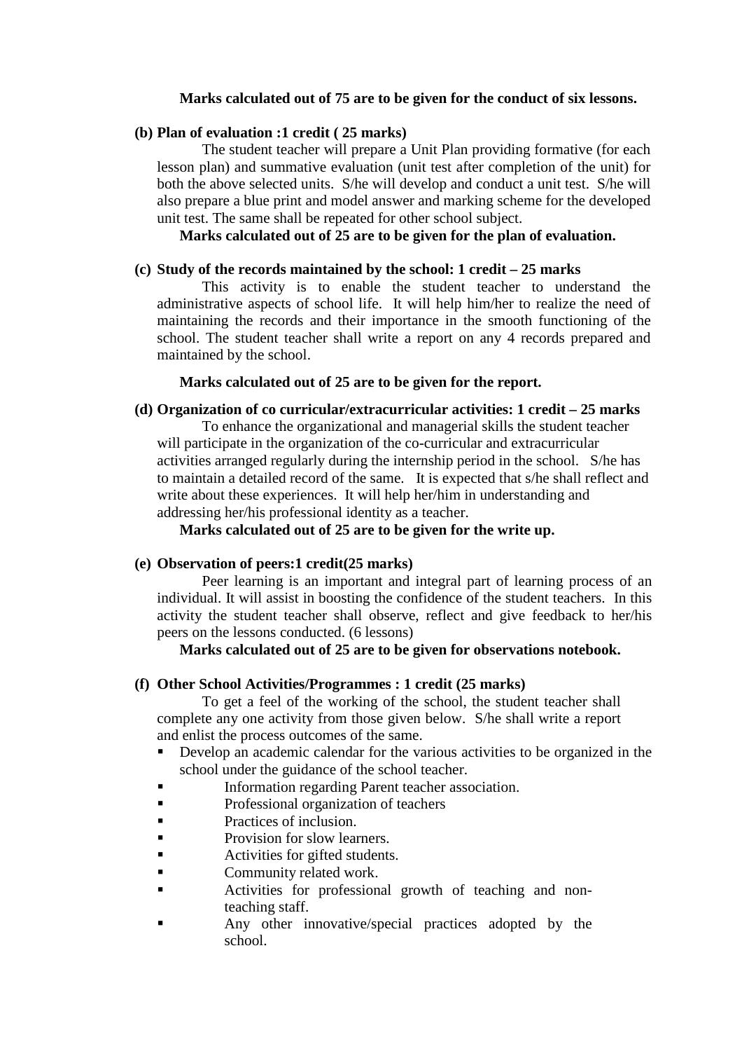**Marks calculated out of 75 are to be given for the conduct of six lessons.**

**(b) Plan of evaluation :1 credit ( 25 marks)**

The student teacher will prepare a Unit Plan providing formative (for each lesson plan) and summative evaluation (unit test after completion of the unit) for both the above selected units. S/he will develop and conduct a unit test. S/he will also prepare a blue print and model answer and marking scheme for the developed unit test. The same shall be repeated for other school subject.

**Marks calculated out of 25 are to be given for the plan of evaluation.**

**(c) Study of the records maintained by the school: 1 credit – 25 marks**

This activity is to enable the student teacher to understand the administrative aspects of school life. It will help him/her to realize the need of maintaining the records and their importance in the smooth functioning of the school. The student teacher shall write a report on any 4 records prepared and maintained by the school.

**Marks calculated out of 25 are to be given for the report.**

**(d) Organization of co curricular/extracurricular activities: 1 credit – 25 marks**

To enhance the organizational and managerial skills the student teacher will participate in the organization of the co-curricular and extracurricular activities arranged regularly during the internship period in the school. S/he has to maintain a detailed record of the same. It is expected that s/he shall reflect and write about these experiences. It will help her/him in understanding and addressing her/his professional identity as a teacher.

**Marks calculated out of 25 are to be given for the write up.**

**(e) Observation of peers:1 credit(25 marks)**

Peer learning is an important and integral part of learning process of an individual. It will assist in boosting the confidence of the student teachers. In this activity the student teacher shall observe, reflect and give feedback to her/his peers on the lessons conducted. (6 lessons)

**Marks calculated out of 25 are to be given for observations notebook.**

**(f) Other School Activities/Programmes : 1 credit (25 marks)**

To get a feel of the working of the school, the student teacher shall complete any one activity from those given below. S/he shall write a report and enlist the process outcomes of the same.

- Develop an academic calendar for the various activities to be organized in the school under the guidance of the school teacher.
- Information regarding Parent teacher association.
- Professional organization of teachers
- Practices of inclusion.
- Provision for slow learners.
- Activities for gifted students.
- Community related work.
- Activities for professional growth of teaching and non-teaching staff.
- Any other innovative/special practices adopted by the school.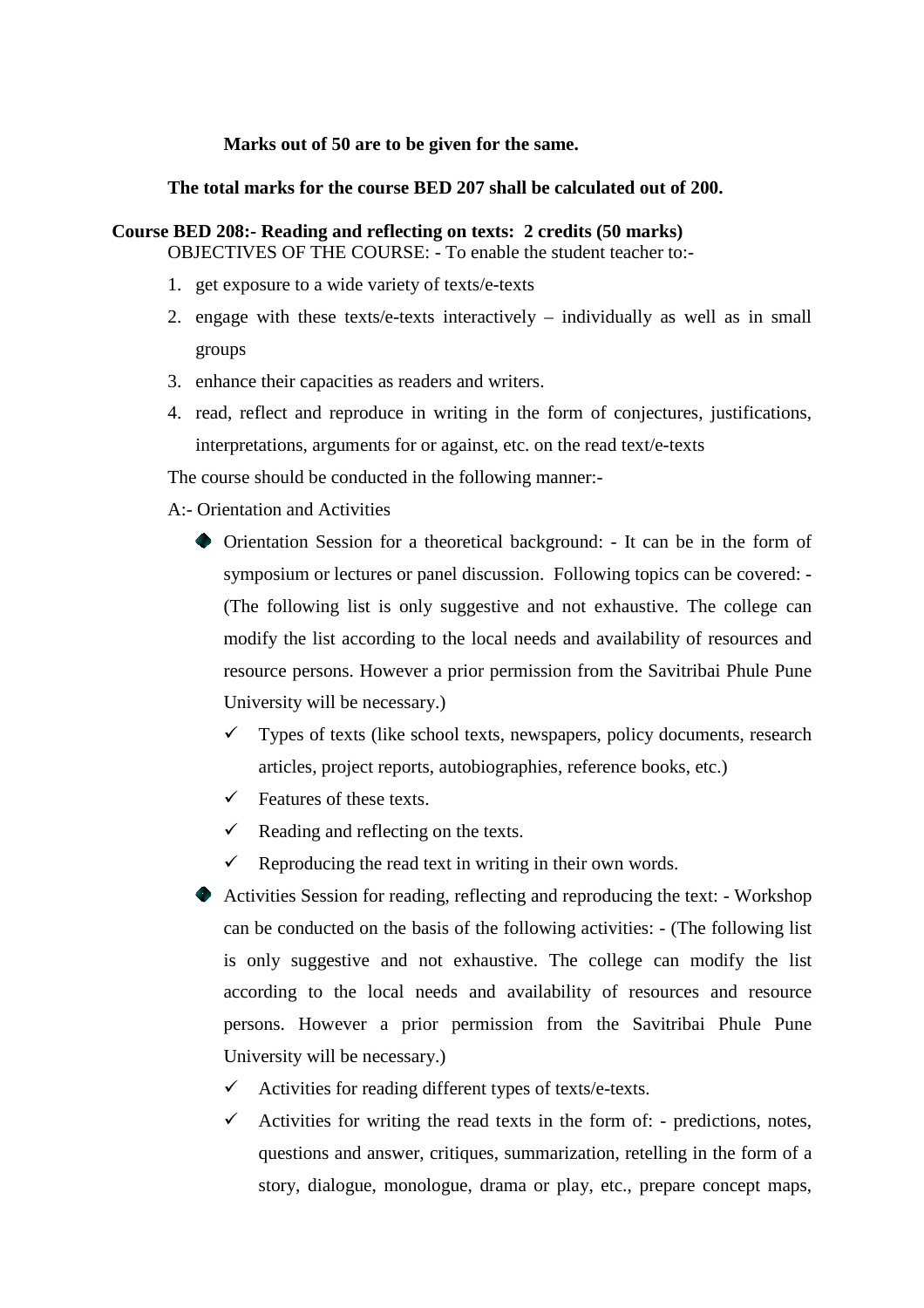**Marks out of 50 are to be given for the same.**

**The total marks for the course BED 207 shall be calculated out of 200.**

**Course BED 208:- Reading and reflecting on texts: 2 credits (50 marks)**

OBJECTIVES OF THE COURSE: - To enable the student teacher to:-

1. get exposure to a wide variety of texts/e-texts
2. engage with these texts/e-texts interactively – individually as well as in small groups
3. enhance their capacities as readers and writers.
4. read, reflect and reproduce in writing in the form of conjectures, justifications, interpretations, arguments for or against, etc. on the read text/e-texts

The course should be conducted in the following manner:-

A:- Orientation and Activities

- Orientation Session for a theoretical background: - It can be in the form of symposium or lectures or panel discussion. Following topics can be covered: - (The following list is only suggestive and not exhaustive. The college can modify the list according to the local needs and availability of resources and resource persons. However a prior permission from the Savitribai Phule Pune University will be necessary.)
  - ✓ Types of texts (like school texts, newspapers, policy documents, research articles, project reports, autobiographies, reference books, etc.)
  - ✓ Features of these texts.
  - ✓ Reading and reflecting on the texts.
  - ✓ Reproducing the read text in writing in their own words.
- Activities Session for reading, reflecting and reproducing the text: - Workshop can be conducted on the basis of the following activities: - (The following list is only suggestive and not exhaustive. The college can modify the list according to the local needs and availability of resources and resource persons. However a prior permission from the Savitribai Phule Pune University will be necessary.)
  - ✓ Activities for reading different types of texts/e-texts.
  - ✓ Activities for writing the read texts in the form of: - predictions, notes, questions and answer, critiques, summarization, retelling in the form of a story, dialogue, monologue, drama or play, etc., prepare concept maps,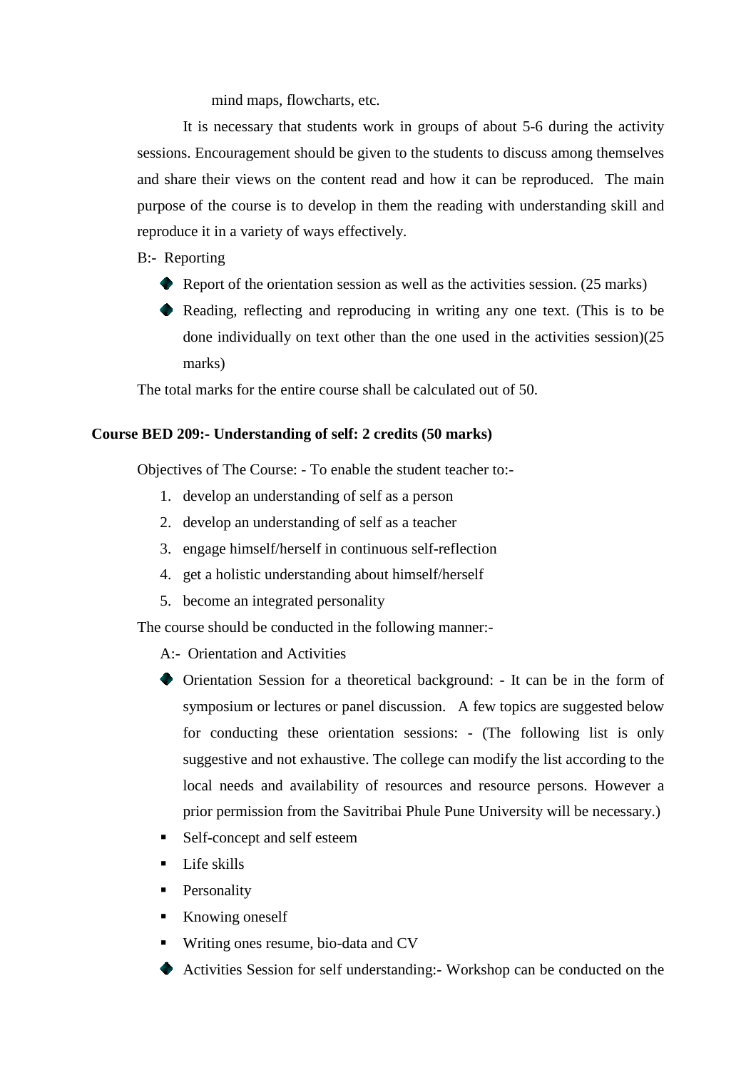mind maps, flowcharts, etc.

It is necessary that students work in groups of about 5-6 during the activity sessions. Encouragement should be given to the students to discuss among themselves and share their views on the content read and how it can be reproduced. The main purpose of the course is to develop in them the reading with understanding skill and reproduce it in a variety of ways effectively.

B:- Reporting

- Report of the orientation session as well as the activities session. (25 marks)
- Reading, reflecting and reproducing in writing any one text. (This is to be done individually on text other than the one used in the activities session)(25 marks)

The total marks for the entire course shall be calculated out of 50.

**Course BED 209:- Understanding of self: 2 credits (50 marks)**

Objectives of The Course: - To enable the student teacher to:-

1. develop an understanding of self as a person
2. develop an understanding of self as a teacher
3. engage himself/herself in continuous self-reflection
4. get a holistic understanding about himself/herself
5. become an integrated personality

The course should be conducted in the following manner:-

A:- Orientation and Activities

- Orientation Session for a theoretical background: - It can be in the form of symposium or lectures or panel discussion. A few topics are suggested below for conducting these orientation sessions: - (The following list is only suggestive and not exhaustive. The college can modify the list according to the local needs and availability of resources and resource persons. However a prior permission from the Savitribai Phule Pune University will be necessary.)
  - Self-concept and self esteem
  - Life skills
  - Personality
  - Knowing oneself
  - Writing ones resume, bio-data and CV
- Activities Session for self understanding:- Workshop can be conducted on the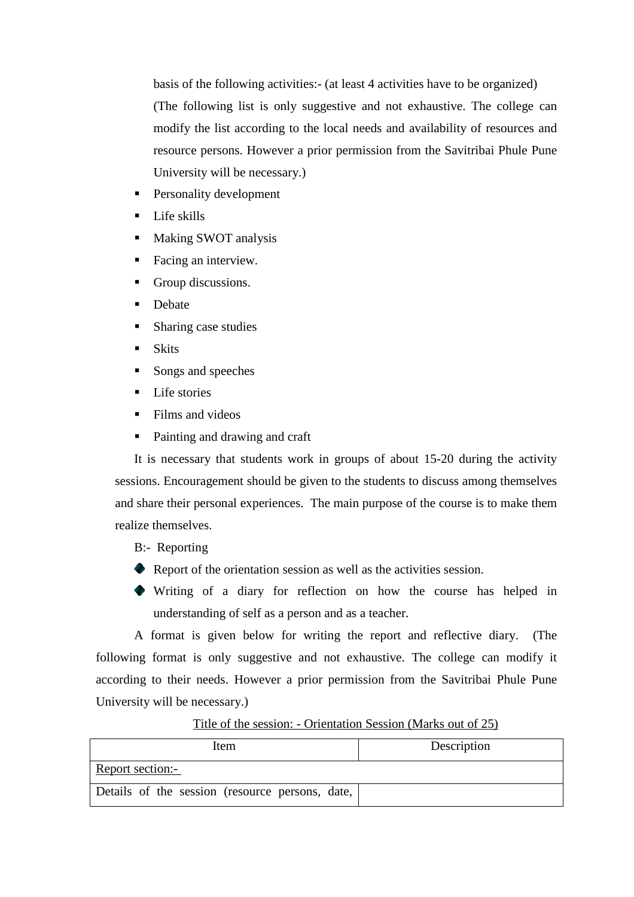basis of the following activities:- (at least 4 activities have to be organized)

(The following list is only suggestive and not exhaustive. The college can modify the list according to the local needs and availability of resources and resource persons. However a prior permission from the Savitribai Phule Pune University will be necessary.)

- Personality development
- Life skills
- Making SWOT analysis
- Facing an interview.
- Group discussions.
- Debate
- Sharing case studies
- Skits
- Songs and speeches
- Life stories
- Films and videos
- Painting and drawing and craft

It is necessary that students work in groups of about 15-20 during the activity sessions. Encouragement should be given to the students to discuss among themselves and share their personal experiences. The main purpose of the course is to make them realize themselves.

B:- Reporting

- Report of the orientation session as well as the activities session.
- Writing of a diary for reflection on how the course has helped in understanding of self as a person and as a teacher.

A format is given below for writing the report and reflective diary. (The following format is only suggestive and not exhaustive. The college can modify it according to their needs. However a prior permission from the Savitribai Phule Pune University will be necessary.)

<u>Title of the session: - Orientation Session (Marks out of 25)</u>

| Item | Description |
|---|---|
| <u>Report section:-</u> | |
| Details of the session (resource persons, date, | |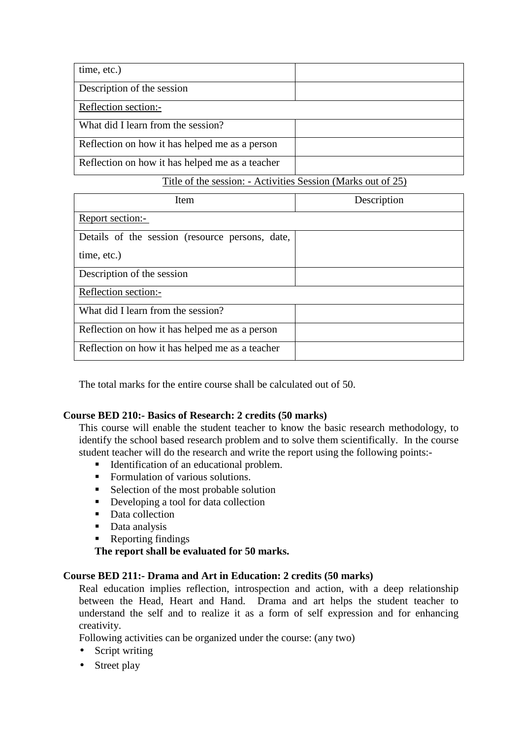| time, etc.) | |
|---|---|
| Description of the session | |
| Reflection section:- | |
| What did I learn from the session? | |
| Reflection on how it has helped me as a person | |
| Reflection on how it has helped me as a teacher | |

Title of the session: - Activities Session (Marks out of 25)

| Item | Description |
|---|---|
| Report section:- | |
| Details of the session (resource persons, date, time, etc.) | |
| Description of the session | |
| Reflection section:- | |
| What did I learn from the session? | |
| Reflection on how it has helped me as a person | |
| Reflection on how it has helped me as a teacher | |

The total marks for the entire course shall be calculated out of 50.

**Course BED 210:- Basics of Research: 2 credits (50 marks)**

This course will enable the student teacher to know the basic research methodology, to identify the school based research problem and to solve them scientifically. In the course student teacher will do the research and write the report using the following points:-

- Identification of an educational problem.
- Formulation of various solutions.
- Selection of the most probable solution
- Developing a tool for data collection
- Data collection
- Data analysis
- Reporting findings

**The report shall be evaluated for 50 marks.**

**Course BED 211:- Drama and Art in Education: 2 credits (50 marks)**

Real education implies reflection, introspection and action, with a deep relationship between the Head, Heart and Hand. Drama and art helps the student teacher to understand the self and to realize it as a form of self expression and for enhancing creativity.

Following activities can be organized under the course: (any two)

- Script writing
- Street play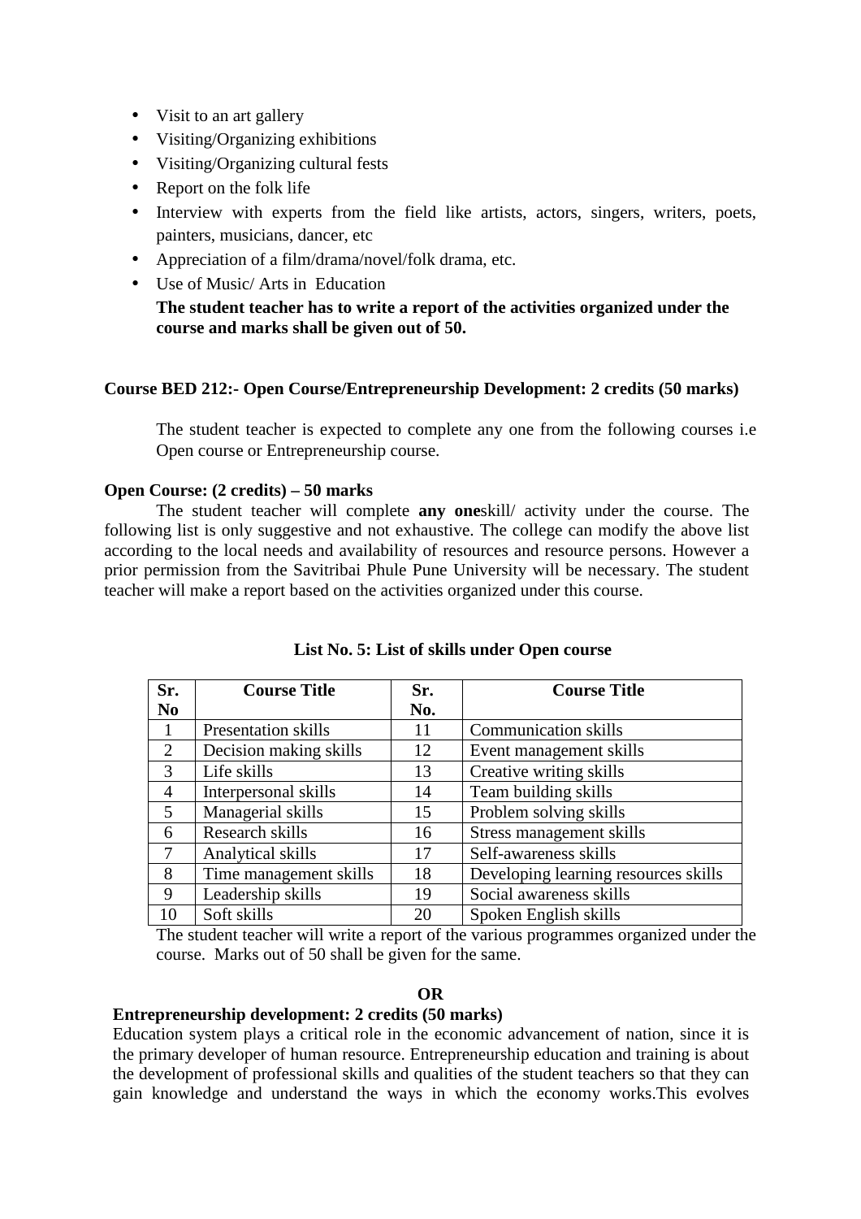- Visit to an art gallery
- Visiting/Organizing exhibitions
- Visiting/Organizing cultural fests
- Report on the folk life
- Interview with experts from the field like artists, actors, singers, writers, poets, painters, musicians, dancer, etc
- Appreciation of a film/drama/novel/folk drama, etc.
- Use of Music/ Arts in Education

**The student teacher has to write a report of the activities organized under the course and marks shall be given out of 50.**

**Course BED 212:- Open Course/Entrepreneurship Development: 2 credits (50 marks)**

The student teacher is expected to complete any one from the following courses i.e Open course or Entrepreneurship course.

**Open Course: (2 credits) – 50 marks**

The student teacher will complete **any one**skill/ activity under the course. The following list is only suggestive and not exhaustive. The college can modify the above list according to the local needs and availability of resources and resource persons. However a prior permission from the Savitribai Phule Pune University will be necessary. The student teacher will make a report based on the activities organized under this course.

**List No. 5: List of skills under Open course**

| Sr. No | Course Title | Sr. No. | Course Title |
|---|---|---|---|
| 1 | Presentation skills | 11 | Communication skills |
| 2 | Decision making skills | 12 | Event management skills |
| 3 | Life skills | 13 | Creative writing skills |
| 4 | Interpersonal skills | 14 | Team building skills |
| 5 | Managerial skills | 15 | Problem solving skills |
| 6 | Research skills | 16 | Stress management skills |
| 7 | Analytical skills | 17 | Self-awareness skills |
| 8 | Time management skills | 18 | Developing learning resources skills |
| 9 | Leadership skills | 19 | Social awareness skills |
| 10 | Soft skills | 20 | Spoken English skills |

The student teacher will write a report of the various programmes organized under the course. Marks out of 50 shall be given for the same.

**OR**

**Entrepreneurship development: 2 credits (50 marks)**

Education system plays a critical role in the economic advancement of nation, since it is the primary developer of human resource. Entrepreneurship education and training is about the development of professional skills and qualities of the student teachers so that they can gain knowledge and understand the ways in which the economy works.This evolves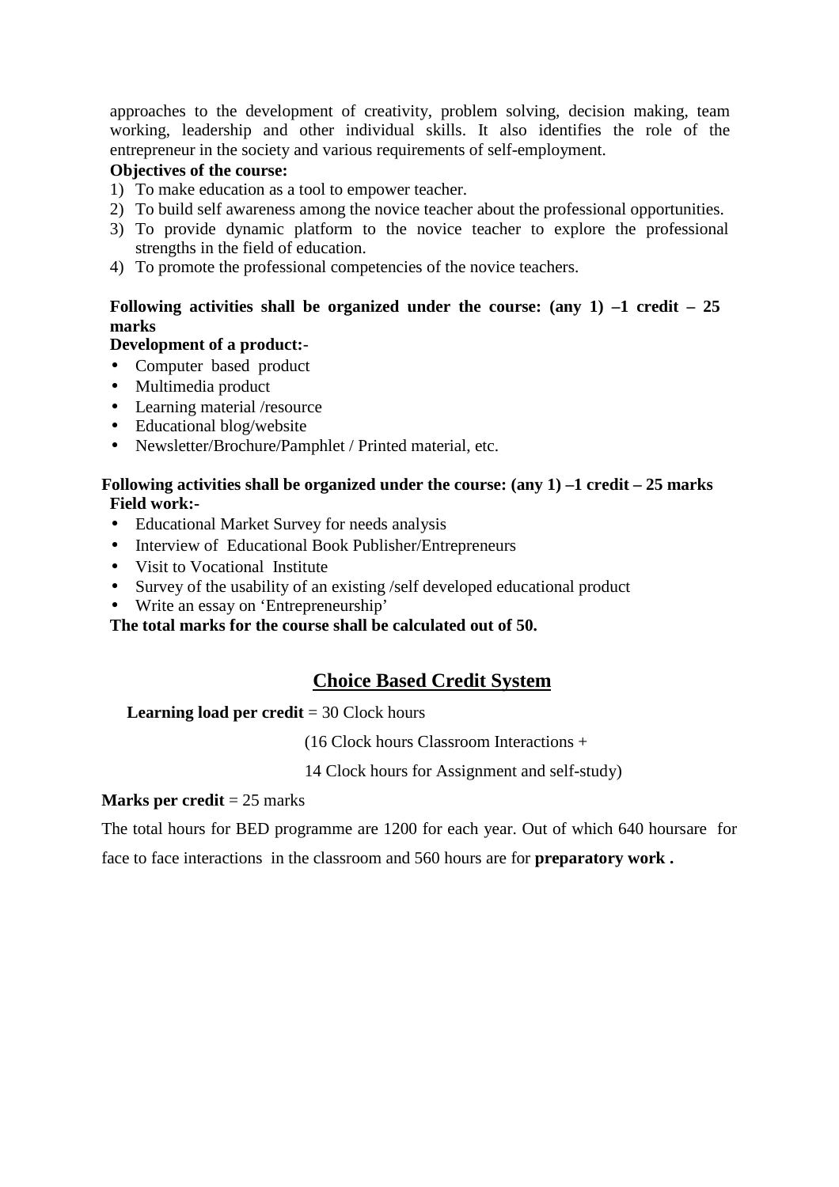approaches to the development of creativity, problem solving, decision making, team working, leadership and other individual skills. It also identifies the role of the entrepreneur in the society and various requirements of self-employment.

**Objectives of the course:**

1) To make education as a tool to empower teacher.
2) To build self awareness among the novice teacher about the professional opportunities.
3) To provide dynamic platform to the novice teacher to explore the professional strengths in the field of education.
4) To promote the professional competencies of the novice teachers.

**Following activities shall be organized under the course: (any 1) –1 credit – 25 marks**

**Development of a product:-**

- Computer based product
- Multimedia product
- Learning material /resource
- Educational blog/website
- Newsletter/Brochure/Pamphlet / Printed material, etc.

**Following activities shall be organized under the course: (any 1) –1 credit – 25 marks**

**Field work:-**

- Educational Market Survey for needs analysis
- Interview of Educational Book Publisher/Entrepreneurs
- Visit to Vocational Institute
- Survey of the usability of an existing /self developed educational product
- Write an essay on 'Entrepreneurship'

**The total marks for the course shall be calculated out of 50.**

## Choice Based Credit System

**Learning load per credit** = 30 Clock hours

(16 Clock hours Classroom Interactions +

14 Clock hours for Assignment and self-study)

**Marks per credit** = 25 marks

The total hours for BED programme are 1200 for each year. Out of which 640 hoursare for face to face interactions in the classroom and 560 hours are for **preparatory work .**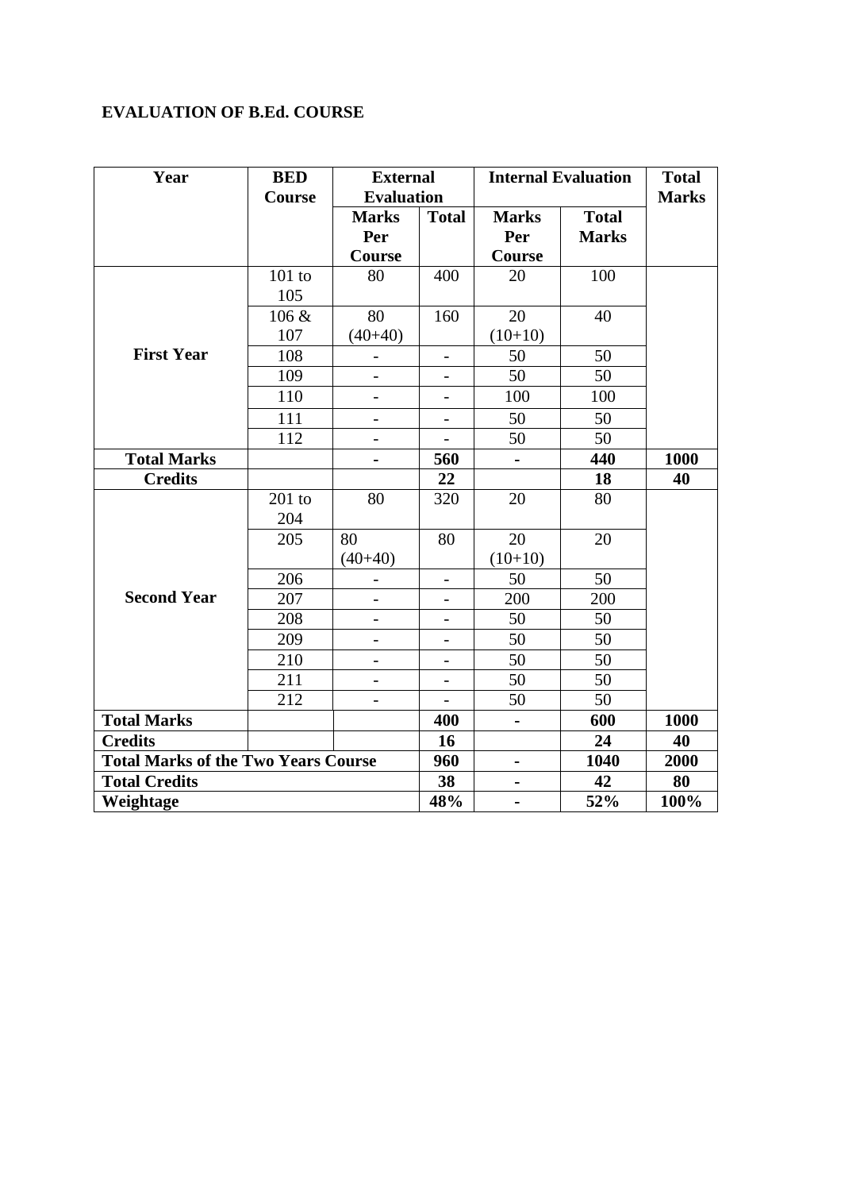**EVALUATION OF B.Ed. COURSE**

| Year | BED Course | External Evaluation | | Internal Evaluation | | Total Marks |
|---|---|---|---|---|---|---|
| | | Marks Per Course | Total | Marks Per Course | Total Marks | |
| First Year | 101 to 105 | 80 | 400 | 20 | 100 | |
| | 106 & 107 | 80 (40+40) | 160 | 20 (10+10) | 40 | |
| | 108 | - | - | 50 | 50 | |
| | 109 | - | - | 50 | 50 | |
| | 110 | - | - | 100 | 100 | |
| | 111 | - | - | 50 | 50 | |
| | 112 | - | - | 50 | 50 | |
| **Total Marks** | | **-** | **560** | **-** | **440** | **1000** |
| **Credits** | | | **22** | | **18** | **40** |
| Second Year | 201 to 204 | 80 | 320 | 20 | 80 | |
| | 205 | 80 (40+40) | 80 | 20 (10+10) | 20 | |
| | 206 | - | - | 50 | 50 | |
| | 207 | - | - | 200 | 200 | |
| | 208 | - | - | 50 | 50 | |
| | 209 | - | - | 50 | 50 | |
| | 210 | - | - | 50 | 50 | |
| | 211 | - | - | 50 | 50 | |
| | 212 | - | - | 50 | 50 | |
| **Total Marks** | | | **400** | **-** | **600** | **1000** |
| **Credits** | | | **16** | | **24** | **40** |
| **Total Marks of the Two Years Course** | | | **960** | **-** | **1040** | **2000** |
| **Total Credits** | | | **38** | **-** | **42** | **80** |
| **Weightage** | | | **48%** | **-** | **52%** | **100%** |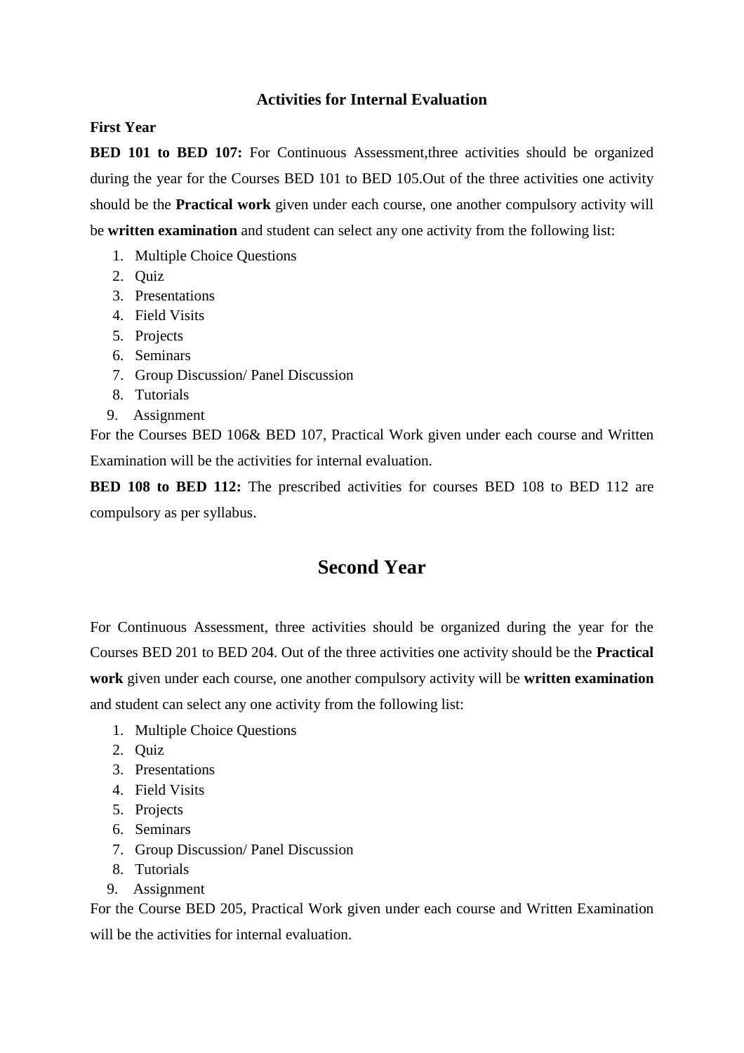### Activities for Internal Evaluation

**First Year**

**BED 101 to BED 107:** For Continuous Assessment,three activities should be organized during the year for the Courses BED 101 to BED 105.Out of the three activities one activity should be the **Practical work** given under each course, one another compulsory activity will be **written examination** and student can select any one activity from the following list:

1. Multiple Choice Questions
2. Quiz
3. Presentations
4. Field Visits
5. Projects
6. Seminars
7. Group Discussion/ Panel Discussion
8. Tutorials
9. Assignment

For the Courses BED 106& BED 107, Practical Work given under each course and Written Examination will be the activities for internal evaluation.

**BED 108 to BED 112:** The prescribed activities for courses BED 108 to BED 112 are compulsory as per syllabus.

## Second Year

For Continuous Assessment, three activities should be organized during the year for the Courses BED 201 to BED 204. Out of the three activities one activity should be the **Practical work** given under each course, one another compulsory activity will be **written examination** and student can select any one activity from the following list:

1. Multiple Choice Questions
2. Quiz
3. Presentations
4. Field Visits
5. Projects
6. Seminars
7. Group Discussion/ Panel Discussion
8. Tutorials
9. Assignment

For the Course BED 205, Practical Work given under each course and Written Examination will be the activities for internal evaluation.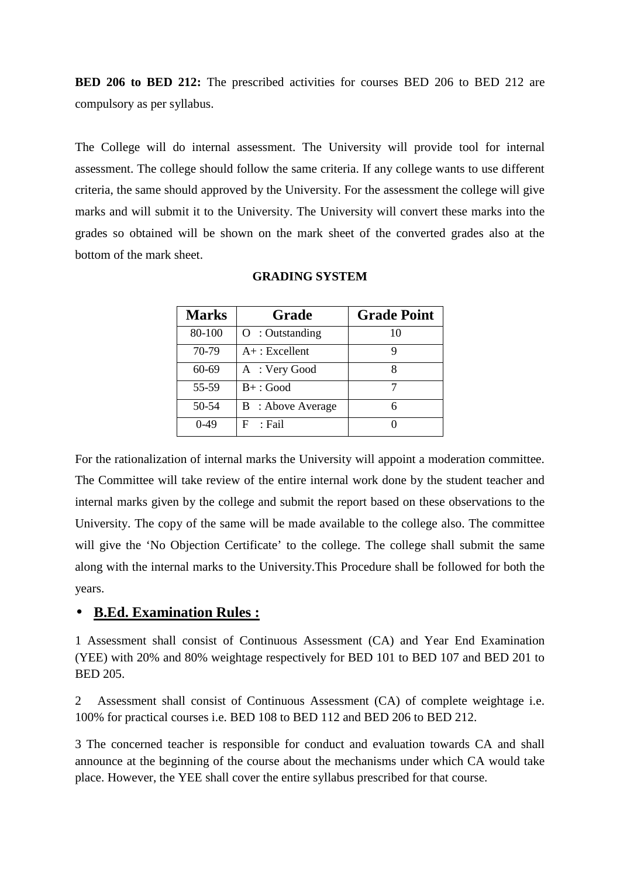**BED 206 to BED 212:** The prescribed activities for courses BED 206 to BED 212 are compulsory as per syllabus.

The College will do internal assessment. The University will provide tool for internal assessment. The college should follow the same criteria. If any college wants to use different criteria, the same should approved by the University. For the assessment the college will give marks and will submit it to the University. The University will convert these marks into the grades so obtained will be shown on the mark sheet of the converted grades also at the bottom of the mark sheet.

**GRADING SYSTEM**

| Marks | Grade | Grade Point |
|---|---|---|
| 80-100 | O : Outstanding | 10 |
| 70-79 | A+ : Excellent | 9 |
| 60-69 | A : Very Good | 8 |
| 55-59 | B+ : Good | 7 |
| 50-54 | B : Above Average | 6 |
| 0-49 | F : Fail | 0 |

For the rationalization of internal marks the University will appoint a moderation committee. The Committee will take review of the entire internal work done by the student teacher and internal marks given by the college and submit the report based on these observations to the University. The copy of the same will be made available to the college also. The committee will give the 'No Objection Certificate' to the college. The college shall submit the same along with the internal marks to the University.This Procedure shall be followed for both the years.

- **B.Ed. Examination Rules :**

1 Assessment shall consist of Continuous Assessment (CA) and Year End Examination (YEE) with 20% and 80% weightage respectively for BED 101 to BED 107 and BED 201 to BED 205.

2 Assessment shall consist of Continuous Assessment (CA) of complete weightage i.e. 100% for practical courses i.e. BED 108 to BED 112 and BED 206 to BED 212.

3 The concerned teacher is responsible for conduct and evaluation towards CA and shall announce at the beginning of the course about the mechanisms under which CA would take place. However, the YEE shall cover the entire syllabus prescribed for that course.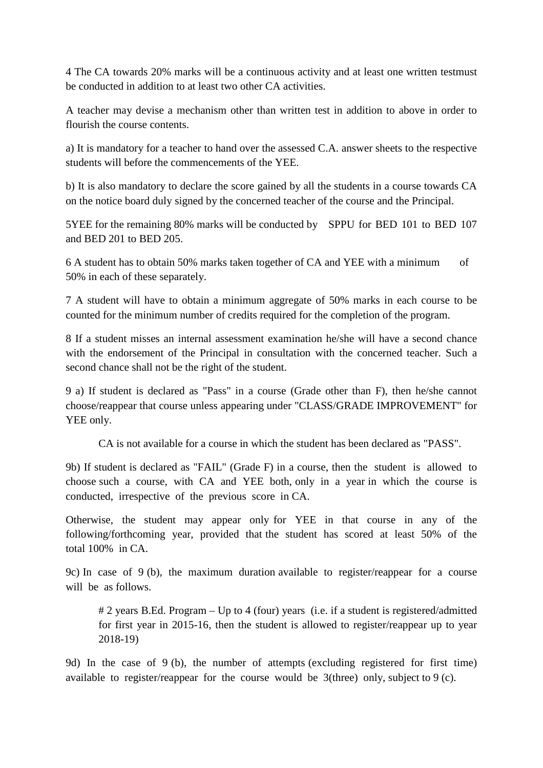4 The CA towards 20% marks will be a continuous activity and at least one written testmust be conducted in addition to at least two other CA activities.

A teacher may devise a mechanism other than written test in addition to above in order to flourish the course contents.

a) It is mandatory for a teacher to hand over the assessed C.A. answer sheets to the respective students will before the commencements of the YEE.

b) It is also mandatory to declare the score gained by all the students in a course towards CA on the notice board duly signed by the concerned teacher of the course and the Principal.

5YEE for the remaining 80% marks will be conducted by SPPU for BED 101 to BED 107 and BED 201 to BED 205.

6 A student has to obtain 50% marks taken together of CA and YEE with a minimum of 50% in each of these separately.

7 A student will have to obtain a minimum aggregate of 50% marks in each course to be counted for the minimum number of credits required for the completion of the program.

8 If a student misses an internal assessment examination he/she will have a second chance with the endorsement of the Principal in consultation with the concerned teacher. Such a second chance shall not be the right of the student.

9 a) If student is declared as "Pass" in a course (Grade other than F), then he/she cannot choose/reappear that course unless appearing under "CLASS/GRADE IMPROVEMENT" for YEE only.

CA is not available for a course in which the student has been declared as "PASS".

9b) If student is declared as "FAIL" (Grade F) in a course, then the student is allowed to choose such a course, with CA and YEE both, only in a year in which the course is conducted, irrespective of the previous score in CA.

Otherwise, the student may appear only for YEE in that course in any of the following/forthcoming year, provided that the student has scored at least 50% of the total 100% in CA.

9c) In case of 9 (b), the maximum duration available to register/reappear for a course will be as follows.

# 2 years B.Ed. Program – Up to 4 (four) years (i.e. if a student is registered/admitted for first year in 2015-16, then the student is allowed to register/reappear up to year 2018-19)

9d) In the case of 9 (b), the number of attempts (excluding registered for first time) available to register/reappear for the course would be 3(three) only, subject to 9 (c).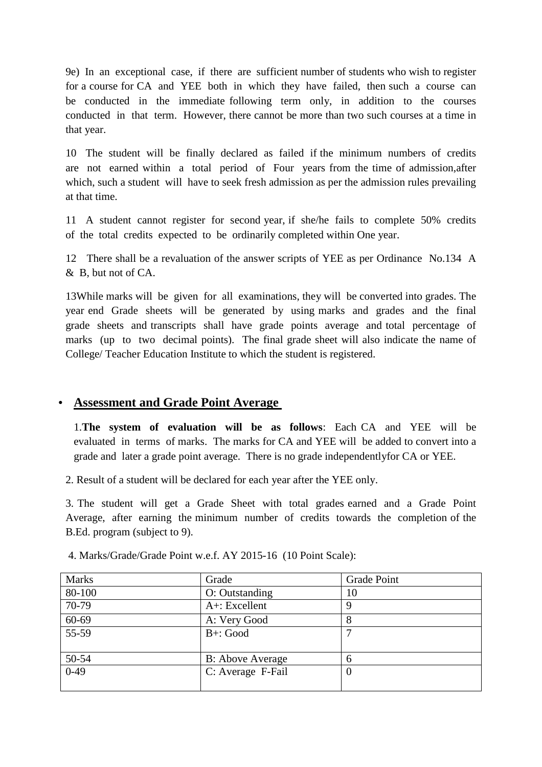9e) In an exceptional case, if there are sufficient number of students who wish to register for a course for CA and YEE both in which they have failed, then such a course can be conducted in the immediate following term only, in addition to the courses conducted in that term. However, there cannot be more than two such courses at a time in that year.

10 The student will be finally declared as failed if the minimum numbers of credits are not earned within a total period of Four years from the time of admission,after which, such a student will have to seek fresh admission as per the admission rules prevailing at that time.

11 A student cannot register for second year, if she/he fails to complete 50% credits of the total credits expected to be ordinarily completed within One year.

12 There shall be a revaluation of the answer scripts of YEE as per Ordinance No.134 A & B, but not of CA.

13While marks will be given for all examinations, they will be converted into grades. The year end Grade sheets will be generated by using marks and grades and the final grade sheets and transcripts shall have grade points average and total percentage of marks (up to two decimal points). The final grade sheet will also indicate the name of College/ Teacher Education Institute to which the student is registered.

- **Assessment and Grade Point Average**

1.**The system of evaluation will be as follows**: Each CA and YEE will be evaluated in terms of marks. The marks for CA and YEE will be added to convert into a grade and later a grade point average. There is no grade independentlyfor CA or YEE.

2. Result of a student will be declared for each year after the YEE only.

3. The student will get a Grade Sheet with total grades earned and a Grade Point Average, after earning the minimum number of credits towards the completion of the B.Ed. program (subject to 9).

4. Marks/Grade/Grade Point w.e.f. AY 2015-16 (10 Point Scale):

| Marks | Grade | Grade Point |
|---|---|---|
| 80-100 | O: Outstanding | 10 |
| 70-79 | A+: Excellent | 9 |
| 60-69 | A: Very Good | 8 |
| 55-59 | B+: Good | 7 |
| 50-54 | B: Above Average | 6 |
| 0-49 | C: Average F-Fail | 0 |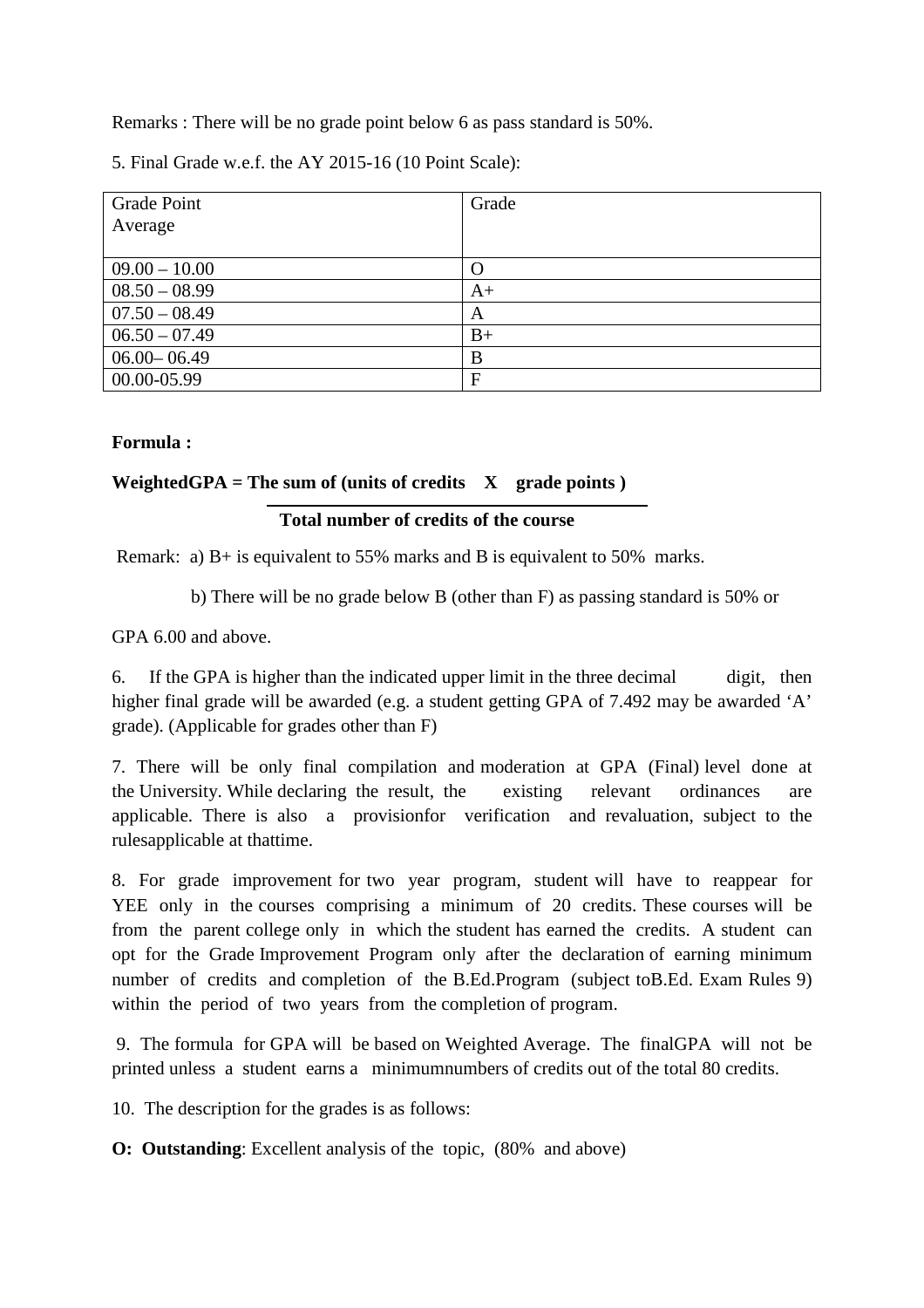Remarks : There will be no grade point below 6 as pass standard is 50%.

5. Final Grade w.e.f. the AY 2015-16 (10 Point Scale):

| Grade Point Average | Grade |
|---|---|
| 09.00 – 10.00 | O |
| 08.50 – 08.99 | A+ |
| 07.50 – 08.49 | A |
| 06.50 – 07.49 | B+ |
| 06.00– 06.49 | B |
| 00.00-05.99 | F |

**Formula :**

$$\text{WeightedGPA} = \frac{\text{The sum of (units of credits} \times \text{grade points)}}{\text{Total number of credits of the course}}$$

Remark: a) B+ is equivalent to 55% marks and B is equivalent to 50% marks.

b) There will be no grade below B (other than F) as passing standard is 50% or GPA 6.00 and above.

6. If the GPA is higher than the indicated upper limit in the three decimal digit, then higher final grade will be awarded (e.g. a student getting GPA of 7.492 may be awarded 'A' grade). (Applicable for grades other than F)

7. There will be only final compilation and moderation at GPA (Final) level done at the University. While declaring the result, the existing relevant ordinances are applicable. There is also a provisionfor verification and revaluation, subject to the rulesapplicable at thattime.

8. For grade improvement for two year program, student will have to reappear for YEE only in the courses comprising a minimum of 20 credits. These courses will be from the parent college only in which the student has earned the credits. A student can opt for the Grade Improvement Program only after the declaration of earning minimum number of credits and completion of the B.Ed.Program (subject toB.Ed. Exam Rules 9) within the period of two years from the completion of program.

9. The formula for GPA will be based on Weighted Average. The finalGPA will not be printed unless a student earns a minimumnumbers of credits out of the total 80 credits.

10. The description for the grades is as follows:

**O: Outstanding**: Excellent analysis of the topic, (80% and above)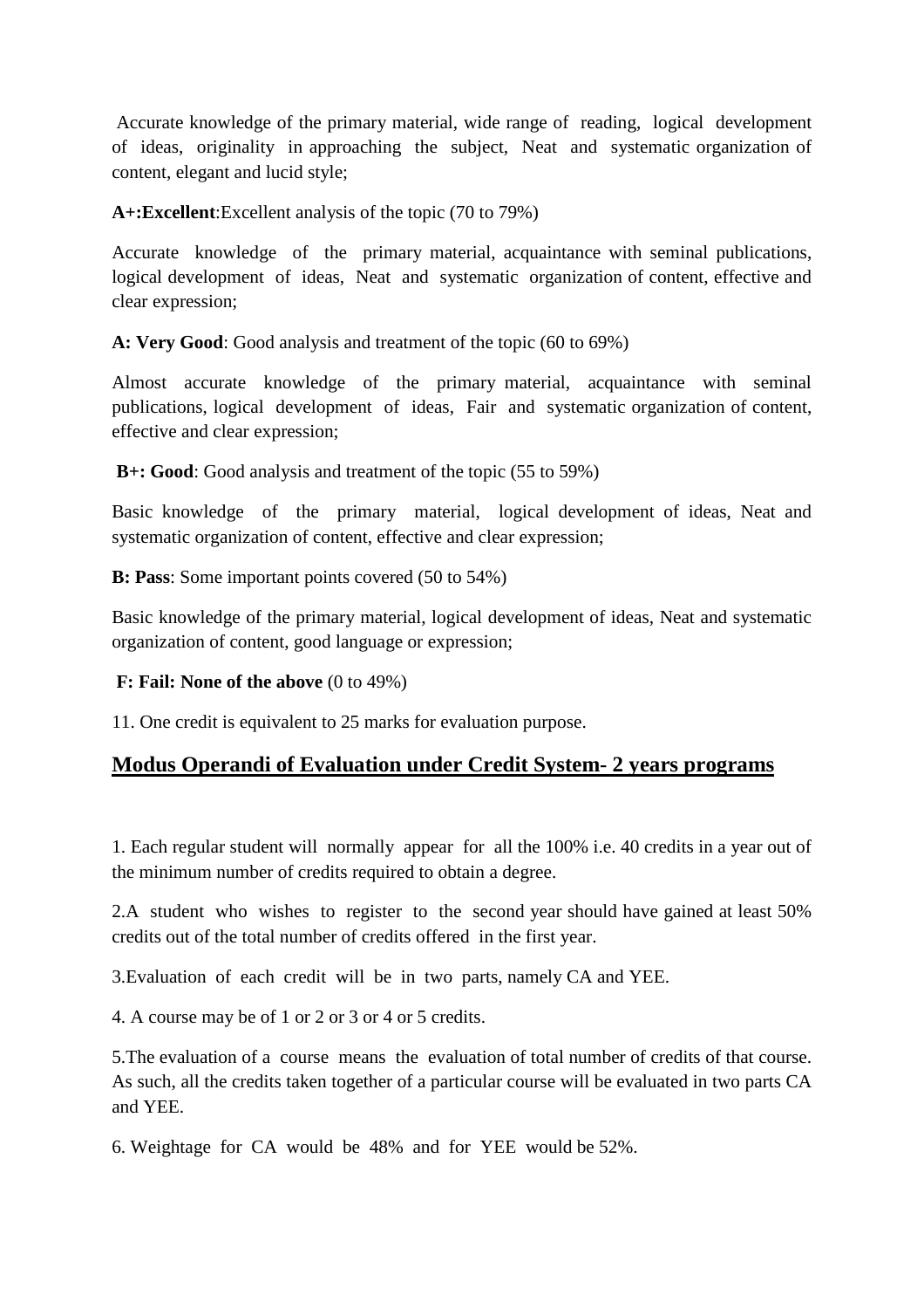Accurate knowledge of the primary material, wide range of reading, logical development of ideas, originality in approaching the subject, Neat and systematic organization of content, elegant and lucid style;

**A+:Excellent**:Excellent analysis of the topic (70 to 79%)

Accurate knowledge of the primary material, acquaintance with seminal publications, logical development of ideas, Neat and systematic organization of content, effective and clear expression;

**A: Very Good**: Good analysis and treatment of the topic (60 to 69%)

Almost accurate knowledge of the primary material, acquaintance with seminal publications, logical development of ideas, Fair and systematic organization of content, effective and clear expression;

**B+: Good**: Good analysis and treatment of the topic (55 to 59%)

Basic knowledge of the primary material, logical development of ideas, Neat and systematic organization of content, effective and clear expression;

**B: Pass**: Some important points covered (50 to 54%)

Basic knowledge of the primary material, logical development of ideas, Neat and systematic organization of content, good language or expression;

**F: Fail: None of the above** (0 to 49%)

11. One credit is equivalent to 25 marks for evaluation purpose.

## <u>Modus Operandi of Evaluation under Credit System- 2 years programs</u>

1. Each regular student will normally appear for all the 100% i.e. 40 credits in a year out of the minimum number of credits required to obtain a degree.

2. A student who wishes to register to the second year should have gained at least 50% credits out of the total number of credits offered in the first year.

3. Evaluation of each credit will be in two parts, namely CA and YEE.

4. A course may be of 1 or 2 or 3 or 4 or 5 credits.

5. The evaluation of a course means the evaluation of total number of credits of that course. As such, all the credits taken together of a particular course will be evaluated in two parts CA and YEE.

6. Weightage for CA would be 48% and for YEE would be 52%.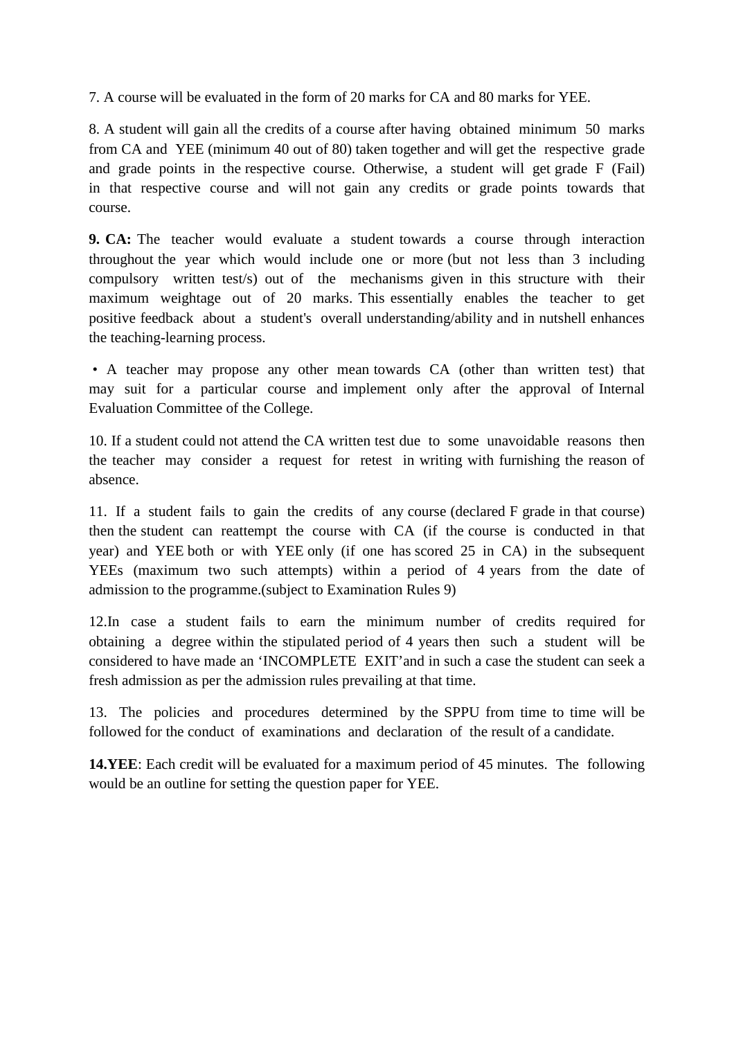7. A course will be evaluated in the form of 20 marks for CA and 80 marks for YEE.

8. A student will gain all the credits of a course after having obtained minimum 50 marks from CA and YEE (minimum 40 out of 80) taken together and will get the respective grade and grade points in the respective course. Otherwise, a student will get grade F (Fail) in that respective course and will not gain any credits or grade points towards that course.

**9. CA:** The teacher would evaluate a student towards a course through interaction throughout the year which would include one or more (but not less than 3 including compulsory written test/s) out of the mechanisms given in this structure with their maximum weightage out of 20 marks. This essentially enables the teacher to get positive feedback about a student's overall understanding/ability and in nutshell enhances the teaching-learning process.

• A teacher may propose any other mean towards CA (other than written test) that may suit for a particular course and implement only after the approval of Internal Evaluation Committee of the College.

10. If a student could not attend the CA written test due to some unavoidable reasons then the teacher may consider a request for retest in writing with furnishing the reason of absence.

11. If a student fails to gain the credits of any course (declared F grade in that course) then the student can reattempt the course with CA (if the course is conducted in that year) and YEE both or with YEE only (if one has scored 25 in CA) in the subsequent YEEs (maximum two such attempts) within a period of 4 years from the date of admission to the programme.(subject to Examination Rules 9)

12.In case a student fails to earn the minimum number of credits required for obtaining a degree within the stipulated period of 4 years then such a student will be considered to have made an 'INCOMPLETE EXIT'and in such a case the student can seek a fresh admission as per the admission rules prevailing at that time.

13. The policies and procedures determined by the SPPU from time to time will be followed for the conduct of examinations and declaration of the result of a candidate.

**14.YEE**: Each credit will be evaluated for a maximum period of 45 minutes. The following would be an outline for setting the question paper for YEE.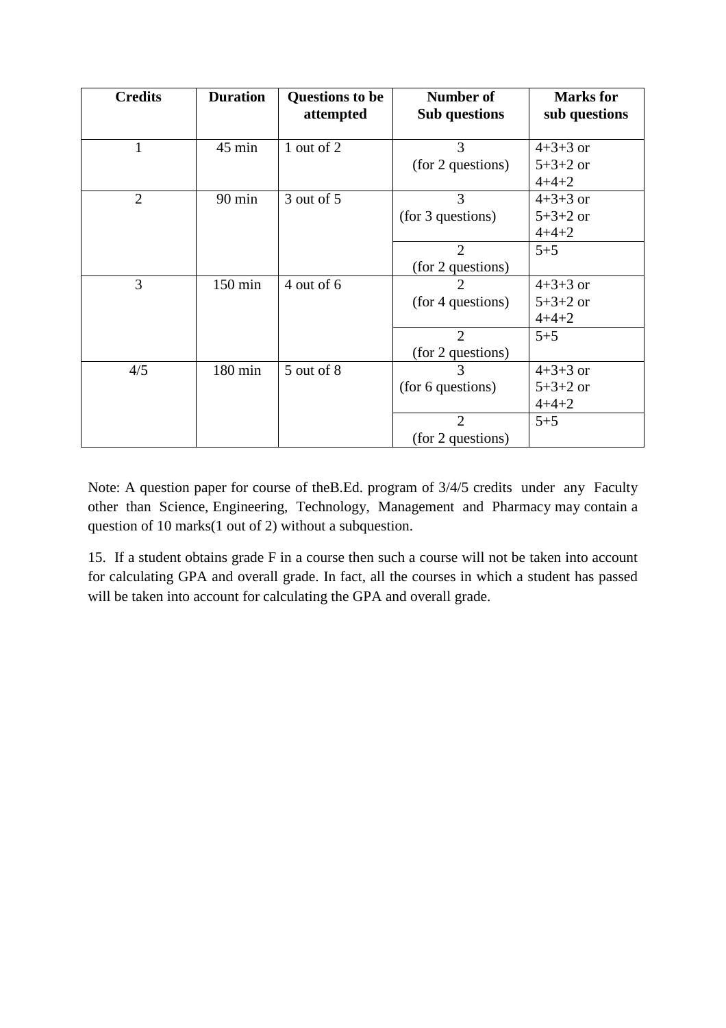| Credits | Duration | Questions to be attempted | Number of Sub questions | Marks for sub questions |
|---|---|---|---|---|
| 1 | 45 min | 1 out of 2 | 3 (for 2 questions) | 4+3+3 or 5+3+2 or 4+4+2 |
| 2 | 90 min | 3 out of 5 | 3 (for 3 questions) | 4+3+3 or 5+3+2 or 4+4+2 |
| | | | 2 (for 2 questions) | 5+5 |
| 3 | 150 min | 4 out of 6 | 2 (for 4 questions) | 4+3+3 or 5+3+2 or 4+4+2 |
| | | | 2 (for 2 questions) | 5+5 |
| 4/5 | 180 min | 5 out of 8 | 3 (for 6 questions) | 4+3+3 or 5+3+2 or 4+4+2 |
| | | | 2 (for 2 questions) | 5+5 |

Note: A question paper for course of theB.Ed. program of 3/4/5 credits under any Faculty other than Science, Engineering, Technology, Management and Pharmacy may contain a question of 10 marks(1 out of 2) without a subquestion.

15. If a student obtains grade F in a course then such a course will not be taken into account for calculating GPA and overall grade. In fact, all the courses in which a student has passed will be taken into account for calculating the GPA and overall grade.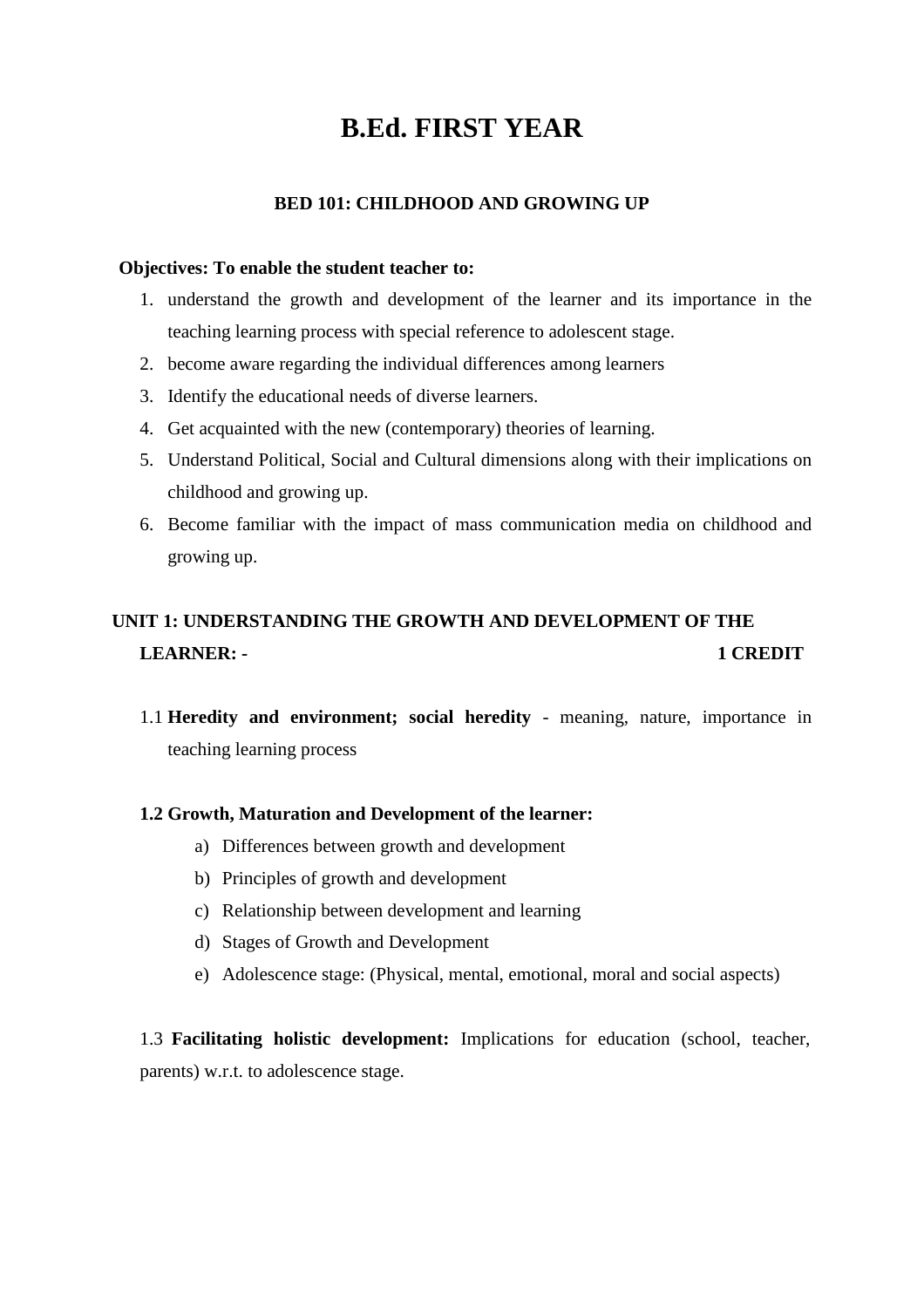# B.Ed. FIRST YEAR

## BED 101: CHILDHOOD AND GROWING UP

**Objectives: To enable the student teacher to:**

1. understand the growth and development of the learner and its importance in the teaching learning process with special reference to adolescent stage.
2. become aware regarding the individual differences among learners
3. Identify the educational needs of diverse learners.
4. Get acquainted with the new (contemporary) theories of learning.
5. Understand Political, Social and Cultural dimensions along with their implications on childhood and growing up.
6. Become familiar with the impact of mass communication media on childhood and growing up.

### UNIT 1: UNDERSTANDING THE GROWTH AND DEVELOPMENT OF THE LEARNER: - 1 CREDIT

1.1 **Heredity and environment; social heredity** - meaning, nature, importance in teaching learning process

**1.2 Growth, Maturation and Development of the learner:**

a) Differences between growth and development
b) Principles of growth and development
c) Relationship between development and learning
d) Stages of Growth and Development
e) Adolescence stage: (Physical, mental, emotional, moral and social aspects)

1.3 **Facilitating holistic development:** Implications for education (school, teacher, parents) w.r.t. to adolescence stage.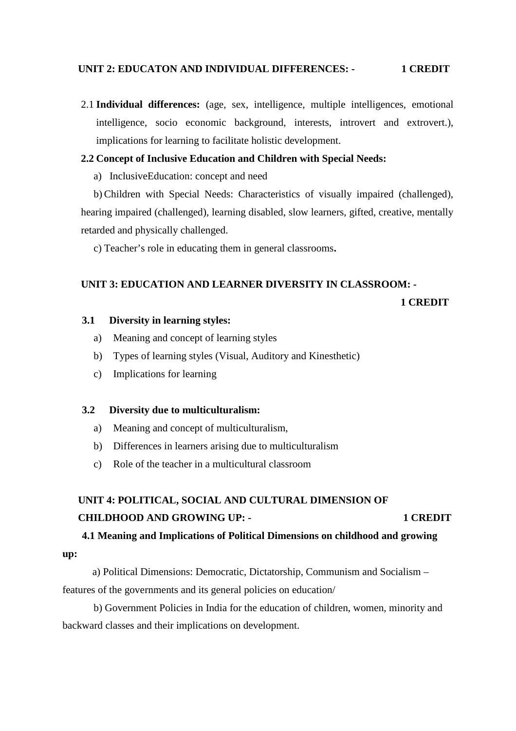**UNIT 2: EDUCATON AND INDIVIDUAL DIFFERENCES: - 1 CREDIT**

2.1 **Individual differences:** (age, sex, intelligence, multiple intelligences, emotional intelligence, socio economic background, interests, introvert and extrovert.), implications for learning to facilitate holistic development.

**2.2 Concept of Inclusive Education and Children with Special Needs:**

a) InclusiveEducation: concept and need

b) Children with Special Needs: Characteristics of visually impaired (challenged), hearing impaired (challenged), learning disabled, slow learners, gifted, creative, mentally retarded and physically challenged.

c) Teacher's role in educating them in general classrooms**.**

**UNIT 3: EDUCATION AND LEARNER DIVERSITY IN CLASSROOM: - 1 CREDIT**

**3.1 Diversity in learning styles:**

a) Meaning and concept of learning styles

b) Types of learning styles (Visual, Auditory and Kinesthetic)

c) Implications for learning

**3.2 Diversity due to multiculturalism:**

a) Meaning and concept of multiculturalism,

b) Differences in learners arising due to multiculturalism

c) Role of the teacher in a multicultural classroom

**UNIT 4: POLITICAL, SOCIAL AND CULTURAL DIMENSION OF CHILDHOOD AND GROWING UP: - 1 CREDIT**

**4.1 Meaning and Implications of Political Dimensions on childhood and growing up:**

a) Political Dimensions: Democratic, Dictatorship, Communism and Socialism – features of the governments and its general policies on education/

b) Government Policies in India for the education of children, women, minority and backward classes and their implications on development.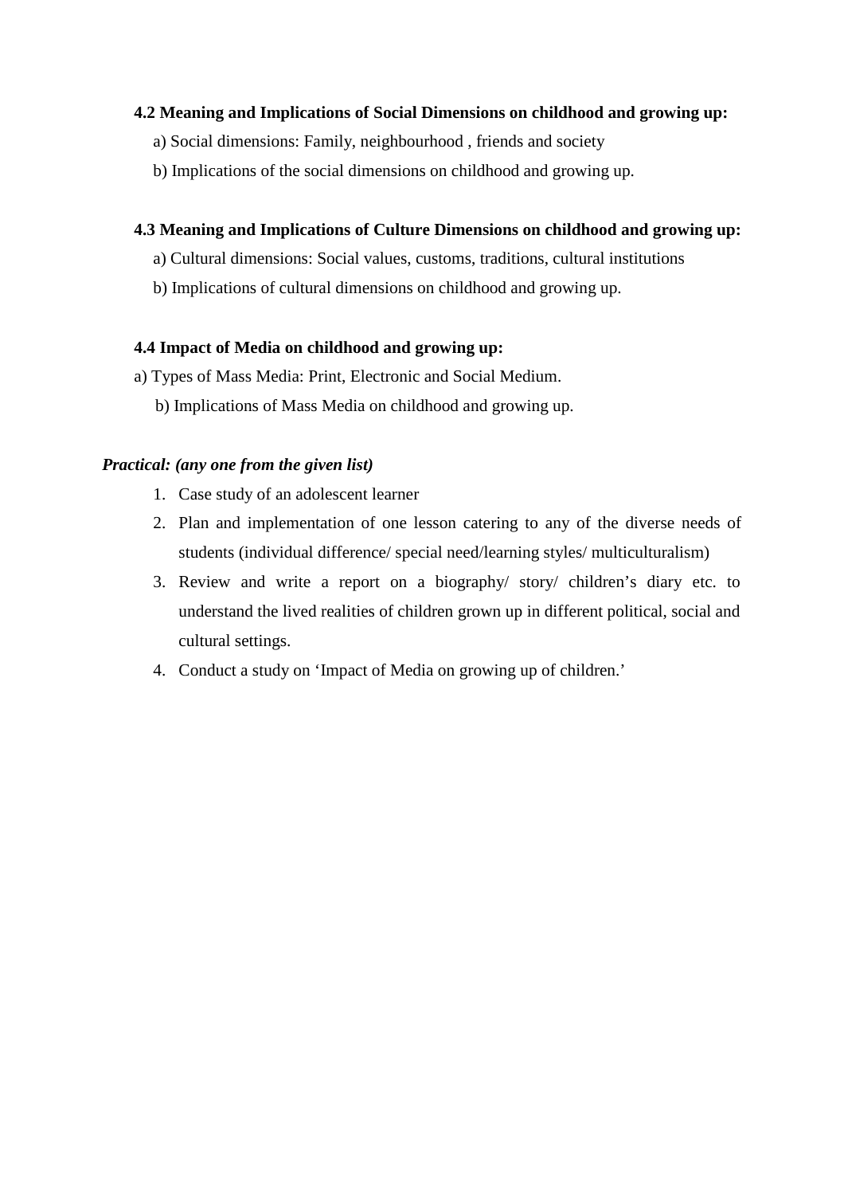**4.2 Meaning and Implications of Social Dimensions on childhood and growing up:**

a) Social dimensions: Family, neighbourhood , friends and society

b) Implications of the social dimensions on childhood and growing up.

**4.3 Meaning and Implications of Culture Dimensions on childhood and growing up:**

a) Cultural dimensions: Social values, customs, traditions, cultural institutions

b) Implications of cultural dimensions on childhood and growing up.

**4.4 Impact of Media on childhood and growing up:**

a) Types of Mass Media: Print, Electronic and Social Medium.

b) Implications of Mass Media on childhood and growing up.

***Practical: (any one from the given list)***

1. Case study of an adolescent learner
2. Plan and implementation of one lesson catering to any of the diverse needs of students (individual difference/ special need/learning styles/ multiculturalism)
3. Review and write a report on a biography/ story/ children's diary etc. to understand the lived realities of children grown up in different political, social and cultural settings.
4. Conduct a study on 'Impact of Media on growing up of children.'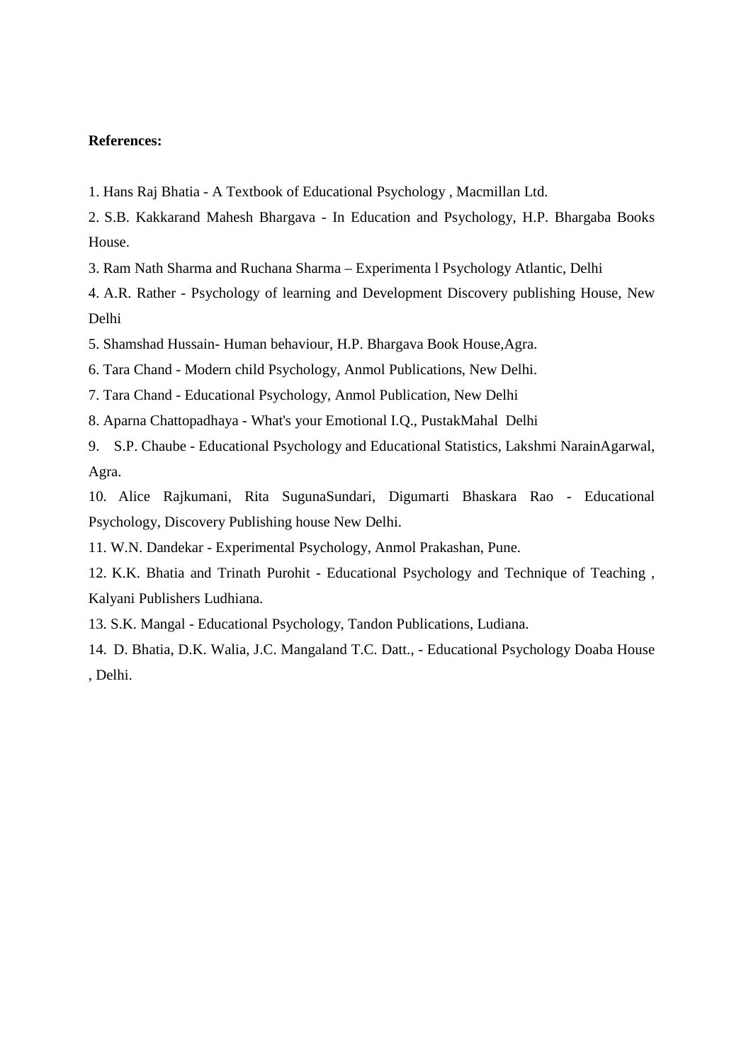**References:**

1. Hans Raj Bhatia - A Textbook of Educational Psychology , Macmillan Ltd.
2. S.B. Kakkarand Mahesh Bhargava - In Education and Psychology, H.P. Bhargaba Books House.
3. Ram Nath Sharma and Ruchana Sharma – Experimenta l Psychology Atlantic, Delhi
4. A.R. Rather - Psychology of learning and Development Discovery publishing House, New Delhi
5. Shamshad Hussain- Human behaviour, H.P. Bhargava Book House,Agra.
6. Tara Chand - Modern child Psychology, Anmol Publications, New Delhi.
7. Tara Chand - Educational Psychology, Anmol Publication, New Delhi
8. Aparna Chattopadhaya - What's your Emotional I.Q., PustakMahal Delhi
9. S.P. Chaube - Educational Psychology and Educational Statistics, Lakshmi NarainAgarwal, Agra.
10. Alice Rajkumani, Rita SugunaSundari, Digumarti Bhaskara Rao - Educational Psychology, Discovery Publishing house New Delhi.
11. W.N. Dandekar - Experimental Psychology, Anmol Prakashan, Pune.
12. K.K. Bhatia and Trinath Purohit - Educational Psychology and Technique of Teaching , Kalyani Publishers Ludhiana.
13. S.K. Mangal - Educational Psychology, Tandon Publications, Ludiana.
14. D. Bhatia, D.K. Walia, J.C. Mangaland T.C. Datt., - Educational Psychology Doaba House , Delhi.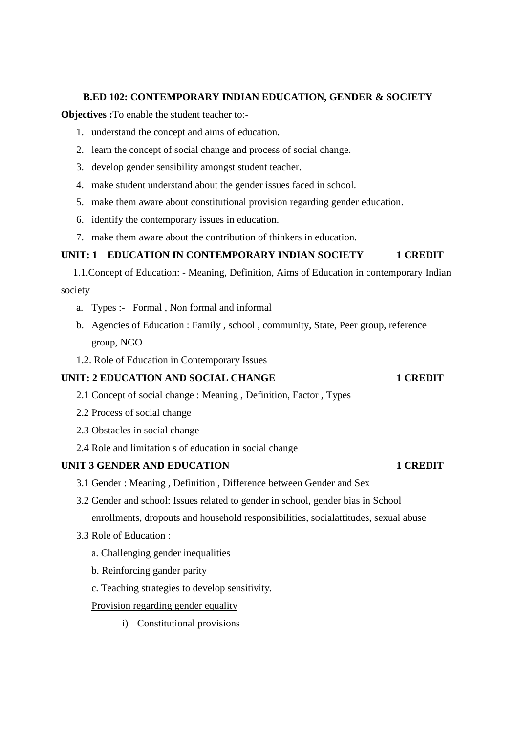**B.ED 102: CONTEMPORARY INDIAN EDUCATION, GENDER & SOCIETY**

**Objectives :**To enable the student teacher to:-

1. understand the concept and aims of education.
2. learn the concept of social change and process of social change.
3. develop gender sensibility amongst student teacher.
4. make student understand about the gender issues faced in school.
5. make them aware about constitutional provision regarding gender education.
6. identify the contemporary issues in education.
7. make them aware about the contribution of thinkers in education.

**UNIT: 1 EDUCATION IN CONTEMPORARY INDIAN SOCIETY 1 CREDIT**

1.1.Concept of Education: - Meaning, Definition, Aims of Education in contemporary Indian society

a. Types :- Formal , Non formal and informal
b. Agencies of Education : Family , school , community, State, Peer group, reference group, NGO

1.2. Role of Education in Contemporary Issues

**UNIT: 2 EDUCATION AND SOCIAL CHANGE 1 CREDIT**

2.1 Concept of social change : Meaning , Definition, Factor , Types

2.2 Process of social change

2.3 Obstacles in social change

2.4 Role and limitation s of education in social change

**UNIT 3 GENDER AND EDUCATION 1 CREDIT**

3.1 Gender : Meaning , Definition , Difference between Gender and Sex

3.2 Gender and school: Issues related to gender in school, gender bias in School enrollments, dropouts and household responsibilities, socialattitudes, sexual abuse

3.3 Role of Education :

a. Challenging gender inequalities

b. Reinforcing gander parity

c. Teaching strategies to develop sensitivity.

<u>Provision regarding gender equality</u>

i) Constitutional provisions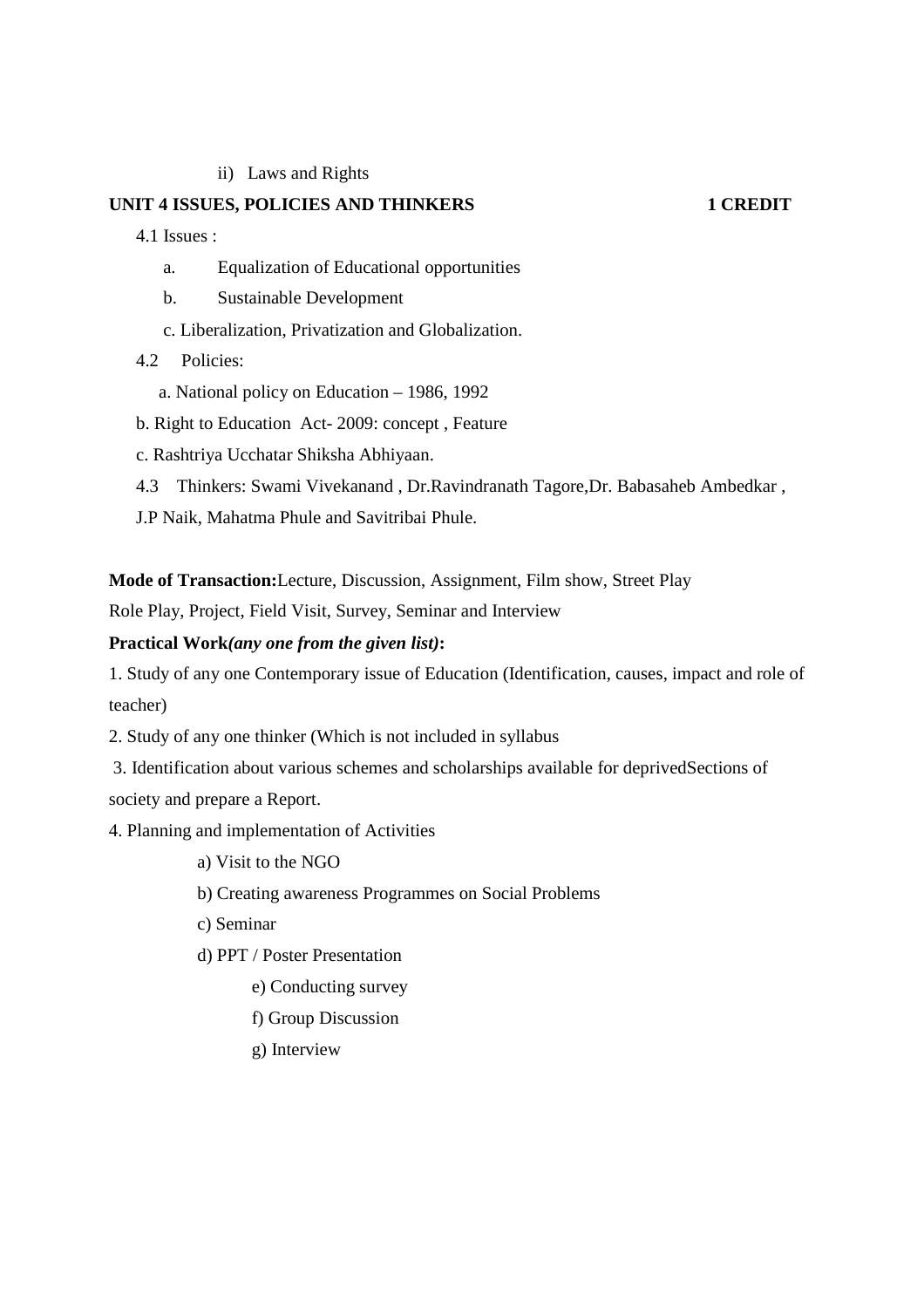ii) Laws and Rights

**UNIT 4 ISSUES, POLICIES AND THINKERS 1 CREDIT**

4.1 Issues :

a. Equalization of Educational opportunities

b. Sustainable Development

c. Liberalization, Privatization and Globalization.

4.2 Policies:

a. National policy on Education – 1986, 1992

b. Right to Education Act- 2009: concept , Feature

c. Rashtriya Ucchatar Shiksha Abhiyaan.

4.3 Thinkers: Swami Vivekanand , Dr.Ravindranath Tagore,Dr. Babasaheb Ambedkar , J.P Naik, Mahatma Phule and Savitribai Phule.

**Mode of Transaction:**Lecture, Discussion, Assignment, Film show, Street Play Role Play, Project, Field Visit, Survey, Seminar and Interview

**Practical Work*(any one from the given list)*:**

1. Study of any one Contemporary issue of Education (Identification, causes, impact and role of teacher)
2. Study of any one thinker (Which is not included in syllabus
3. Identification about various schemes and scholarships available for deprivedSections of society and prepare a Report.
4. Planning and implementation of Activities

   a) Visit to the NGO

   b) Creating awareness Programmes on Social Problems

   c) Seminar

   d) PPT / Poster Presentation

   e) Conducting survey

   f) Group Discussion

   g) Interview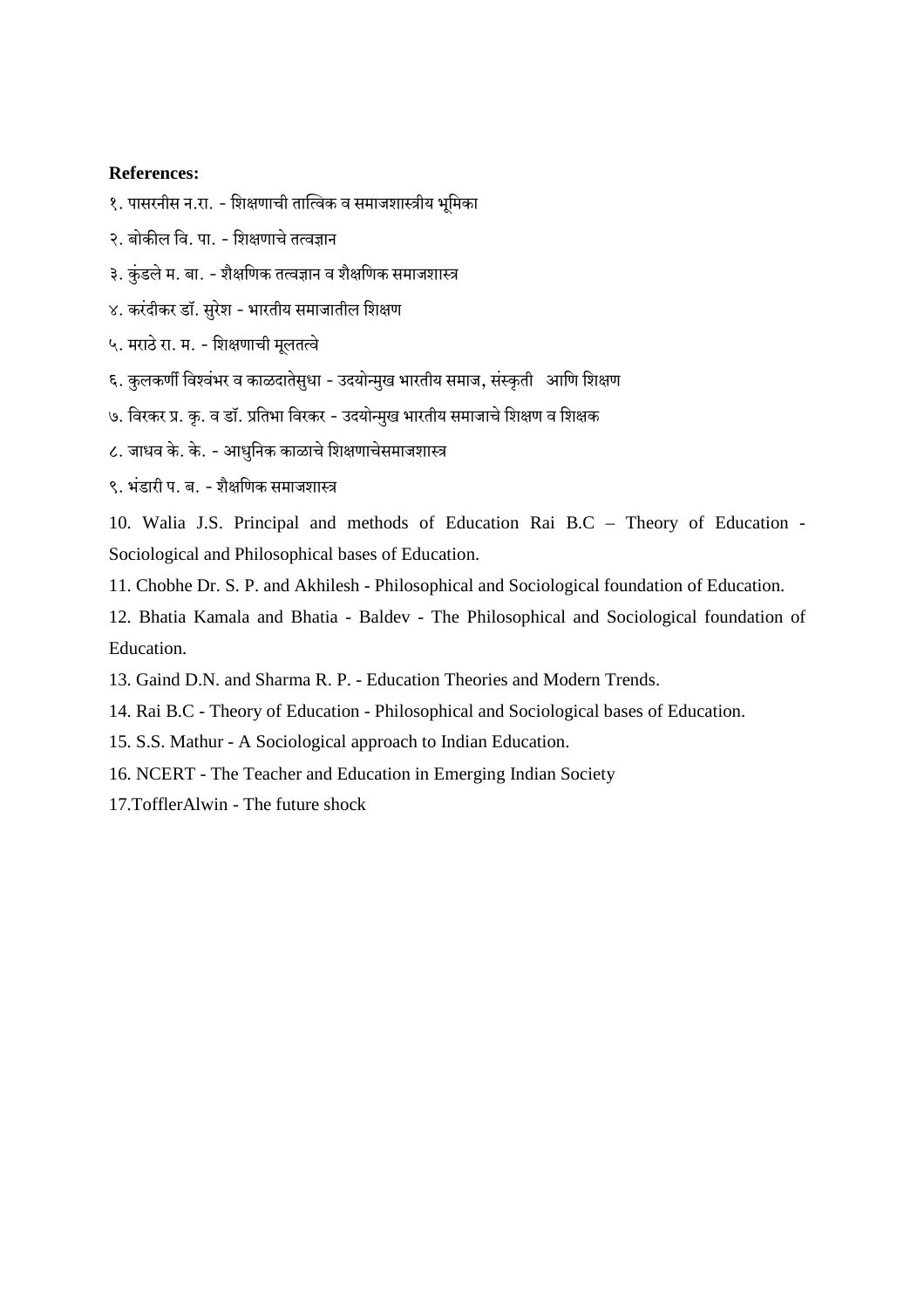**References:**

१. पासरनीस न.रा. - शिक्षणाची तात्विक व समाजशास्त्रीय भूमिका

२. बोकील वि. पा. - शिक्षणाचे तत्वज्ञान

३. कुंडले म. बा. - शैक्षणिक तत्वज्ञान व शैक्षणिक समाजशास्त्र

४. करंदीकर डॉ. सुरेश - भारतीय समाजातील शिक्षण

५. मराठे रा. म. - शिक्षणाची मूलतत्वे

६. कुलकर्णी विश्वंभर व काळदातेसुधा - उदयोन्मुख भारतीय समाज, संस्कृती आणि शिक्षण

७. विरकर प्र. कृ. व डॉ. प्रतिभा विरकर - उदयोन्मुख भारतीय समाजाचे शिक्षण व शिक्षक

८. जाधव के. के. - आधुनिक काळाचे शिक्षणाचेसमाजशास्त्र

९. भंडारी प. ब. - शैक्षणिक समाजशास्त्र

10. Walia J.S. Principal and methods of Education Rai B.C – Theory of Education - Sociological and Philosophical bases of Education.

11. Chobhe Dr. S. P. and Akhilesh - Philosophical and Sociological foundation of Education.

12. Bhatia Kamala and Bhatia - Baldev - The Philosophical and Sociological foundation of Education.

13. Gaind D.N. and Sharma R. P. - Education Theories and Modern Trends.

14. Rai B.C - Theory of Education - Philosophical and Sociological bases of Education.

15. S.S. Mathur - A Sociological approach to Indian Education.

16. NCERT - The Teacher and Education in Emerging Indian Society

17.TofflerAlwin - The future shock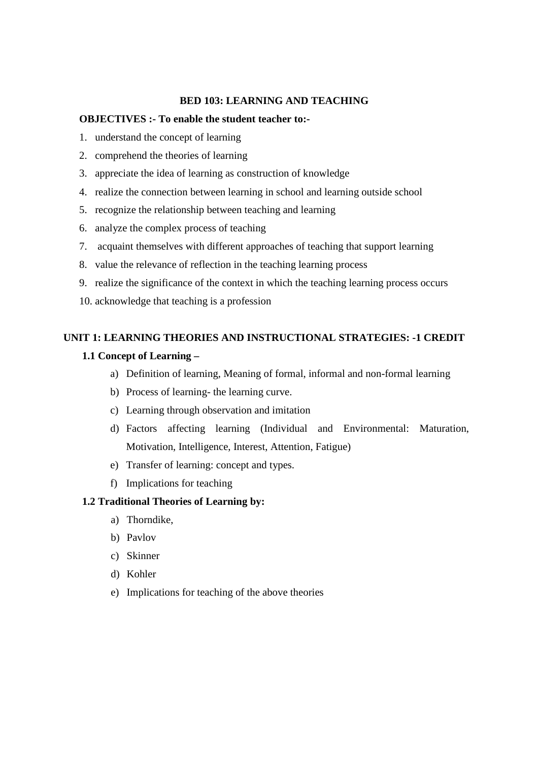## BED 103: LEARNING AND TEACHING

**OBJECTIVES :- To enable the student teacher to:-**

1. understand the concept of learning
2. comprehend the theories of learning
3. appreciate the idea of learning as construction of knowledge
4. realize the connection between learning in school and learning outside school
5. recognize the relationship between teaching and learning
6. analyze the complex process of teaching
7. acquaint themselves with different approaches of teaching that support learning
8. value the relevance of reflection in the teaching learning process
9. realize the significance of the context in which the teaching learning process occurs
10. acknowledge that teaching is a profession

### UNIT 1: LEARNING THEORIES AND INSTRUCTIONAL STRATEGIES: -1 CREDIT

**1.1 Concept of Learning –**

a) Definition of learning, Meaning of formal, informal and non-formal learning
b) Process of learning- the learning curve.
c) Learning through observation and imitation
d) Factors affecting learning (Individual and Environmental: Maturation, Motivation, Intelligence, Interest, Attention, Fatigue)
e) Transfer of learning: concept and types.
f) Implications for teaching

**1.2 Traditional Theories of Learning by:**

a) Thorndike,
b) Pavlov
c) Skinner
d) Kohler
e) Implications for teaching of the above theories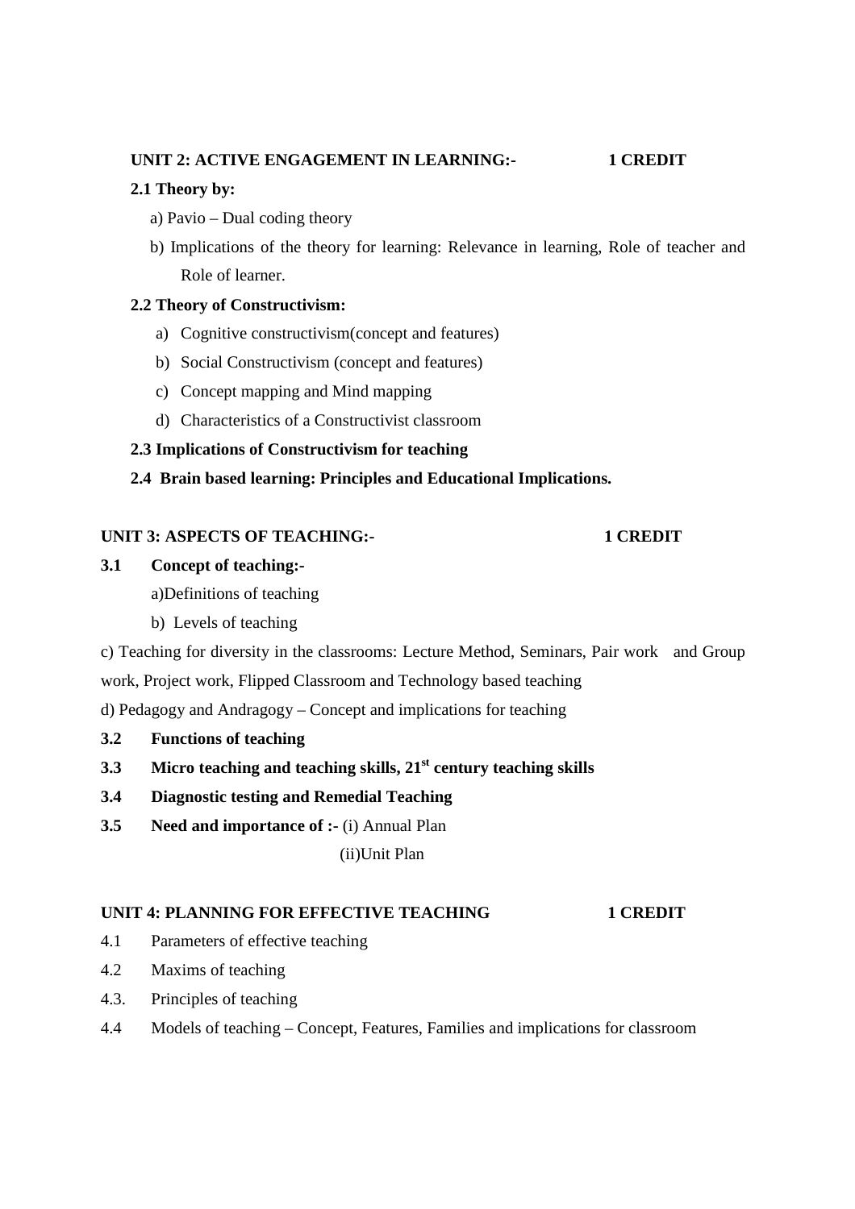**UNIT 2: ACTIVE ENGAGEMENT IN LEARNING:- 1 CREDIT**

**2.1 Theory by:**

a) Pavio – Dual coding theory

b) Implications of the theory for learning: Relevance in learning, Role of teacher and Role of learner.

**2.2 Theory of Constructivism:**

a) Cognitive constructivism(concept and features)

b) Social Constructivism (concept and features)

c) Concept mapping and Mind mapping

d) Characteristics of a Constructivist classroom

**2.3 Implications of Constructivism for teaching**

**2.4 Brain based learning: Principles and Educational Implications.**

**UNIT 3: ASPECTS OF TEACHING:- 1 CREDIT**

**3.1 Concept of teaching:-**

a)Definitions of teaching

b) Levels of teaching

c) Teaching for diversity in the classrooms: Lecture Method, Seminars, Pair work and Group work, Project work, Flipped Classroom and Technology based teaching

d) Pedagogy and Andragogy – Concept and implications for teaching

**3.2 Functions of teaching**

**3.3 Micro teaching and teaching skills, 21st century teaching skills**

**3.4 Diagnostic testing and Remedial Teaching**

**3.5 Need and importance of :-** (i) Annual Plan

(ii)Unit Plan

**UNIT 4: PLANNING FOR EFFECTIVE TEACHING 1 CREDIT**

4.1 Parameters of effective teaching

4.2 Maxims of teaching

4.3. Principles of teaching

4.4 Models of teaching – Concept, Features, Families and implications for classroom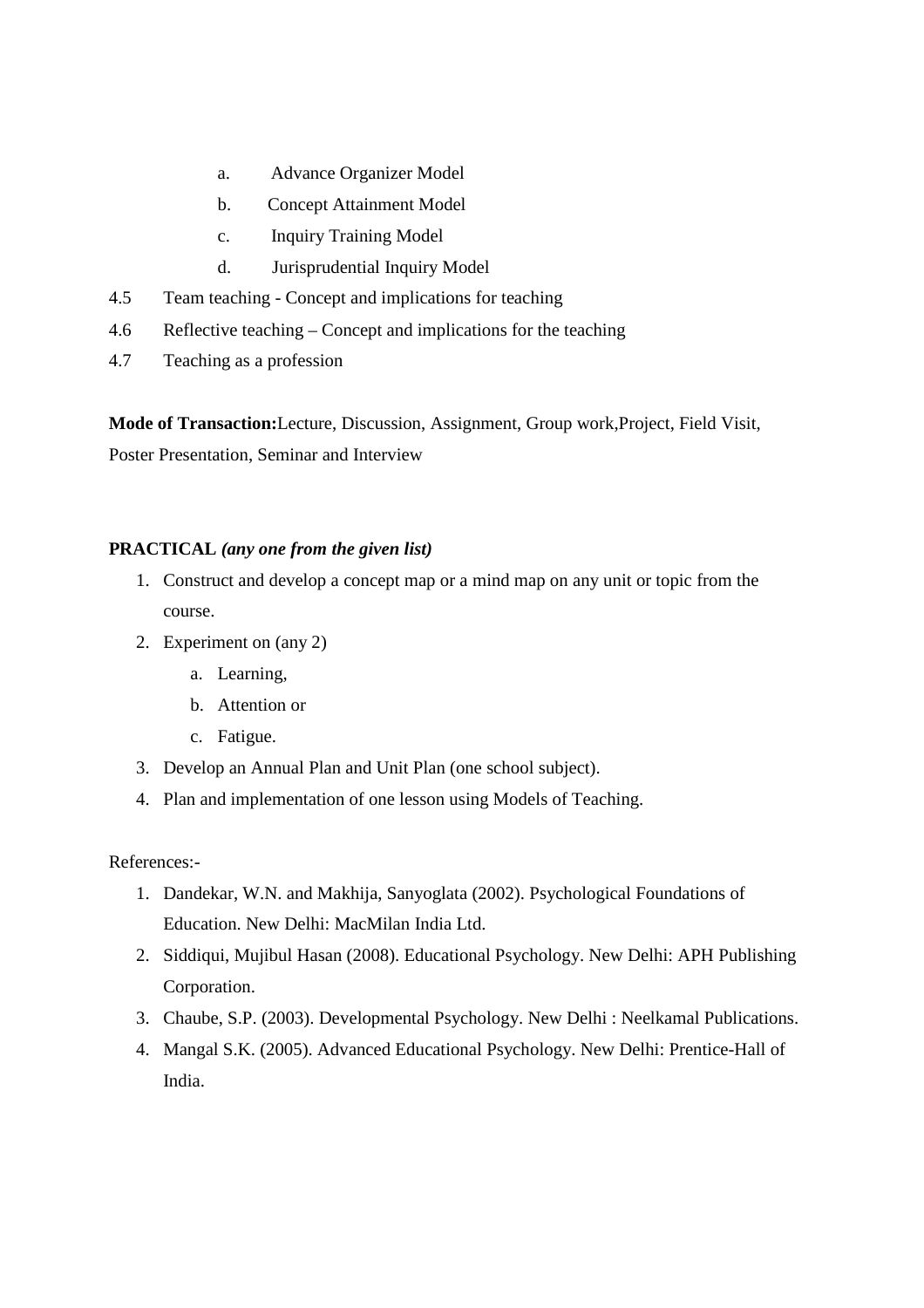a. Advance Organizer Model
    b. Concept Attainment Model
    c. Inquiry Training Model
    d. Jurisprudential Inquiry Model

4.5 Team teaching - Concept and implications for teaching

4.6 Reflective teaching – Concept and implications for the teaching

4.7 Teaching as a profession

**Mode of Transaction:**Lecture, Discussion, Assignment, Group work,Project, Field Visit, Poster Presentation, Seminar and Interview

**PRACTICAL** ***(any one from the given list)***

1. Construct and develop a concept map or a mind map on any unit or topic from the course.
2. Experiment on (any 2)
    a. Learning,
    b. Attention or
    c. Fatigue.
3. Develop an Annual Plan and Unit Plan (one school subject).
4. Plan and implementation of one lesson using Models of Teaching.

References:-

1. Dandekar, W.N. and Makhija, Sanyoglata (2002). Psychological Foundations of Education. New Delhi: MacMilan India Ltd.
2. Siddiqui, Mujibul Hasan (2008). Educational Psychology. New Delhi: APH Publishing Corporation.
3. Chaube, S.P. (2003). Developmental Psychology. New Delhi : Neelkamal Publications.
4. Mangal S.K. (2005). Advanced Educational Psychology. New Delhi: Prentice-Hall of India.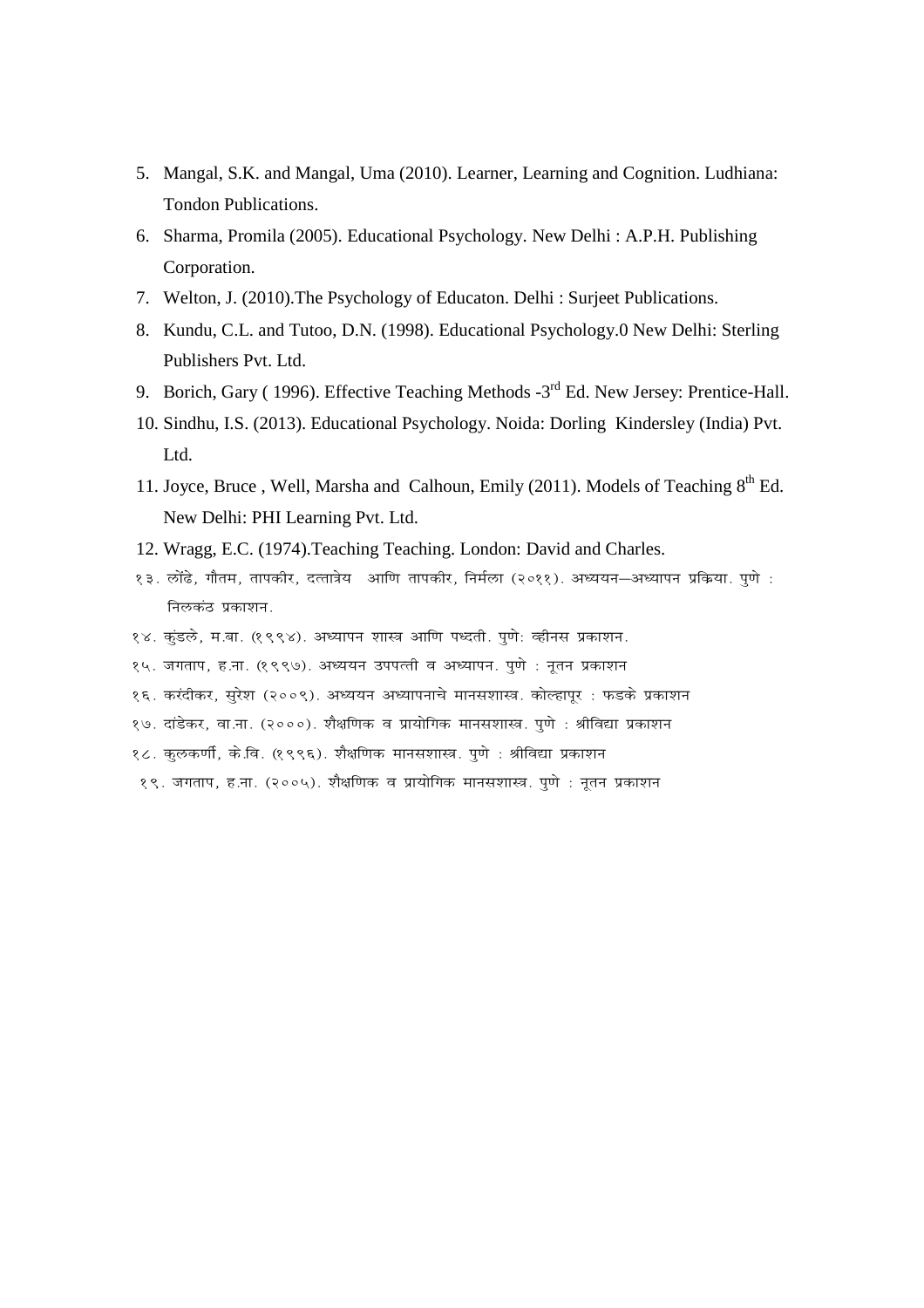5. Mangal, S.K. and Mangal, Uma (2010). Learner, Learning and Cognition. Ludhiana: Tondon Publications.
6. Sharma, Promila (2005). Educational Psychology. New Delhi : A.P.H. Publishing Corporation.
7. Welton, J. (2010).The Psychology of Educaton. Delhi : Surjeet Publications.
8. Kundu, C.L. and Tutoo, D.N. (1998). Educational Psychology.0 New Delhi: Sterling Publishers Pvt. Ltd.
9. Borich, Gary ( 1996). Effective Teaching Methods -3rd Ed. New Jersey: Prentice-Hall.
10. Sindhu, I.S. (2013). Educational Psychology. Noida: Dorling Kindersley (India) Pvt. Ltd.
11. Joyce, Bruce , Well, Marsha and Calhoun, Emily (2011). Models of Teaching 8th Ed. New Delhi: PHI Learning Pvt. Ltd.
12. Wragg, E.C. (1974).Teaching Teaching. London: David and Charles.

१३. लोंढे, गौतम, तापकीर, दत्तात्रेय आणि तापकीर, निर्मला (२०११). अध्ययन–अध्यापन प्रक्रिया. पुणे : निलकंठ प्रकाशन.

१४. कुंडले, म.बा. (१९९४). अध्यापन शास्त्र आणि पध्दती. पुणे: व्हीनस प्रकाशन.

१५. जगताप, ह.ना. (१९९७). अध्ययन उपपत्ती व अध्यापन. पुणे : नूतन प्रकाशन

१६. करंदीकर, सुरेश (२००९). अध्ययन अध्यापनाचे मानसशास्त्र. कोल्हापूर : फडके प्रकाशन

१७. दांडेकर, वा.ना. (२०००). शैक्षणिक व प्रायोगिक मानसशास्त्र. पुणे : श्रीविद्या प्रकाशन

१८. कुलकर्णी, के.वि. (१९९६). शैक्षणिक मानसशास्त्र. पुणे : श्रीविद्या प्रकाशन

१९. जगताप, ह.ना. (२००५). शैक्षणिक व प्रायोगिक मानसशास्त्र. पुणे : नूतन प्रकाशन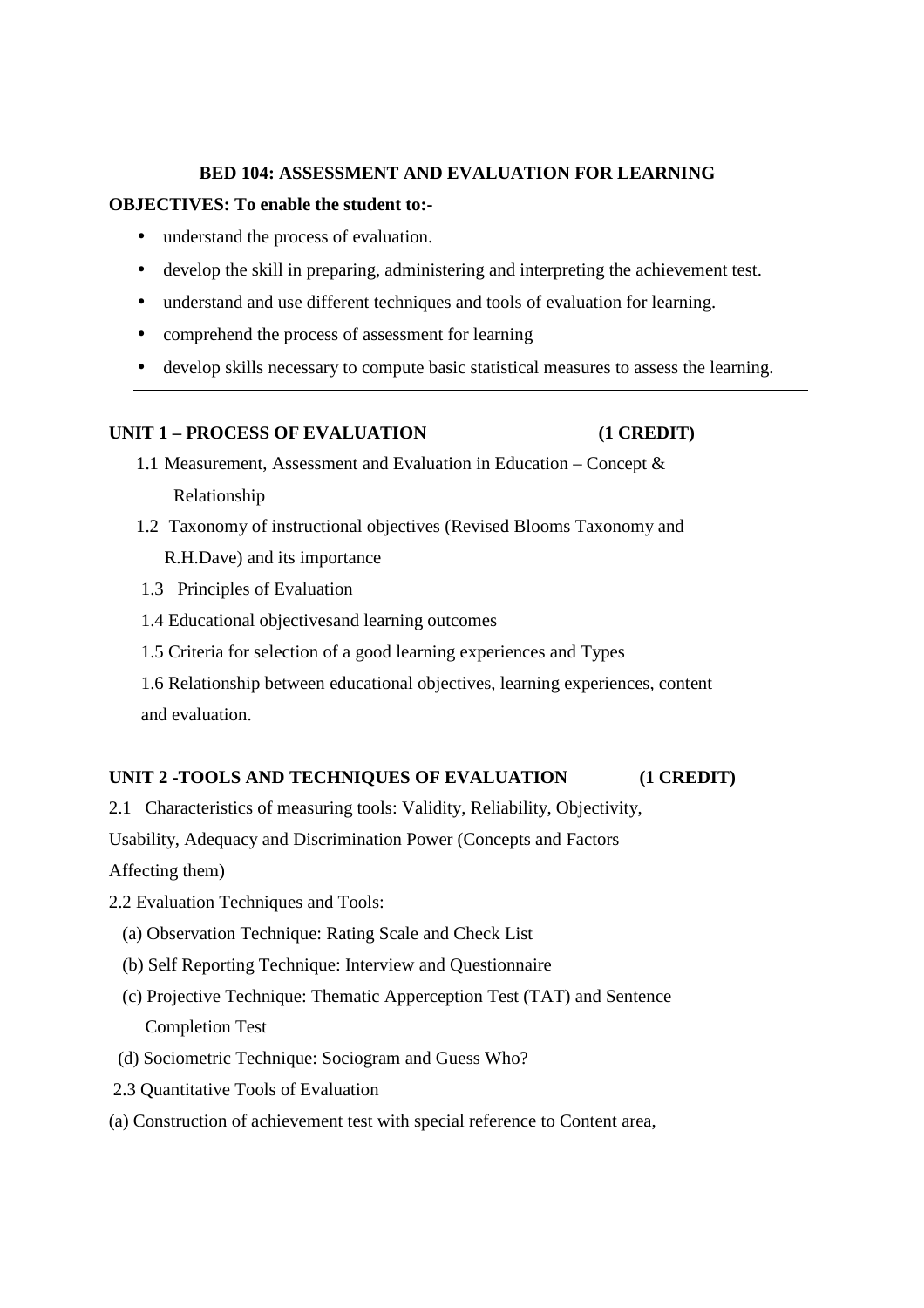## BED 104: ASSESSMENT AND EVALUATION FOR LEARNING

**OBJECTIVES: To enable the student to:-**

- understand the process of evaluation.
- develop the skill in preparing, administering and interpreting the achievement test.
- understand and use different techniques and tools of evaluation for learning.
- comprehend the process of assessment for learning
- develop skills necessary to compute basic statistical measures to assess the learning.

---

### UNIT 1 – PROCESS OF EVALUATION (1 CREDIT)

1.1 Measurement, Assessment and Evaluation in Education – Concept & Relationship

1.2 Taxonomy of instructional objectives (Revised Blooms Taxonomy and R.H.Dave) and its importance

1.3 Principles of Evaluation

1.4 Educational objectivesand learning outcomes

1.5 Criteria for selection of a good learning experiences and Types

1.6 Relationship between educational objectives, learning experiences, content and evaluation.

### UNIT 2 -TOOLS AND TECHNIQUES OF EVALUATION (1 CREDIT)

2.1 Characteristics of measuring tools: Validity, Reliability, Objectivity, Usability, Adequacy and Discrimination Power (Concepts and Factors Affecting them)

2.2 Evaluation Techniques and Tools:

(a) Observation Technique: Rating Scale and Check List

(b) Self Reporting Technique: Interview and Questionnaire

(c) Projective Technique: Thematic Apperception Test (TAT) and Sentence Completion Test

(d) Sociometric Technique: Sociogram and Guess Who?

2.3 Quantitative Tools of Evaluation

(a) Construction of achievement test with special reference to Content area,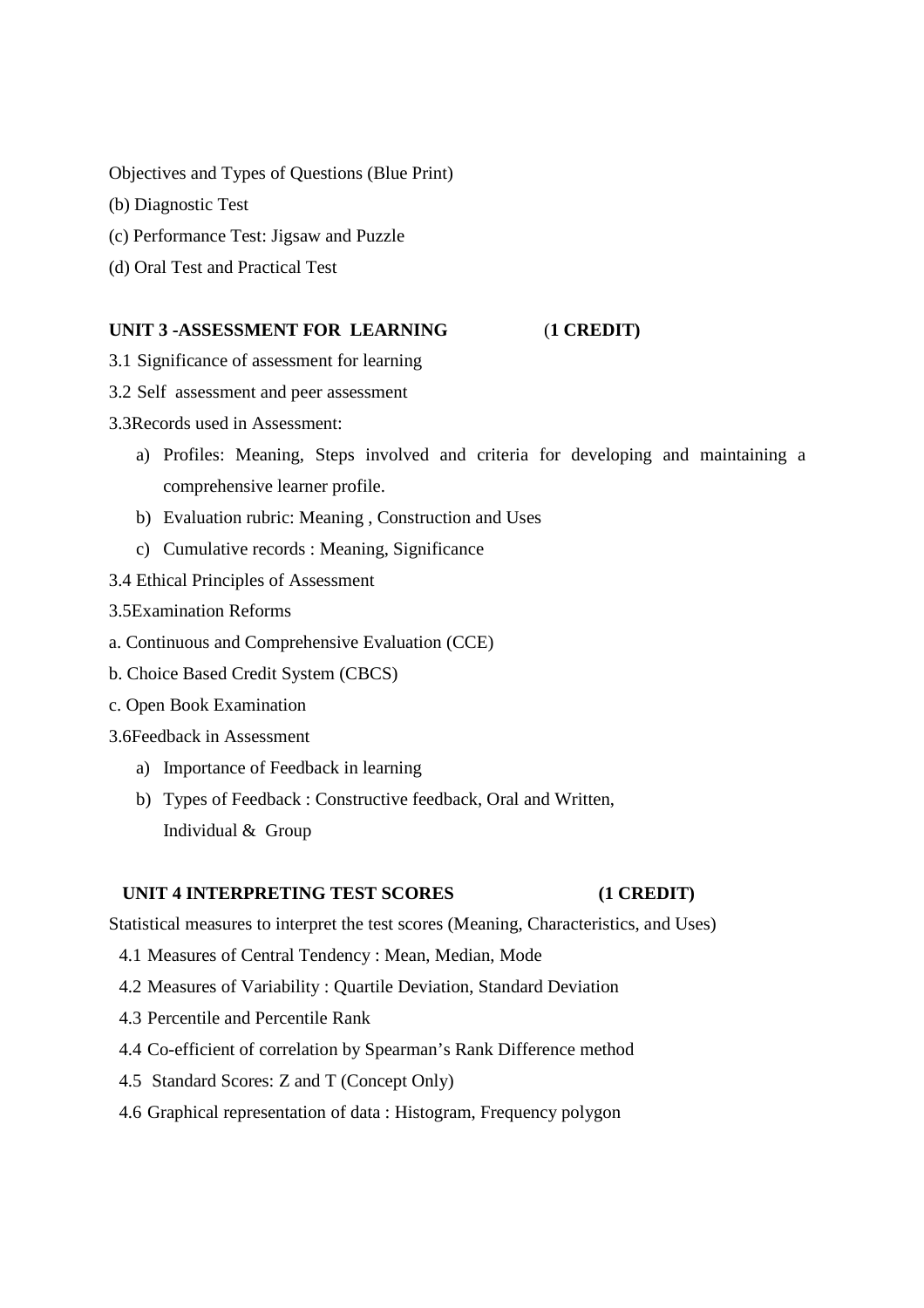Objectives and Types of Questions (Blue Print)

(b) Diagnostic Test

(c) Performance Test: Jigsaw and Puzzle

(d) Oral Test and Practical Test

**UNIT 3 -ASSESSMENT FOR LEARNING (1 CREDIT)**

3.1 Significance of assessment for learning

3.2 Self assessment and peer assessment

3.3Records used in Assessment:

a) Profiles: Meaning, Steps involved and criteria for developing and maintaining a comprehensive learner profile.
b) Evaluation rubric: Meaning , Construction and Uses
c) Cumulative records : Meaning, Significance

3.4 Ethical Principles of Assessment

3.5Examination Reforms

a. Continuous and Comprehensive Evaluation (CCE)

b. Choice Based Credit System (CBCS)

c. Open Book Examination

3.6Feedback in Assessment

a) Importance of Feedback in learning
b) Types of Feedback : Constructive feedback, Oral and Written, Individual & Group

**UNIT 4 INTERPRETING TEST SCORES (1 CREDIT)**

Statistical measures to interpret the test scores (Meaning, Characteristics, and Uses)

4.1 Measures of Central Tendency : Mean, Median, Mode

4.2 Measures of Variability : Quartile Deviation, Standard Deviation

4.3 Percentile and Percentile Rank

4.4 Co-efficient of correlation by Spearman's Rank Difference method

4.5 Standard Scores: Z and T (Concept Only)

4.6 Graphical representation of data : Histogram, Frequency polygon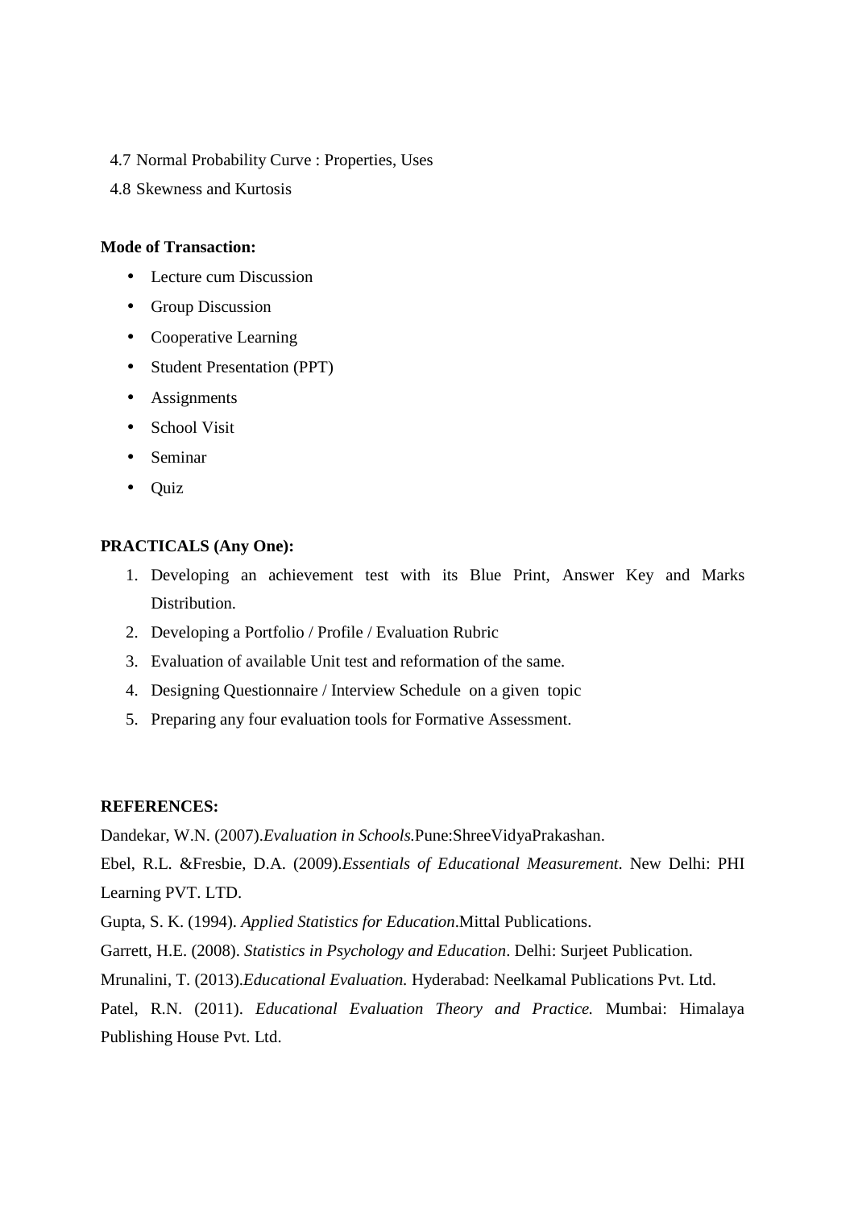4.7 Normal Probability Curve : Properties, Uses

4.8 Skewness and Kurtosis

**Mode of Transaction:**

- Lecture cum Discussion
- Group Discussion
- Cooperative Learning
- Student Presentation (PPT)
- Assignments
- School Visit
- Seminar
- Quiz

**PRACTICALS (Any One):**

1. Developing an achievement test with its Blue Print, Answer Key and Marks Distribution.
2. Developing a Portfolio / Profile / Evaluation Rubric
3. Evaluation of available Unit test and reformation of the same.
4. Designing Questionnaire / Interview Schedule on a given topic
5. Preparing any four evaluation tools for Formative Assessment.

**REFERENCES:**

Dandekar, W.N. (2007).*Evaluation in Schools.*Pune:ShreeVidyaPrakashan.

Ebel, R.L. &Fresbie, D.A. (2009).*Essentials of Educational Measurement*. New Delhi: PHI Learning PVT. LTD.

Gupta, S. K. (1994). *Applied Statistics for Education*.Mittal Publications.

Garrett, H.E. (2008). *Statistics in Psychology and Education*. Delhi: Surjeet Publication.

Mrunalini, T. (2013).*Educational Evaluation.* Hyderabad: Neelkamal Publications Pvt. Ltd.

Patel, R.N. (2011). *Educational Evaluation Theory and Practice.* Mumbai: Himalaya Publishing House Pvt. Ltd.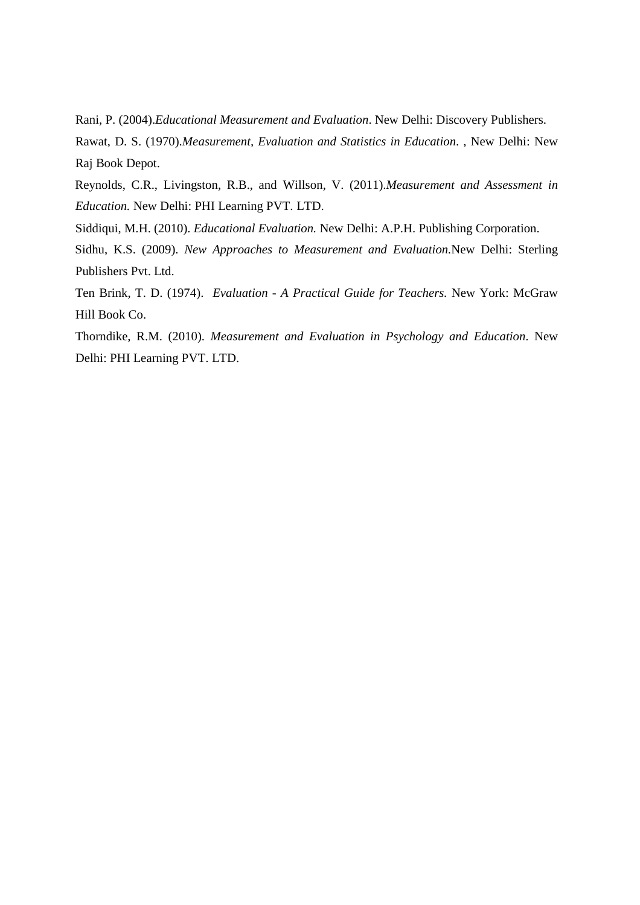Rani, P. (2004).*Educational Measurement and Evaluation*. New Delhi: Discovery Publishers.

Rawat, D. S. (1970).*Measurement, Evaluation and Statistics in Education*. , New Delhi: New Raj Book Depot.

Reynolds, C.R., Livingston, R.B., and Willson, V. (2011).*Measurement and Assessment in Education.* New Delhi: PHI Learning PVT. LTD.

Siddiqui, M.H. (2010). *Educational Evaluation.* New Delhi: A.P.H. Publishing Corporation.

Sidhu, K.S. (2009). *New Approaches to Measurement and Evaluation.*New Delhi: Sterling Publishers Pvt. Ltd.

Ten Brink, T. D. (1974). *Evaluation - A Practical Guide for Teachers.* New York: McGraw Hill Book Co.

Thorndike, R.M. (2010). *Measurement and Evaluation in Psychology and Education*. New Delhi: PHI Learning PVT. LTD.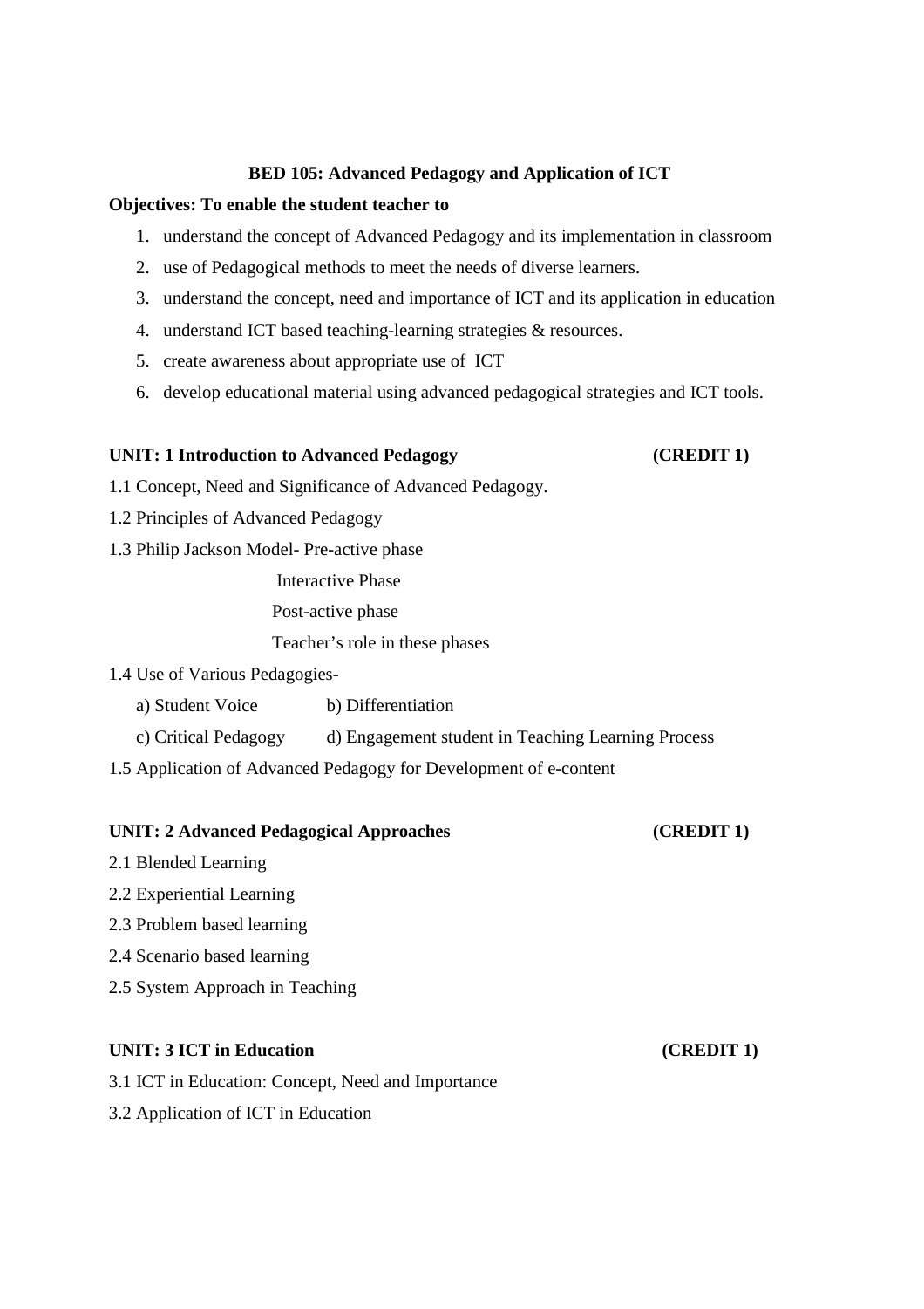## BED 105: Advanced Pedagogy and Application of ICT

**Objectives: To enable the student teacher to**

1. understand the concept of Advanced Pedagogy and its implementation in classroom
2. use of Pedagogical methods to meet the needs of diverse learners.
3. understand the concept, need and importance of ICT and its application in education
4. understand ICT based teaching-learning strategies & resources.
5. create awareness about appropriate use of ICT
6. develop educational material using advanced pedagogical strategies and ICT tools.

### UNIT: 1 Introduction to Advanced Pedagogy (CREDIT 1)

1.1 Concept, Need and Significance of Advanced Pedagogy.

1.2 Principles of Advanced Pedagogy

1.3 Philip Jackson Model- Pre-active phase

Interactive Phase

Post-active phase

Teacher's role in these phases

1.4 Use of Various Pedagogies-

a) Student Voice b) Differentiation

c) Critical Pedagogy d) Engagement student in Teaching Learning Process

1.5 Application of Advanced Pedagogy for Development of e-content

### UNIT: 2 Advanced Pedagogical Approaches (CREDIT 1)

2.1 Blended Learning

2.2 Experiential Learning

2.3 Problem based learning

2.4 Scenario based learning

2.5 System Approach in Teaching

### UNIT: 3 ICT in Education (CREDIT 1)

3.1 ICT in Education: Concept, Need and Importance

3.2 Application of ICT in Education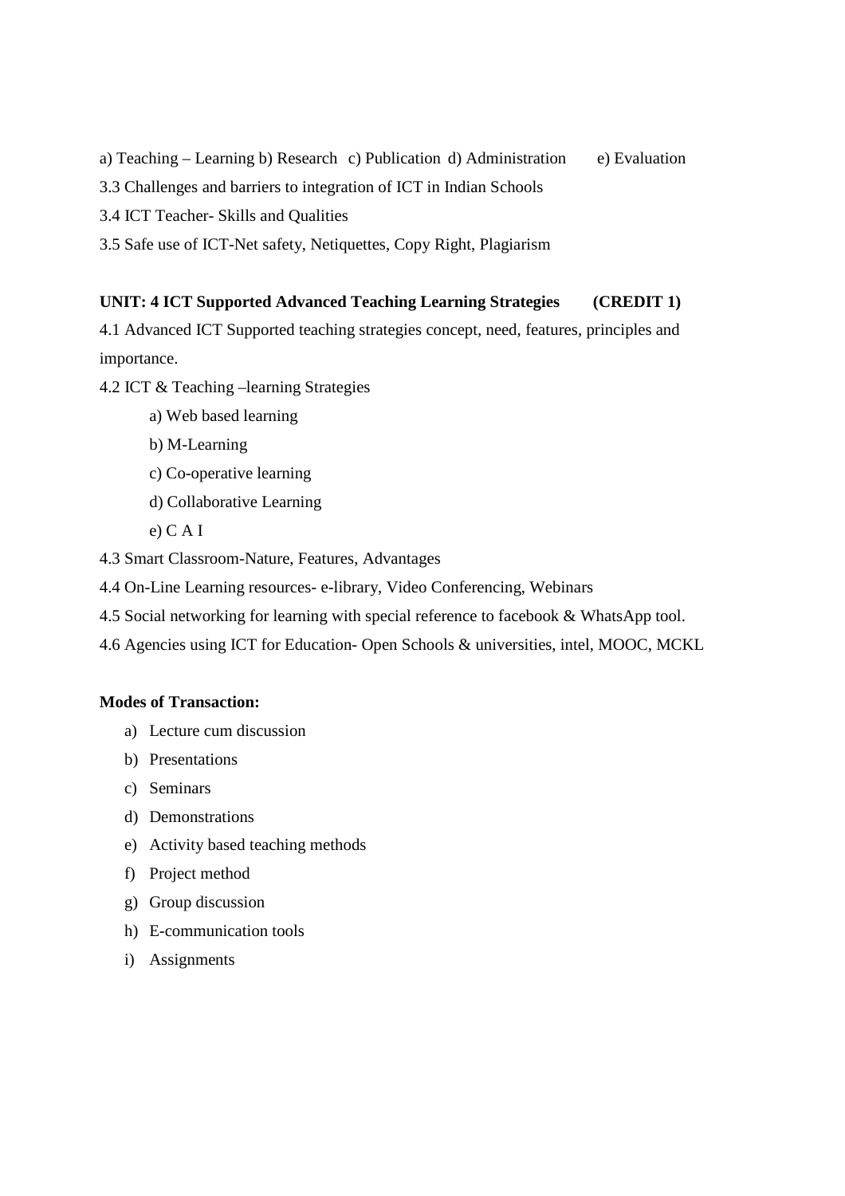a) Teaching – Learning b) Research c) Publication d) Administration e) Evaluation

3.3 Challenges and barriers to integration of ICT in Indian Schools

3.4 ICT Teacher- Skills and Qualities

3.5 Safe use of ICT-Net safety, Netiquettes, Copy Right, Plagiarism

**UNIT: 4 ICT Supported Advanced Teaching Learning Strategies (CREDIT 1)**

4.1 Advanced ICT Supported teaching strategies concept, need, features, principles and importance.

4.2 ICT & Teaching –learning Strategies

a) Web based learning

b) M-Learning

c) Co-operative learning

d) Collaborative Learning

e) C A I

4.3 Smart Classroom-Nature, Features, Advantages

4.4 On-Line Learning resources- e-library, Video Conferencing, Webinars

4.5 Social networking for learning with special reference to facebook & WhatsApp tool.

4.6 Agencies using ICT for Education- Open Schools & universities, intel, MOOC, MCKL

**Modes of Transaction:**

a) Lecture cum discussion
b) Presentations
c) Seminars
d) Demonstrations
e) Activity based teaching methods
f) Project method
g) Group discussion
h) E-communication tools
i) Assignments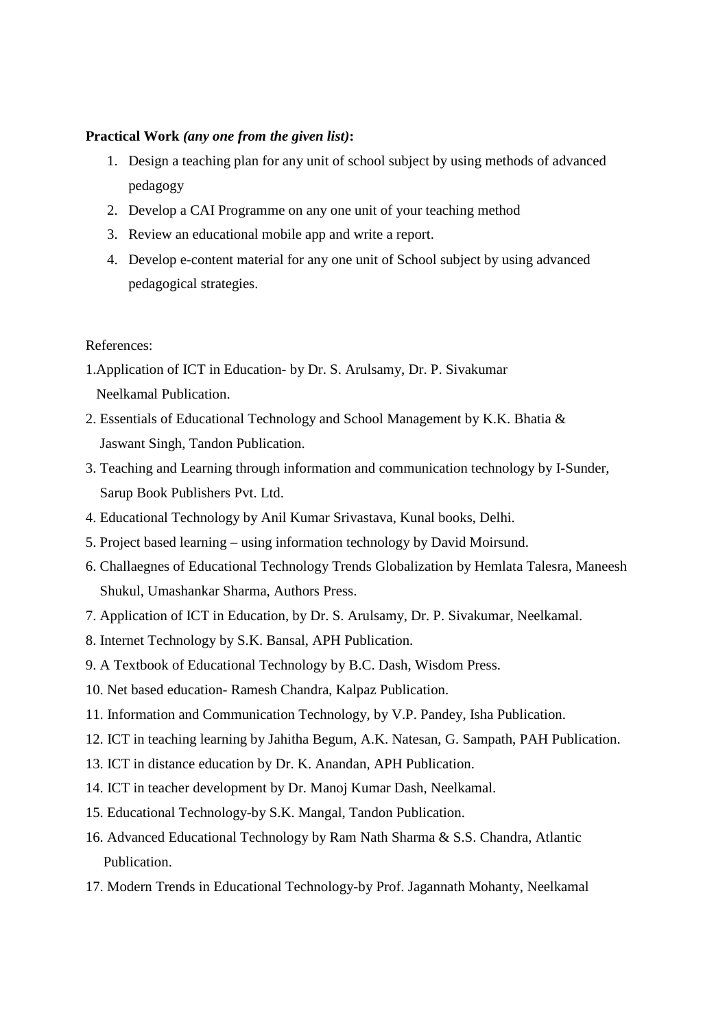**Practical Work *(any one from the given list)*:**

1. Design a teaching plan for any unit of school subject by using methods of advanced pedagogy
2. Develop a CAI Programme on any one unit of your teaching method
3. Review an educational mobile app and write a report.
4. Develop e-content material for any one unit of School subject by using advanced pedagogical strategies.

References:

1. Application of ICT in Education- by Dr. S. Arulsamy, Dr. P. Sivakumar Neelkamal Publication.
2. Essentials of Educational Technology and School Management by K.K. Bhatia & Jaswant Singh, Tandon Publication.
3. Teaching and Learning through information and communication technology by I-Sunder, Sarup Book Publishers Pvt. Ltd.
4. Educational Technology by Anil Kumar Srivastava, Kunal books, Delhi.
5. Project based learning – using information technology by David Moirsund.
6. Challaegnes of Educational Technology Trends Globalization by Hemlata Talesra, Maneesh Shukul, Umashankar Sharma, Authors Press.
7. Application of ICT in Education, by Dr. S. Arulsamy, Dr. P. Sivakumar, Neelkamal.
8. Internet Technology by S.K. Bansal, APH Publication.
9. A Textbook of Educational Technology by B.C. Dash, Wisdom Press.
10. Net based education- Ramesh Chandra, Kalpaz Publication.
11. Information and Communication Technology, by V.P. Pandey, Isha Publication.
12. ICT in teaching learning by Jahitha Begum, A.K. Natesan, G. Sampath, PAH Publication.
13. ICT in distance education by Dr. K. Anandan, APH Publication.
14. ICT in teacher development by Dr. Manoj Kumar Dash, Neelkamal.
15. Educational Technology-by S.K. Mangal, Tandon Publication.
16. Advanced Educational Technology by Ram Nath Sharma & S.S. Chandra, Atlantic Publication.
17. Modern Trends in Educational Technology-by Prof. Jagannath Mohanty, Neelkamal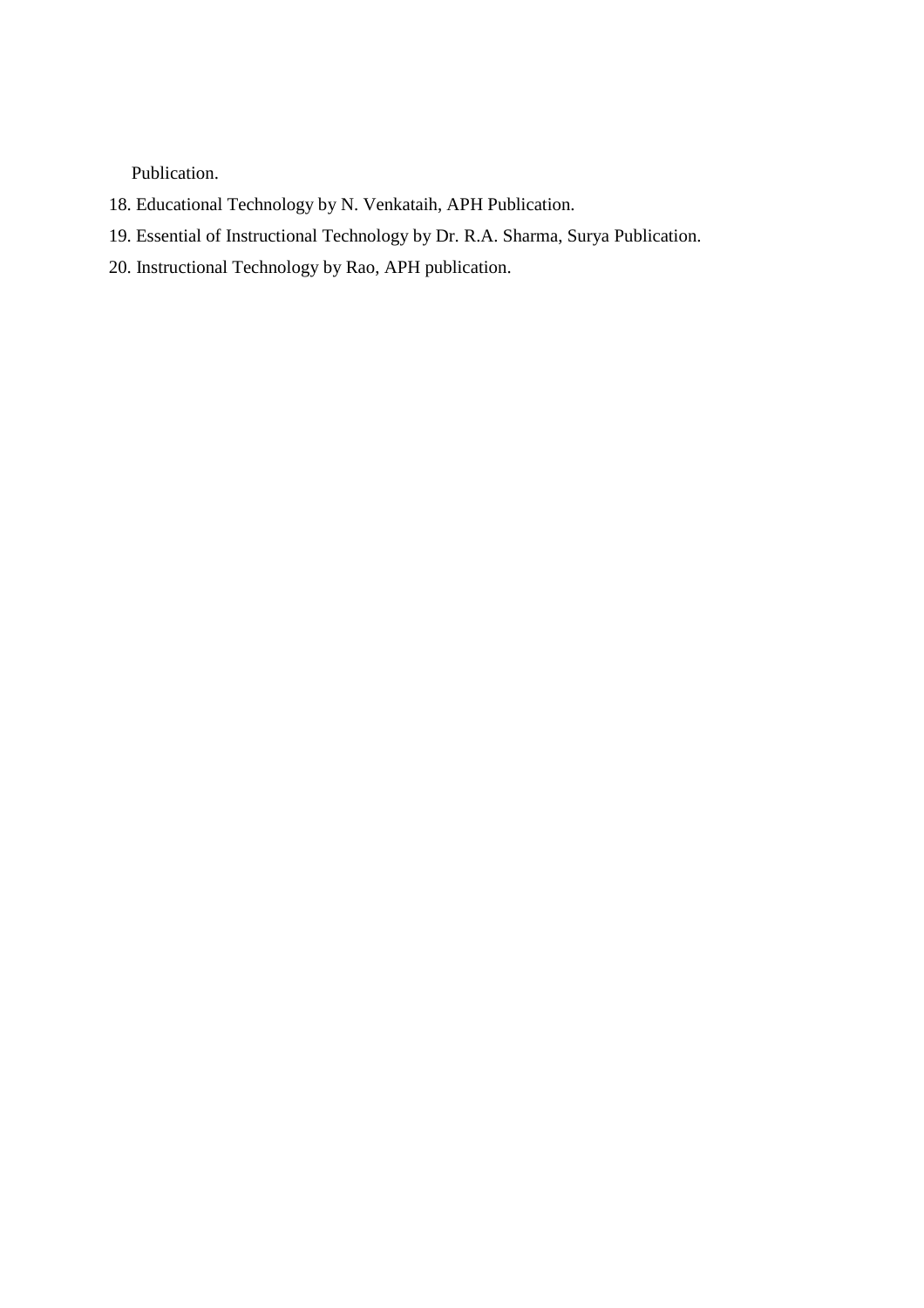Publication.

18. Educational Technology by N. Venkataih, APH Publication.
19. Essential of Instructional Technology by Dr. R.A. Sharma, Surya Publication.
20. Instructional Technology by Rao, APH publication.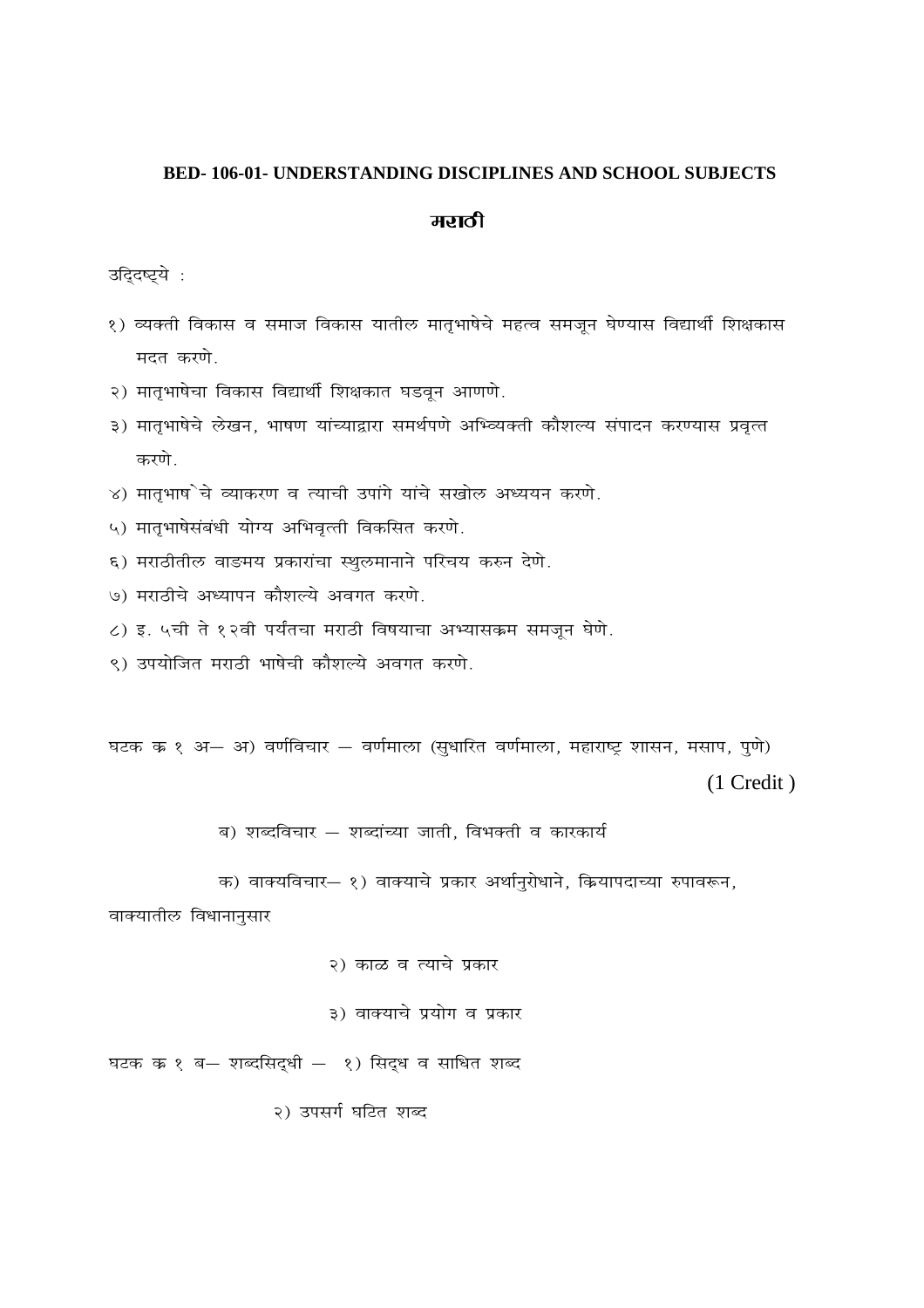**BED- 106-01- UNDERSTANDING DISCIPLINES AND SCHOOL SUBJECTS**

## मराठी

उद्दिष्ट्ये :

१) व्यक्ती विकास व समाज विकास यातील मातृभाषेचे महत्व समजून घेण्यास विद्यार्थी शिक्षकास मदत करणे.

२) मातृभाषेचा विकास विद्यार्थी शिक्षकात घडवून आणणे.

३) मातृभाषेचे लेखन, भाषण यांच्याद्वारा समर्थपणे अभिव्यक्ती कौशल्य संपादन करण्यास प्रवृत्त करणे.

४) मातृभाषेचे व्याकरण व त्याची उपांगे यांचे सखोल अध्ययन करणे.

५) मातृभाषेसंबंधी योग्य अभिवृत्ती विकसित करणे.

६) मराठीतील वाङमय प्रकारांचा स्थुलमानाने परिचय करुन देणे.

७) मराठीचे अध्यापन कौशल्ये अवगत करणे.

८) इ. ५वी ते १२वी पर्यंतचा मराठी विषयाचा अभ्यासक्रम समजून घेणे.

९) उपयोजित मराठी भाषेची कौशल्ये अवगत करणे.

घटक क्र १ अ— अ) वर्णविचार — वर्णमाला (सुधारित वर्णमाला, महाराष्ट्र शासन, मसाप, पुणे) (1 Credit )

ब) शब्दविचार — शब्दांच्या जाती, विभक्ती व कारकार्य

क) वाक्यविचार— १) वाक्याचे प्रकार अर्थानुरोधाने, क्रियापदाच्या रुपावरून, वाक्यातील विधानानुसार

२) काळ व त्याचे प्रकार

३) वाक्याचे प्रयोग व प्रकार

घटक क्र १ ब— शब्दसिद्धी — १) सिद्ध व साधित शब्द

२) उपसर्ग घटित शब्द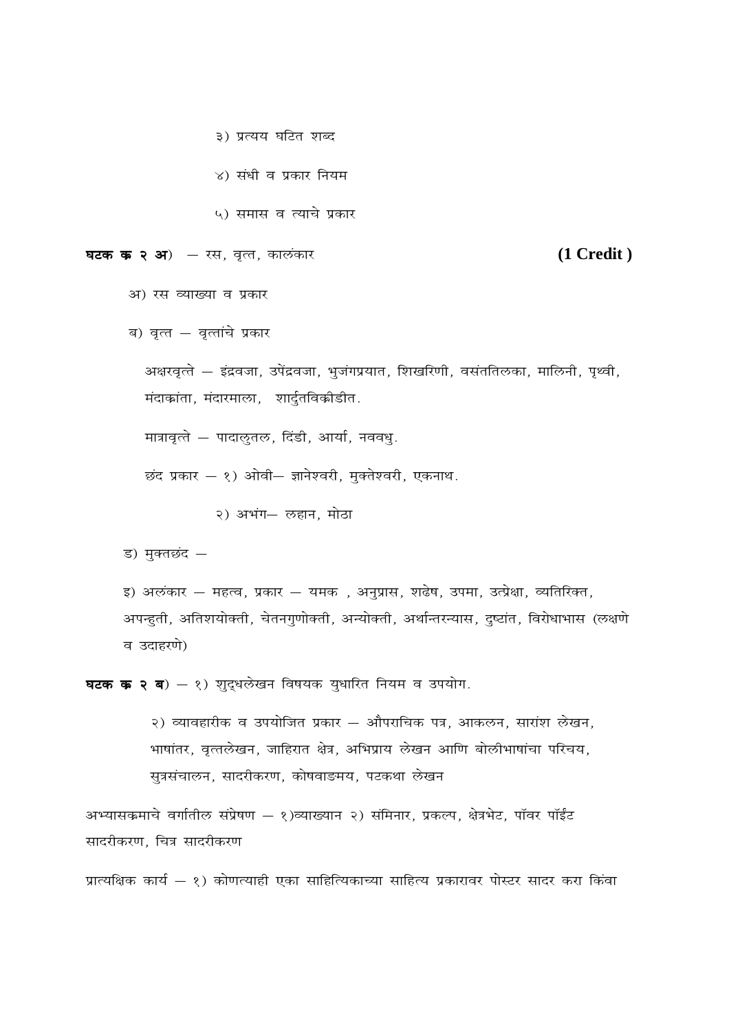३) प्रत्यय घटित शब्द

४) संधी व प्रकार नियम

५) समास व त्याचे प्रकार

**घटक क्र २ अ**) – रस, वृत्त, कालंकार **(1 Credit )**

अ) रस व्याख्या व प्रकार

ब) वृत्त – वृत्तांचे प्रकार

अक्षरवृत्ते – इंद्रवजा, उपेंद्रवजा, भुजंगप्रयात, शिखरिणी, वसंततिलका, मालिनी, पृथ्वी, मंदाक्रांता, मंदारमाला, शार्दुतविक्रीडीत.

मात्रावृत्ते – पादालुतल, दिंडी, आर्या, नववधु.

छंद प्रकार – १) ओवी– ज्ञानेश्वरी, मुक्तेश्वरी, एकनाथ.

२) अभंग– लहान, मोठा

ड) मुक्तछंद –

इ) अलंकार – महत्व, प्रकार – यमक , अनुप्रास, शढेष, उपमा, उत्प्रेक्षा, व्यतिरिक्त, अपन्हुती, अतिशयोक्ती, चेतनगुणोक्ती, अन्योक्ती, अर्थान्तरन्यास, दुष्टांत, विरोधाभास (लक्षणे व उदाहरणे)

**घटक क्र २ ब**) – १) शुद्धलेखन विषयक युधारित नियम व उपयोग.

२) व्यावहारीक व उपयोजित प्रकार – औपराचिक पत्र, आकलन, सारांश लेखन, भाषांतर, वृत्तलेखन, जाहिरात क्षेत्र, अभिप्राय लेखन आणि बोलीभाषांचा परिचय, सुत्रसंचालन, सादरीकरण, कोषवाङमय, पटकथा लेखन

अभ्यासक्रमाचे वर्गातील संप्रेषण – १)व्याख्यान २) संमिनार, प्रकल्प, क्षेत्रभेट, पॉवर पॉईंट सादरीकरण, चित्र सादरीकरण

प्रात्यक्षिक कार्य – १) कोणत्याही एका साहित्यिकाच्या साहित्य प्रकारावर पोस्टर सादर करा किंवा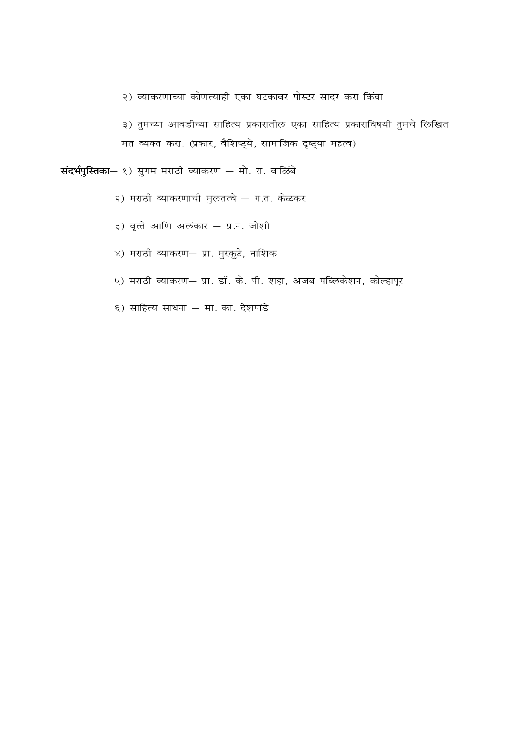२) व्याकरणाच्या कोणत्याही एका घटकावर पोस्टर सादर करा किंवा

३) तुमच्या आवडीच्या साहित्य प्रकारातील एका साहित्य प्रकाराविषयी तुमचे लिखित मत व्यक्त करा. (प्रकार, वैशिष्ट्ये, सामाजिक दृष्ट्या महत्व)

**संदर्भपुस्तिका**– १) सुगम मराठी व्याकरण – मो. रा. वाळिंबे

२) मराठी व्याकरणाची मुलतत्वे – ग.त. केळकर

३) वृत्ते आणि अलंकार – प्र.न. जोशी

४) मराठी व्याकरण– प्रा. मुरकुटे, नाशिक

५) मराठी व्याकरण– प्रा. डॉ. के. पी. शहा, अजब पब्लिकेशन, कोल्हापूर

६) साहित्य साधना – मा. का. देशपांडे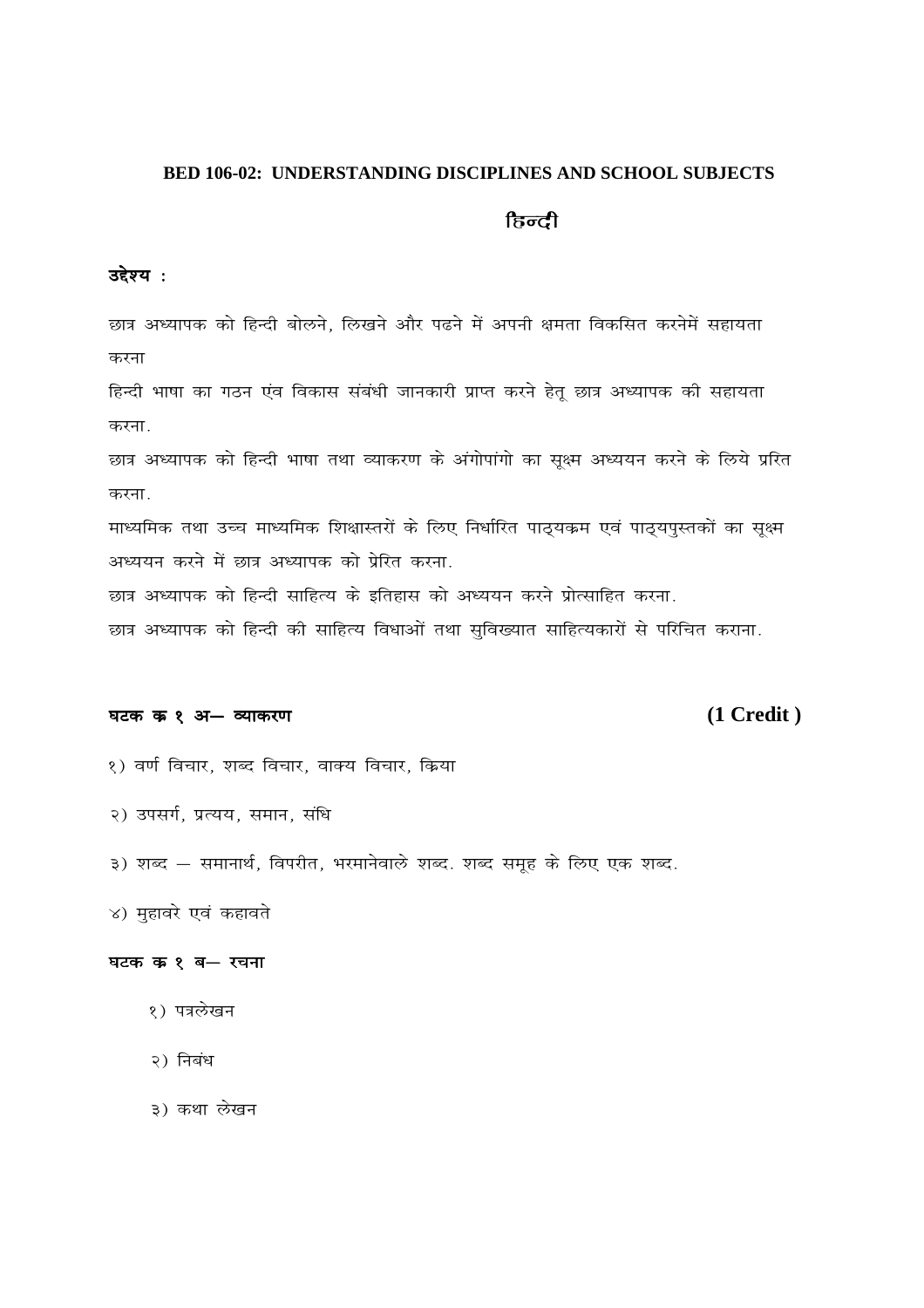**BED 106-02: UNDERSTANDING DISCIPLINES AND SCHOOL SUBJECTS**

## हिन्दी

**उद्देश्य :**

छात्र अध्यापक को हिन्दी बोलने, लिखने और पढने में अपनी क्षमता विकसित करनेमें सहायता करना

हिन्दी भाषा का गठन एंव विकास संबंधी जानकारी प्राप्त करने हेतू छात्र अध्यापक की सहायता करना.

छात्र अध्यापक को हिन्दी भाषा तथा व्याकरण के अंगोपांगो का सूक्ष्म अध्ययन करने के लिये प्ररित करना.

माध्यमिक तथा उच्च माध्यमिक शिक्षास्तरों के लिए निर्धारित पाठ्यक्रम एवं पाठ्यपुस्तकों का सूक्ष्म अध्ययन करने में छात्र अध्यापक को प्रेरित करना.

छात्र अध्यापक को हिन्दी साहित्य के इतिहास को अध्ययन करने प्रोत्साहित करना.

छात्र अध्यापक को हिन्दी की साहित्य विधाओं तथा सुविख्यात साहित्यकारों से परिचित कराना.

**घटक क्र १ अ— व्याकरण** **(1 Credit )**

१) वर्ण विचार, शब्द विचार, वाक्य विचार, क्रिया

२) उपसर्ग, प्रत्यय, समान, संधि

३) शब्द — समानार्थ, विपरीत, भरमानेवाले शब्द. शब्द समूह के लिए एक शब्द.

४) मुहावरे एवं कहावते

**घटक क्र १ ब— रचना**

१) पत्रलेखन

२) निबंध

३) कथा लेखन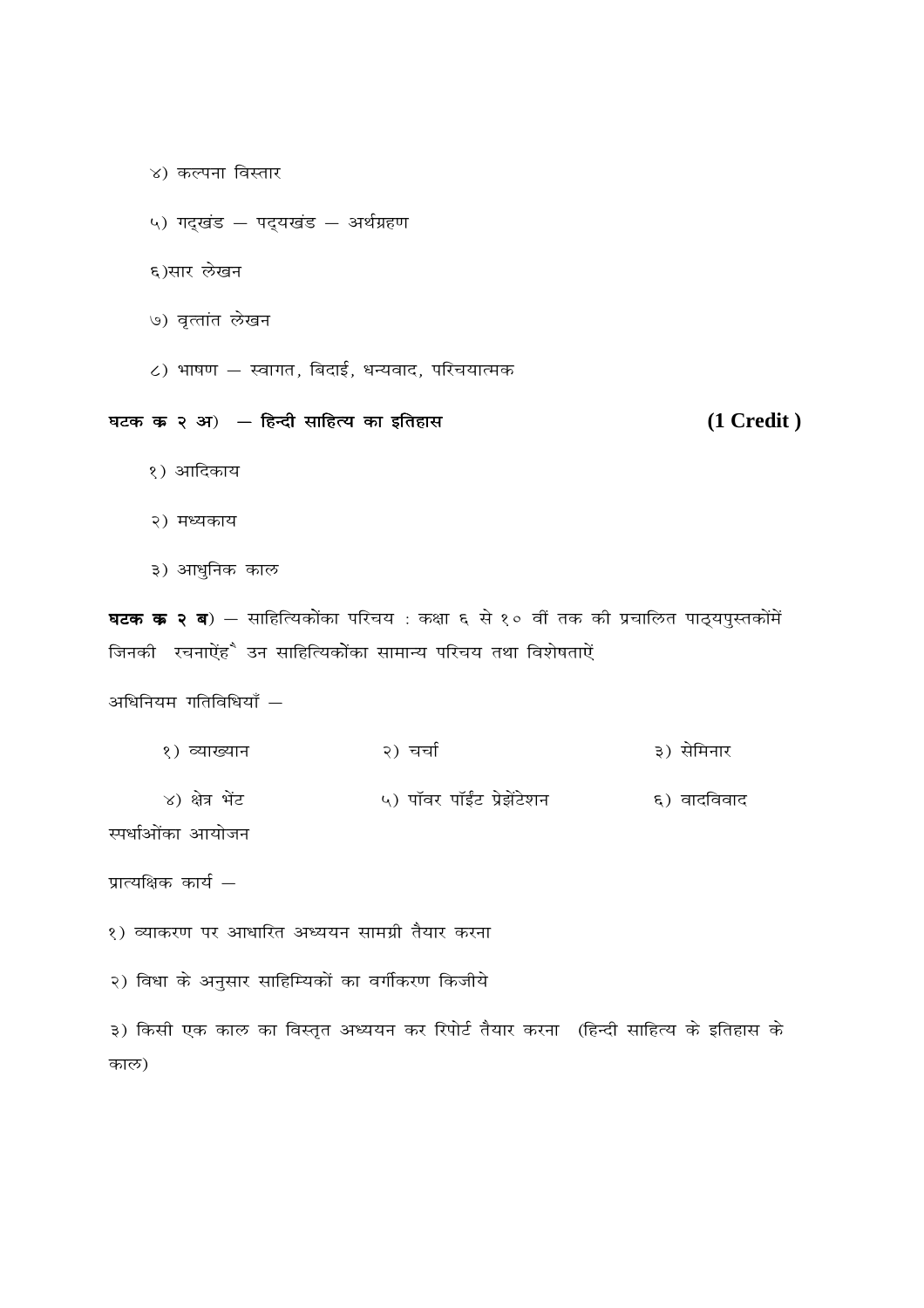४) कल्पना विस्तार

५) गद्‌खंड – पद्‌यखंड – अर्थग्रहण

६)सार लेखन

७) वृत्तांत लेखन

८) भाषण – स्वागत, बिदाई, धन्यवाद, परिचयात्मक

**घटक क २ अ) – हिन्दी साहित्य का इतिहास** **(1 Credit )**

१) आदिकाय

२) मध्यकाय

३) आधुनिक काल

**घटक क २ ब)** – साहित्यिकोंका परिचय : कक्षा ६ से १० वीं तक की प्रचालित पाठ्‌यपुस्तकोंमें जिनकी रचनाऐंहै उन साहित्यिकोंका सामान्य परिचय तथा विशेषताऐं

अधिनियम गतिविधियाँ –

१) व्याख्यान २) चर्चा ३) सेमिनार

४) क्षेत्र भेंट ५) पॉवर पॉईट प्रेझेंटेशन ६) वादविवाद स्पर्धाओंका आयोजन

प्रात्यक्षिक कार्य –

१) व्याकरण पर आधारित अध्ययन सामग्री तैयार करना

२) विधा के अनुसार साहिम्यिकों का वर्गीकरण किजीये

३) किसी एक काल का विस्तृत अध्ययन कर रिपोर्ट तैयार करना (हिन्दी साहित्य के इतिहास के काल)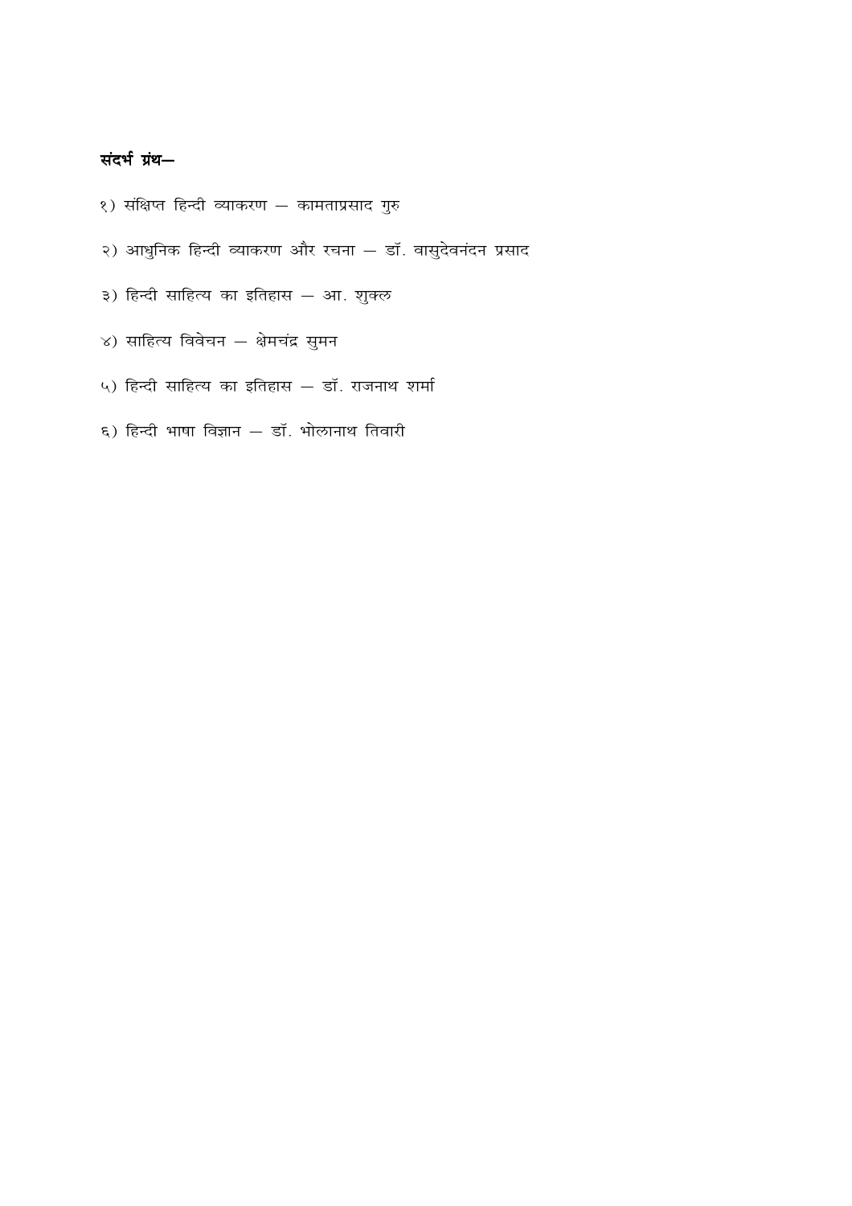**संदर्भ ग्रंथ—**

१) संक्षिप्त हिन्दी व्याकरण — कामताप्रसाद गुरु

२) आधुनिक हिन्दी व्याकरण और रचना — डॉ. वासुदेवनंदन प्रसाद

३) हिन्दी साहित्य का इतिहास — आ. शुक्ल

४) साहित्य विवेचन — क्षेमचंद्र सुमन

५) हिन्दी साहित्य का इतिहास — डॉ. राजनाथ शर्मा

६) हिन्दी भाषा विज्ञान — डॉ. भोलानाथ तिवारी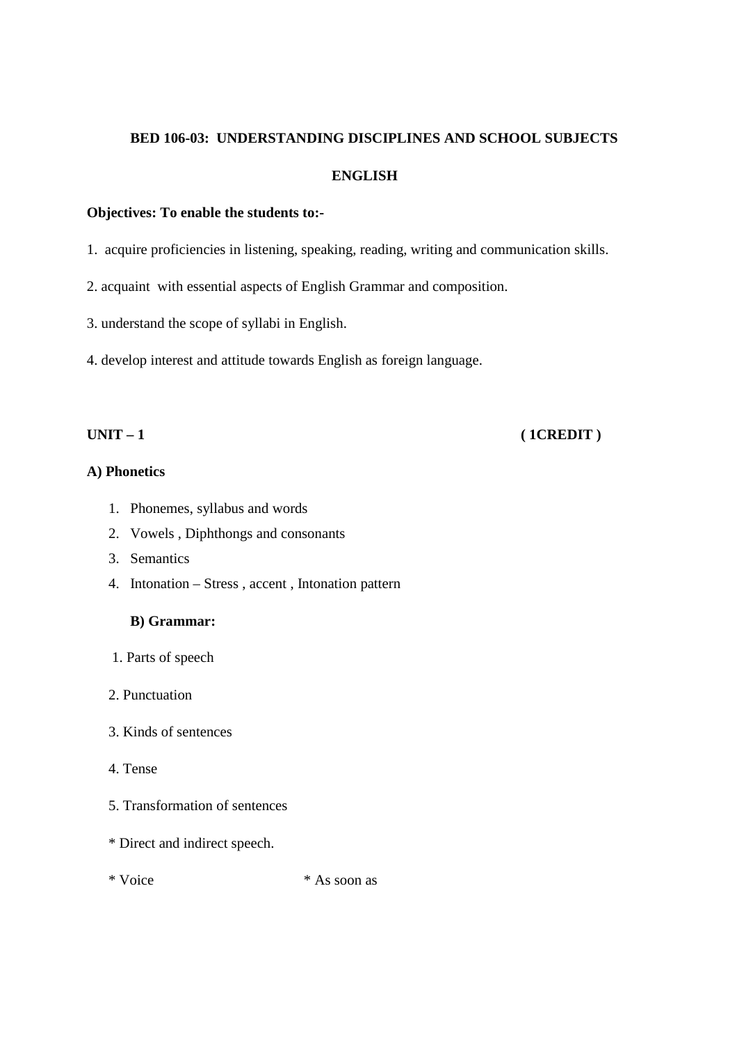**BED 106-03: UNDERSTANDING DISCIPLINES AND SCHOOL SUBJECTS**

**ENGLISH**

**Objectives: To enable the students to:-**

1. acquire proficiencies in listening, speaking, reading, writing and communication skills.

2. acquaint with essential aspects of English Grammar and composition.

3. understand the scope of syllabi in English.

4. develop interest and attitude towards English as foreign language.

**UNIT – 1** **( 1CREDIT )**

**A) Phonetics**

1. Phonemes, syllabus and words
2. Vowels , Diphthongs and consonants
3. Semantics
4. Intonation – Stress , accent , Intonation pattern

**B) Grammar:**

1. Parts of speech

2. Punctuation

3. Kinds of sentences

4. Tense

5. Transformation of sentences

* Direct and indirect speech.

* Voice

* As soon as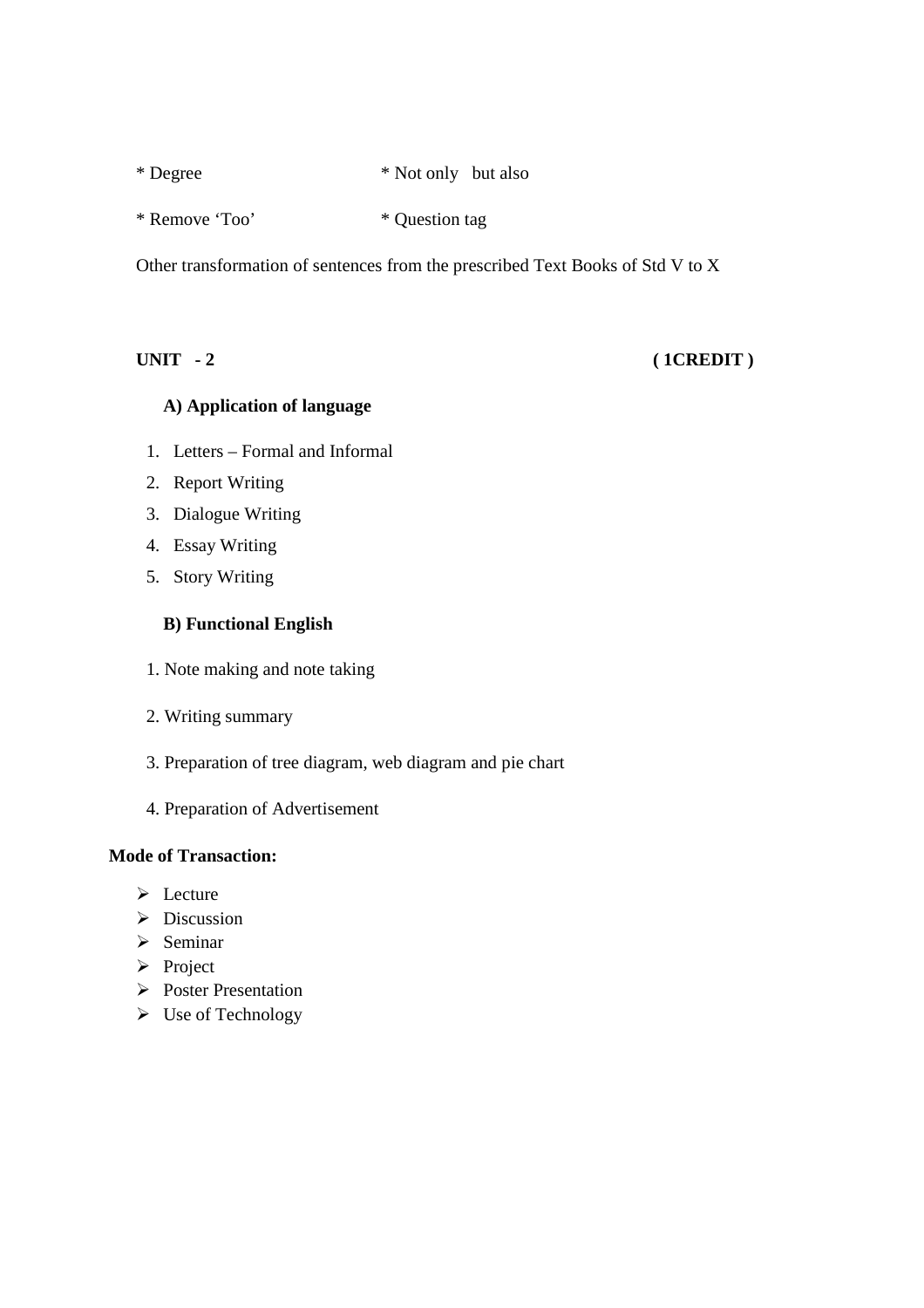* Degree * Not only but also

* Remove 'Too' * Question tag

Other transformation of sentences from the prescribed Text Books of Std V to X

**UNIT - 2** **( 1CREDIT )**

**A) Application of language**

1. Letters – Formal and Informal
2. Report Writing
3. Dialogue Writing
4. Essay Writing
5. Story Writing

**B) Functional English**

1. Note making and note taking

2. Writing summary

3. Preparation of tree diagram, web diagram and pie chart

4. Preparation of Advertisement

**Mode of Transaction:**

- Lecture
- Discussion
- Seminar
- Project
- Poster Presentation
- Use of Technology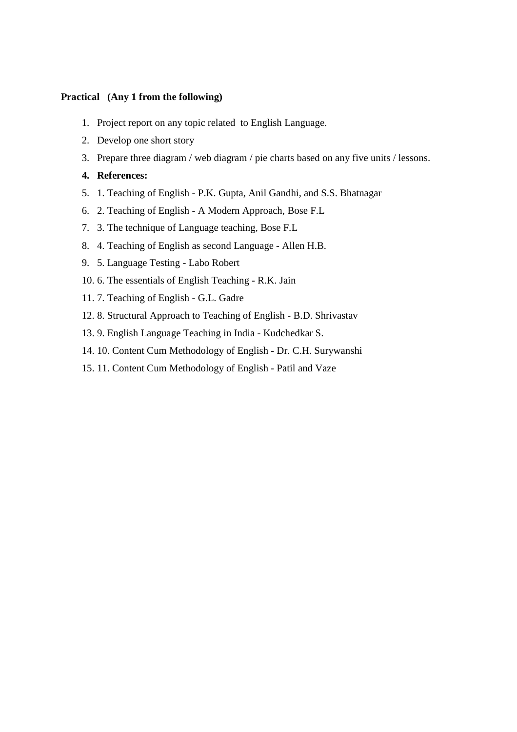**Practical (Any 1 from the following)**

1. Project report on any topic related to English Language.
2. Develop one short story
3. Prepare three diagram / web diagram / pie charts based on any five units / lessons.
4. **References:**
5. 1. Teaching of English - P.K. Gupta, Anil Gandhi, and S.S. Bhatnagar
6. 2. Teaching of English - A Modern Approach, Bose F.L
7. 3. The technique of Language teaching, Bose F.L
8. 4. Teaching of English as second Language - Allen H.B.
9. 5. Language Testing - Labo Robert
10. 6. The essentials of English Teaching - R.K. Jain
11. 7. Teaching of English - G.L. Gadre
12. 8. Structural Approach to Teaching of English - B.D. Shrivastav
13. 9. English Language Teaching in India - Kudchedkar S.
14. 10. Content Cum Methodology of English - Dr. C.H. Surywanshi
15. 11. Content Cum Methodology of English - Patil and Vaze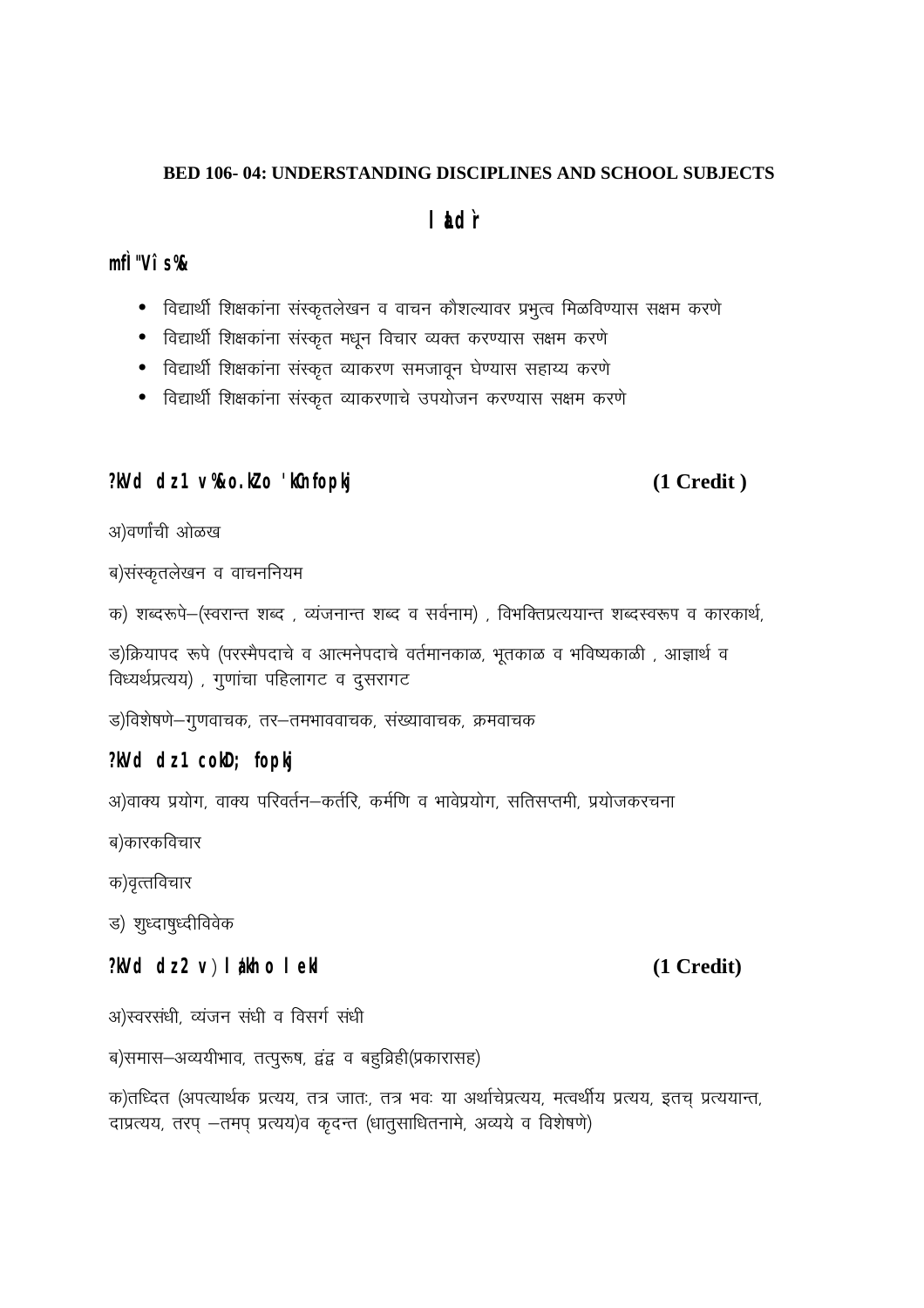**BED 106- 04: UNDERSTANDING DISCIPLINES AND SCHOOL SUBJECTS**

## l aLd`r

### mfÌ"Vî s%&

- विद्यार्थी शिक्षकांना संस्कृतलेखन व वाचन कौशल्यावर प्रभुत्व मिळविण्यास सक्षम करणे
- विद्यार्थी शिक्षकांना संस्कृत मधून विचार व्यक्त करण्यास सक्षम करणे
- विद्यार्थी शिक्षकांना संस्कृत व्याकरण समजावून घेण्यास सहाय्य करणे
- विद्यार्थी शिक्षकांना संस्कृत व्याकरणाचे उपयोजन करण्यास सक्षम करणे

### ?kVd dz1 v%&o.kZo 'kCnfopkj (1 Credit )

अ)वर्णांची ओळख

ब)संस्कृतलेखन व वाचननियम

क) शब्दरूपे–(स्वरान्त शब्द , व्यंजनान्त शब्द व सर्वनाम) , विभक्तिप्रत्ययान्त शब्दस्वरूप व कारकार्थ,

ड)क्रियापद रूपे (परस्मैपदाचे व आत्मनेपदाचे वर्तमानकाळ, भूतकाळ व भविष्यकाळी , आज्ञार्थ व विध्यर्थप्रत्यय) , गुणांचा पहिलागट व दुसरागट

ड)विशेषणे–गुणवाचक, तर–तमभाववाचक, संख्यावाचक, क्रमवाचक

### ?kVd dz1 cokD; fopkj

अ)वाक्य प्रयोग, वाक्य परिवर्तन–कर्तरि, कर्मणि व भावेप्रयोग, सतिसप्तमी, प्रयोजकरचना

ब)कारकविचार

क)वृत्तविचार

ड) शुध्दाशुध्दीविवेक

### ?kVd dz2 v) l ákh o l ekl (1 Credit)

अ)स्वरसंधी, व्यंजन संधी व विसर्ग संधी

ब)समास–अव्ययीभाव, तत्पुरूष, द्वंद्व व बहुव्रिही(प्रकारासह)

क)तध्दित (अपत्यार्थक प्रत्यय, तत्र जातः, तत्र भवः या अर्थाचेप्रत्यय, मत्वर्थीय प्रत्यय, इतच् प्रत्ययान्त, दाप्रत्यय, तरप् –तमप् प्रत्यय)व कृदन्त (धातुसाधितनामे, अव्यये व विशेषणे)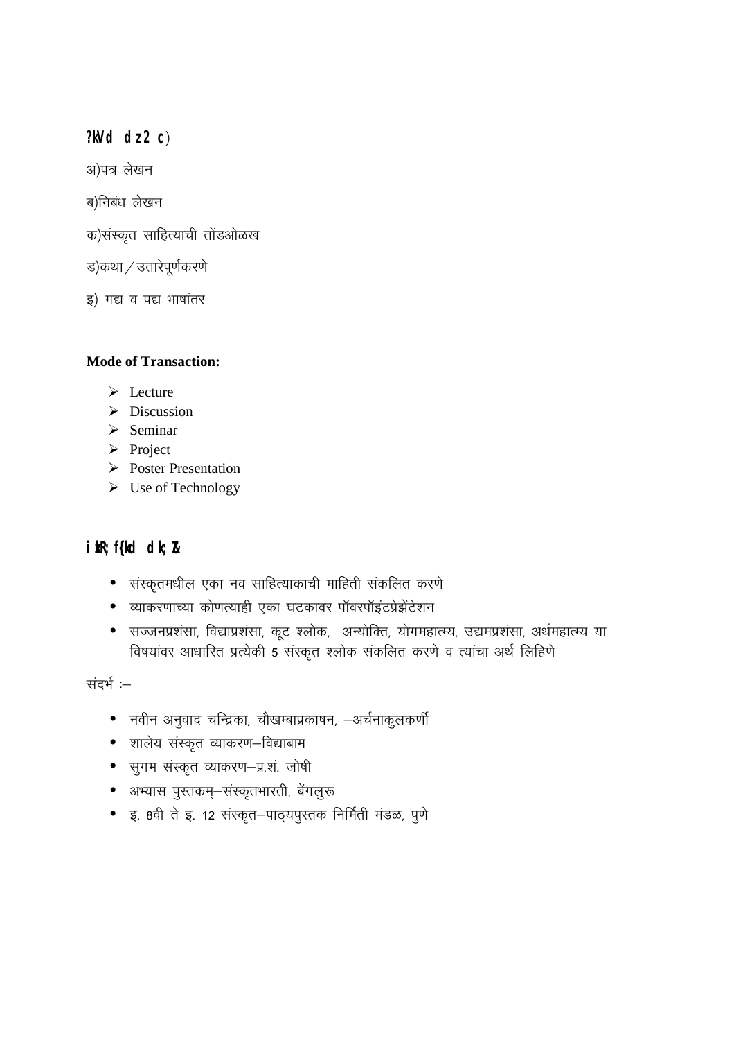**घटक क्र 2 ब)**

अ)पत्र लेखन

ब)निबंध लेखन

क)संस्कृत साहित्याची तोंडओळख

ड)कथा / उतारेपूर्णकरणे

इ) गद्य व पद्य भाषांतर

**Mode of Transaction:**

- Lecture
- Discussion
- Seminar
- Project
- Poster Presentation
- Use of Technology

**प्रात्यक्षिक कार्य**

- संस्कृतमधील एका नव साहित्याकाची माहिती संकलित करणे
- व्याकरणाच्या कोणत्याही एका घटकावर पॉवरपॉइंटप्रेझेंटेशन
- सज्जनप्रशंसा, विद्याप्रशंसा, कूट श्लोक, अन्योक्ति, योगमहात्म्य, उद्यमप्रशंसा, अर्थमहात्म्य या विषयांवर आधारित प्रत्येकी 5 संस्कृत श्लोक संकलित करणे व त्यांचा अर्थ लिहिणे

संदर्भ :–

- नवीन अनुवाद चन्द्रिका, चौखम्बाप्रकाषन, –अर्चनाकुलकर्णी
- शालेय संस्कृत व्याकरण–विद्याबाम
- सुगम संस्कृत व्याकरण–प्र.शं. जोषी
- अभ्यास पुस्तकम्–संस्कृतभारती, बेंगलुरू
- इ. 8वी ते इ. 12 संस्कृत–पाठ्यपुस्तक निर्मिती मंडळ, पुणे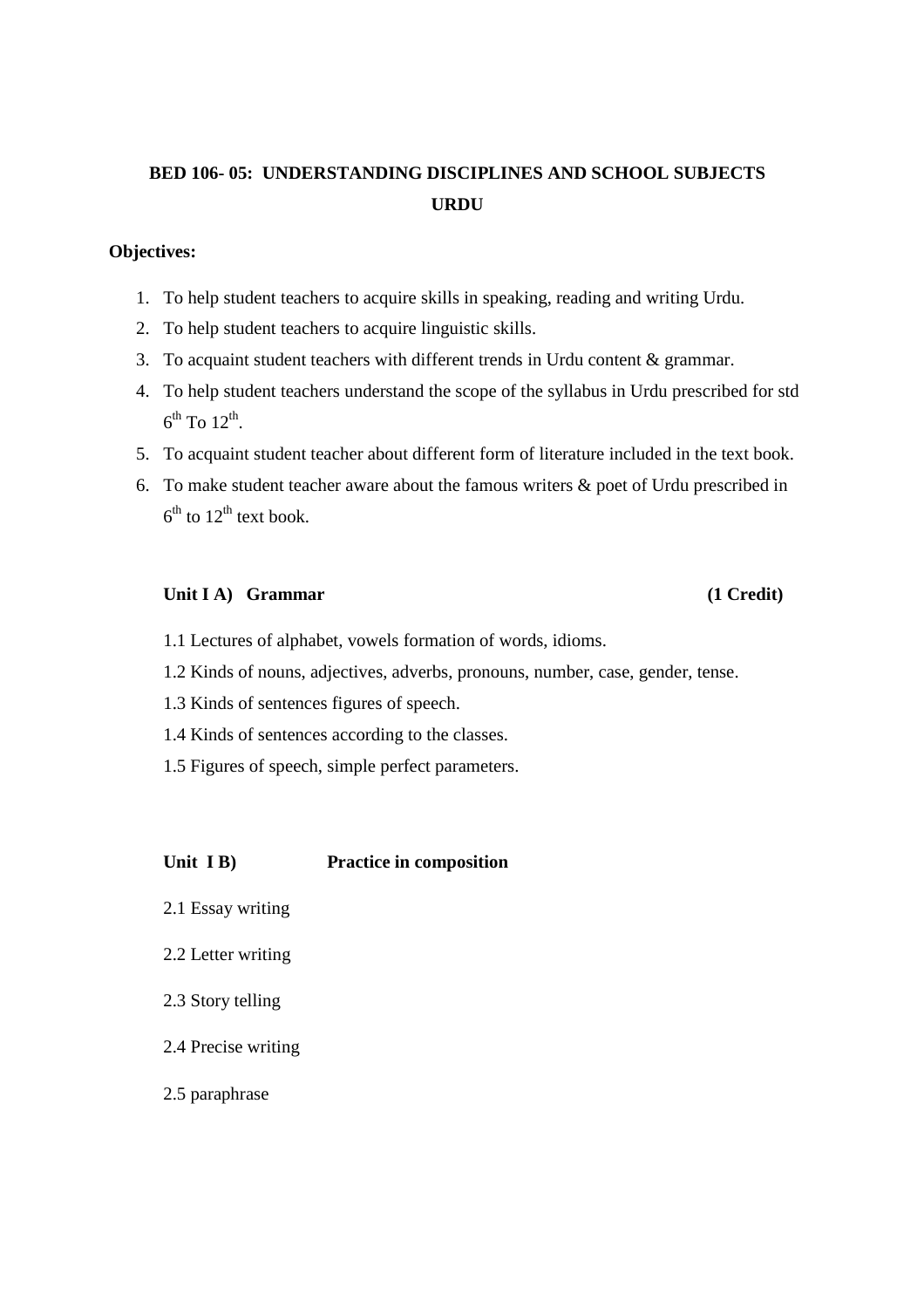# BED 106- 05: UNDERSTANDING DISCIPLINES AND SCHOOL SUBJECTS URDU

**Objectives:**

1. To help student teachers to acquire skills in speaking, reading and writing Urdu.
2. To help student teachers to acquire linguistic skills.
3. To acquaint student teachers with different trends in Urdu content & grammar.
4. To help student teachers understand the scope of the syllabus in Urdu prescribed for std $6^{th}$ To $12^{th}$.
5. To acquaint student teacher about different form of literature included in the text book.
6. To make student teacher aware about the famous writers & poet of Urdu prescribed in $6^{th}$ to $12^{th}$ text book.

**Unit I A) Grammar (1 Credit)**

1.1 Lectures of alphabet, vowels formation of words, idioms.

1.2 Kinds of nouns, adjectives, adverbs, pronouns, number, case, gender, tense.

1.3 Kinds of sentences figures of speech.

1.4 Kinds of sentences according to the classes.

1.5 Figures of speech, simple perfect parameters.

**Unit I B) Practice in composition**

2.1 Essay writing

2.2 Letter writing

2.3 Story telling

2.4 Precise writing

2.5 paraphrase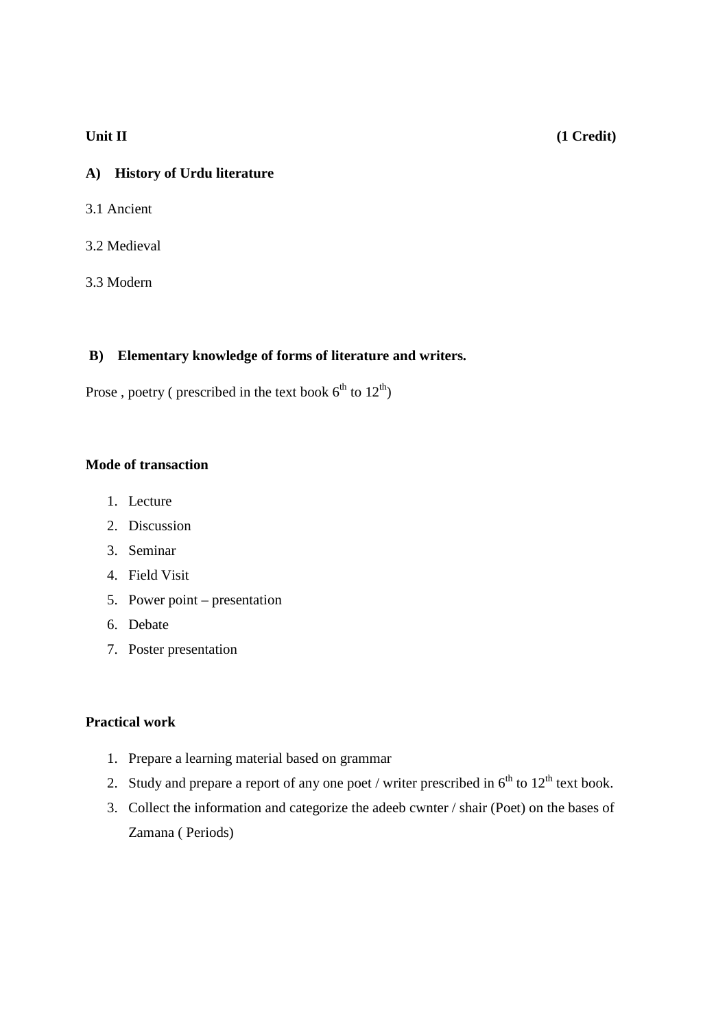**Unit II** **(1 Credit)**

**A) History of Urdu literature**

3.1 Ancient

3.2 Medieval

3.3 Modern

**B) Elementary knowledge of forms of literature and writers.**

Prose , poetry ( prescribed in the text book $6^{th}$ to $12^{th}$)

**Mode of transaction**

1. Lecture
2. Discussion
3. Seminar
4. Field Visit
5. Power point – presentation
6. Debate
7. Poster presentation

**Practical work**

1. Prepare a learning material based on grammar
2. Study and prepare a report of any one poet / writer prescribed in $6^{th}$ to $12^{th}$ text book.
3. Collect the information and categorize the adeeb cwnter / shair (Poet) on the bases of Zamana ( Periods)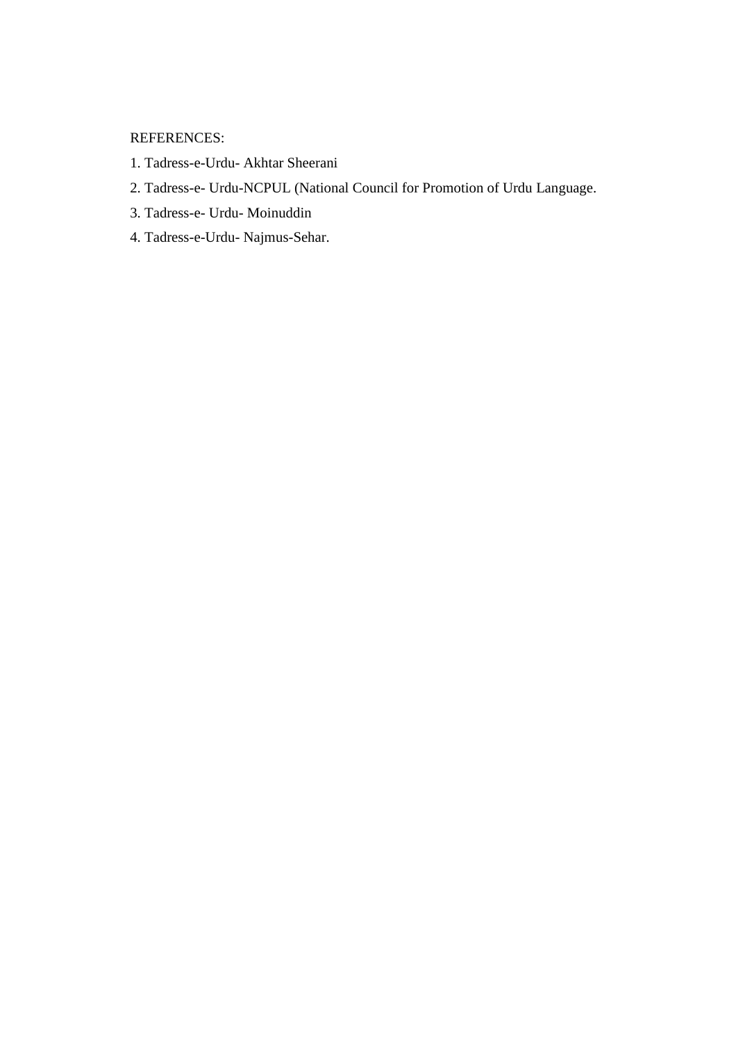REFERENCES:

1. Tadress-e-Urdu- Akhtar Sheerani
2. Tadress-e- Urdu-NCPUL (National Council for Promotion of Urdu Language.
3. Tadress-e- Urdu- Moinuddin
4. Tadress-e-Urdu- Najmus-Sehar.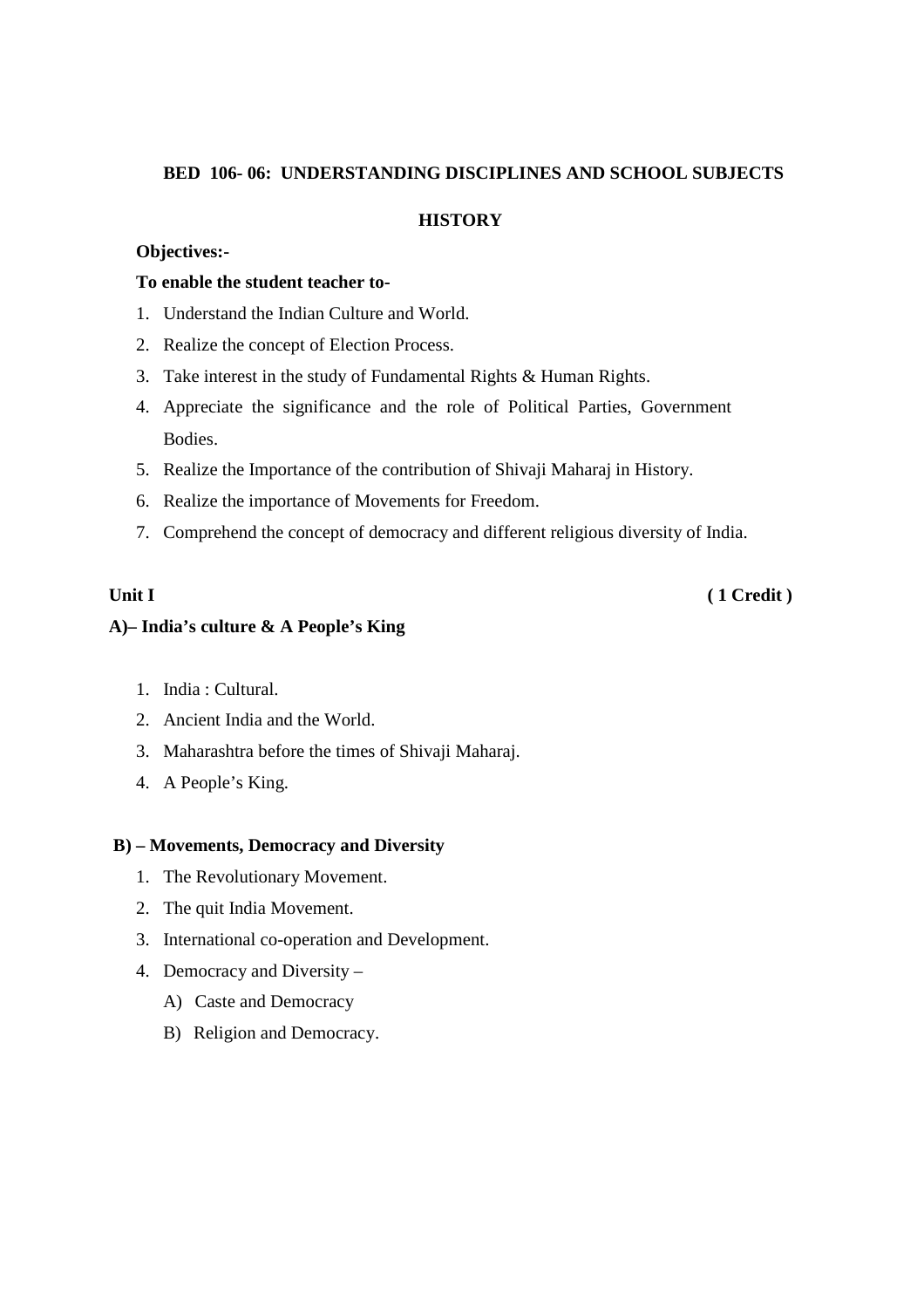## BED 106- 06: UNDERSTANDING DISCIPLINES AND SCHOOL SUBJECTS

### HISTORY

**Objectives:-**

**To enable the student teacher to-**

1. Understand the Indian Culture and World.
2. Realize the concept of Election Process.
3. Take interest in the study of Fundamental Rights & Human Rights.
4. Appreciate the significance and the role of Political Parties, Government Bodies.
5. Realize the Importance of the contribution of Shivaji Maharaj in History.
6. Realize the importance of Movements for Freedom.
7. Comprehend the concept of democracy and different religious diversity of India.

**Unit I** **( 1 Credit )**

**A)– India's culture & A People's King**

1. India : Cultural.
2. Ancient India and the World.
3. Maharashtra before the times of Shivaji Maharaj.
4. A People's King.

**B) – Movements, Democracy and Diversity**

1. The Revolutionary Movement.
2. The quit India Movement.
3. International co-operation and Development.
4. Democracy and Diversity –
   - A) Caste and Democracy
   - B) Religion and Democracy.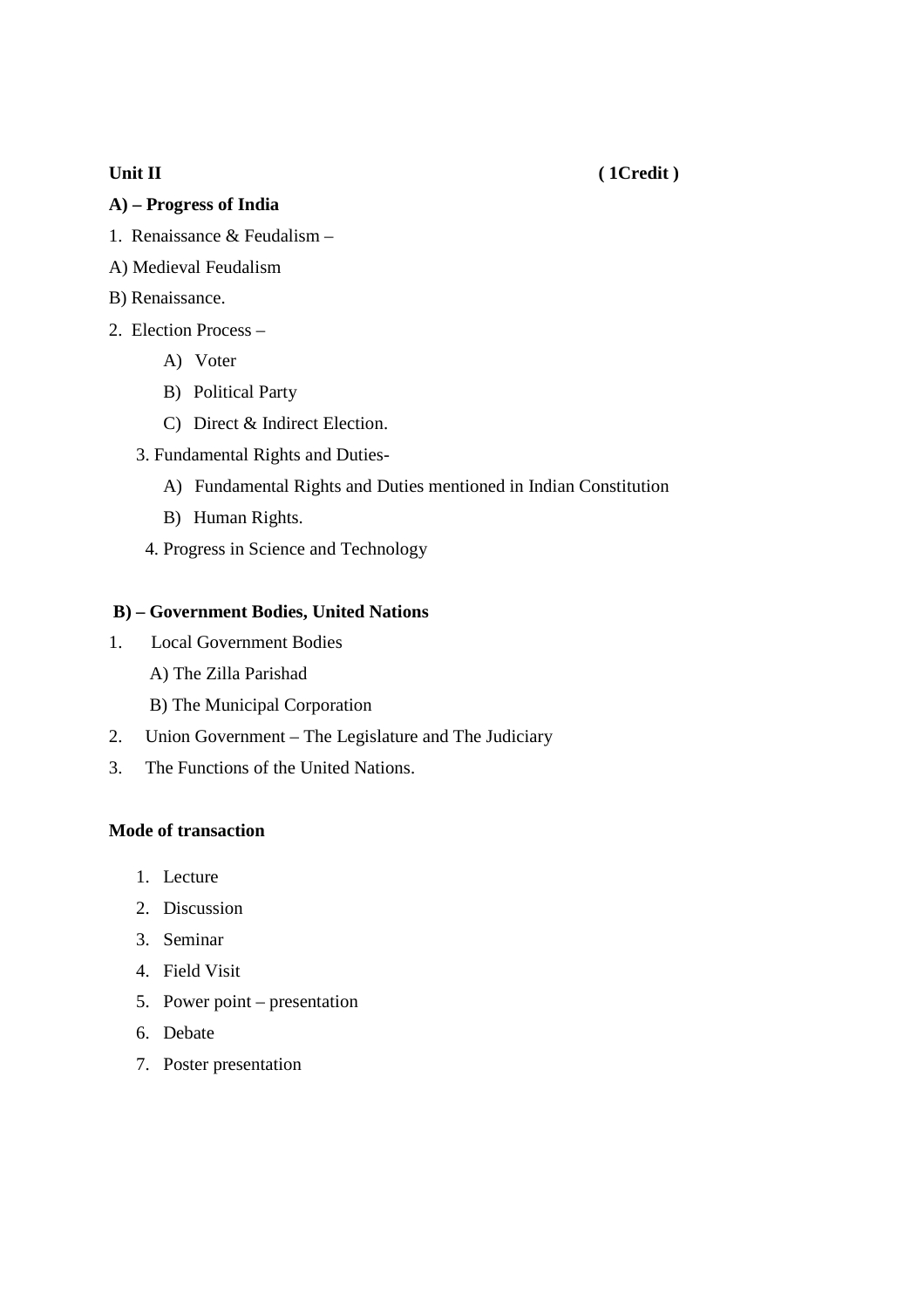**Unit II** **( 1Credit )**

**A) – Progress of India**

1. Renaissance & Feudalism –

A) Medieval Feudalism

B) Renaissance.

2. Election Process –

   A) Voter

   B) Political Party

   C) Direct & Indirect Election.

3. Fundamental Rights and Duties-

   A) Fundamental Rights and Duties mentioned in Indian Constitution

   B) Human Rights.

4. Progress in Science and Technology

**B) – Government Bodies, United Nations**

1. Local Government Bodies

   A) The Zilla Parishad

   B) The Municipal Corporation

2. Union Government – The Legislature and The Judiciary

3. The Functions of the United Nations.

**Mode of transaction**

1. Lecture
2. Discussion
3. Seminar
4. Field Visit
5. Power point – presentation
6. Debate
7. Poster presentation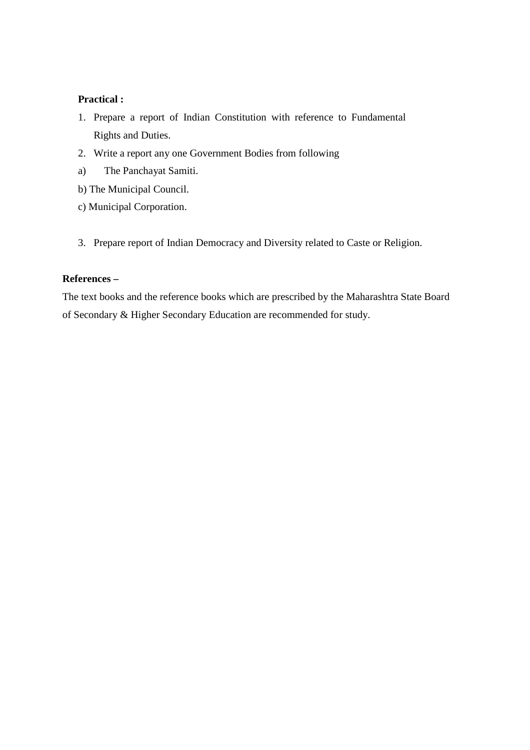**Practical :**

1. Prepare a report of Indian Constitution with reference to Fundamental Rights and Duties.
2. Write a report any one Government Bodies from following

a) The Panchayat Samiti.

b) The Municipal Council.

c) Municipal Corporation.

3. Prepare report of Indian Democracy and Diversity related to Caste or Religion.

**References –**

The text books and the reference books which are prescribed by the Maharashtra State Board of Secondary & Higher Secondary Education are recommended for study.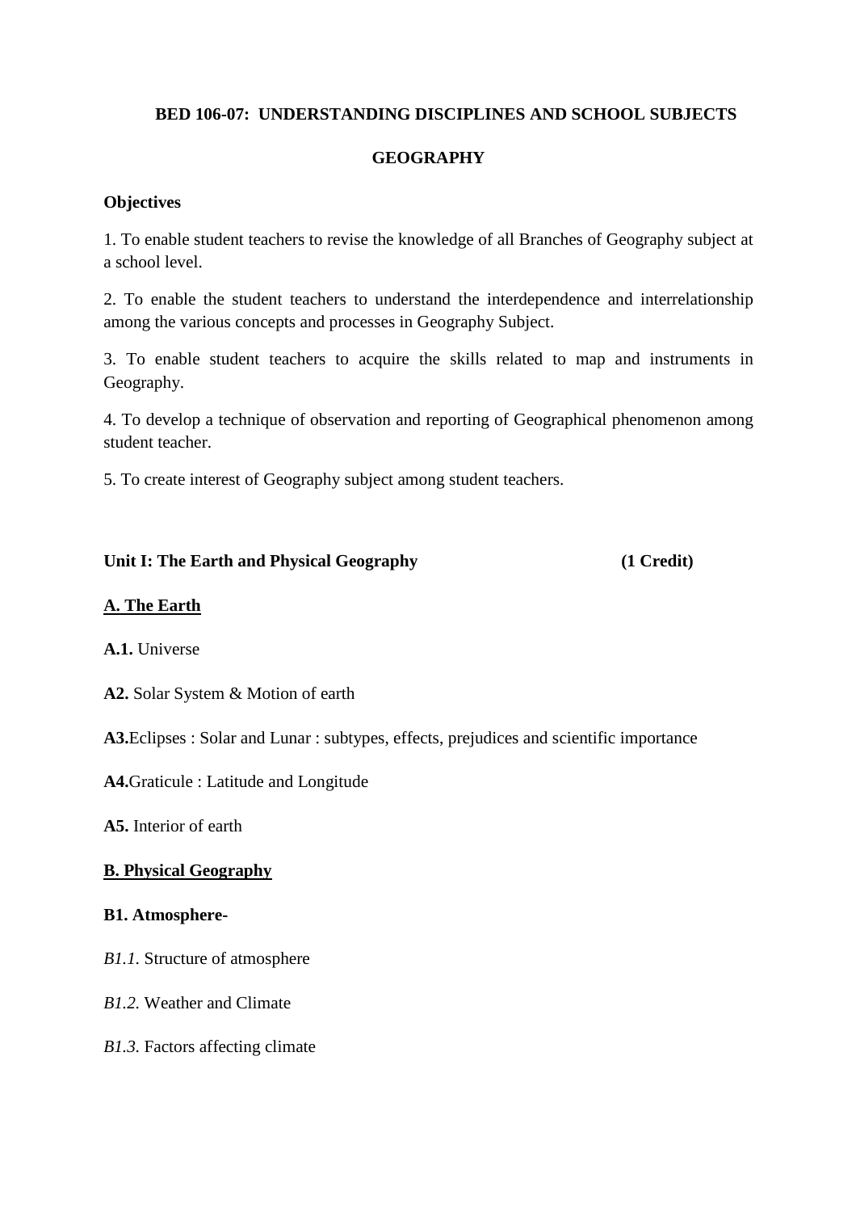**BED 106-07: UNDERSTANDING DISCIPLINES AND SCHOOL SUBJECTS**

**GEOGRAPHY**

**Objectives**

1. To enable student teachers to revise the knowledge of all Branches of Geography subject at a school level.

2. To enable the student teachers to understand the interdependence and interrelationship among the various concepts and processes in Geography Subject.

3. To enable student teachers to acquire the skills related to map and instruments in Geography.

4. To develop a technique of observation and reporting of Geographical phenomenon among student teacher.

5. To create interest of Geography subject among student teachers.

**Unit I: The Earth and Physical Geography (1 Credit)**

**A. The Earth**

**A.1.** Universe

**A2.** Solar System & Motion of earth

**A3.** Eclipses : Solar and Lunar : subtypes, effects, prejudices and scientific importance

**A4.** Graticule : Latitude and Longitude

**A5.** Interior of earth

**B. Physical Geography**

**B1. Atmosphere-**

*B1.1.* Structure of atmosphere

*B1.2.* Weather and Climate

*B1.3.* Factors affecting climate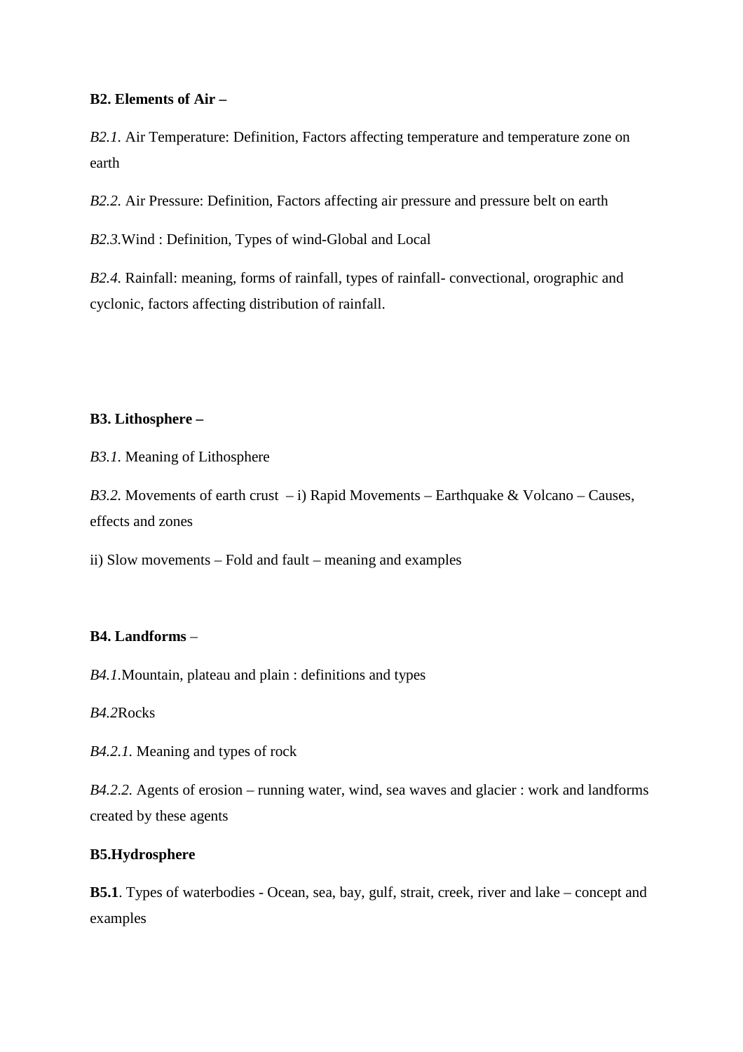**B2. Elements of Air –**

*B2.1.* Air Temperature: Definition, Factors affecting temperature and temperature zone on earth

*B2.2.* Air Pressure: Definition, Factors affecting air pressure and pressure belt on earth

*B2.3.*Wind : Definition, Types of wind-Global and Local

*B2.4.* Rainfall: meaning, forms of rainfall, types of rainfall- convectional, orographic and cyclonic, factors affecting distribution of rainfall.

**B3. Lithosphere –**

*B3.1.* Meaning of Lithosphere

*B3.2.* Movements of earth crust – i) Rapid Movements – Earthquake & Volcano – Causes, effects and zones

ii) Slow movements – Fold and fault – meaning and examples

**B4. Landforms** –

*B4.1.*Mountain, plateau and plain : definitions and types

*B4.2*Rocks

*B4.2.1.* Meaning and types of rock

*B4.2.2.* Agents of erosion – running water, wind, sea waves and glacier : work and landforms created by these agents

**B5.Hydrosphere**

**B5.1**. Types of waterbodies - Ocean, sea, bay, gulf, strait, creek, river and lake – concept and examples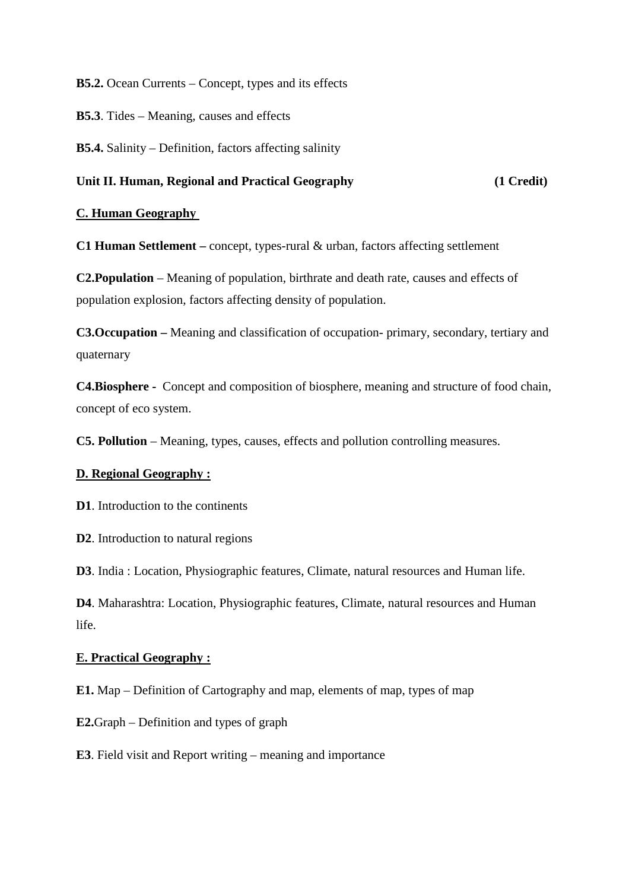**B5.2.** Ocean Currents – Concept, types and its effects

**B5.3**. Tides – Meaning, causes and effects

**B5.4.** Salinity – Definition, factors affecting salinity

**Unit II. Human, Regional and Practical Geography (1 Credit)**

**C. Human Geography**

**C1 Human Settlement –** concept, types-rural & urban, factors affecting settlement

**C2.Population** – Meaning of population, birthrate and death rate, causes and effects of population explosion, factors affecting density of population.

**C3.Occupation –** Meaning and classification of occupation- primary, secondary, tertiary and quaternary

**C4.Biosphere -** Concept and composition of biosphere, meaning and structure of food chain, concept of eco system.

**C5. Pollution** – Meaning, types, causes, effects and pollution controlling measures.

**D. Regional Geography :**

**D1**. Introduction to the continents

**D2**. Introduction to natural regions

**D3**. India : Location, Physiographic features, Climate, natural resources and Human life.

**D4**. Maharashtra: Location, Physiographic features, Climate, natural resources and Human life.

**E. Practical Geography :**

**E1.** Map – Definition of Cartography and map, elements of map, types of map

**E2.**Graph – Definition and types of graph

**E3**. Field visit and Report writing – meaning and importance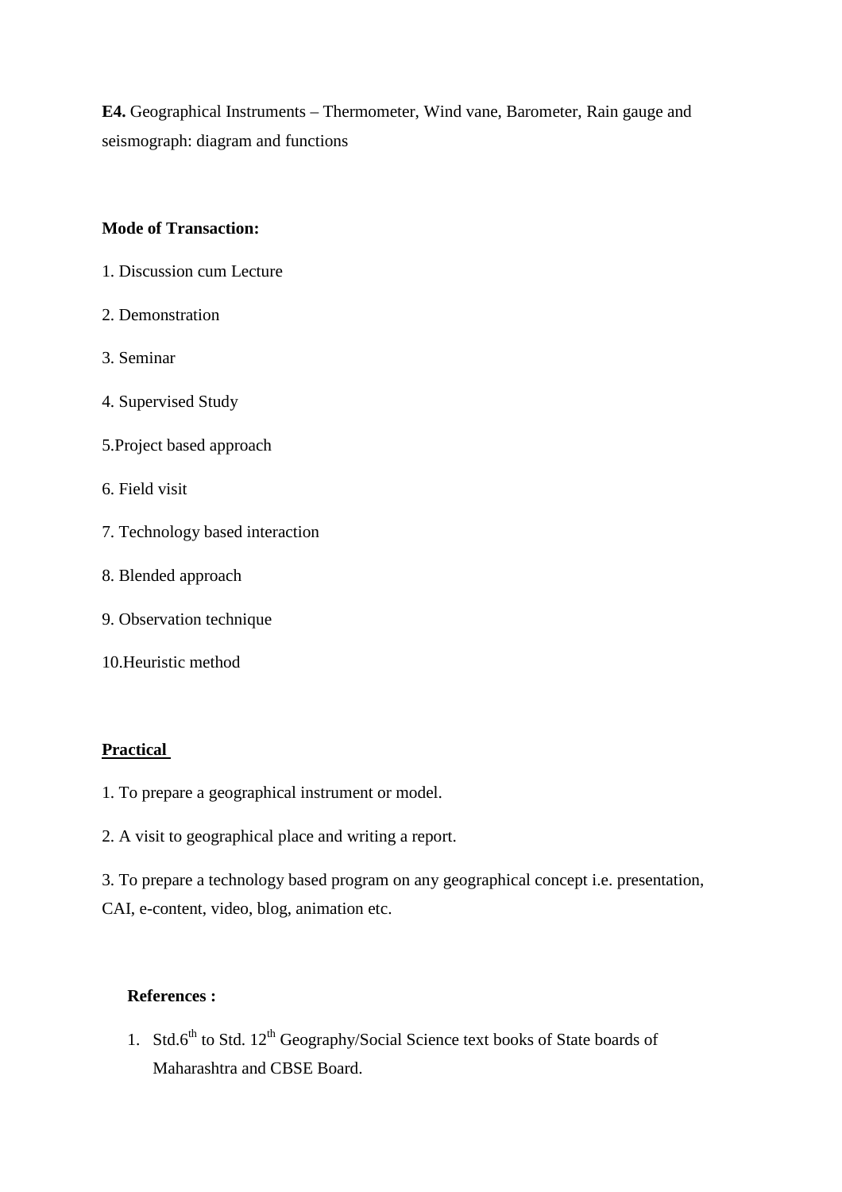**E4.** Geographical Instruments – Thermometer, Wind vane, Barometer, Rain gauge and seismograph: diagram and functions

**Mode of Transaction:**

1. Discussion cum Lecture
2. Demonstration
3. Seminar
4. Supervised Study
5. Project based approach
6. Field visit
7. Technology based interaction
8. Blended approach
9. Observation technique
10. Heuristic method

**Practical**

1. To prepare a geographical instrument or model.
2. A visit to geographical place and writing a report.
3. To prepare a technology based program on any geographical concept i.e. presentation, CAI, e-content, video, blog, animation etc.

**References :**

1. Std.6$^{th}$ to Std. 12$^{th}$ Geography/Social Science text books of State boards of Maharashtra and CBSE Board.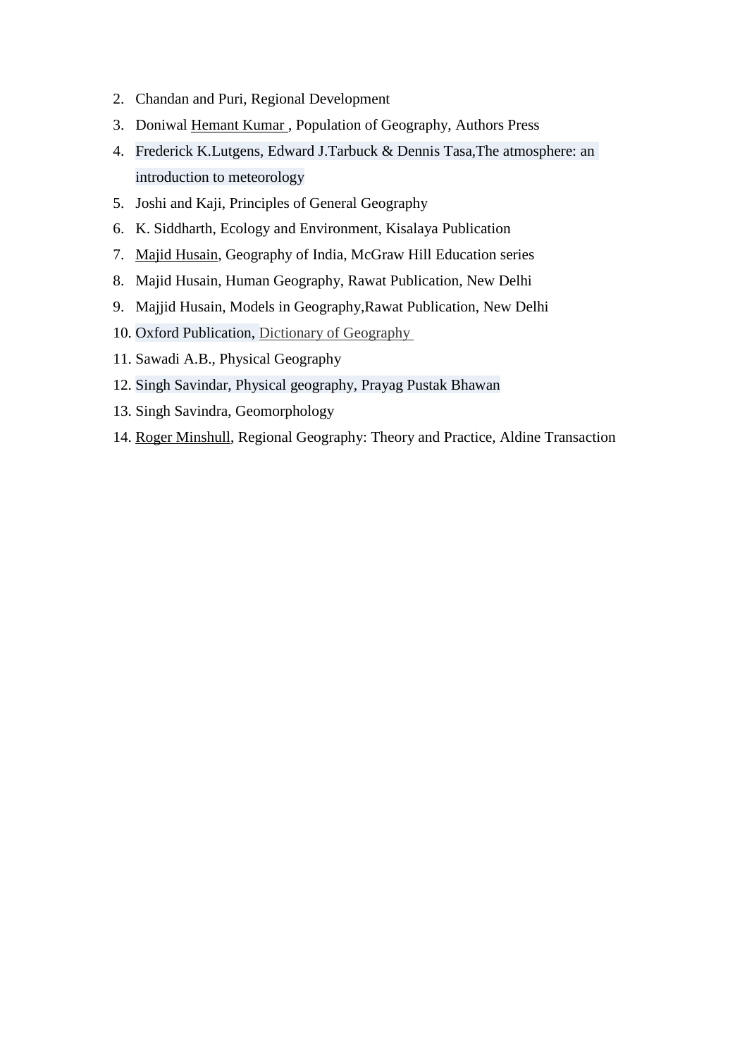2. Chandan and Puri, Regional Development
3. Doniwal Hemant Kumar , Population of Geography, Authors Press
4. Frederick K.Lutgens, Edward J.Tarbuck & Dennis Tasa,The atmosphere: an introduction to meteorology
5. Joshi and Kaji, Principles of General Geography
6. K. Siddharth, Ecology and Environment, Kisalaya Publication
7. Majid Husain, Geography of India, McGraw Hill Education series
8. Majid Husain, Human Geography, Rawat Publication, New Delhi
9. Majjid Husain, Models in Geography,Rawat Publication, New Delhi
10. Oxford Publication, Dictionary of Geography
11. Sawadi A.B., Physical Geography
12. Singh Savindar, Physical geography, Prayag Pustak Bhawan
13. Singh Savindra, Geomorphology
14. Roger Minshull, Regional Geography: Theory and Practice, Aldine Transaction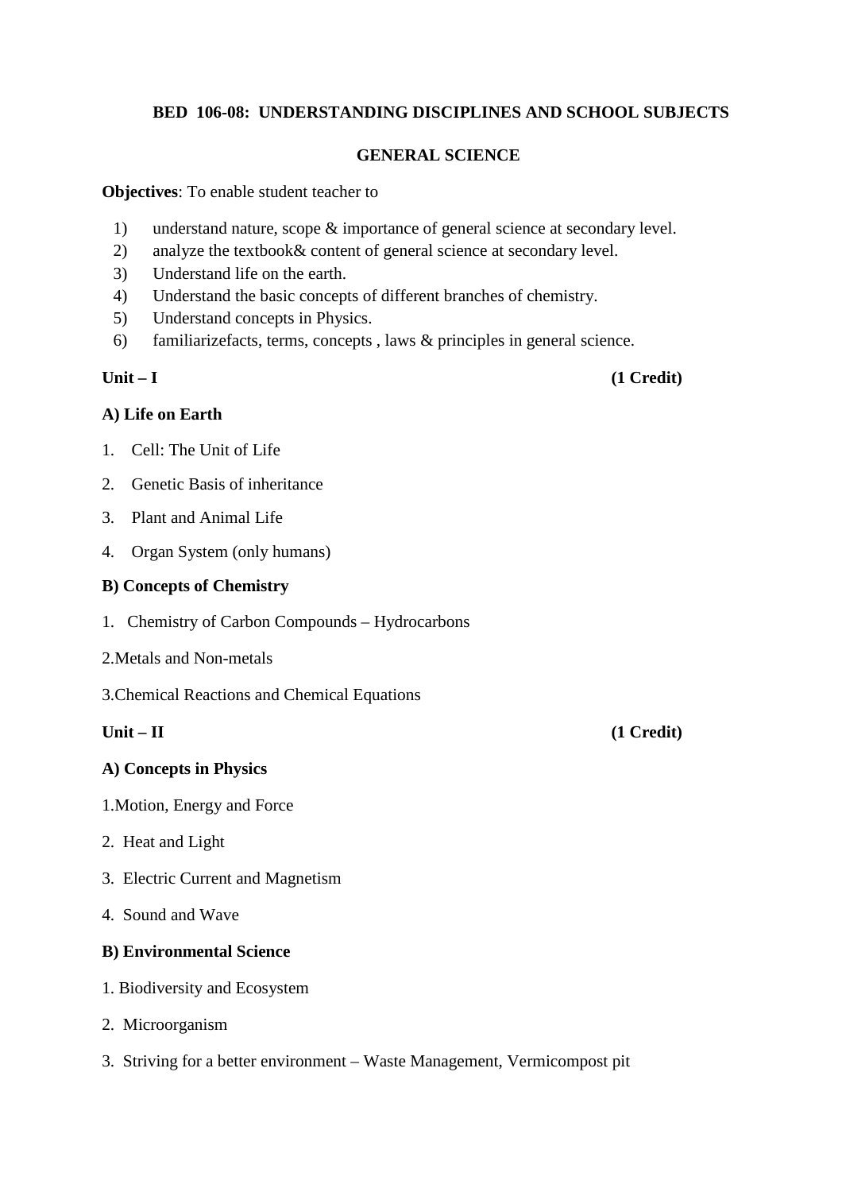# BED 106-08: UNDERSTANDING DISCIPLINES AND SCHOOL SUBJECTS

## GENERAL SCIENCE

**Objectives**: To enable student teacher to

1) understand nature, scope & importance of general science at secondary level.
2) analyze the textbook& content of general science at secondary level.
3) Understand life on the earth.
4) Understand the basic concepts of different branches of chemistry.
5) Understand concepts in Physics.
6) familiarizefacts, terms, concepts , laws & principles in general science.

**Unit – I** **(1 Credit)**

**A) Life on Earth**

1. Cell: The Unit of Life
2. Genetic Basis of inheritance
3. Plant and Animal Life
4. Organ System (only humans)

**B) Concepts of Chemistry**

1. Chemistry of Carbon Compounds – Hydrocarbons

2.Metals and Non-metals

3.Chemical Reactions and Chemical Equations

**Unit – II** **(1 Credit)**

**A) Concepts in Physics**

1.Motion, Energy and Force

2. Heat and Light

3. Electric Current and Magnetism

4. Sound and Wave

**B) Environmental Science**

1. Biodiversity and Ecosystem

2. Microorganism

3. Striving for a better environment – Waste Management, Vermicompost pit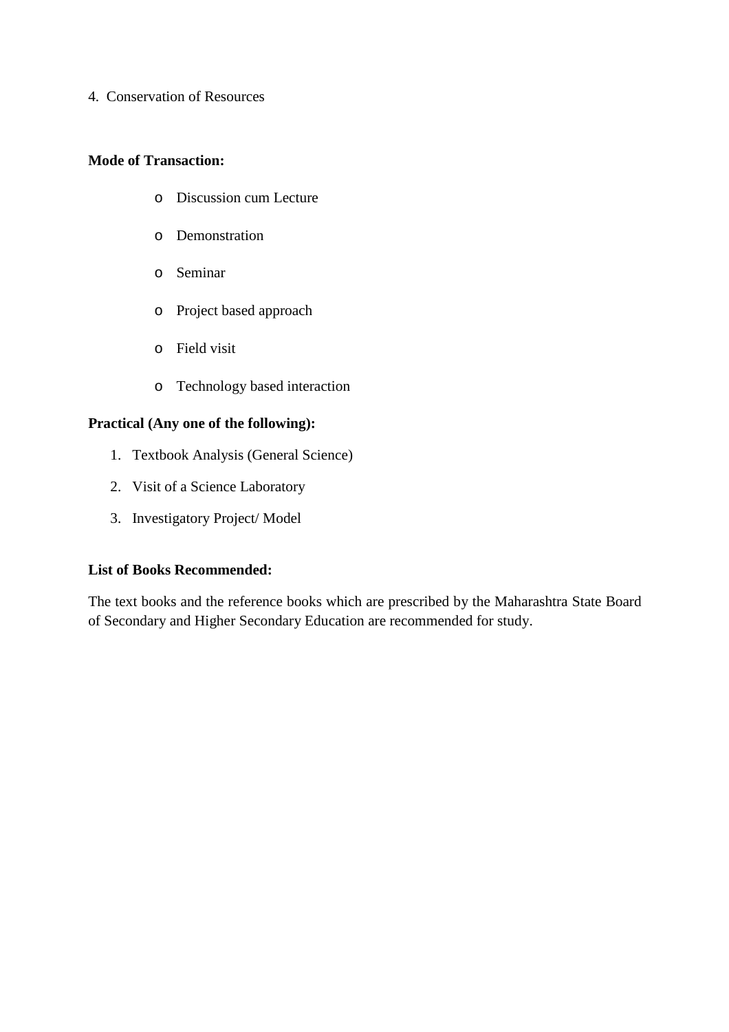4. Conservation of Resources

**Mode of Transaction:**

- Discussion cum Lecture
- Demonstration
- Seminar
- Project based approach
- Field visit
- Technology based interaction

**Practical (Any one of the following):**

1. Textbook Analysis (General Science)
2. Visit of a Science Laboratory
3. Investigatory Project/ Model

**List of Books Recommended:**

The text books and the reference books which are prescribed by the Maharashtra State Board of Secondary and Higher Secondary Education are recommended for study.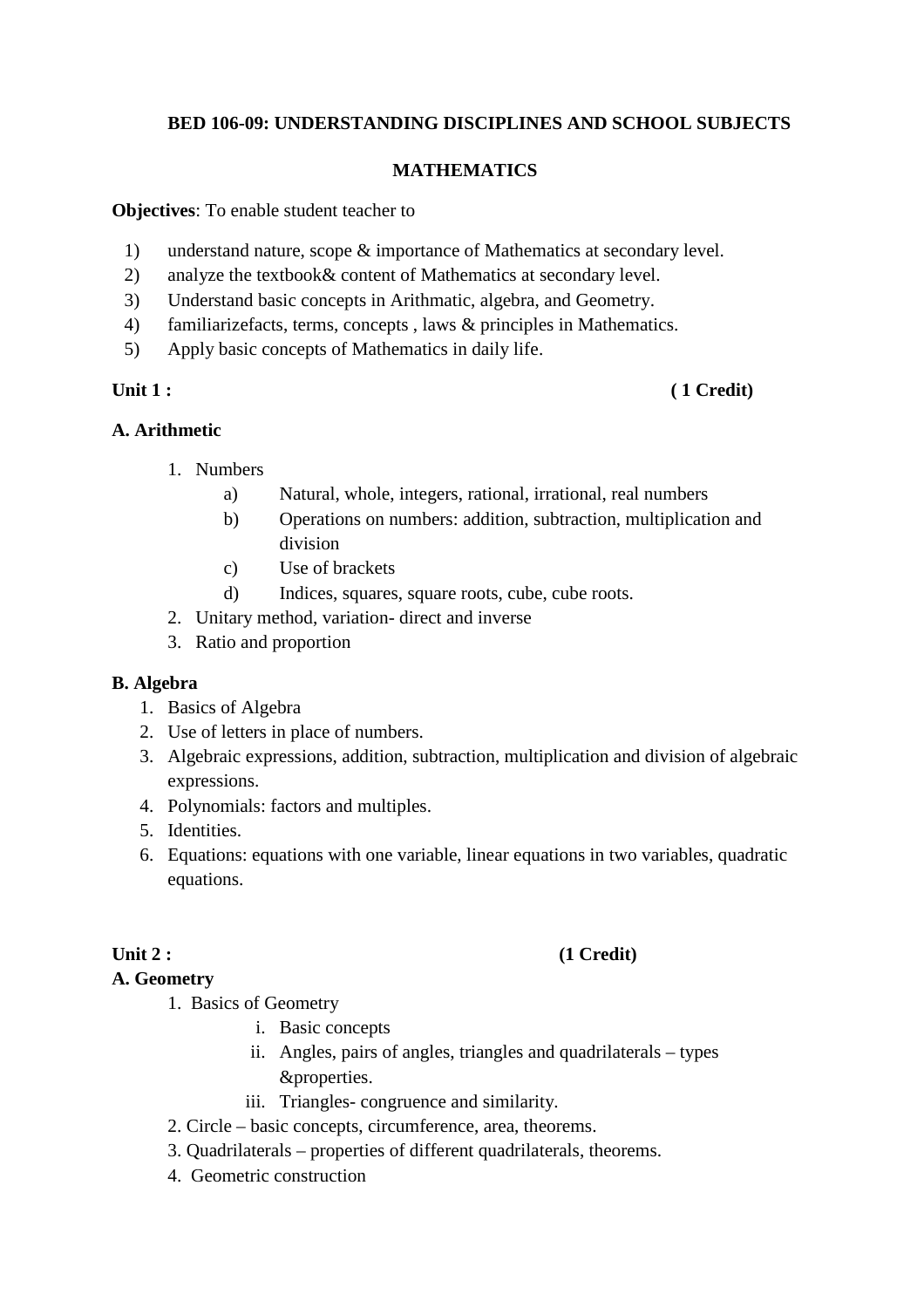**BED 106-09: UNDERSTANDING DISCIPLINES AND SCHOOL SUBJECTS**

**MATHEMATICS**

**Objectives**: To enable student teacher to

1) understand nature, scope & importance of Mathematics at secondary level.
2) analyze the textbook& content of Mathematics at secondary level.
3) Understand basic concepts in Arithmatic, algebra, and Geometry.
4) familiarizefacts, terms, concepts , laws & principles in Mathematics.
5) Apply basic concepts of Mathematics in daily life.

**Unit 1 : ( 1 Credit)**

**A. Arithmetic**

1. Numbers
   a) Natural, whole, integers, rational, irrational, real numbers
   b) Operations on numbers: addition, subtraction, multiplication and division
   c) Use of brackets
   d) Indices, squares, square roots, cube, cube roots.
2. Unitary method, variation- direct and inverse
3. Ratio and proportion

**B. Algebra**

1. Basics of Algebra
2. Use of letters in place of numbers.
3. Algebraic expressions, addition, subtraction, multiplication and division of algebraic expressions.
4. Polynomials: factors and multiples.
5. Identities.
6. Equations: equations with one variable, linear equations in two variables, quadratic equations.

**Unit 2 : (1 Credit)**

**A. Geometry**

1. Basics of Geometry
   i. Basic concepts
   ii. Angles, pairs of angles, triangles and quadrilaterals – types &properties.
   iii. Triangles- congruence and similarity.
2. Circle – basic concepts, circumference, area, theorems.
3. Quadrilaterals – properties of different quadrilaterals, theorems.
4. Geometric construction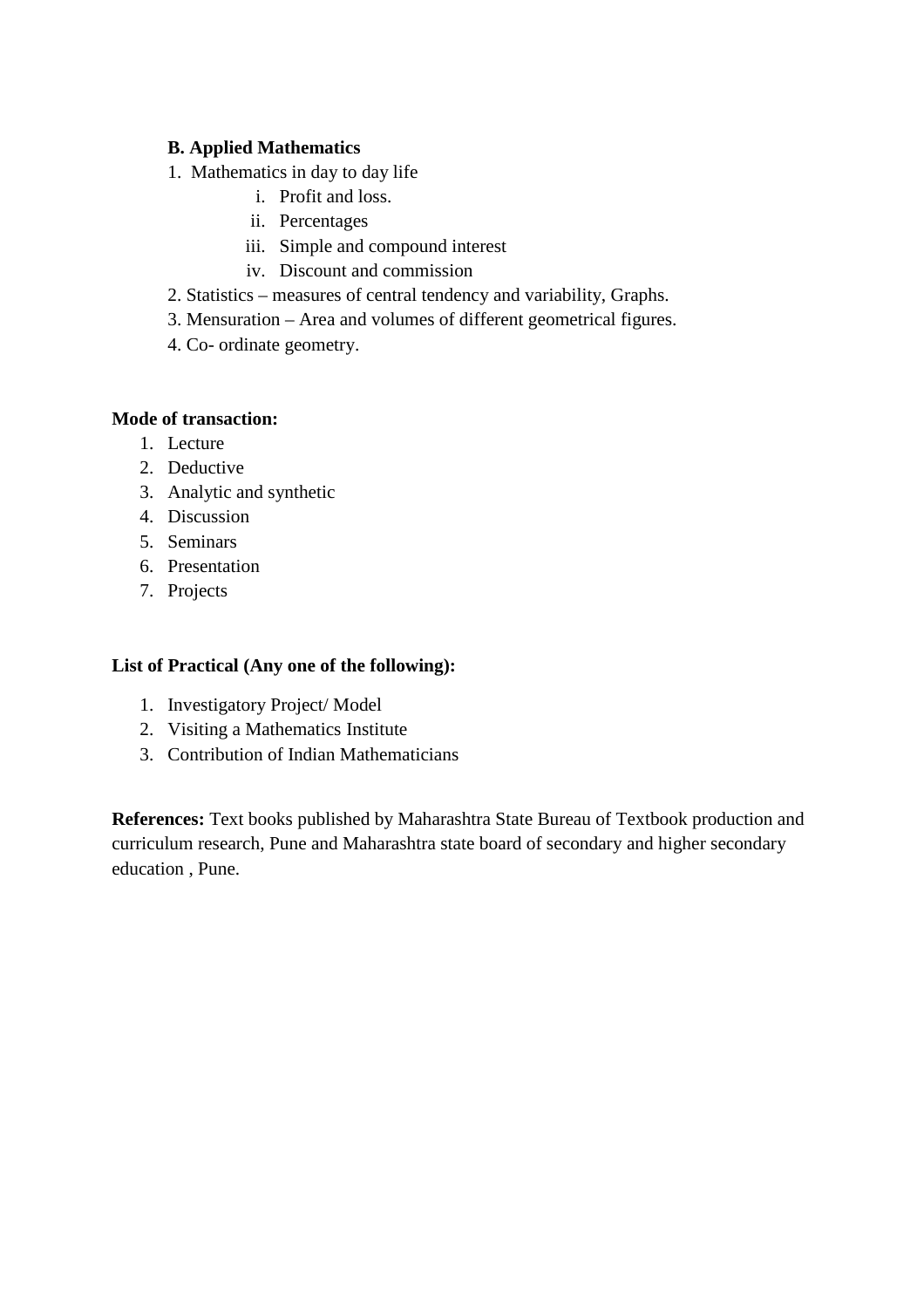**B. Applied Mathematics**

1. Mathematics in day to day life
   i. Profit and loss.
   ii. Percentages
   iii. Simple and compound interest
   iv. Discount and commission
2. Statistics – measures of central tendency and variability, Graphs.
3. Mensuration – Area and volumes of different geometrical figures.
4. Co- ordinate geometry.

**Mode of transaction:**

1. Lecture
2. Deductive
3. Analytic and synthetic
4. Discussion
5. Seminars
6. Presentation
7. Projects

**List of Practical (Any one of the following):**

1. Investigatory Project/ Model
2. Visiting a Mathematics Institute
3. Contribution of Indian Mathematicians

**References:** Text books published by Maharashtra State Bureau of Textbook production and curriculum research, Pune and Maharashtra state board of secondary and higher secondary education , Pune.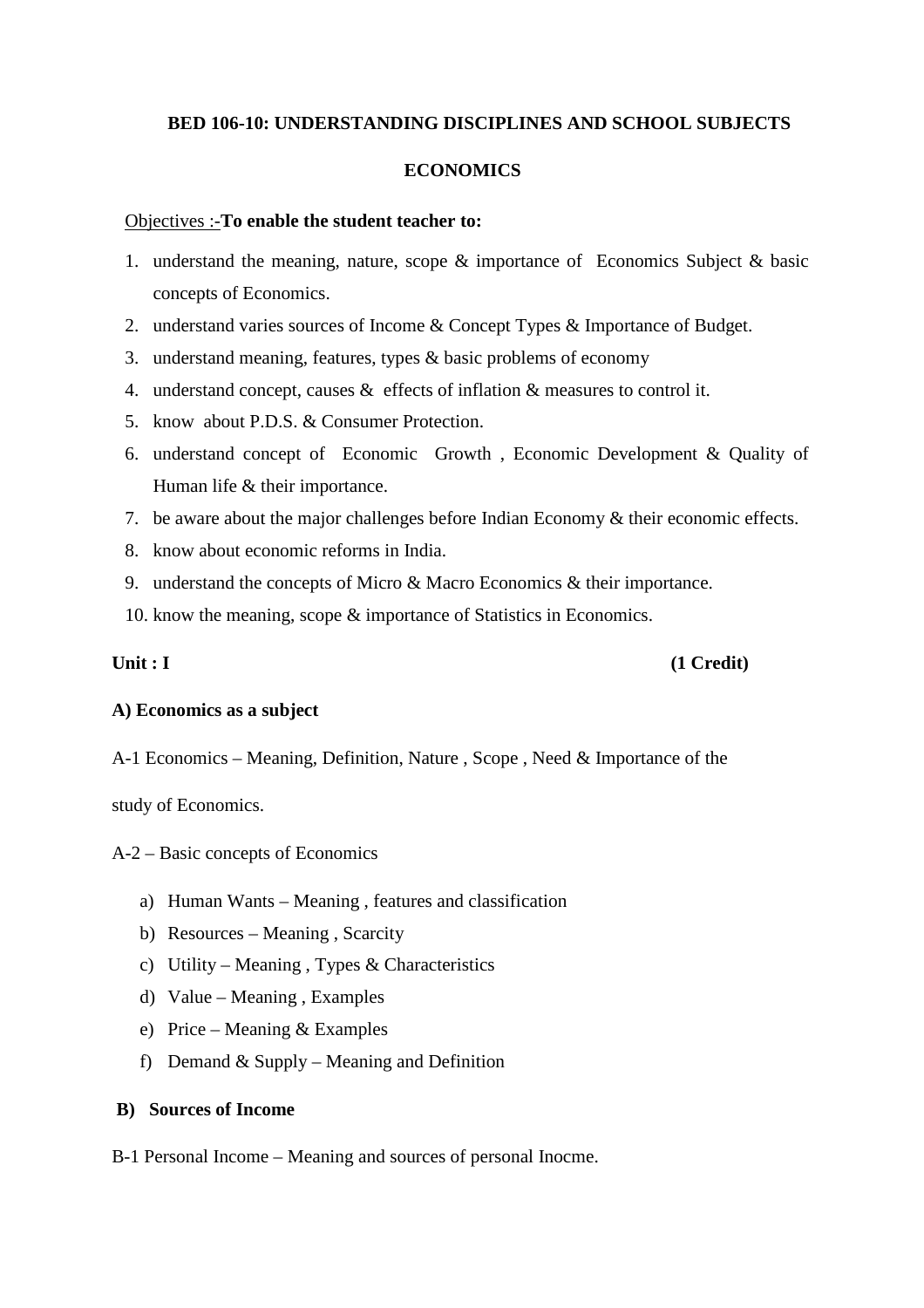**BED 106-10: UNDERSTANDING DISCIPLINES AND SCHOOL SUBJECTS**

**ECONOMICS**

Objectives :-**To enable the student teacher to:**

1. understand the meaning, nature, scope & importance of Economics Subject & basic concepts of Economics.
2. understand varies sources of Income & Concept Types & Importance of Budget.
3. understand meaning, features, types & basic problems of economy
4. understand concept, causes & effects of inflation & measures to control it.
5. know about P.D.S. & Consumer Protection.
6. understand concept of Economic Growth , Economic Development & Quality of Human life & their importance.
7. be aware about the major challenges before Indian Economy & their economic effects.
8. know about economic reforms in India.
9. understand the concepts of Micro & Macro Economics & their importance.
10. know the meaning, scope & importance of Statistics in Economics.

**Unit : I** **(1 Credit)**

**A) Economics as a subject**

A-1 Economics – Meaning, Definition, Nature , Scope , Need & Importance of the study of Economics.

A-2 – Basic concepts of Economics

a) Human Wants – Meaning , features and classification
b) Resources – Meaning , Scarcity
c) Utility – Meaning , Types & Characteristics
d) Value – Meaning , Examples
e) Price – Meaning & Examples
f) Demand & Supply – Meaning and Definition

**B) Sources of Income**

B-1 Personal Income – Meaning and sources of personal Inocme.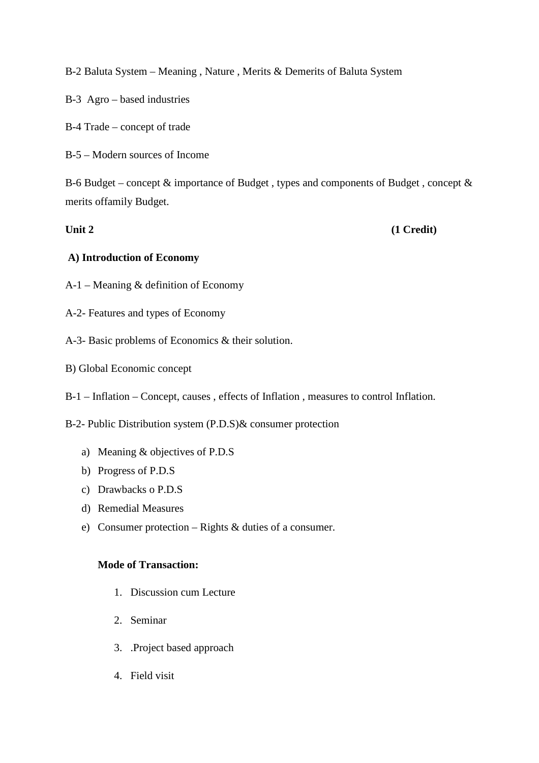B-2 Baluta System – Meaning , Nature , Merits & Demerits of Baluta System

B-3 Agro – based industries

B-4 Trade – concept of trade

B-5 – Modern sources of Income

B-6 Budget – concept & importance of Budget , types and components of Budget , concept & merits offamily Budget.

**Unit 2 (1 Credit)**

**A) Introduction of Economy**

A-1 – Meaning & definition of Economy

A-2- Features and types of Economy

A-3- Basic problems of Economics & their solution.

B) Global Economic concept

B-1 – Inflation – Concept, causes , effects of Inflation , measures to control Inflation.

B-2- Public Distribution system (P.D.S)& consumer protection

a) Meaning & objectives of P.D.S
b) Progress of P.D.S
c) Drawbacks o P.D.S
d) Remedial Measures
e) Consumer protection – Rights & duties of a consumer.

**Mode of Transaction:**

1. Discussion cum Lecture
2. Seminar
3. .Project based approach
4. Field visit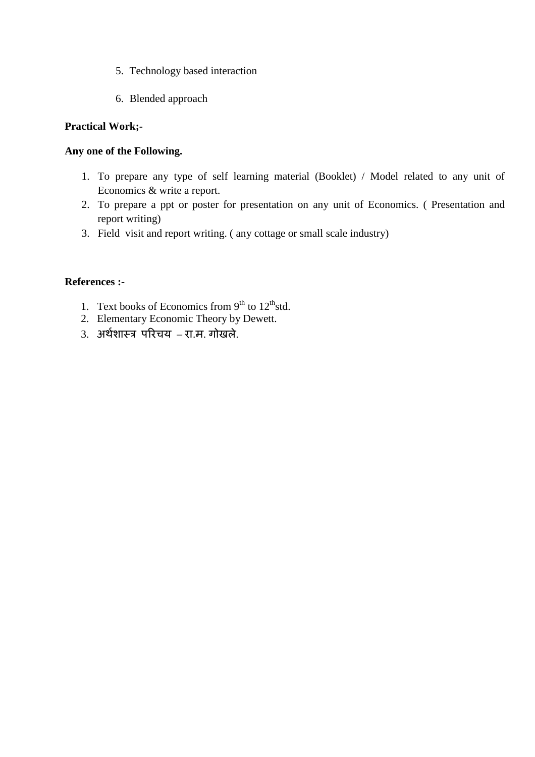5. Technology based interaction

6. Blended approach

**Practical Work;-**

**Any one of the Following.**

1. To prepare any type of self learning material (Booklet) / Model related to any unit of Economics & write a report.
2. To prepare a ppt or poster for presentation on any unit of Economics. ( Presentation and report writing)
3. Field visit and report writing. ( any cottage or small scale industry)

**References :-**

1. Text books of Economics from 9th to 12th std.
2. Elementary Economic Theory by Dewett.
3. अर्थशास्त्र परिचय – रा.म. गोखले.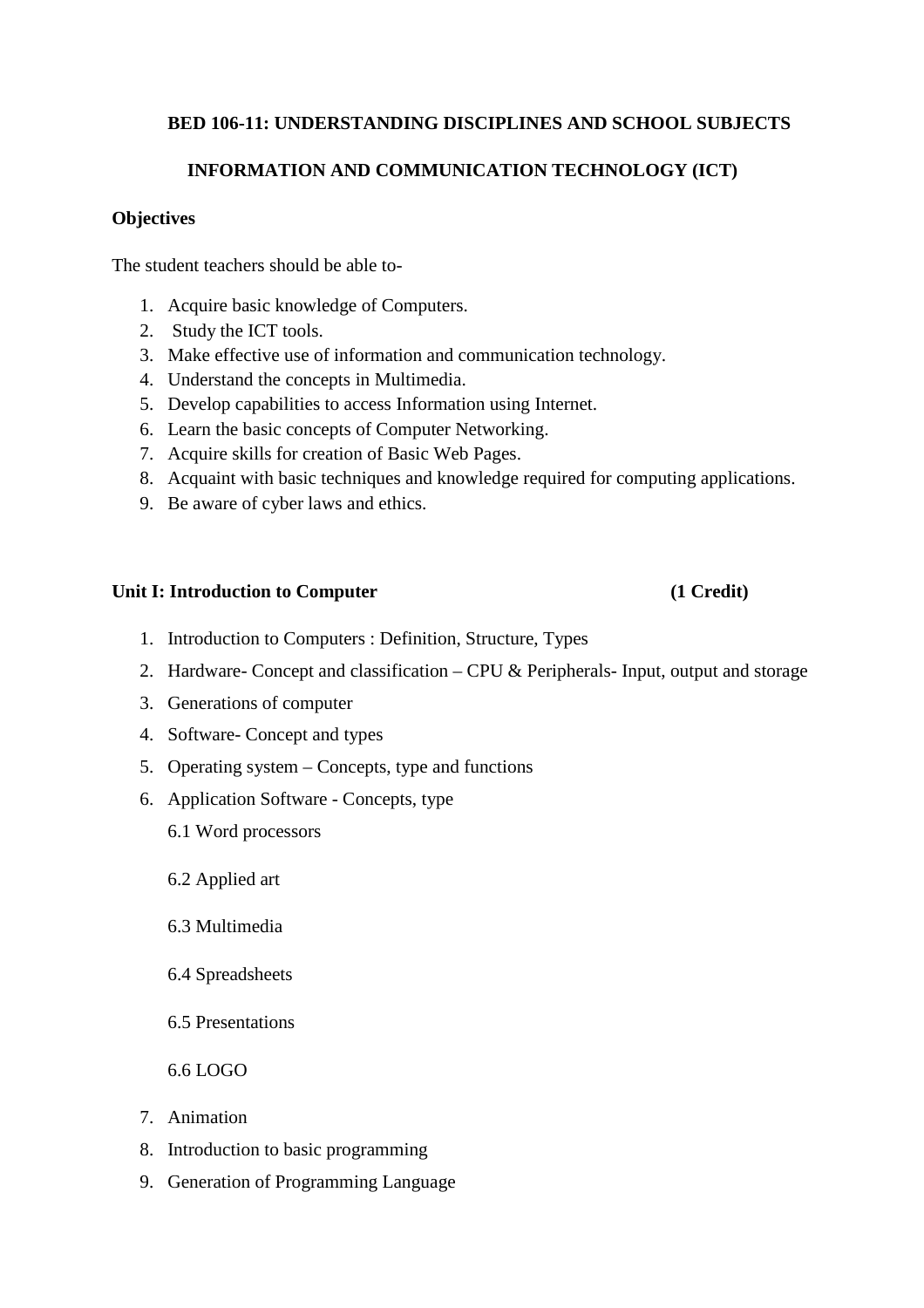**BED 106-11: UNDERSTANDING DISCIPLINES AND SCHOOL SUBJECTS**

**INFORMATION AND COMMUNICATION TECHNOLOGY (ICT)**

**Objectives**

The student teachers should be able to-

1. Acquire basic knowledge of Computers.
2. Study the ICT tools.
3. Make effective use of information and communication technology.
4. Understand the concepts in Multimedia.
5. Develop capabilities to access Information using Internet.
6. Learn the basic concepts of Computer Networking.
7. Acquire skills for creation of Basic Web Pages.
8. Acquaint with basic techniques and knowledge required for computing applications.
9. Be aware of cyber laws and ethics.

**Unit I: Introduction to Computer (1 Credit)**

1. Introduction to Computers : Definition, Structure, Types
2. Hardware- Concept and classification – CPU & Peripherals- Input, output and storage
3. Generations of computer
4. Software- Concept and types
5. Operating system – Concepts, type and functions
6. Application Software - Concepts, type

   6.1 Word processors

   6.2 Applied art

   6.3 Multimedia

   6.4 Spreadsheets

   6.5 Presentations

   6.6 LOGO

7. Animation
8. Introduction to basic programming
9. Generation of Programming Language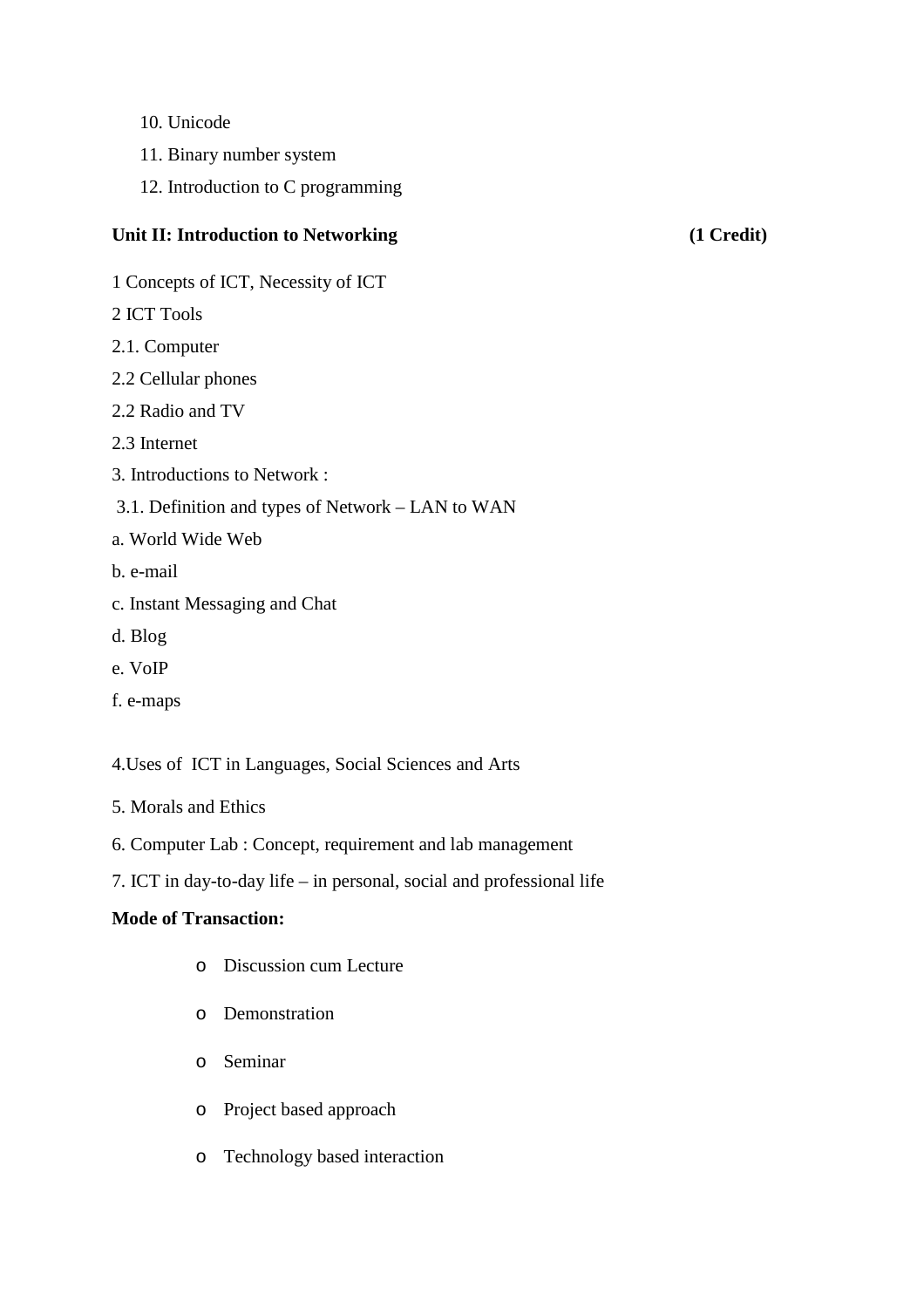10. Unicode
11. Binary number system
12. Introduction to C programming

**Unit II: Introduction to Networking (1 Credit)**

1 Concepts of ICT, Necessity of ICT

2 ICT Tools

2.1. Computer

2.2 Cellular phones

2.2 Radio and TV

2.3 Internet

3. Introductions to Network :

3.1. Definition and types of Network – LAN to WAN

a. World Wide Web

b. e-mail

c. Instant Messaging and Chat

d. Blog

e. VoIP

f. e-maps

4.Uses of ICT in Languages, Social Sciences and Arts

5. Morals and Ethics

6. Computer Lab : Concept, requirement and lab management

7. ICT in day-to-day life – in personal, social and professional life

**Mode of Transaction:**

- Discussion cum Lecture
- Demonstration
- Seminar
- Project based approach
- Technology based interaction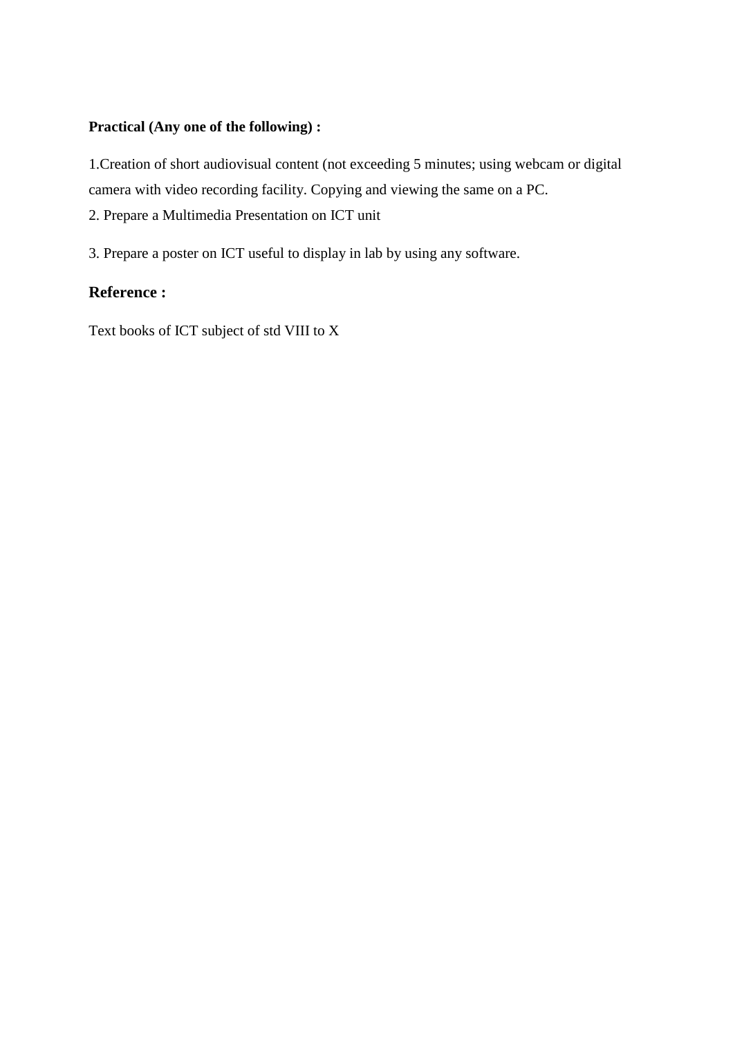**Practical (Any one of the following) :**

1.Creation of short audiovisual content (not exceeding 5 minutes; using webcam or digital camera with video recording facility. Copying and viewing the same on a PC.
2. Prepare a Multimedia Presentation on ICT unit

3. Prepare a poster on ICT useful to display in lab by using any software.

## Reference :

Text books of ICT subject of std VIII to X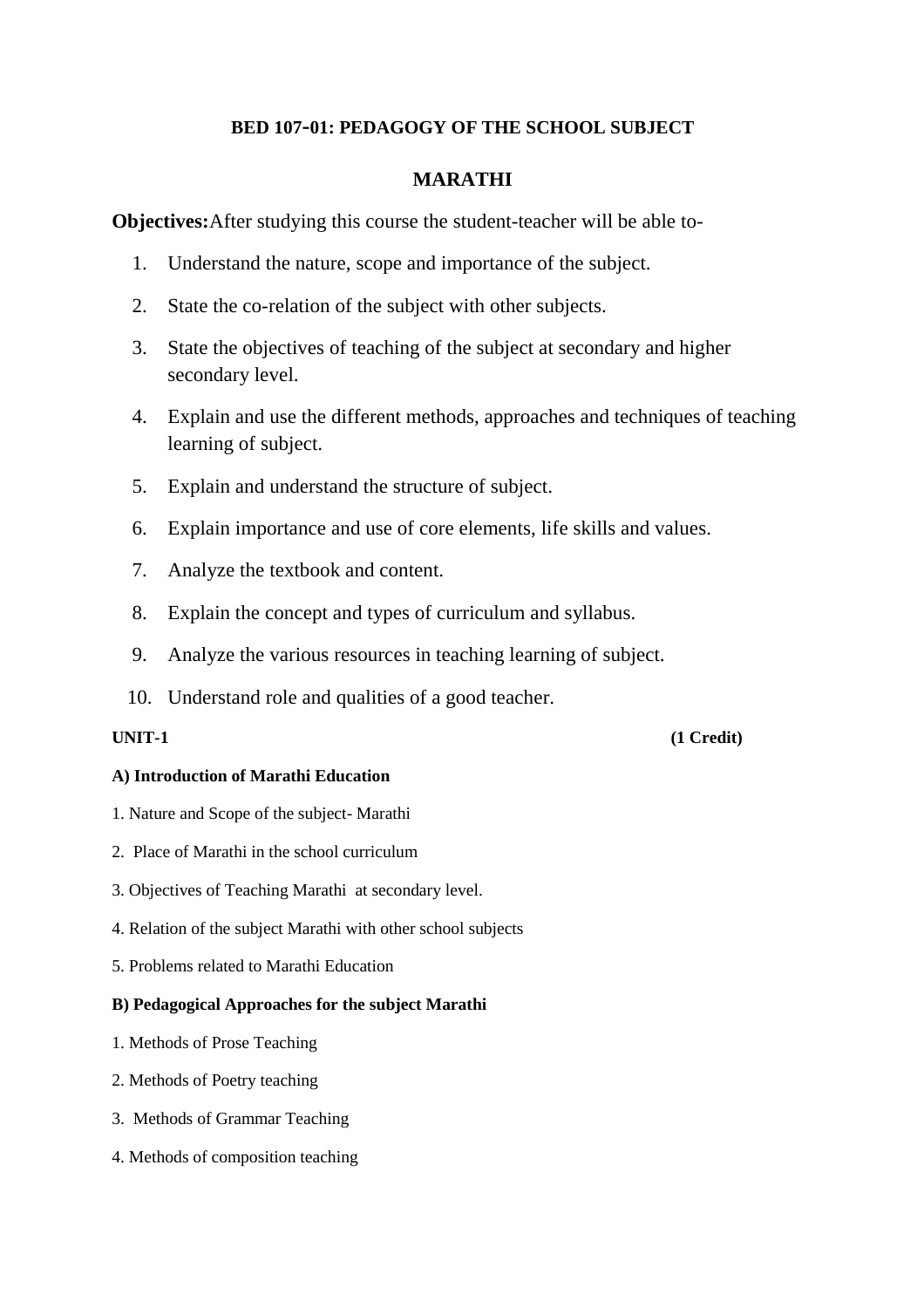**BED 107-01: PEDAGOGY OF THE SCHOOL SUBJECT**

## MARATHI

**Objectives:**After studying this course the student-teacher will be able to-

1. Understand the nature, scope and importance of the subject.
2. State the co-relation of the subject with other subjects.
3. State the objectives of teaching of the subject at secondary and higher secondary level.
4. Explain and use the different methods, approaches and techniques of teaching learning of subject.
5. Explain and understand the structure of subject.
6. Explain importance and use of core elements, life skills and values.
7. Analyze the textbook and content.
8. Explain the concept and types of curriculum and syllabus.
9. Analyze the various resources in teaching learning of subject.
10. Understand role and qualities of a good teacher.

**UNIT-1** **(1 Credit)**

**A) Introduction of Marathi Education**

1. Nature and Scope of the subject- Marathi

2. Place of Marathi in the school curriculum

3. Objectives of Teaching Marathi at secondary level.

4. Relation of the subject Marathi with other school subjects

5. Problems related to Marathi Education

**B) Pedagogical Approaches for the subject Marathi**

1. Methods of Prose Teaching

2. Methods of Poetry teaching

3. Methods of Grammar Teaching

4. Methods of composition teaching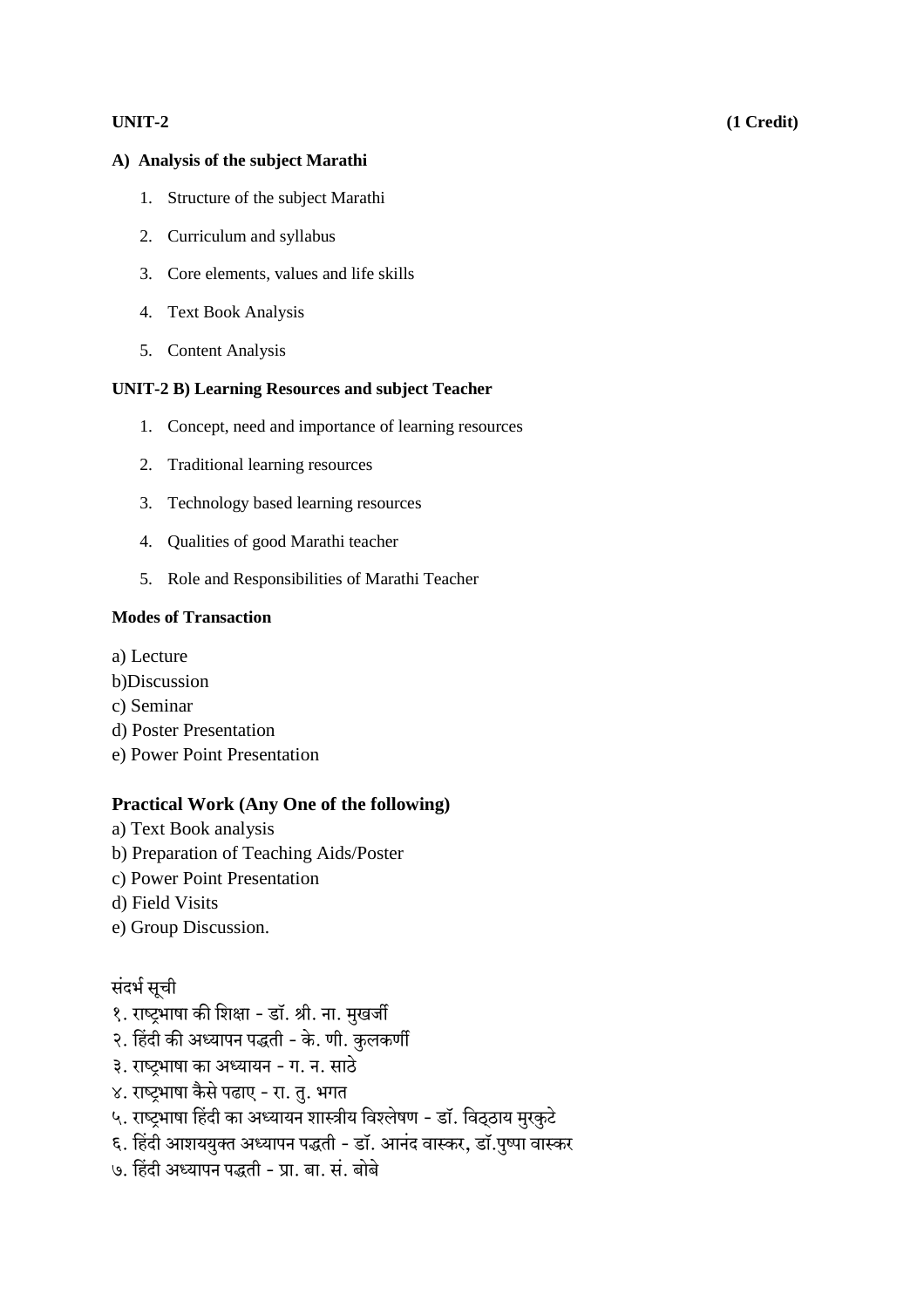**UNIT-2** **(1 Credit)**

**A) Analysis of the subject Marathi**

1. Structure of the subject Marathi
2. Curriculum and syllabus
3. Core elements, values and life skills
4. Text Book Analysis
5. Content Analysis

**UNIT-2 B) Learning Resources and subject Teacher**

1. Concept, need and importance of learning resources
2. Traditional learning resources
3. Technology based learning resources
4. Qualities of good Marathi teacher
5. Role and Responsibilities of Marathi Teacher

**Modes of Transaction**

a) Lecture
b)Discussion
c) Seminar
d) Poster Presentation
e) Power Point Presentation

**Practical Work (Any One of the following)**

a) Text Book analysis
b) Preparation of Teaching Aids/Poster
c) Power Point Presentation
d) Field Visits
e) Group Discussion.

संदर्भ सूची

१. राष्ट्रभाषा की शिक्षा - डॉ. श्री. ना. मुखर्जी
२. हिंदी की अध्यापन पद्धती - के. णी. कुलकर्णी
३. राष्ट्रभाषा का अध्यायन - ग. न. साठे
४. राष्ट्रभाषा कैसे पढाए - रा. तु. भगत
५. राष्ट्रभाषा हिंदी का अध्यायन शास्त्रीय विश्लेषण - डॉ. विठ्ठाय मुरकुटे
६. हिंदी आशययुक्त अध्यापन पद्धती - डॉ. आनंद वास्कर, डॉ.पुष्पा वास्कर
७. हिंदी अध्यापन पद्धती - प्रा. बा. सं. बोबे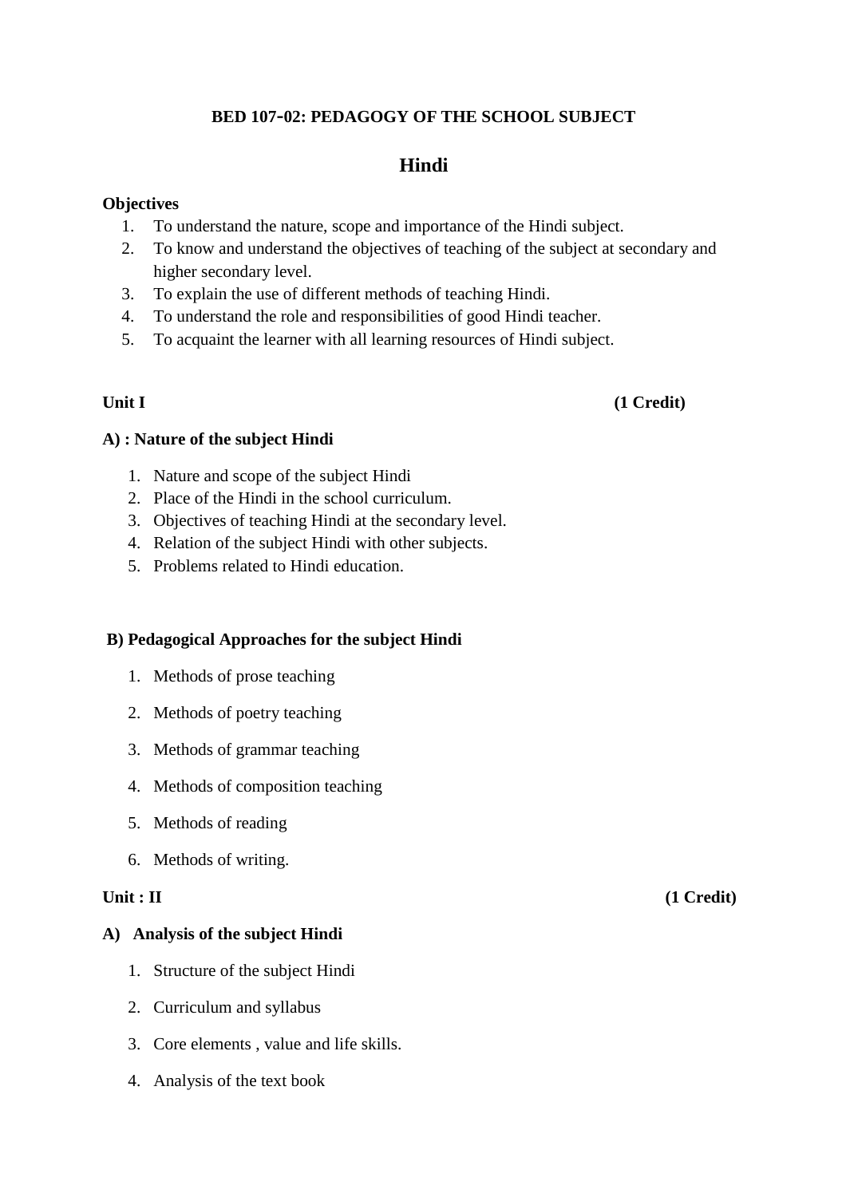**BED 107-02: PEDAGOGY OF THE SCHOOL SUBJECT**

# Hindi

**Objectives**

1. To understand the nature, scope and importance of the Hindi subject.
2. To know and understand the objectives of teaching of the subject at secondary and higher secondary level.
3. To explain the use of different methods of teaching Hindi.
4. To understand the role and responsibilities of good Hindi teacher.
5. To acquaint the learner with all learning resources of Hindi subject.

**Unit I** **(1 Credit)**

**A) : Nature of the subject Hindi**

1. Nature and scope of the subject Hindi
2. Place of the Hindi in the school curriculum.
3. Objectives of teaching Hindi at the secondary level.
4. Relation of the subject Hindi with other subjects.
5. Problems related to Hindi education.

**B) Pedagogical Approaches for the subject Hindi**

1. Methods of prose teaching
2. Methods of poetry teaching
3. Methods of grammar teaching
4. Methods of composition teaching
5. Methods of reading
6. Methods of writing.

**Unit : II** **(1 Credit)**

**A) Analysis of the subject Hindi**

1. Structure of the subject Hindi
2. Curriculum and syllabus
3. Core elements , value and life skills.
4. Analysis of the text book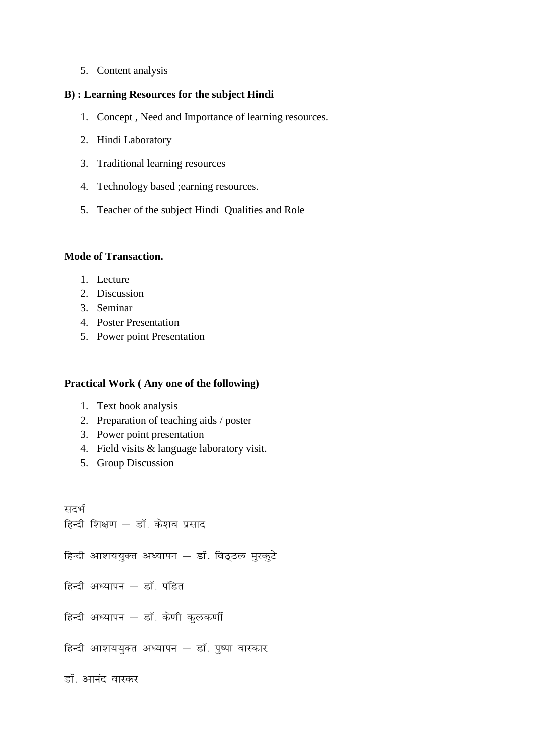5. Content analysis

**B) : Learning Resources for the subject Hindi**

1. Concept , Need and Importance of learning resources.
2. Hindi Laboratory
3. Traditional learning resources
4. Technology based ;earning resources.
5. Teacher of the subject Hindi  Qualities and Role

**Mode of Transaction.**

1. Lecture
2. Discussion
3. Seminar
4. Poster Presentation
5. Power point Presentation

**Practical Work ( Any one of the following)**

1. Text book analysis
2. Preparation of teaching aids / poster
3. Power point presentation
4. Field visits & language laboratory visit.
5. Group Discussion

संदर्भ

हिन्दी शिक्षण – डॉ. केशव प्रसाद

हिन्दी आशययुक्त अध्यापन – डॉ. विठ्ठल मुरकुटे

हिन्दी अध्यापन – डॉ. पंडित

हिन्दी अध्यापन – डॉ. केणी कुलकर्णी

हिन्दी आशययुक्त अध्यापन – डॉ. पुष्पा वास्कार

डॉ. आनंद वास्कर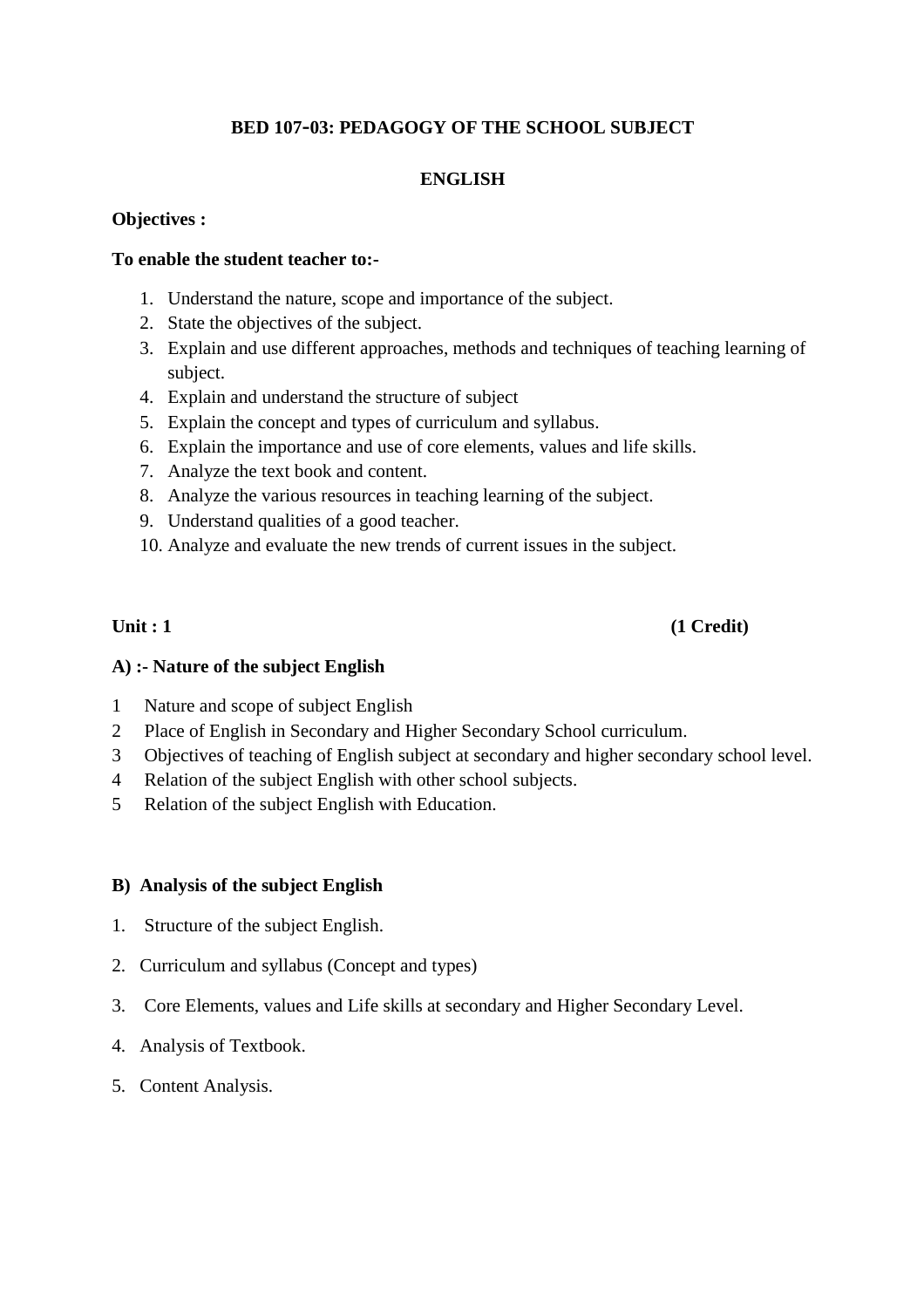# BED 107-03: PEDAGOGY OF THE SCHOOL SUBJECT

## ENGLISH

**Objectives :**

**To enable the student teacher to:-**

1. Understand the nature, scope and importance of the subject.
2. State the objectives of the subject.
3. Explain and use different approaches, methods and techniques of teaching learning of subject.
4. Explain and understand the structure of subject
5. Explain the concept and types of curriculum and syllabus.
6. Explain the importance and use of core elements, values and life skills.
7. Analyze the text book and content.
8. Analyze the various resources in teaching learning of the subject.
9. Understand qualities of a good teacher.
10. Analyze and evaluate the new trends of current issues in the subject.

**Unit : 1** **(1 Credit)**

**A) :- Nature of the subject English**

1 Nature and scope of subject English
2 Place of English in Secondary and Higher Secondary School curriculum.
3 Objectives of teaching of English subject at secondary and higher secondary school level.
4 Relation of the subject English with other school subjects.
5 Relation of the subject English with Education.

**B) Analysis of the subject English**

1. Structure of the subject English.
2. Curriculum and syllabus (Concept and types)
3. Core Elements, values and Life skills at secondary and Higher Secondary Level.
4. Analysis of Textbook.
5. Content Analysis.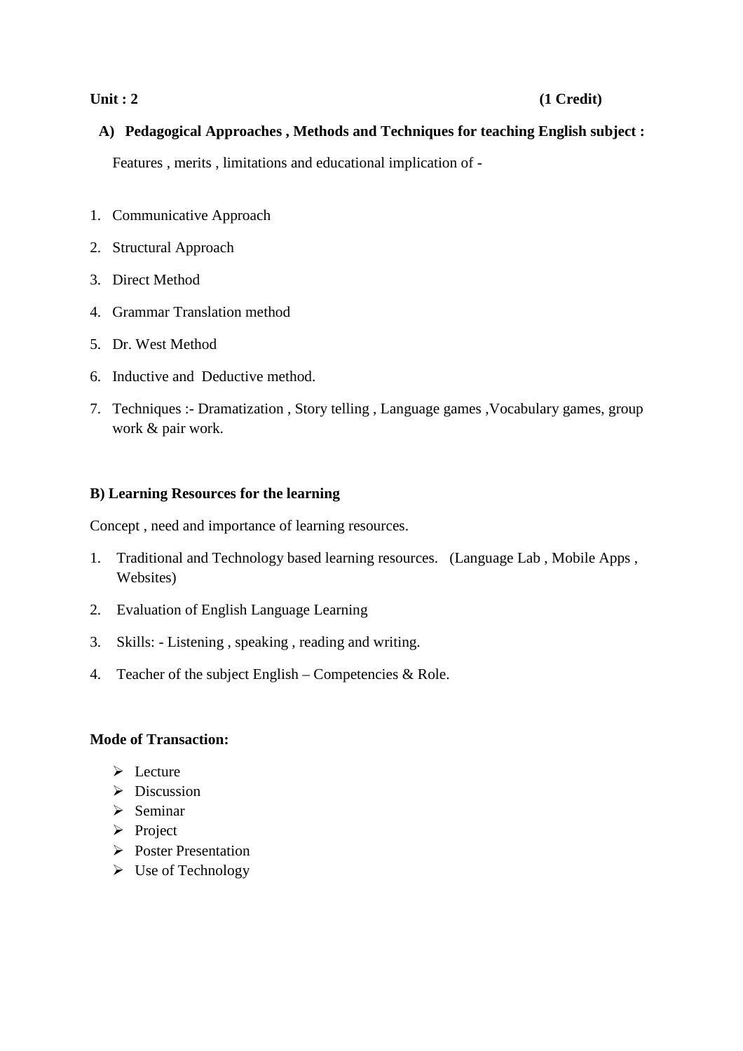**Unit : 2 (1 Credit)**

**A) Pedagogical Approaches , Methods and Techniques for teaching English subject :**

Features , merits , limitations and educational implication of -

1. Communicative Approach
2. Structural Approach
3. Direct Method
4. Grammar Translation method
5. Dr. West Method
6. Inductive and Deductive method.
7. Techniques :- Dramatization , Story telling , Language games ,Vocabulary games, group work & pair work.

**B) Learning Resources for the learning**

Concept , need and importance of learning resources.

1. Traditional and Technology based learning resources. (Language Lab , Mobile Apps , Websites)
2. Evaluation of English Language Learning
3. Skills: - Listening , speaking , reading and writing.
4. Teacher of the subject English – Competencies & Role.

**Mode of Transaction:**

- Lecture
- Discussion
- Seminar
- Project
- Poster Presentation
- Use of Technology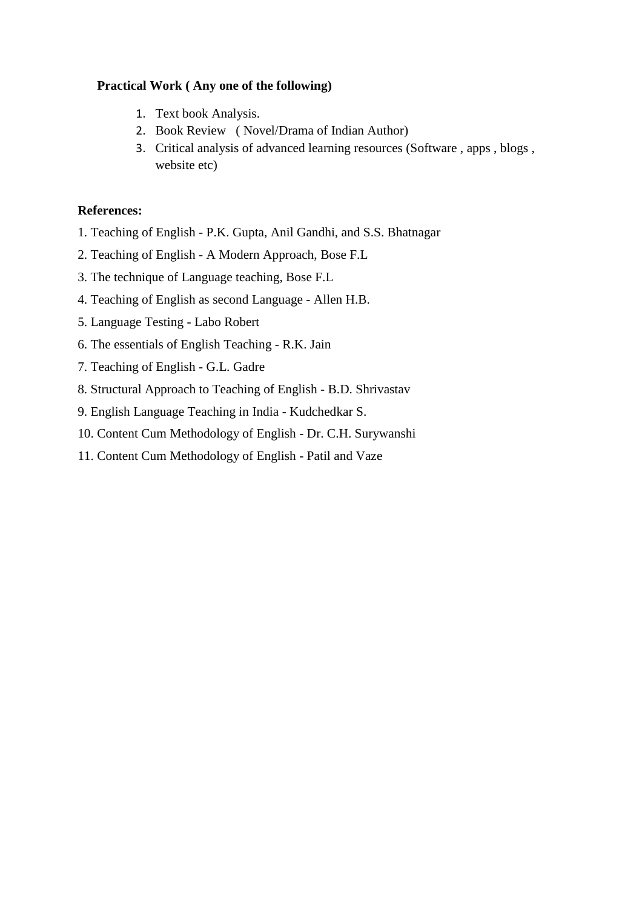**Practical Work ( Any one of the following)**

1. Text book Analysis.
2. Book Review ( Novel/Drama of Indian Author)
3. Critical analysis of advanced learning resources (Software , apps , blogs , website etc)

**References:**

1. Teaching of English - P.K. Gupta, Anil Gandhi, and S.S. Bhatnagar
2. Teaching of English - A Modern Approach, Bose F.L
3. The technique of Language teaching, Bose F.L
4. Teaching of English as second Language - Allen H.B.
5. Language Testing - Labo Robert
6. The essentials of English Teaching - R.K. Jain
7. Teaching of English - G.L. Gadre
8. Structural Approach to Teaching of English - B.D. Shrivastav
9. English Language Teaching in India - Kudchedkar S.
10. Content Cum Methodology of English - Dr. C.H. Surywanshi
11. Content Cum Methodology of English - Patil and Vaze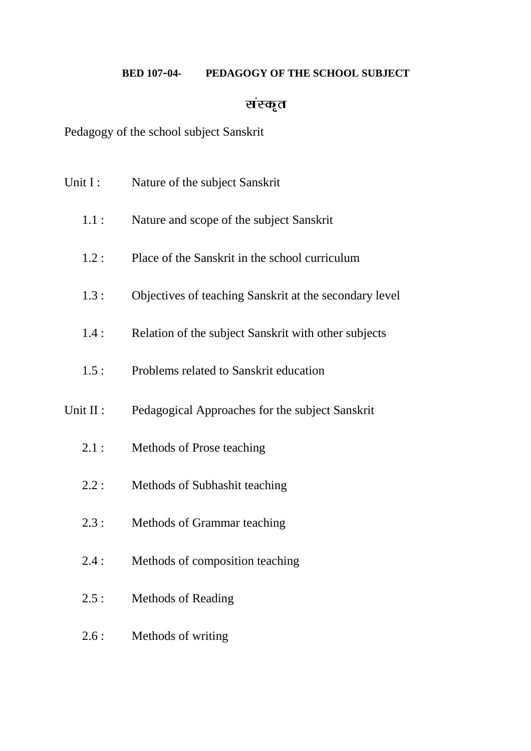**BED 107-04- PEDAGOGY OF THE SCHOOL SUBJECT**

**संस्कृत**

Pedagogy of the school subject Sanskrit

Unit I : Nature of the subject Sanskrit

- 1.1 : Nature and scope of the subject Sanskrit
- 1.2 : Place of the Sanskrit in the school curriculum
- 1.3 : Objectives of teaching Sanskrit at the secondary level
- 1.4 : Relation of the subject Sanskrit with other subjects
- 1.5 : Problems related to Sanskrit education

Unit II : Pedagogical Approaches for the subject Sanskrit

- 2.1 : Methods of Prose teaching
- 2.2 : Methods of Subhashit teaching
- 2.3 : Methods of Grammar teaching
- 2.4 : Methods of composition teaching
- 2.5 : Methods of Reading
- 2.6 : Methods of writing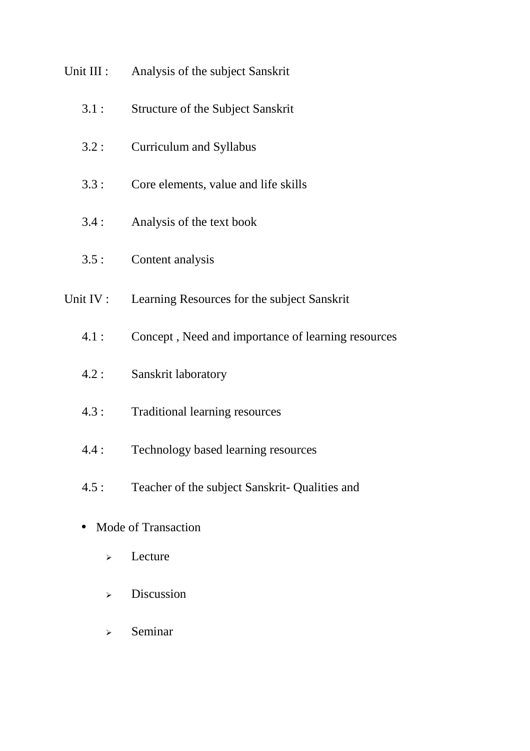Unit III : Analysis of the subject Sanskrit

- 3.1 : Structure of the Subject Sanskrit
- 3.2 : Curriculum and Syllabus
- 3.3 : Core elements, value and life skills
- 3.4 : Analysis of the text book
- 3.5 : Content analysis

Unit IV : Learning Resources for the subject Sanskrit

- 4.1 : Concept , Need and importance of learning resources
- 4.2 : Sanskrit laboratory
- 4.3 : Traditional learning resources
- 4.4 : Technology based learning resources
- 4.5 : Teacher of the subject Sanskrit- Qualities and

- Mode of Transaction
  - Lecture
  - Discussion
  - Seminar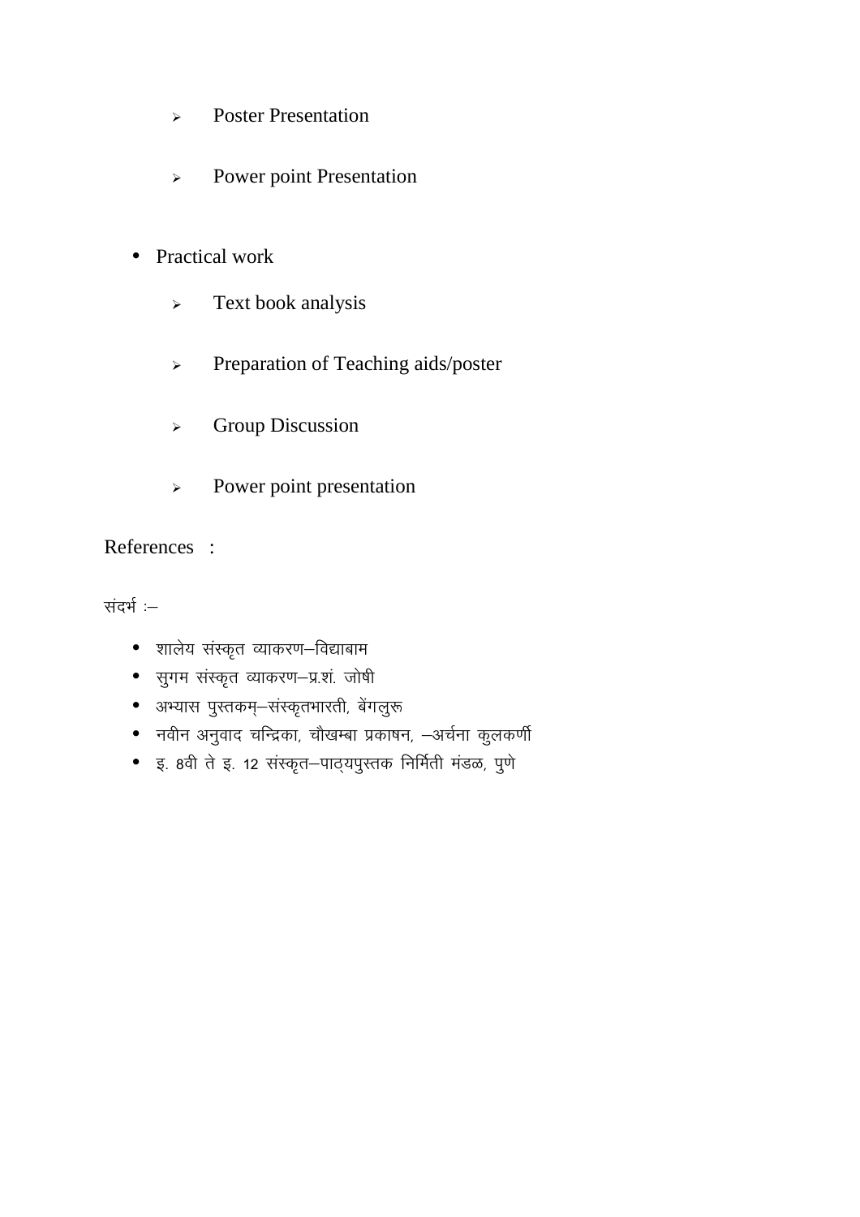- Poster Presentation
- Power point Presentation

- Practical work
  - Text book analysis
  - Preparation of Teaching aids/poster
  - Group Discussion
  - Power point presentation

References :

संदर्भ :–

- शालेय संस्कृत व्याकरण–विद्याबाम
- सुगम संस्कृत व्याकरण–प्र.शं. जोषी
- अभ्यास पुस्तकम्–संस्कृतभारती, बेंगलुरू
- नवीन अनुवाद चन्द्रिका, चौखम्बा प्रकाषन, –अर्चना कुलकर्णी
- इ. 8वी ते इ. 12 संस्कृत–पाठ्यपुस्तक निर्मिती मंडळ, पुणे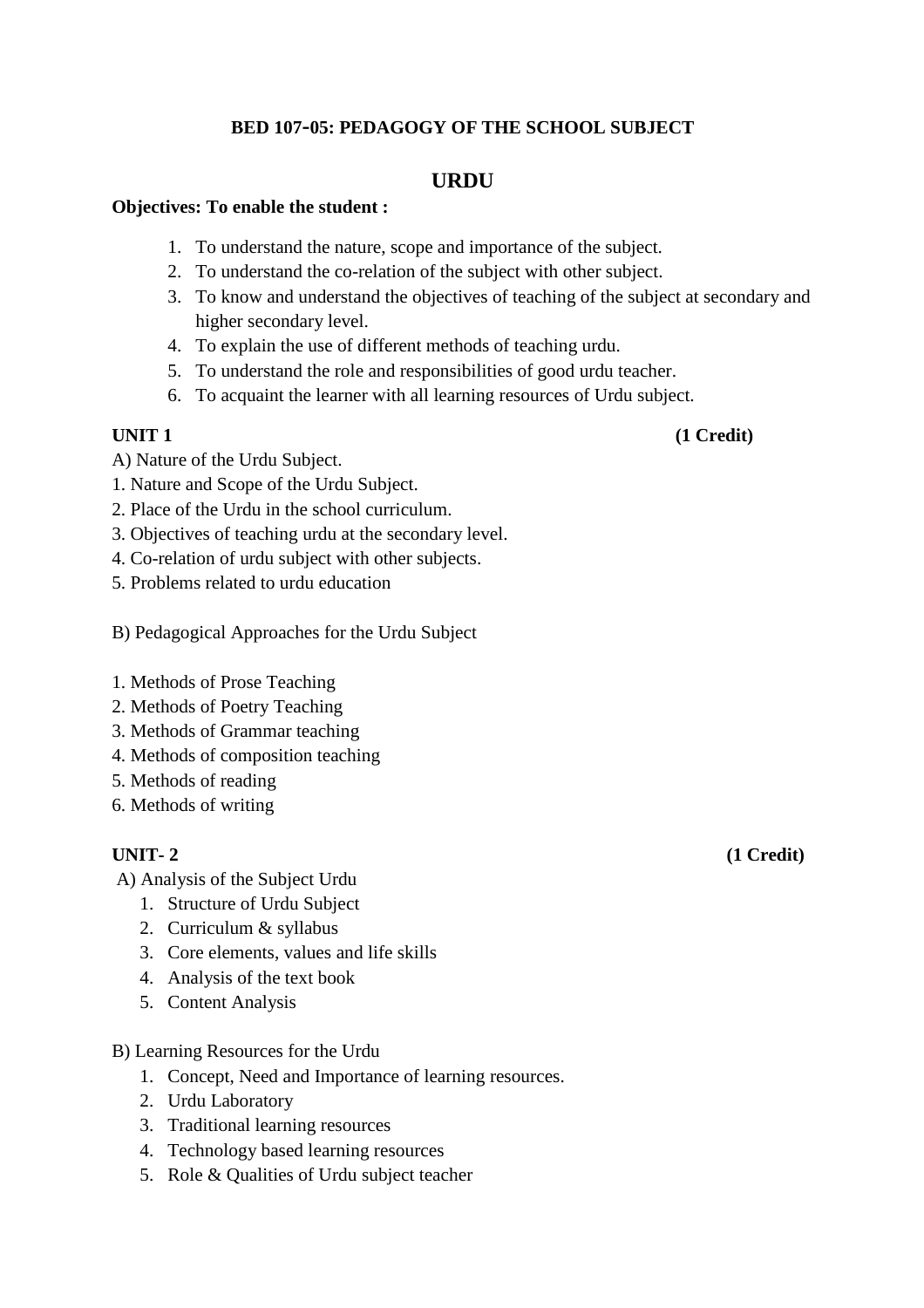**BED 107-05: PEDAGOGY OF THE SCHOOL SUBJECT**

## URDU

**Objectives: To enable the student :**

1. To understand the nature, scope and importance of the subject.
2. To understand the co-relation of the subject with other subject.
3. To know and understand the objectives of teaching of the subject at secondary and higher secondary level.
4. To explain the use of different methods of teaching urdu.
5. To understand the role and responsibilities of good urdu teacher.
6. To acquaint the learner with all learning resources of Urdu subject.

**UNIT 1 (1 Credit)**

A) Nature of the Urdu Subject.

1. Nature and Scope of the Urdu Subject.
2. Place of the Urdu in the school curriculum.
3. Objectives of teaching urdu at the secondary level.
4. Co-relation of urdu subject with other subjects.
5. Problems related to urdu education

B) Pedagogical Approaches for the Urdu Subject

1. Methods of Prose Teaching
2. Methods of Poetry Teaching
3. Methods of Grammar teaching
4. Methods of composition teaching
5. Methods of reading
6. Methods of writing

**UNIT- 2 (1 Credit)**

A) Analysis of the Subject Urdu

1. Structure of Urdu Subject
2. Curriculum & syllabus
3. Core elements, values and life skills
4. Analysis of the text book
5. Content Analysis

B) Learning Resources for the Urdu

1. Concept, Need and Importance of learning resources.
2. Urdu Laboratory
3. Traditional learning resources
4. Technology based learning resources
5. Role & Qualities of Urdu subject teacher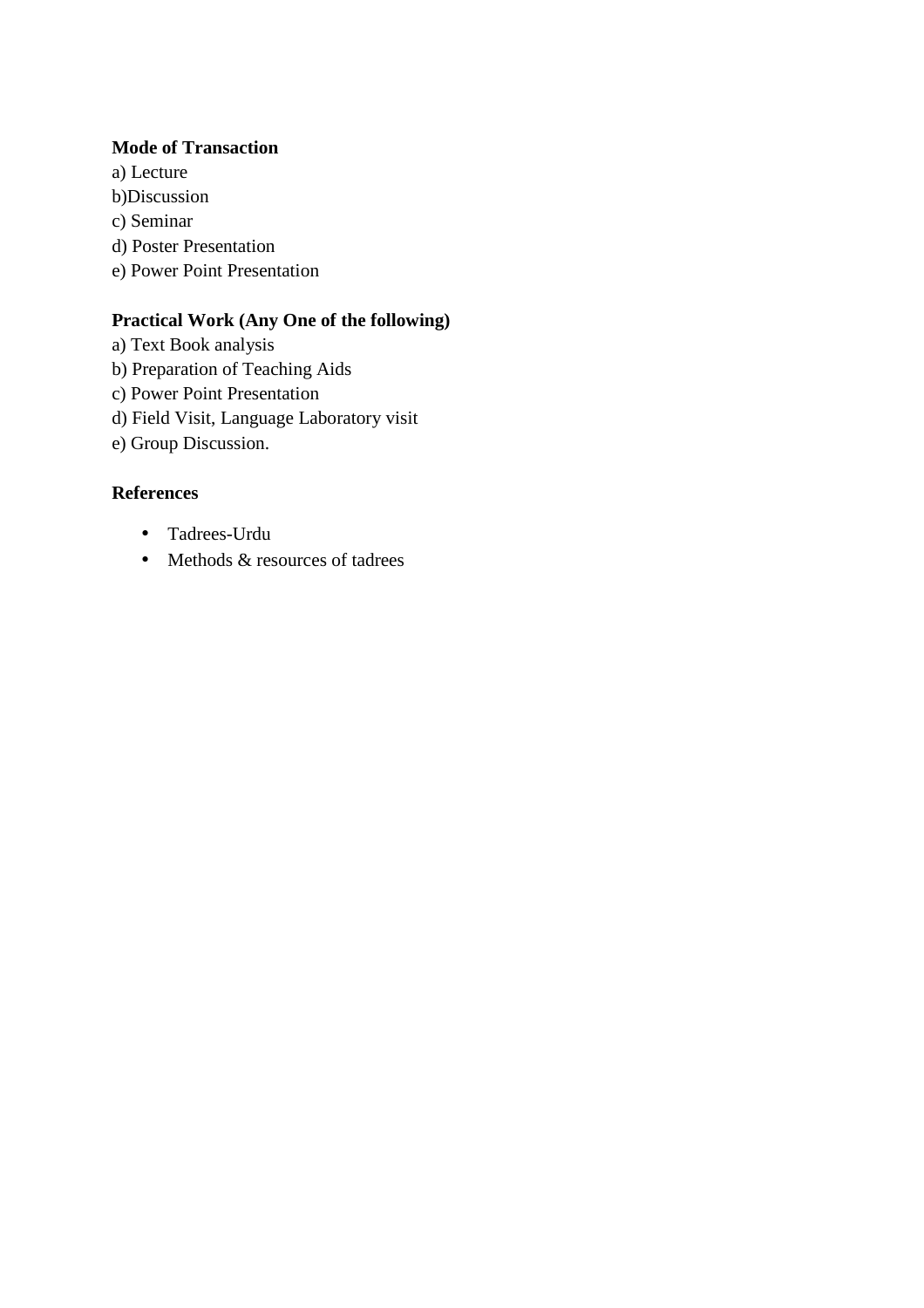**Mode of Transaction**

a) Lecture
b)Discussion
c) Seminar
d) Poster Presentation
e) Power Point Presentation

**Practical Work (Any One of the following)**

a) Text Book analysis
b) Preparation of Teaching Aids
c) Power Point Presentation
d) Field Visit, Language Laboratory visit
e) Group Discussion.

**References**

- Tadrees-Urdu
- Methods & resources of tadrees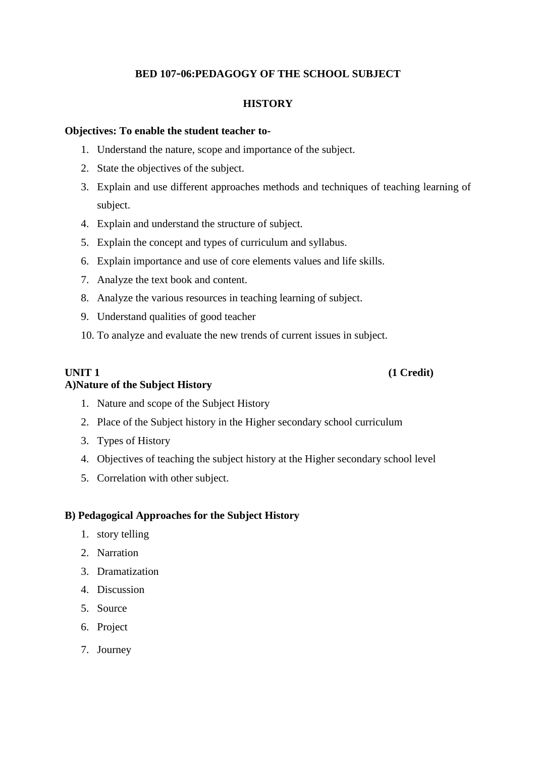**BED 107-06:PEDAGOGY OF THE SCHOOL SUBJECT**

**HISTORY**

**Objectives: To enable the student teacher to-**

1. Understand the nature, scope and importance of the subject.
2. State the objectives of the subject.
3. Explain and use different approaches methods and techniques of teaching learning of subject.
4. Explain and understand the structure of subject.
5. Explain the concept and types of curriculum and syllabus.
6. Explain importance and use of core elements values and life skills.
7. Analyze the text book and content.
8. Analyze the various resources in teaching learning of subject.
9. Understand qualities of good teacher
10. To analyze and evaluate the new trends of current issues in subject.

**UNIT 1** **(1 Credit)**

**A)Nature of the Subject History**

1. Nature and scope of the Subject History
2. Place of the Subject history in the Higher secondary school curriculum
3. Types of History
4. Objectives of teaching the subject history at the Higher secondary school level
5. Correlation with other subject.

**B) Pedagogical Approaches for the Subject History**

1. story telling
2. Narration
3. Dramatization
4. Discussion
5. Source
6. Project
7. Journey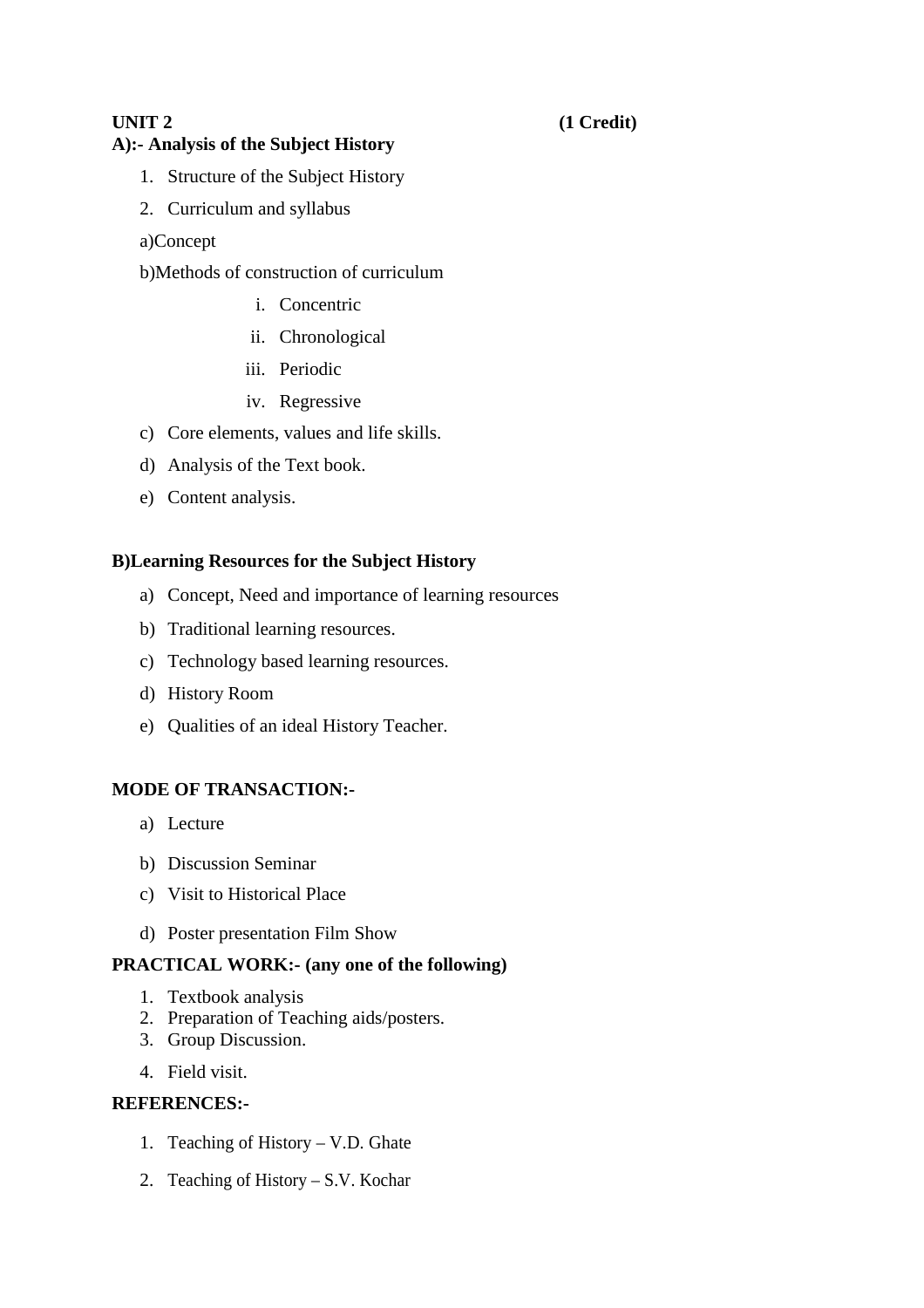**UNIT 2 (1 Credit)**

**A):- Analysis of the Subject History**

1. Structure of the Subject History
2. Curriculum and syllabus

a)Concept

b)Methods of construction of curriculum

i. Concentric
ii. Chronological
iii. Periodic
iv. Regressive

c) Core elements, values and life skills.
d) Analysis of the Text book.
e) Content analysis.

**B)Learning Resources for the Subject History**

a) Concept, Need and importance of learning resources
b) Traditional learning resources.
c) Technology based learning resources.
d) History Room
e) Qualities of an ideal History Teacher.

**MODE OF TRANSACTION:-**

a) Lecture
b) Discussion Seminar
c) Visit to Historical Place
d) Poster presentation Film Show

**PRACTICAL WORK:- (any one of the following)**

1. Textbook analysis
2. Preparation of Teaching aids/posters.
3. Group Discussion.
4. Field visit.

**REFERENCES:-**

1. Teaching of History – V.D. Ghate
2. Teaching of History – S.V. Kochar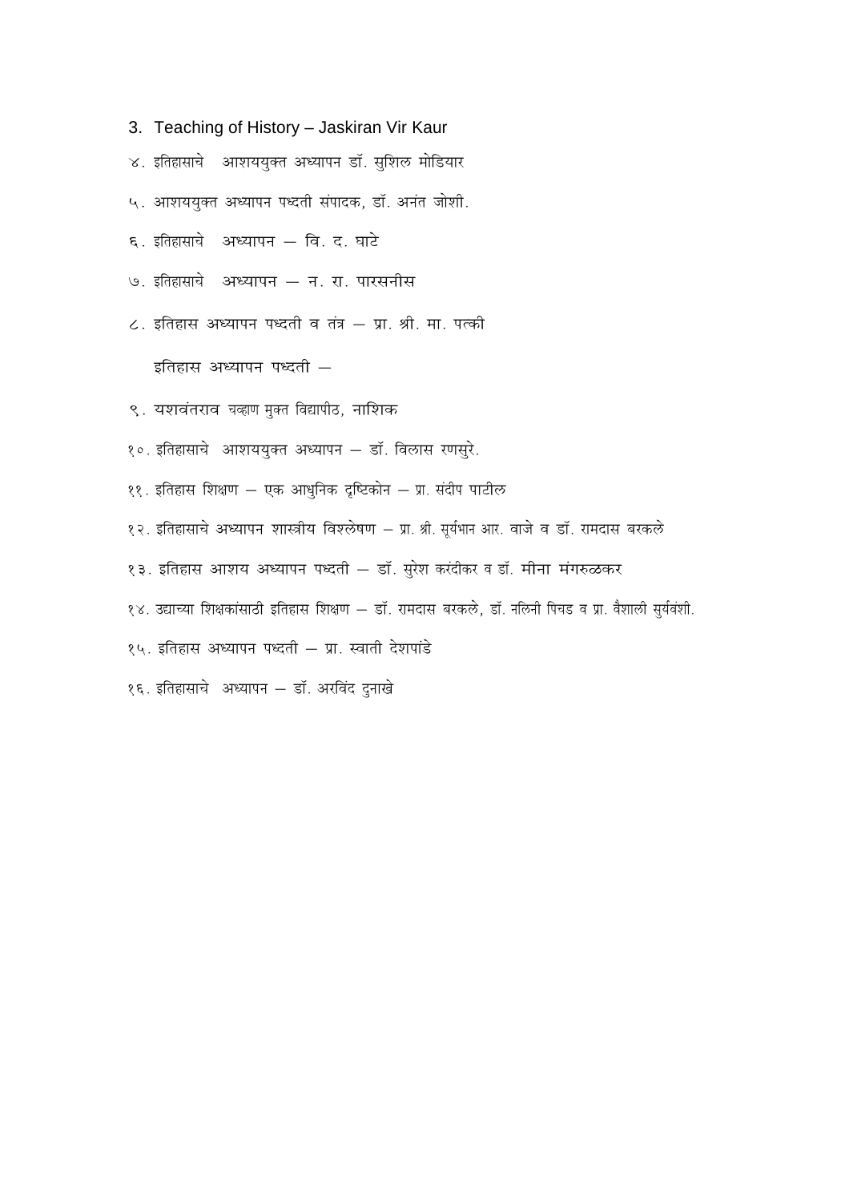3. Teaching of History – Jaskiran Vir Kaur

४. इतिहासाचे  आशययुक्त अध्यापन डॉ. सुशिल मोडियार

५. आशययुक्त अध्यापन पध्दती संपादक, डॉ. अनंत जोशी.

६. इतिहासाचे  अध्यापन – वि. द. घाटे

७. इतिहासाचे  अध्यापन – न. रा. पारसनीस

८. इतिहास अध्यापन पध्दती व तंत्र – प्रा. श्री. मा. पत्की

इतिहास अध्यापन पध्दती –

९. यशवंतराव चव्हाण मुक्त विद्यापीठ, नाशिक

१०. इतिहासाचे  आशययुक्त अध्यापन – डॉ. विलास रणसुरे.

११. इतिहास शिक्षण – एक आधुनिक दृष्टिकोन – प्रा. संदीप पाटील

१२. इतिहासाचे अध्यापन शास्त्रीय विश्लेषण – प्रा. श्री. सूर्यभान आर. वाजे व डॉ. रामदास बरकले

१३. इतिहास आशय अध्यापन पध्दती – डॉ. सुरेश करंदीकर व डॉ. मीना मंगरुळकर

१४. उद्याच्या शिक्षकांसाठी इतिहास शिक्षण – डॉ. रामदास बरकले, डॉ. नलिनी पिचड व प्रा. वैशाली सुर्यवंशी.

१५. इतिहास अध्यापन पध्दती – प्रा. स्वाती देशपांडे

१६. इतिहासाचे  अध्यापन – डॉ. अरविंद दुनाखे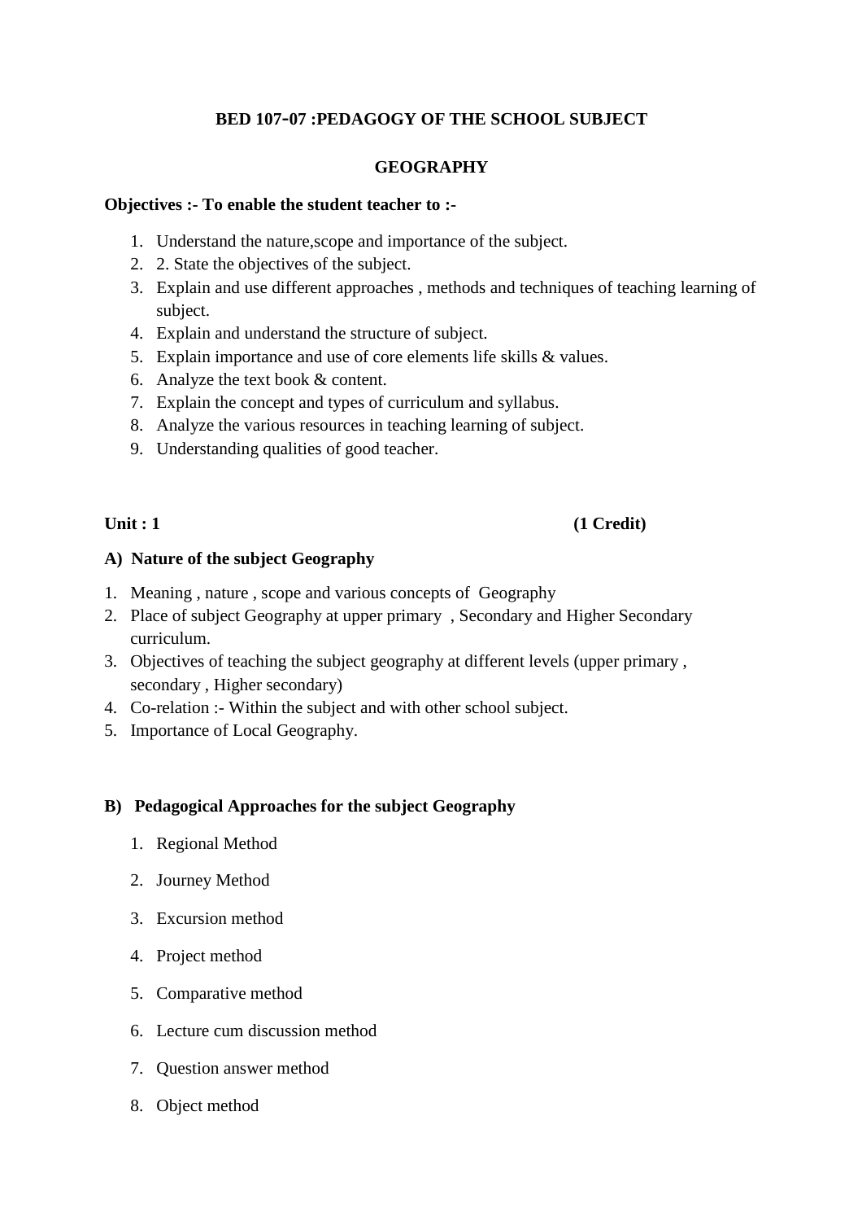**BED 107-07 :PEDAGOGY OF THE SCHOOL SUBJECT**

**GEOGRAPHY**

**Objectives :- To enable the student teacher to :-**

1. Understand the nature,scope and importance of the subject.
2. 2. State the objectives of the subject.
3. Explain and use different approaches , methods and techniques of teaching learning of subject.
4. Explain and understand the structure of subject.
5. Explain importance and use of core elements life skills & values.
6. Analyze the text book & content.
7. Explain the concept and types of curriculum and syllabus.
8. Analyze the various resources in teaching learning of subject.
9. Understanding qualities of good teacher.

**Unit : 1** **(1 Credit)**

**A) Nature of the subject Geography**

1. Meaning , nature , scope and various concepts of Geography
2. Place of subject Geography at upper primary , Secondary and Higher Secondary curriculum.
3. Objectives of teaching the subject geography at different levels (upper primary , secondary , Higher secondary)
4. Co-relation :- Within the subject and with other school subject.
5. Importance of Local Geography.

**B) Pedagogical Approaches for the subject Geography**

1. Regional Method
2. Journey Method
3. Excursion method
4. Project method
5. Comparative method
6. Lecture cum discussion method
7. Question answer method
8. Object method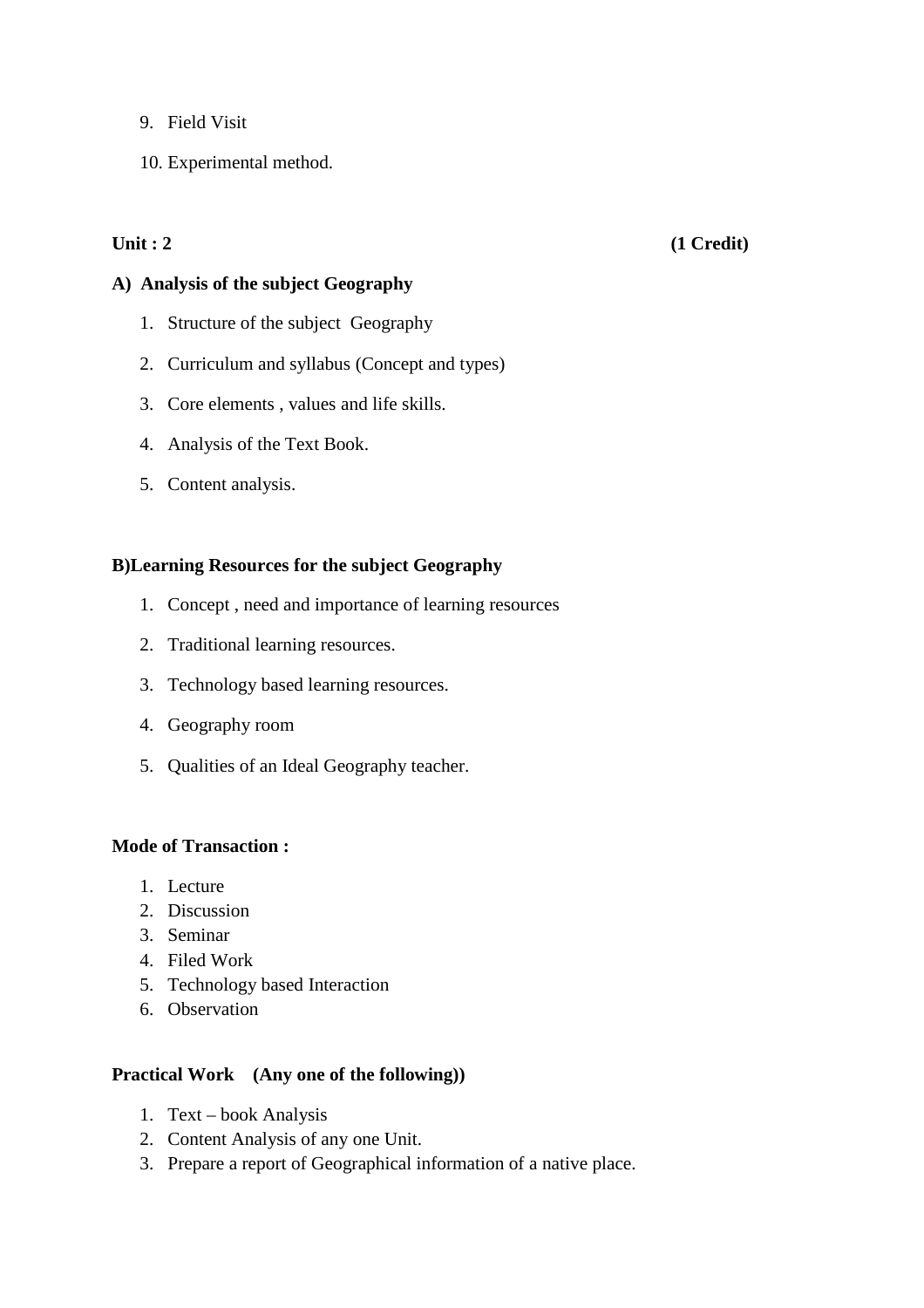9. Field Visit
10. Experimental method.

**Unit : 2** **(1 Credit)**

**A) Analysis of the subject Geography**

1. Structure of the subject Geography
2. Curriculum and syllabus (Concept and types)
3. Core elements , values and life skills.
4. Analysis of the Text Book.
5. Content analysis.

**B)Learning Resources for the subject Geography**

1. Concept , need and importance of learning resources
2. Traditional learning resources.
3. Technology based learning resources.
4. Geography room
5. Qualities of an Ideal Geography teacher.

**Mode of Transaction :**

1. Lecture
2. Discussion
3. Seminar
4. Filed Work
5. Technology based Interaction
6. Observation

**Practical Work (Any one of the following))**

1. Text – book Analysis
2. Content Analysis of any one Unit.
3. Prepare a report of Geographical information of a native place.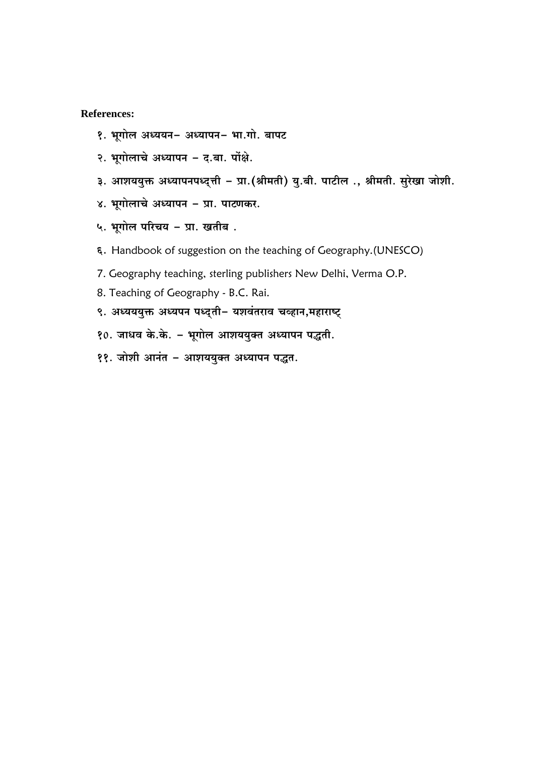**References:**

१. भूगोल अध्ययन– अध्यापन– भा.गो. बापट

२. भूगोलाचे अध्यापन – द.बा. पोंक्षे.

३. आशययुक्त अध्यापनपध्द्ती – प्रा.(श्रीमती) यु.बी. पाटील ., श्रीमती. सुरेखा जोशी.

४. भूगोलाचे अध्यापन – प्रा. पाटणकर.

५. भूगोल परिचय – प्रा. खतीब .

६. Handbook of suggestion on the teaching of Geography.(UNESCO)

7. Geography teaching, sterling publishers New Delhi, Verma O.P.

8. Teaching of Geography - B.C. Rai.

९. अध्यययुक्त अध्यपन पध्द्ती– यशवंतराव चव्हान,महाराष्ट्

१०. जाधव के.के. – भूगोल आशययुक्त अध्यापन पद्धती.

११. जोशी आनंत – आशययुक्त अध्यापन पद्धत.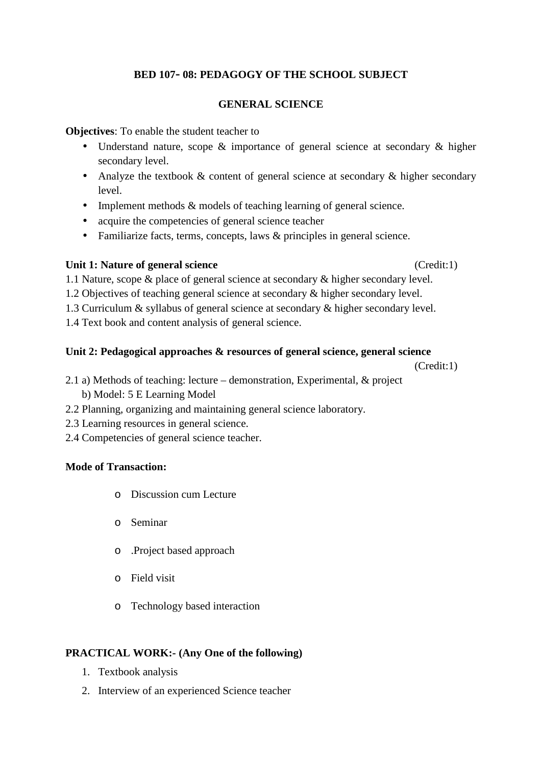## BED 107- 08: PEDAGOGY OF THE SCHOOL SUBJECT

## GENERAL SCIENCE

**Objectives**: To enable the student teacher to

- Understand nature, scope & importance of general science at secondary & higher secondary level.
- Analyze the textbook & content of general science at secondary & higher secondary level.
- Implement methods & models of teaching learning of general science.
- acquire the competencies of general science teacher
- Familiarize facts, terms, concepts, laws & principles in general science.

**Unit 1: Nature of general science** (Credit:1)

1.1 Nature, scope & place of general science at secondary & higher secondary level.
1.2 Objectives of teaching general science at secondary & higher secondary level.
1.3 Curriculum & syllabus of general science at secondary & higher secondary level.
1.4 Text book and content analysis of general science.

**Unit 2: Pedagogical approaches & resources of general science, general science** (Credit:1)

2.1 a) Methods of teaching: lecture – demonstration, Experimental, & project
b) Model: 5 E Learning Model
2.2 Planning, organizing and maintaining general science laboratory.
2.3 Learning resources in general science.
2.4 Competencies of general science teacher.

**Mode of Transaction:**

- Discussion cum Lecture
- Seminar
- .Project based approach
- Field visit
- Technology based interaction

**PRACTICAL WORK:- (Any One of the following)**

1. Textbook analysis
2. Interview of an experienced Science teacher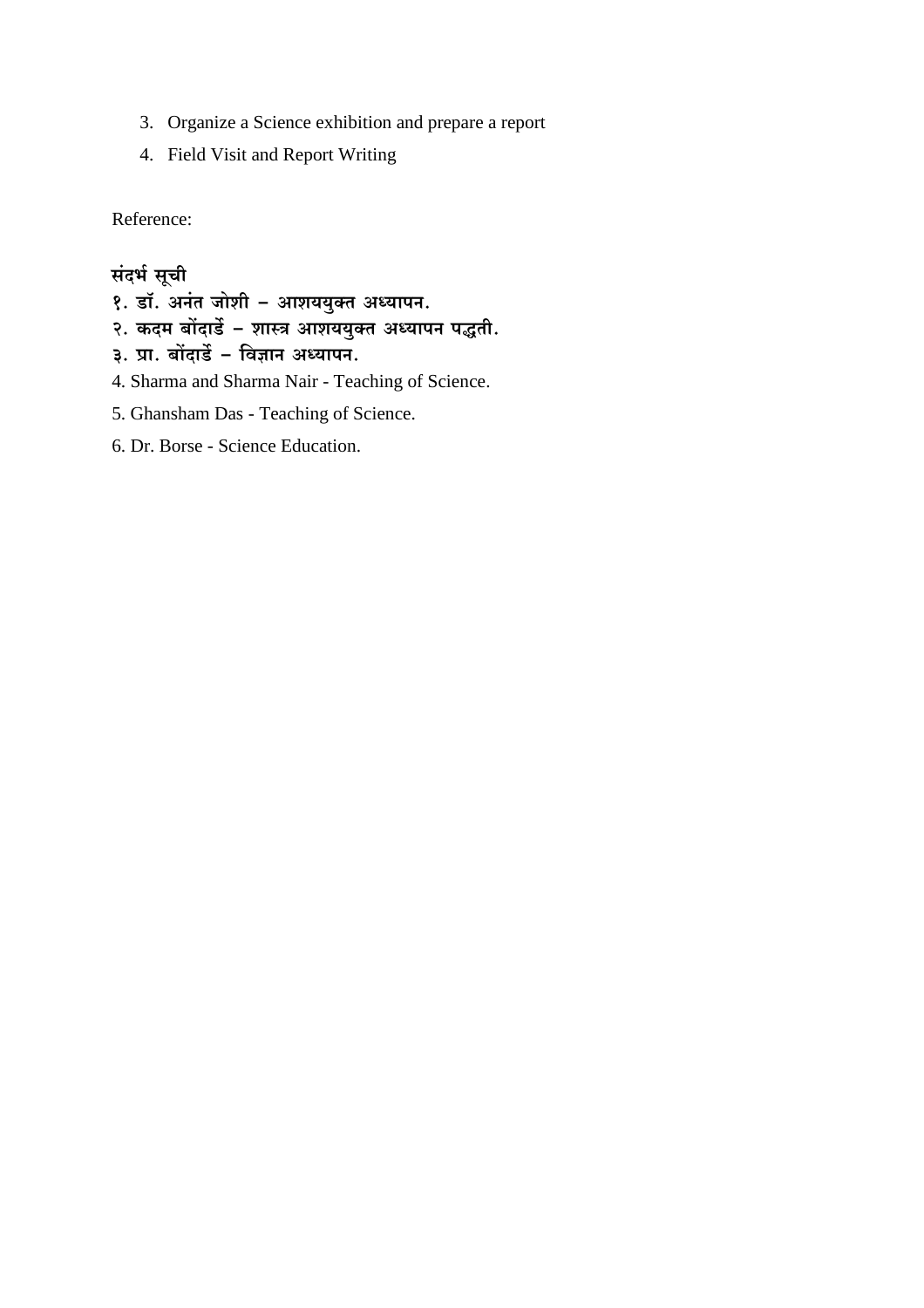3. Organize a Science exhibition and prepare a report
4. Field Visit and Report Writing

Reference:

**संदर्भ सूची**

**१. डॉ. अनंत जोशी – आशययुक्त अध्यापन.**

**२. कदम बोंदार्डे – शास्त्र आशययुक्त अध्यापन पद्धती.**

**३. प्रा. बोंदार्डे – विज्ञान अध्यापन.**

4. Sharma and Sharma Nair - Teaching of Science.

5. Ghansham Das - Teaching of Science.

6. Dr. Borse - Science Education.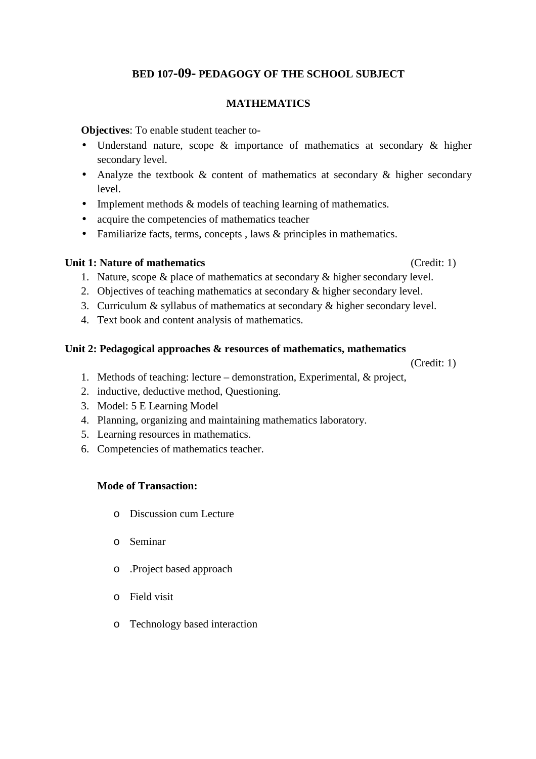## BED 107-09- PEDAGOGY OF THE SCHOOL SUBJECT

## MATHEMATICS

**Objectives**: To enable student teacher to-

- Understand nature, scope & importance of mathematics at secondary & higher secondary level.
- Analyze the textbook & content of mathematics at secondary & higher secondary level.
- Implement methods & models of teaching learning of mathematics.
- acquire the competencies of mathematics teacher
- Familiarize facts, terms, concepts , laws & principles in mathematics.

**Unit 1: Nature of mathematics** (Credit: 1)

1. Nature, scope & place of mathematics at secondary & higher secondary level.
2. Objectives of teaching mathematics at secondary & higher secondary level.
3. Curriculum & syllabus of mathematics at secondary & higher secondary level.
4. Text book and content analysis of mathematics.

**Unit 2: Pedagogical approaches & resources of mathematics, mathematics** (Credit: 1)

1. Methods of teaching: lecture – demonstration, Experimental, & project,
2. inductive, deductive method, Questioning.
3. Model: 5 E Learning Model
4. Planning, organizing and maintaining mathematics laboratory.
5. Learning resources in mathematics.
6. Competencies of mathematics teacher.

**Mode of Transaction:**

- Discussion cum Lecture
- Seminar
- .Project based approach
- Field visit
- Technology based interaction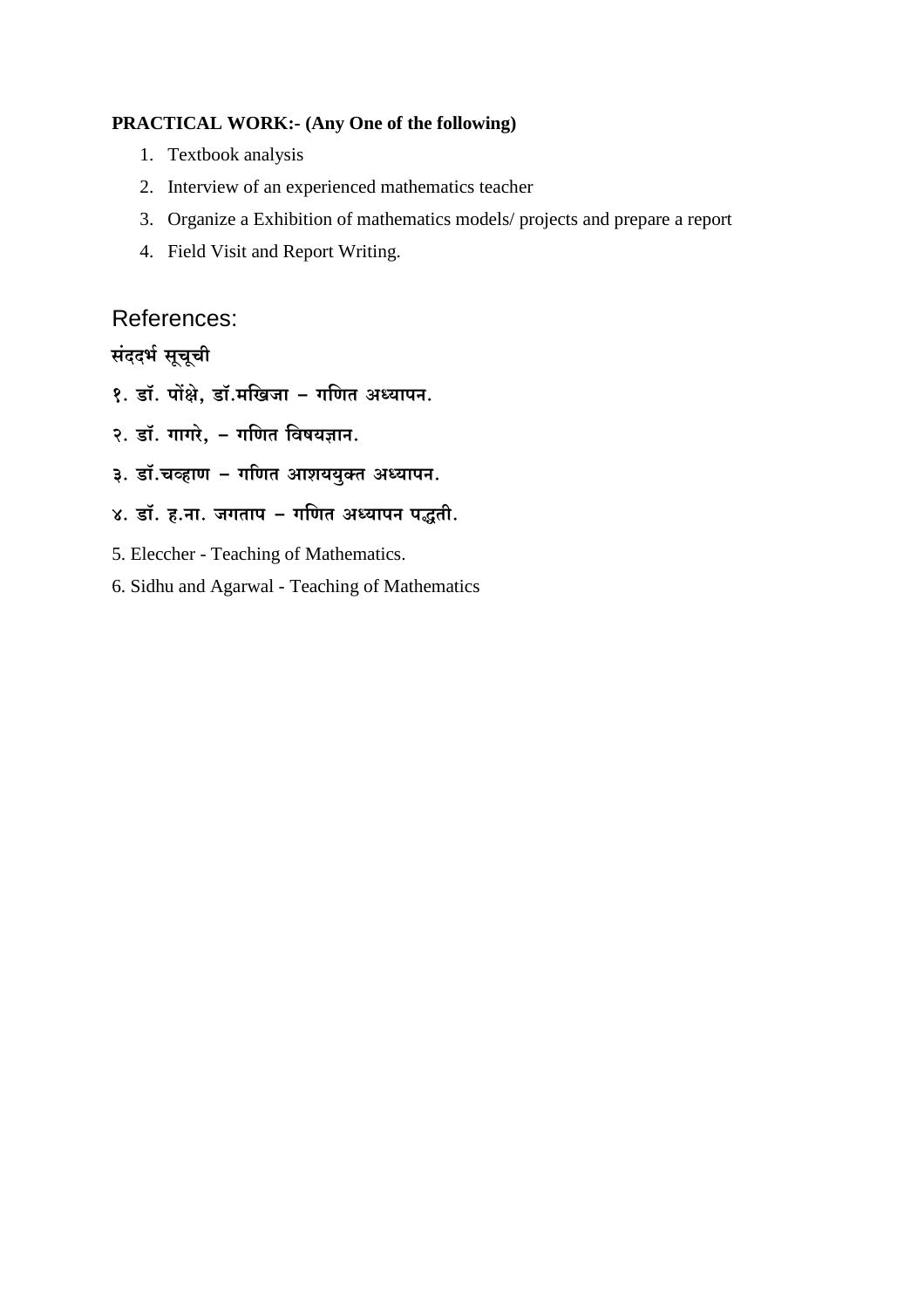**PRACTICAL WORK:- (Any One of the following)**

1. Textbook analysis
2. Interview of an experienced mathematics teacher
3. Organize a Exhibition of mathematics models/ projects and prepare a report
4. Field Visit and Report Writing.

## References:

**संदर्भ सूचूची**

**१. डॉ. पोंक्षे, डॉ.मखिजा – गणित अध्यापन.**

**२. डॉ. गागरे, – गणित विषयज्ञान.**

**३. डॉ.चव्हाण – गणित आशययुक्त अध्यापन.**

**४. डॉ. ह.ना. जगताप – गणित अध्यापन पद्धती.**

5. Eleccher - Teaching of Mathematics.

6. Sidhu and Agarwal - Teaching of Mathematics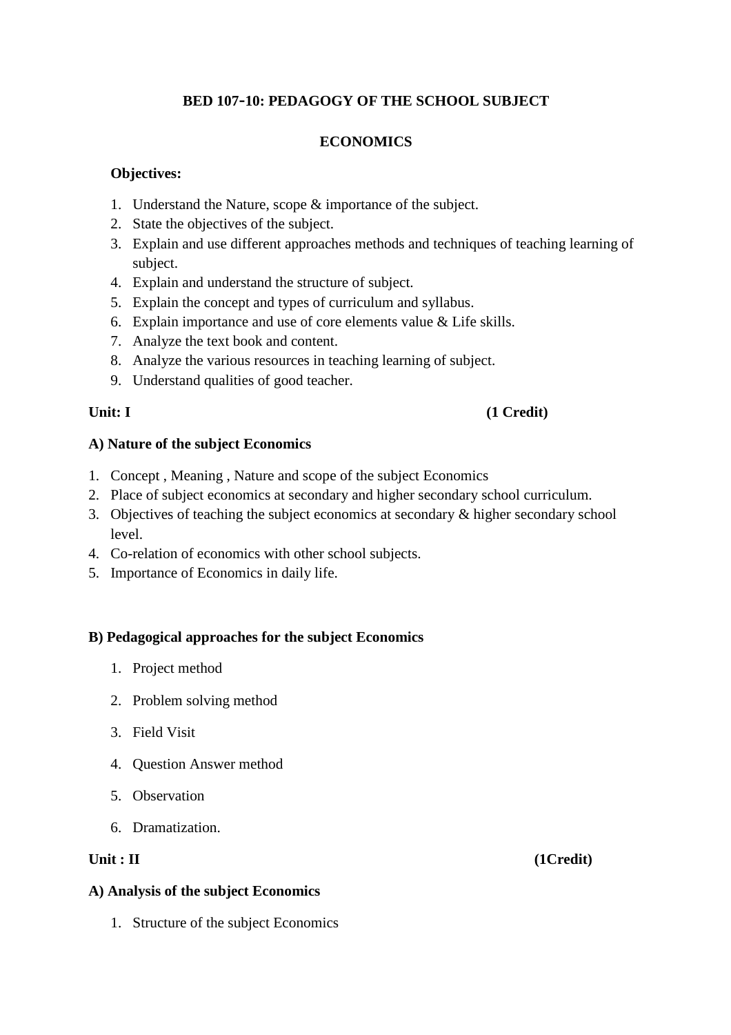**BED 107-10: PEDAGOGY OF THE SCHOOL SUBJECT**

**ECONOMICS**

**Objectives:**

1. Understand the Nature, scope & importance of the subject.
2. State the objectives of the subject.
3. Explain and use different approaches methods and techniques of teaching learning of subject.
4. Explain and understand the structure of subject.
5. Explain the concept and types of curriculum and syllabus.
6. Explain importance and use of core elements value & Life skills.
7. Analyze the text book and content.
8. Analyze the various resources in teaching learning of subject.
9. Understand qualities of good teacher.

**Unit: I** **(1 Credit)**

**A) Nature of the subject Economics**

1. Concept , Meaning , Nature and scope of the subject Economics
2. Place of subject economics at secondary and higher secondary school curriculum.
3. Objectives of teaching the subject economics at secondary & higher secondary school level.
4. Co-relation of economics with other school subjects.
5. Importance of Economics in daily life.

**B) Pedagogical approaches for the subject Economics**

1. Project method
2. Problem solving method
3. Field Visit
4. Question Answer method
5. Observation
6. Dramatization.

**Unit : II** **(1Credit)**

**A) Analysis of the subject Economics**

1. Structure of the subject Economics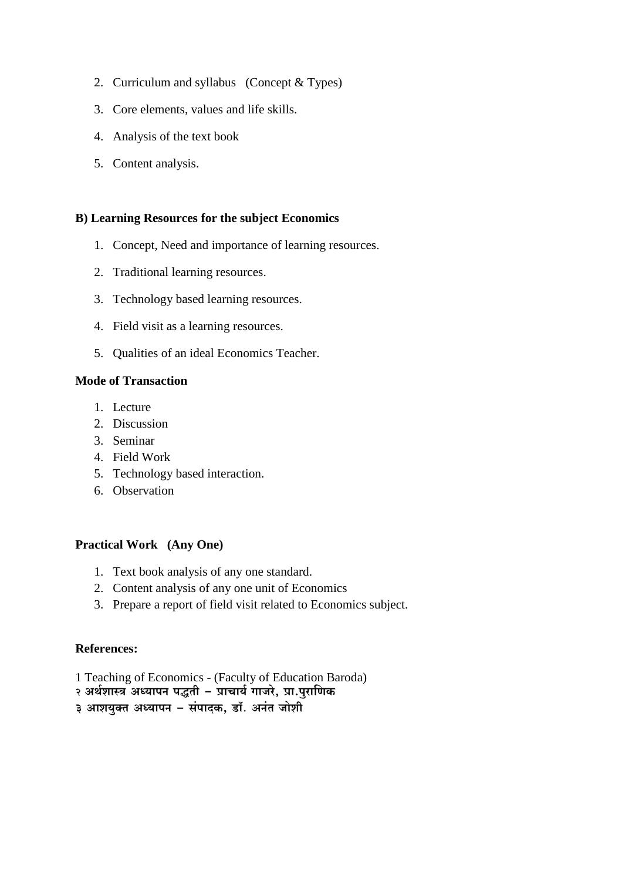2. Curriculum and syllabus (Concept & Types)

3. Core elements, values and life skills.

4. Analysis of the text book

5. Content analysis.

**B) Learning Resources for the subject Economics**

1. Concept, Need and importance of learning resources.

2. Traditional learning resources.

3. Technology based learning resources.

4. Field visit as a learning resources.

5. Qualities of an ideal Economics Teacher.

**Mode of Transaction**

1. Lecture
2. Discussion
3. Seminar
4. Field Work
5. Technology based interaction.
6. Observation

**Practical Work (Any One)**

1. Text book analysis of any one standard.
2. Content analysis of any one unit of Economics
3. Prepare a report of field visit related to Economics subject.

**References:**

1 Teaching of Economics - (Faculty of Education Baroda)
२ अर्थशास्त्र अध्यापन पद्धती – प्राचार्य गाजरे, प्रा.पुराणिक
३ आशयुक्त अध्यापन – संपादक, डॉ. अनंत जोशी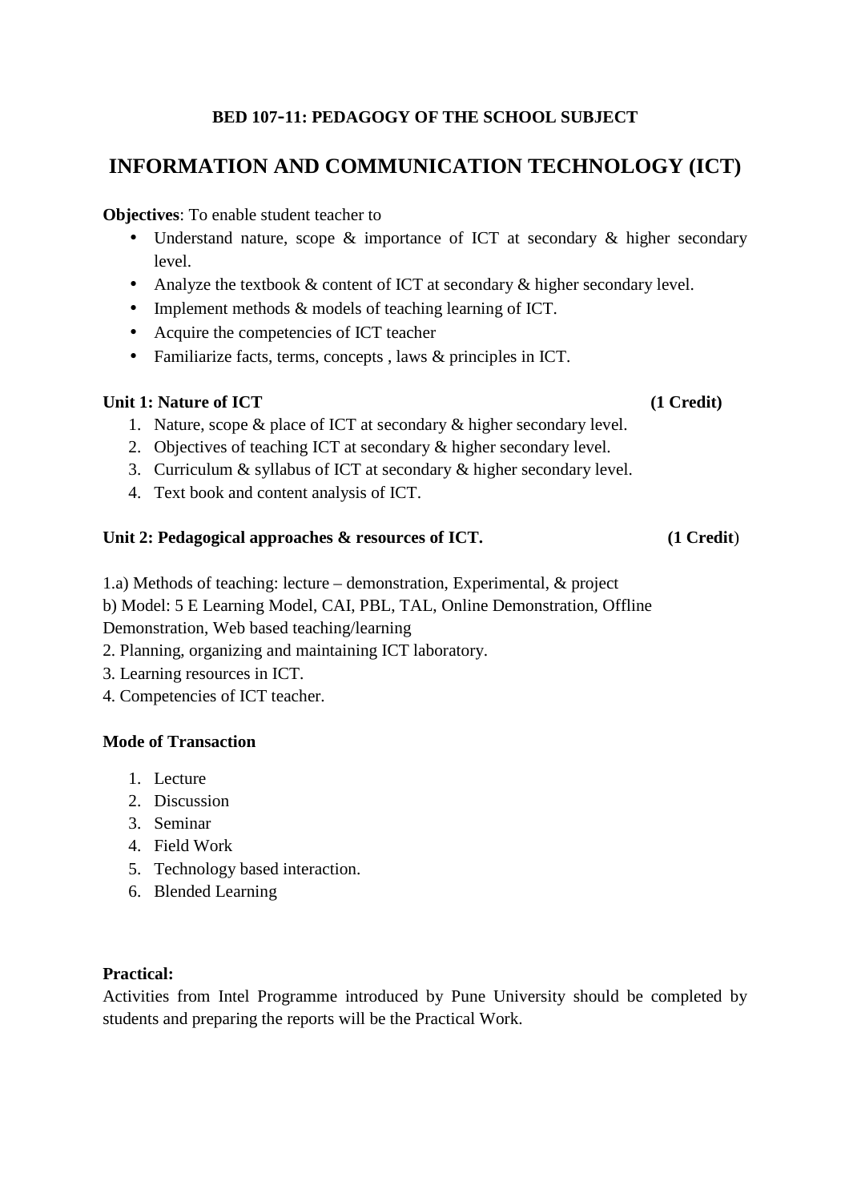**BED 107-11: PEDAGOGY OF THE SCHOOL SUBJECT**

# INFORMATION AND COMMUNICATION TECHNOLOGY (ICT)

**Objectives**: To enable student teacher to

- Understand nature, scope & importance of ICT at secondary & higher secondary level.
- Analyze the textbook & content of ICT at secondary & higher secondary level.
- Implement methods & models of teaching learning of ICT.
- Acquire the competencies of ICT teacher
- Familiarize facts, terms, concepts , laws & principles in ICT.

**Unit 1: Nature of ICT** **(1 Credit)**

1. Nature, scope & place of ICT at secondary & higher secondary level.
2. Objectives of teaching ICT at secondary & higher secondary level.
3. Curriculum & syllabus of ICT at secondary & higher secondary level.
4. Text book and content analysis of ICT.

**Unit 2: Pedagogical approaches & resources of ICT.** **(1 Credit**)

1.a) Methods of teaching: lecture – demonstration, Experimental, & project
b) Model: 5 E Learning Model, CAI, PBL, TAL, Online Demonstration, Offline Demonstration, Web based teaching/learning
2. Planning, organizing and maintaining ICT laboratory.
3. Learning resources in ICT.
4. Competencies of ICT teacher.

**Mode of Transaction**

1. Lecture
2. Discussion
3. Seminar
4. Field Work
5. Technology based interaction.
6. Blended Learning

**Practical:**
Activities from Intel Programme introduced by Pune University should be completed by students and preparing the reports will be the Practical Work.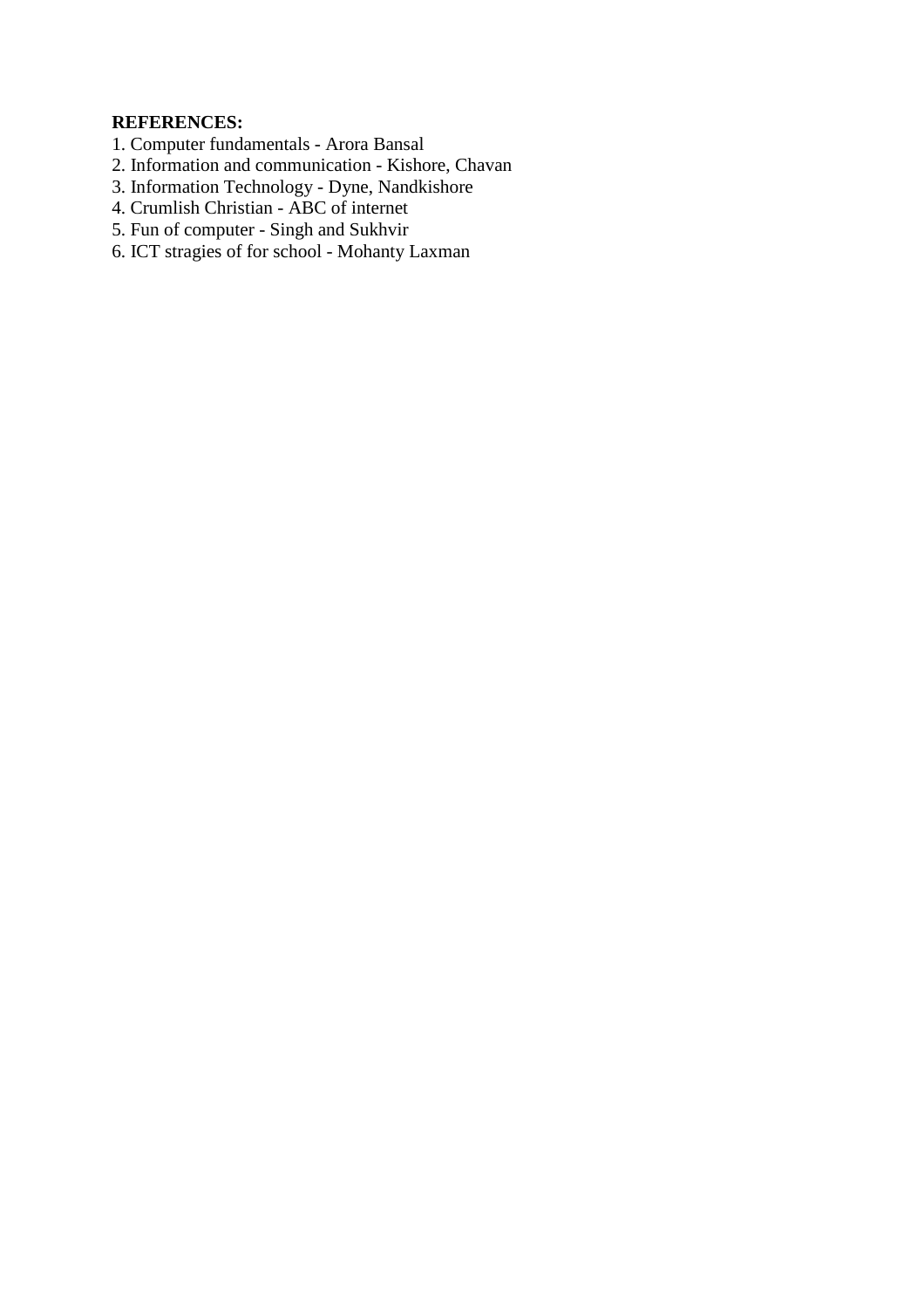**REFERENCES:**

1. Computer fundamentals - Arora Bansal
2. Information and communication - Kishore, Chavan
3. Information Technology - Dyne, Nandkishore
4. Crumlish Christian - ABC of internet
5. Fun of computer - Singh and Sukhvir
6. ICT stragies of for school - Mohanty Laxman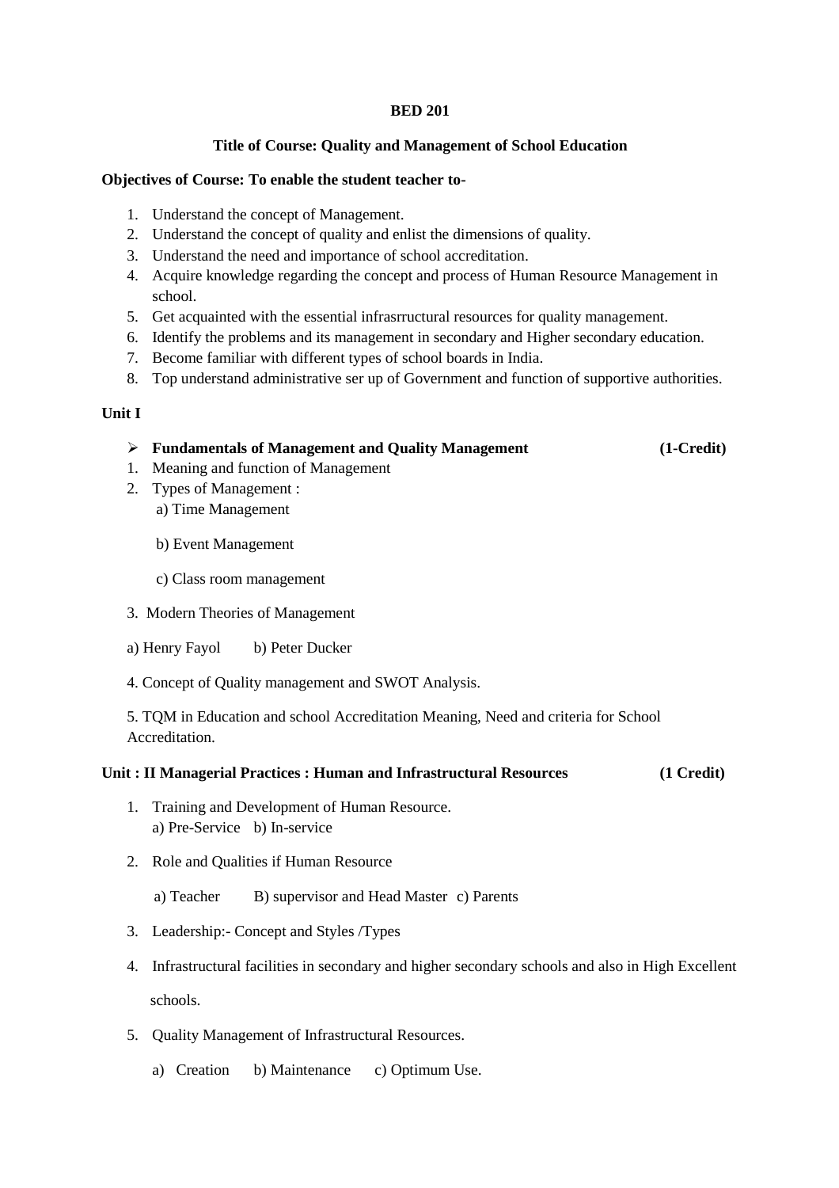**BED 201**

**Title of Course: Quality and Management of School Education**

**Objectives of Course: To enable the student teacher to-**

1. Understand the concept of Management.
2. Understand the concept of quality and enlist the dimensions of quality.
3. Understand the need and importance of school accreditation.
4. Acquire knowledge regarding the concept and process of Human Resource Management in school.
5. Get acquainted with the essential infrasrructural resources for quality management.
6. Identify the problems and its management in secondary and Higher secondary education.
7. Become familiar with different types of school boards in India.
8. Top understand administrative ser up of Government and function of supportive authorities.

**Unit I**

- **Fundamentals of Management and Quality Management** **(1-Credit)**

1. Meaning and function of Management
2. Types of Management :
   a) Time Management

   b) Event Management

   c) Class room management

3. Modern Theories of Management

a) Henry Fayol b) Peter Ducker

4. Concept of Quality management and SWOT Analysis.

5. TQM in Education and school Accreditation Meaning, Need and criteria for School Accreditation.

**Unit : II Managerial Practices : Human and Infrastructural Resources** **(1 Credit)**

1. Training and Development of Human Resource.
   a) Pre-Service b) In-service

2. Role and Qualities if Human Resource

   a) Teacher B) supervisor and Head Master c) Parents

3. Leadership:- Concept and Styles /Types

4. Infrastructural facilities in secondary and higher secondary schools and also in High Excellent schools.

5. Quality Management of Infrastructural Resources.

   a) Creation b) Maintenance c) Optimum Use.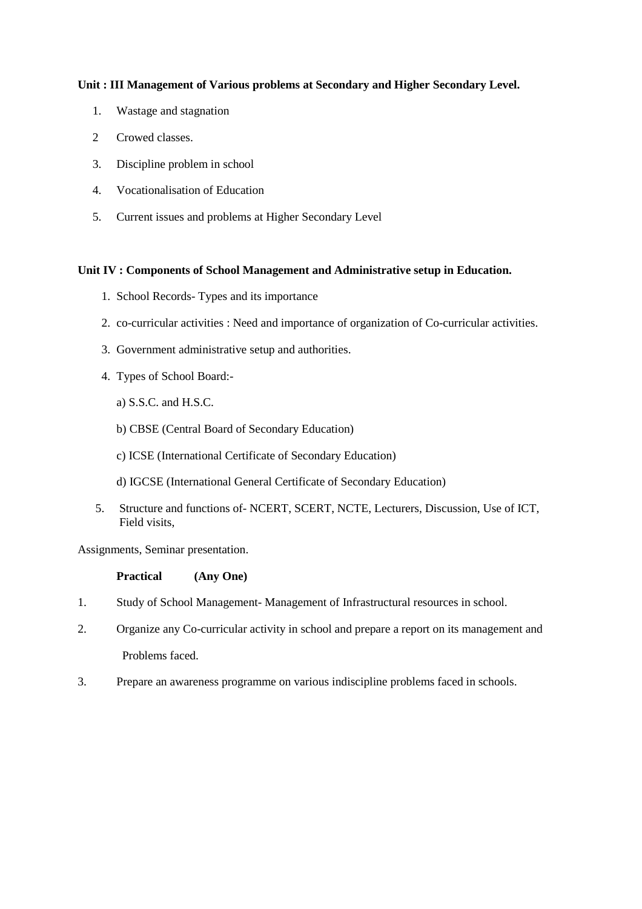**Unit : III Management of Various problems at Secondary and Higher Secondary Level.**

1. Wastage and stagnation
2. Crowed classes.
3. Discipline problem in school
4. Vocationalisation of Education
5. Current issues and problems at Higher Secondary Level

**Unit IV : Components of School Management and Administrative setup in Education.**

1. School Records- Types and its importance
2. co-curricular activities : Need and importance of organization of Co-curricular activities.
3. Government administrative setup and authorities.
4. Types of School Board:-

   a) S.S.C. and H.S.C.

   b) CBSE (Central Board of Secondary Education)

   c) ICSE (International Certificate of Secondary Education)

   d) IGCSE (International General Certificate of Secondary Education)

5. Structure and functions of- NCERT, SCERT, NCTE, Lecturers, Discussion, Use of ICT, Field visits,

Assignments, Seminar presentation.

**Practical (Any One)**

1. Study of School Management- Management of Infrastructural resources in school.
2. Organize any Co-curricular activity in school and prepare a report on its management and Problems faced.
3. Prepare an awareness programme on various indiscipline problems faced in schools.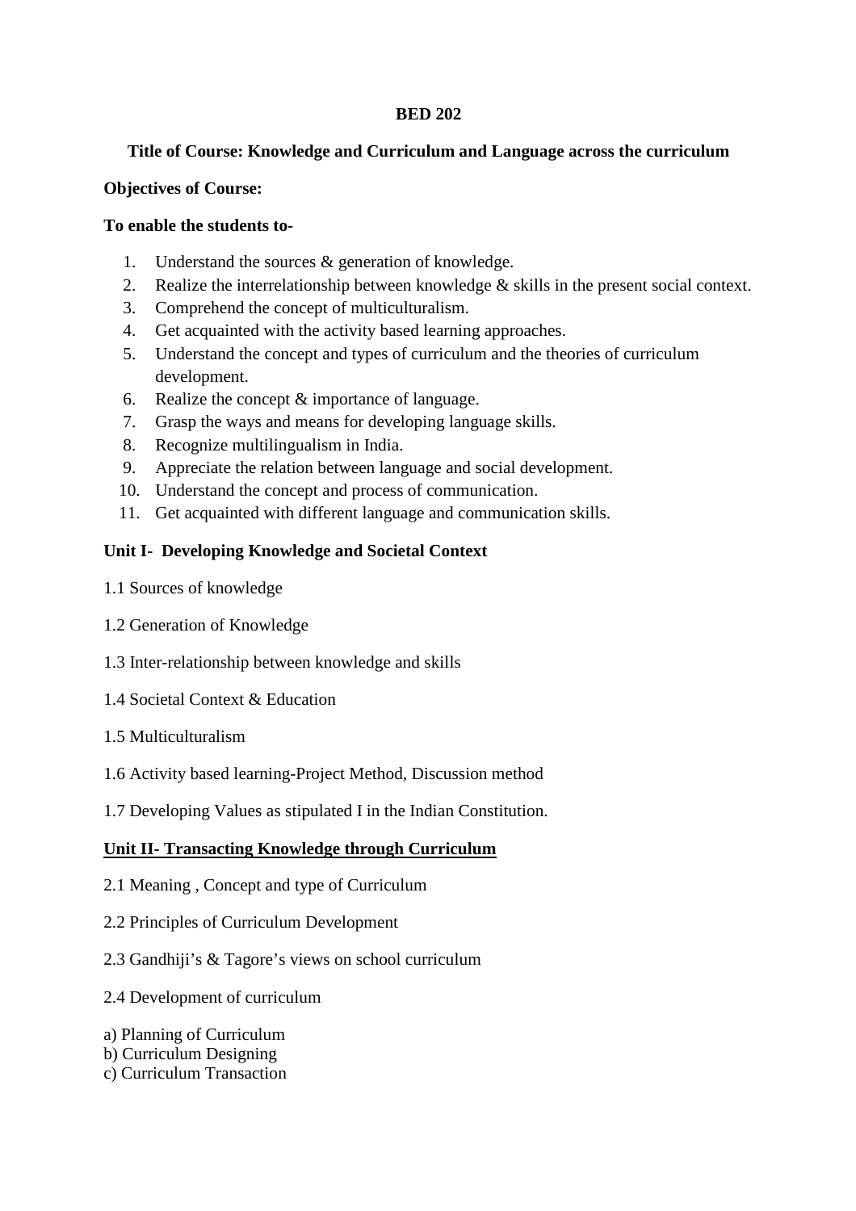**BED 202**

**Title of Course: Knowledge and Curriculum and Language across the curriculum**

**Objectives of Course:**

**To enable the students to-**

1. Understand the sources & generation of knowledge.
2. Realize the interrelationship between knowledge & skills in the present social context.
3. Comprehend the concept of multiculturalism.
4. Get acquainted with the activity based learning approaches.
5. Understand the concept and types of curriculum and the theories of curriculum development.
6. Realize the concept & importance of language.
7. Grasp the ways and means for developing language skills.
8. Recognize multilingualism in India.
9. Appreciate the relation between language and social development.
10. Understand the concept and process of communication.
11. Get acquainted with different language and communication skills.

**Unit I- Developing Knowledge and Societal Context**

1.1 Sources of knowledge

1.2 Generation of Knowledge

1.3 Inter-relationship between knowledge and skills

1.4 Societal Context & Education

1.5 Multiculturalism

1.6 Activity based learning-Project Method, Discussion method

1.7 Developing Values as stipulated I in the Indian Constitution.

**Unit II- Transacting Knowledge through Curriculum**

2.1 Meaning , Concept and type of Curriculum

2.2 Principles of Curriculum Development

2.3 Gandhiji's & Tagore's views on school curriculum

2.4 Development of curriculum

a) Planning of Curriculum
b) Curriculum Designing
c) Curriculum Transaction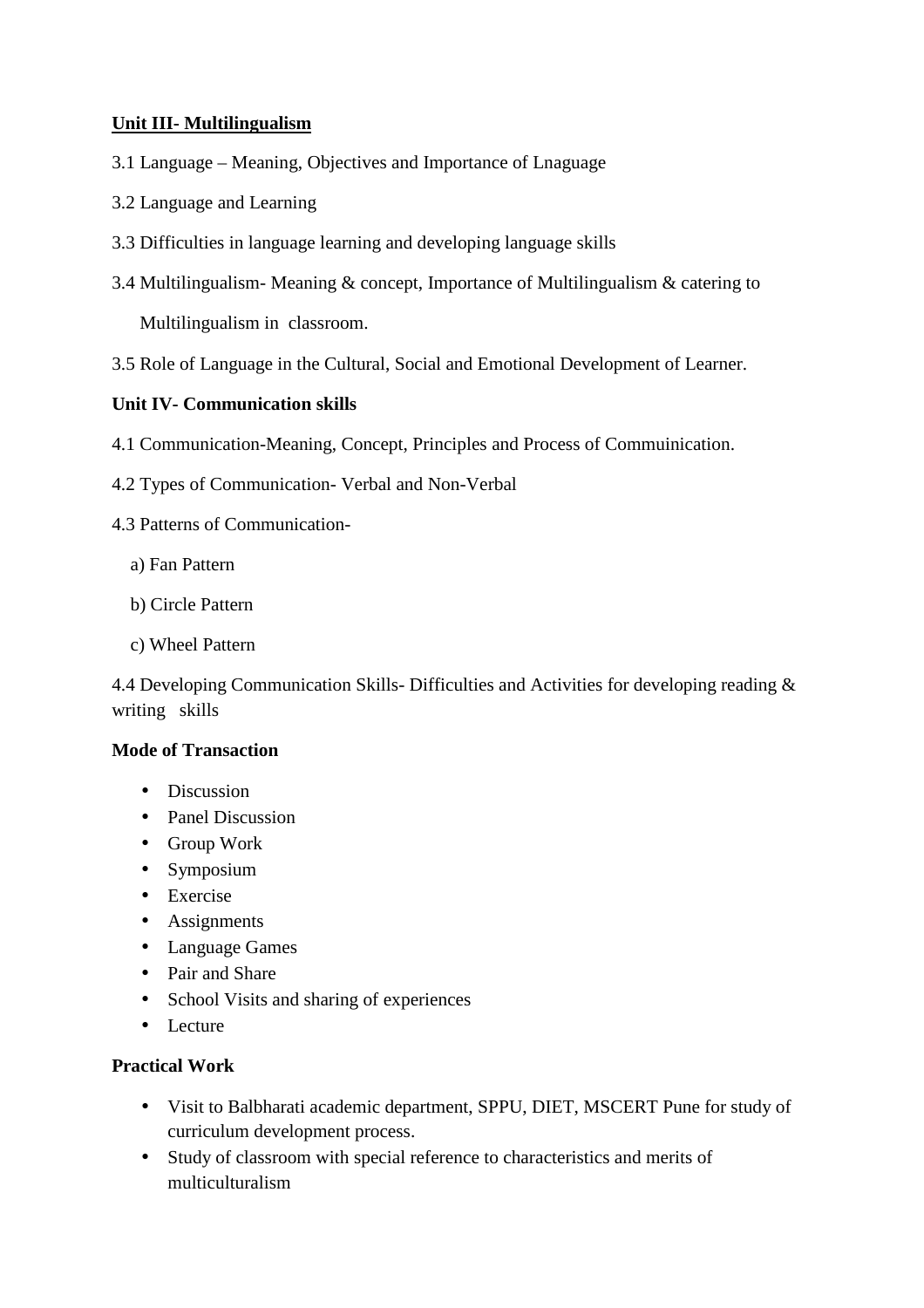**<u>Unit III- Multilingualism</u>**

3.1 Language – Meaning, Objectives and Importance of Lnaguage

3.2 Language and Learning

3.3 Difficulties in language learning and developing language skills

3.4 Multilingualism- Meaning & concept, Importance of Multilingualism & catering to Multilingualism in classroom.

3.5 Role of Language in the Cultural, Social and Emotional Development of Learner.

**Unit IV- Communication skills**

4.1 Communication-Meaning, Concept, Principles and Process of Commuinication.

4.2 Types of Communication- Verbal and Non-Verbal

4.3 Patterns of Communication-

a) Fan Pattern

b) Circle Pattern

c) Wheel Pattern

4.4 Developing Communication Skills- Difficulties and Activities for developing reading & writing skills

**Mode of Transaction**

- Discussion
- Panel Discussion
- Group Work
- Symposium
- Exercise
- Assignments
- Language Games
- Pair and Share
- School Visits and sharing of experiences
- Lecture

**Practical Work**

- Visit to Balbharati academic department, SPPU, DIET, MSCERT Pune for study of curriculum development process.
- Study of classroom with special reference to characteristics and merits of multiculturalism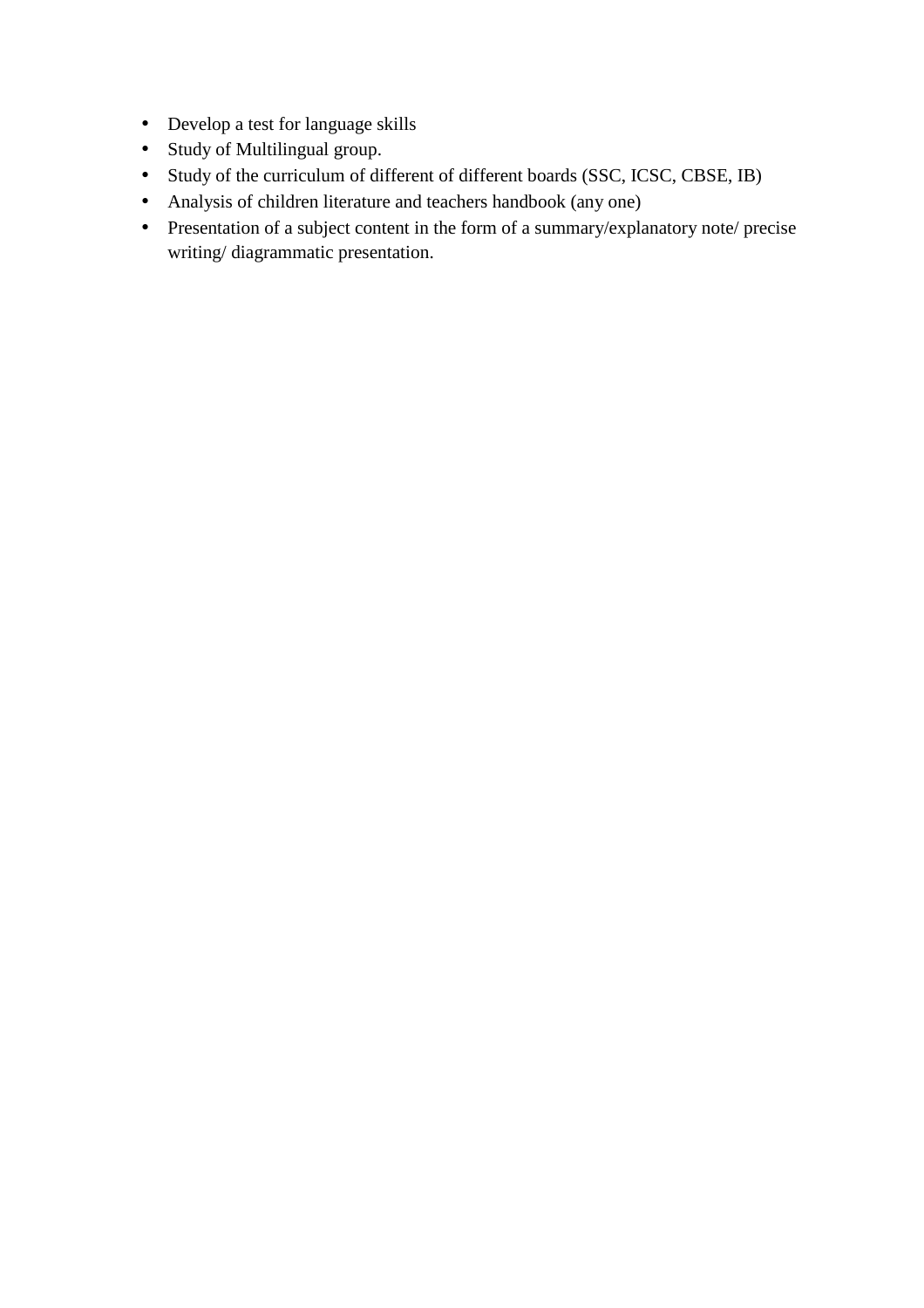- Develop a test for language skills
- Study of Multilingual group.
- Study of the curriculum of different of different boards (SSC, ICSC, CBSE, IB)
- Analysis of children literature and teachers handbook (any one)
- Presentation of a subject content in the form of a summary/explanatory note/ precise writing/ diagrammatic presentation.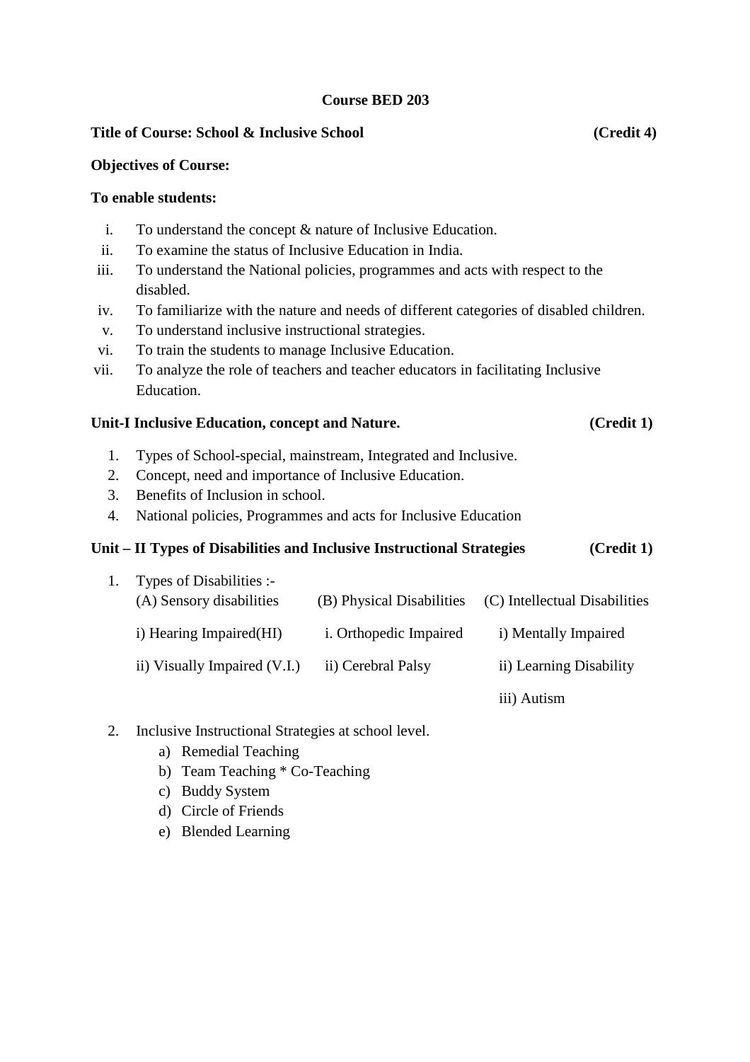**Course BED 203**

**Title of Course: School & Inclusive School** **(Credit 4)**

**Objectives of Course:**

**To enable students:**

i. To understand the concept & nature of Inclusive Education.
ii. To examine the status of Inclusive Education in India.
iii. To understand the National policies, programmes and acts with respect to the disabled.
iv. To familiarize with the nature and needs of different categories of disabled children.
v. To understand inclusive instructional strategies.
vi. To train the students to manage Inclusive Education.
vii. To analyze the role of teachers and teacher educators in facilitating Inclusive Education.

**Unit-I Inclusive Education, concept and Nature.** **(Credit 1)**

1. Types of School-special, mainstream, Integrated and Inclusive.
2. Concept, need and importance of Inclusive Education.
3. Benefits of Inclusion in school.
4. National policies, Programmes and acts for Inclusive Education

**Unit – II Types of Disabilities and Inclusive Instructional Strategies** **(Credit 1)**

1. Types of Disabilities :-

| (A) Sensory disabilities | (B) Physical Disabilities | (C) Intellectual Disabilities |
|---|---|---|
| i) Hearing Impaired(HI) | i. Orthopedic Impaired | i) Mentally Impaired |
| ii) Visually Impaired (V.I.) | ii) Cerebral Palsy | ii) Learning Disability |
| | | iii) Autism |

2. Inclusive Instructional Strategies at school level.
   a) Remedial Teaching
   b) Team Teaching * Co-Teaching
   c) Buddy System
   d) Circle of Friends
   e) Blended Learning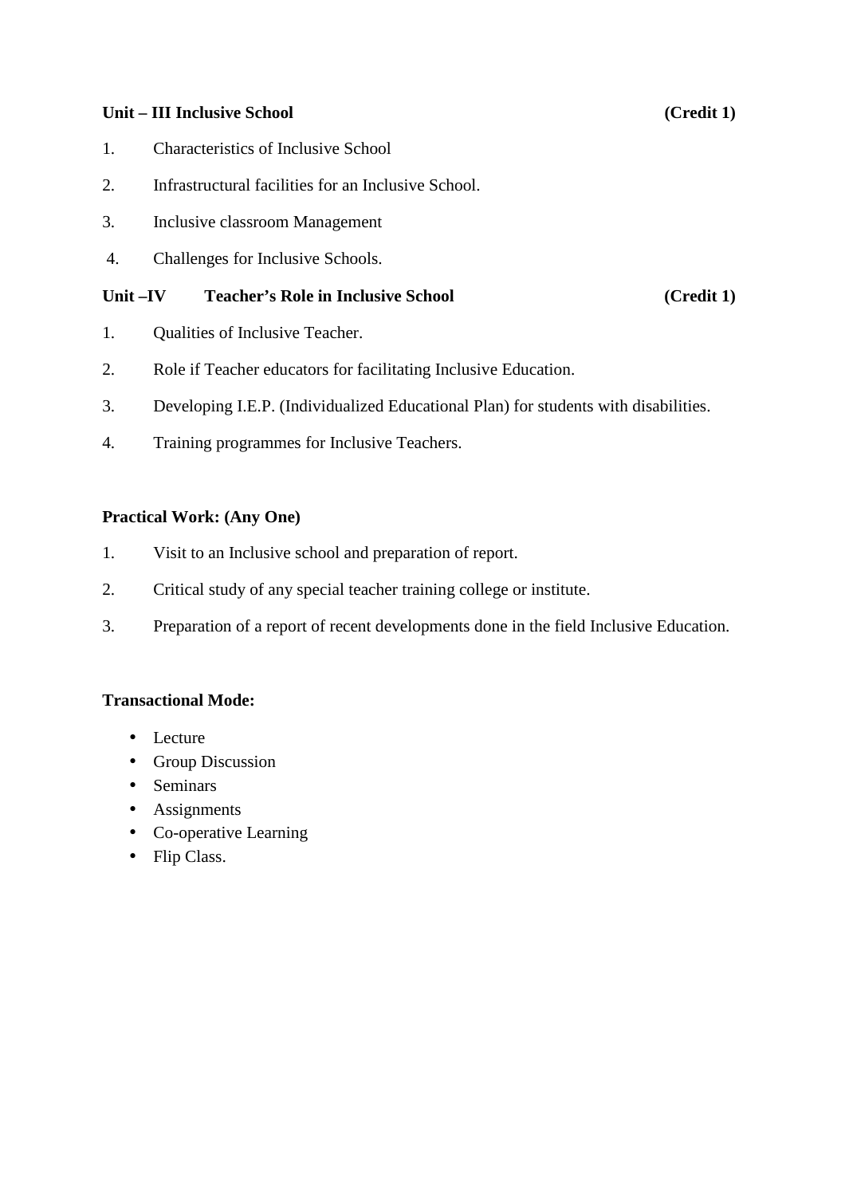**Unit – III Inclusive School (Credit 1)**

1. Characteristics of Inclusive School
2. Infrastructural facilities for an Inclusive School.
3. Inclusive classroom Management
4. Challenges for Inclusive Schools.

**Unit –IV Teacher's Role in Inclusive School (Credit 1)**

1. Qualities of Inclusive Teacher.
2. Role if Teacher educators for facilitating Inclusive Education.
3. Developing I.E.P. (Individualized Educational Plan) for students with disabilities.
4. Training programmes for Inclusive Teachers.

**Practical Work: (Any One)**

1. Visit to an Inclusive school and preparation of report.
2. Critical study of any special teacher training college or institute.
3. Preparation of a report of recent developments done in the field Inclusive Education.

**Transactional Mode:**

- Lecture
- Group Discussion
- Seminars
- Assignments
- Co-operative Learning
- Flip Class.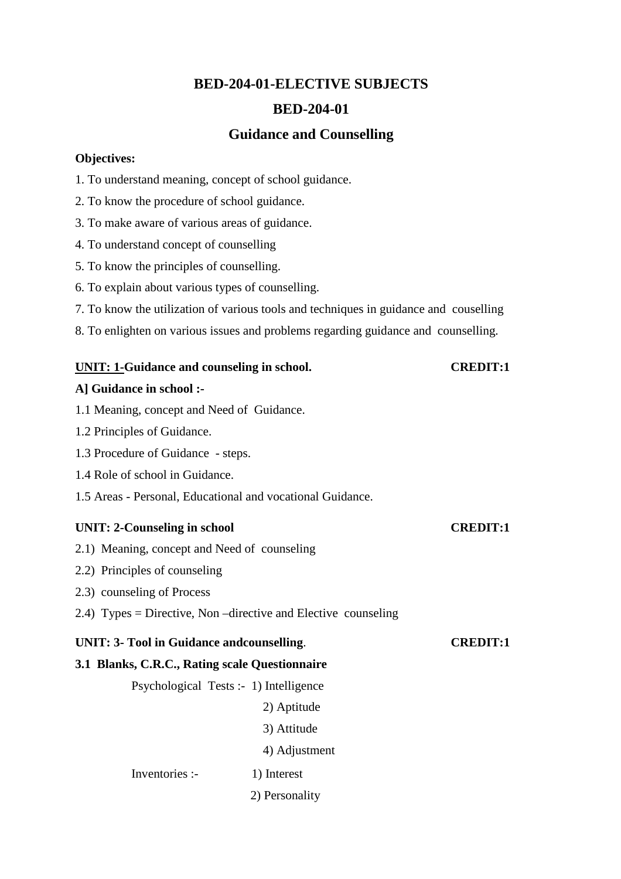# BED-204-01-ELECTIVE SUBJECTS

## BED-204-01

## Guidance and Counselling

**Objectives:**

1. To understand meaning, concept of school guidance.
2. To know the procedure of school guidance.
3. To make aware of various areas of guidance.
4. To understand concept of counselling
5. To know the principles of counselling.
6. To explain about various types of counselling.
7. To know the utilization of various tools and techniques in guidance and couselling
8. To enlighten on various issues and problems regarding guidance and counselling.

**UNIT: 1-Guidance and counseling in school.** **CREDIT:1**

**A] Guidance in school :-**

1.1 Meaning, concept and Need of Guidance.

1.2 Principles of Guidance.

1.3 Procedure of Guidance - steps.

1.4 Role of school in Guidance.

1.5 Areas - Personal, Educational and vocational Guidance.

**UNIT: 2-Counseling in school** **CREDIT:1**

2.1) Meaning, concept and Need of counseling

2.2) Principles of counseling

2.3) counseling of Process

2.4) Types = Directive, Non –directive and Elective counseling

**UNIT: 3- Tool in Guidance andcounselling**. **CREDIT:1**

**3.1 Blanks, C.R.C., Rating scale Questionnaire**

Psychological Tests :- 1) Intelligence
2) Aptitude
3) Attitude
4) Adjustment

Inventories :- 1) Interest
2) Personality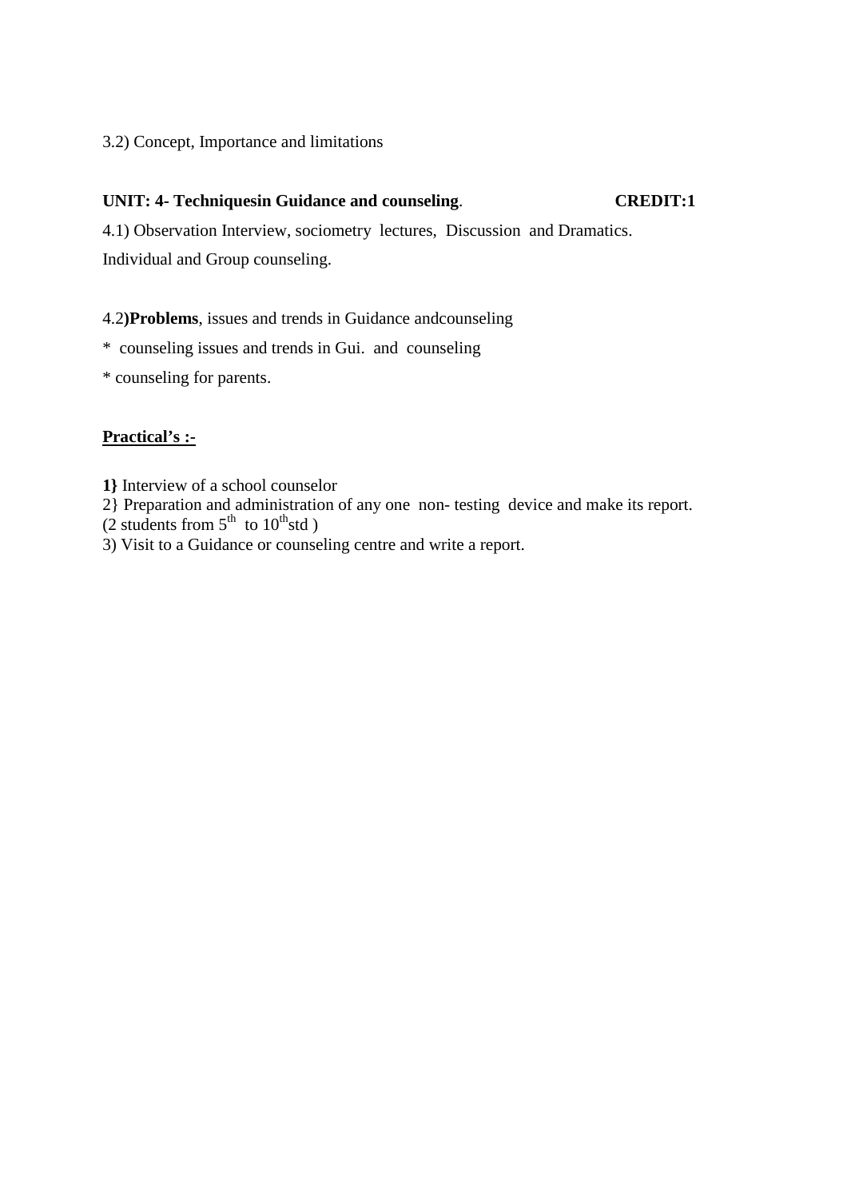3.2) Concept, Importance and limitations

**UNIT: 4- Techniquesin Guidance and counseling**. **CREDIT:1**

4.1) Observation Interview, sociometry lectures, Discussion and Dramatics.

Individual and Group counseling.

4.2**)Problems**, issues and trends in Guidance andcounseling

* counseling issues and trends in Gui. and counseling

* counseling for parents.

**<u>Practical's :-</u>**

**1}** Interview of a school counselor

2} Preparation and administration of any one non- testing device and make its report.
(2 students from 5th to 10thstd )

3) Visit to a Guidance or counseling centre and write a report.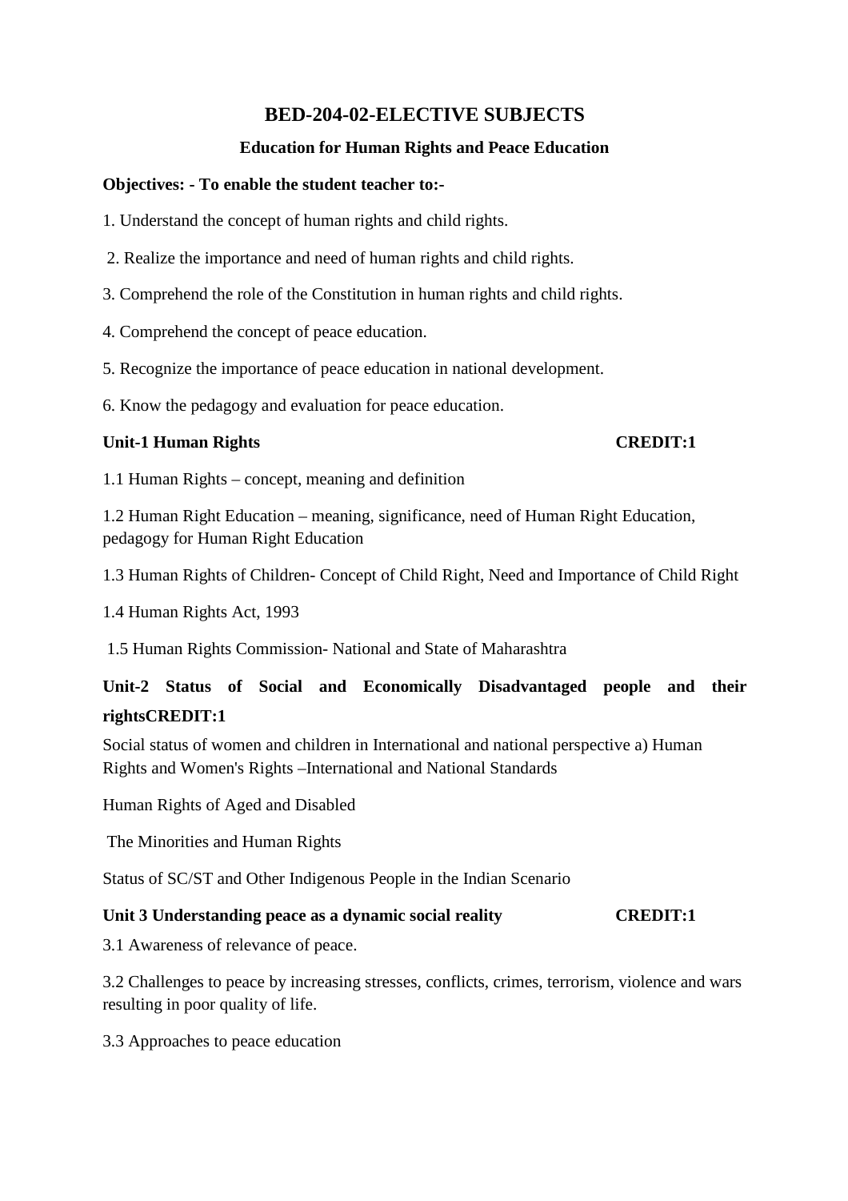# BED-204-02-ELECTIVE SUBJECTS

## Education for Human Rights and Peace Education

**Objectives: - To enable the student teacher to:-**

1. Understand the concept of human rights and child rights.
2. Realize the importance and need of human rights and child rights.
3. Comprehend the role of the Constitution in human rights and child rights.
4. Comprehend the concept of peace education.
5. Recognize the importance of peace education in national development.
6. Know the pedagogy and evaluation for peace education.

**Unit-1 Human Rights CREDIT:1**

1.1 Human Rights – concept, meaning and definition

1.2 Human Right Education – meaning, significance, need of Human Right Education, pedagogy for Human Right Education

1.3 Human Rights of Children- Concept of Child Right, Need and Importance of Child Right

1.4 Human Rights Act, 1993

1.5 Human Rights Commission- National and State of Maharashtra

**Unit-2 Status of Social and Economically Disadvantaged people and their rightsCREDIT:1**

Social status of women and children in International and national perspective a) Human Rights and Women's Rights –International and National Standards

Human Rights of Aged and Disabled

The Minorities and Human Rights

Status of SC/ST and Other Indigenous People in the Indian Scenario

**Unit 3 Understanding peace as a dynamic social reality CREDIT:1**

3.1 Awareness of relevance of peace.

3.2 Challenges to peace by increasing stresses, conflicts, crimes, terrorism, violence and wars resulting in poor quality of life.

3.3 Approaches to peace education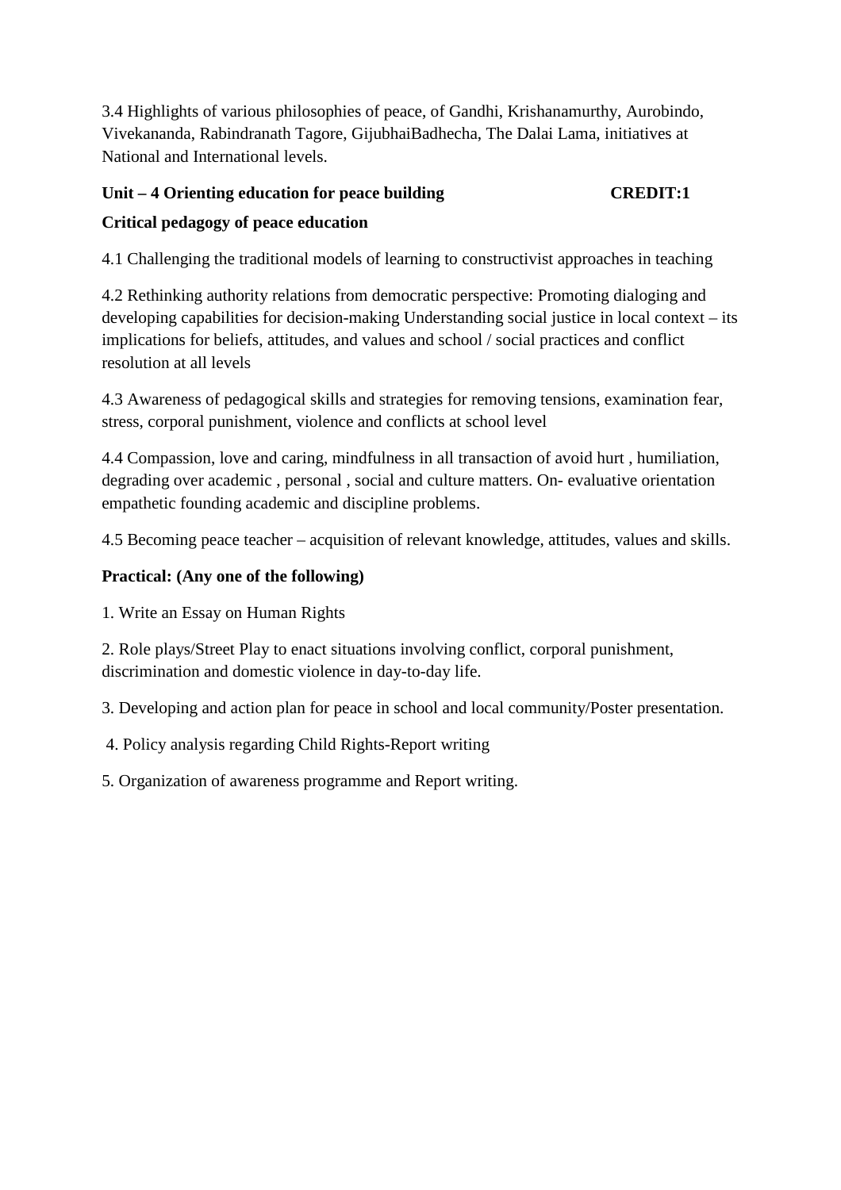3.4 Highlights of various philosophies of peace, of Gandhi, Krishanamurthy, Aurobindo, Vivekananda, Rabindranath Tagore, GijubhaiBadhecha, The Dalai Lama, initiatives at National and International levels.

**Unit – 4 Orienting education for peace building CREDIT:1**

**Critical pedagogy of peace education**

4.1 Challenging the traditional models of learning to constructivist approaches in teaching

4.2 Rethinking authority relations from democratic perspective: Promoting dialoging and developing capabilities for decision-making Understanding social justice in local context – its implications for beliefs, attitudes, and values and school / social practices and conflict resolution at all levels

4.3 Awareness of pedagogical skills and strategies for removing tensions, examination fear, stress, corporal punishment, violence and conflicts at school level

4.4 Compassion, love and caring, mindfulness in all transaction of avoid hurt , humiliation, degrading over academic , personal , social and culture matters. On- evaluative orientation empathetic founding academic and discipline problems.

4.5 Becoming peace teacher – acquisition of relevant knowledge, attitudes, values and skills.

**Practical: (Any one of the following)**

1. Write an Essay on Human Rights

2. Role plays/Street Play to enact situations involving conflict, corporal punishment, discrimination and domestic violence in day-to-day life.

3. Developing and action plan for peace in school and local community/Poster presentation.

4. Policy analysis regarding Child Rights-Report writing

5. Organization of awareness programme and Report writing.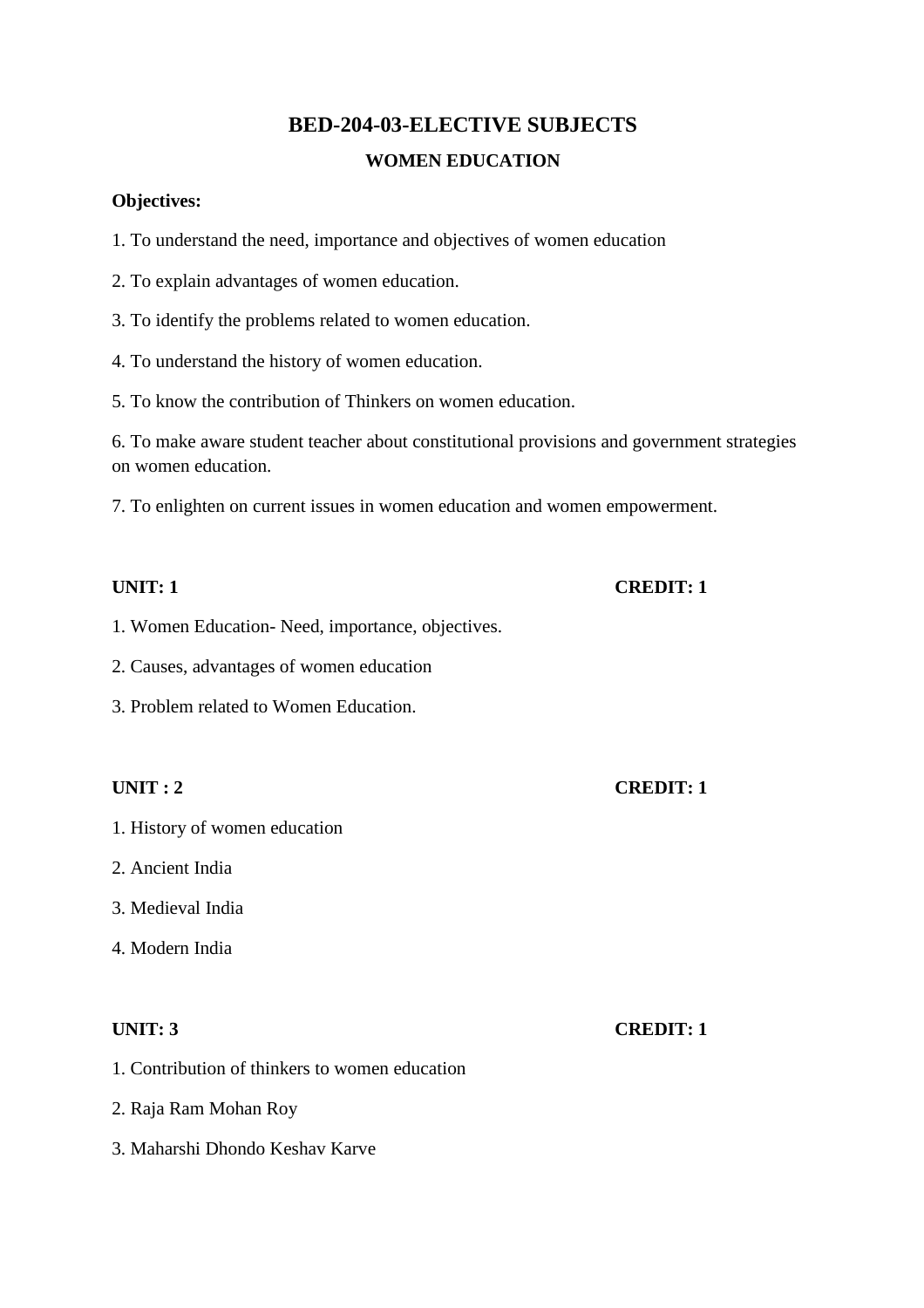# BED-204-03-ELECTIVE SUBJECTS

## WOMEN EDUCATION

**Objectives:**

1. To understand the need, importance and objectives of women education

2. To explain advantages of women education.

3. To identify the problems related to women education.

4. To understand the history of women education.

5. To know the contribution of Thinkers on women education.

6. To make aware student teacher about constitutional provisions and government strategies on women education.

7. To enlighten on current issues in women education and women empowerment.

**UNIT: 1** **CREDIT: 1**

1. Women Education- Need, importance, objectives.

2. Causes, advantages of women education

3. Problem related to Women Education.

**UNIT : 2** **CREDIT: 1**

1. History of women education

2. Ancient India

3. Medieval India

4. Modern India

**UNIT: 3** **CREDIT: 1**

1. Contribution of thinkers to women education

2. Raja Ram Mohan Roy

3. Maharshi Dhondo Keshav Karve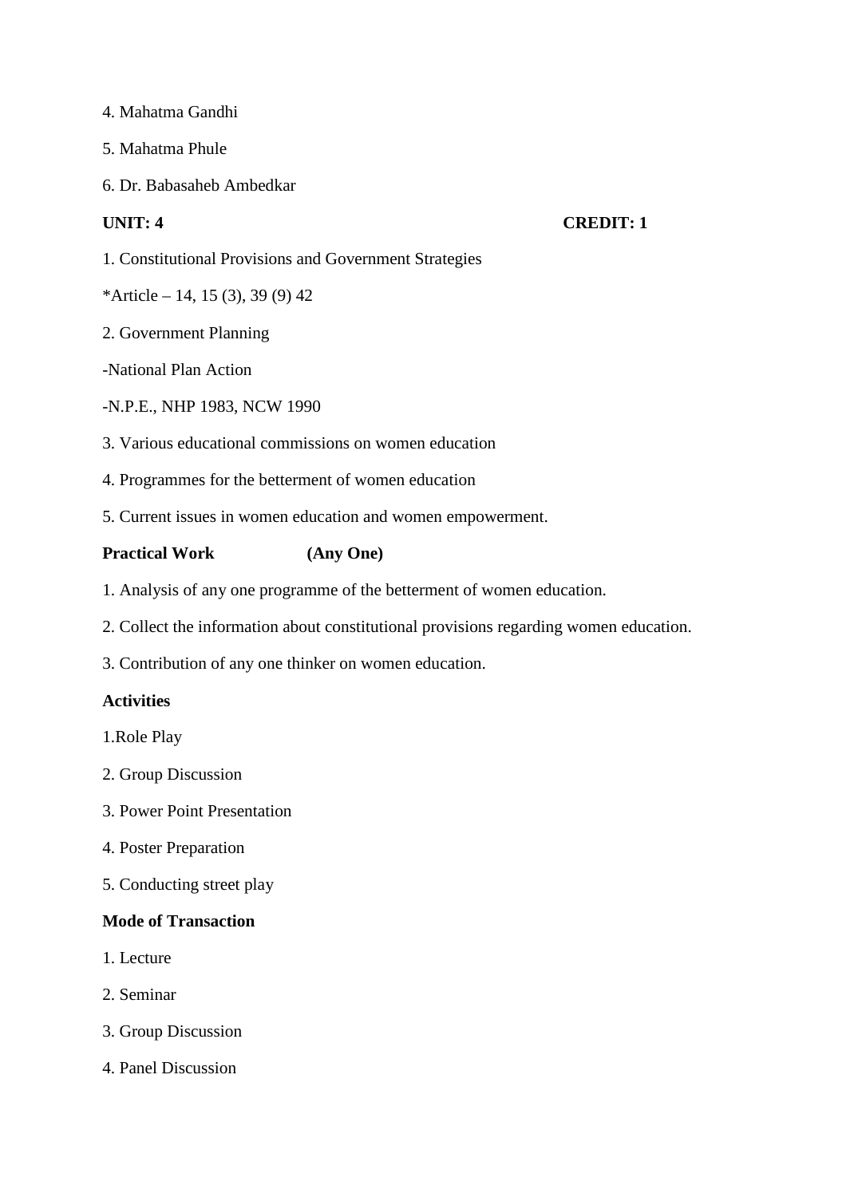4. Mahatma Gandhi

5. Mahatma Phule

6. Dr. Babasaheb Ambedkar

**UNIT: 4** **CREDIT: 1**

1. Constitutional Provisions and Government Strategies

*Article – 14, 15 (3), 39 (9) 42

2. Government Planning

-National Plan Action

-N.P.E., NHP 1983, NCW 1990

3. Various educational commissions on women education

4. Programmes for the betterment of women education

5. Current issues in women education and women empowerment.

**Practical Work** **(Any One)**

1. Analysis of any one programme of the betterment of women education.

2. Collect the information about constitutional provisions regarding women education.

3. Contribution of any one thinker on women education.

**Activities**

1.Role Play

2. Group Discussion

3. Power Point Presentation

4. Poster Preparation

5. Conducting street play

**Mode of Transaction**

1. Lecture

2. Seminar

3. Group Discussion

4. Panel Discussion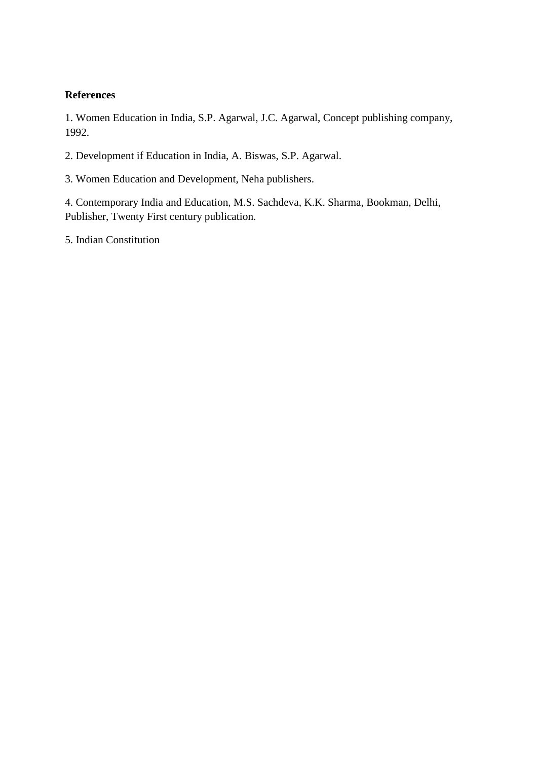**References**

1. Women Education in India, S.P. Agarwal, J.C. Agarwal, Concept publishing company, 1992.

2. Development if Education in India, A. Biswas, S.P. Agarwal.

3. Women Education and Development, Neha publishers.

4. Contemporary India and Education, M.S. Sachdeva, K.K. Sharma, Bookman, Delhi, Publisher, Twenty First century publication.

5. Indian Constitution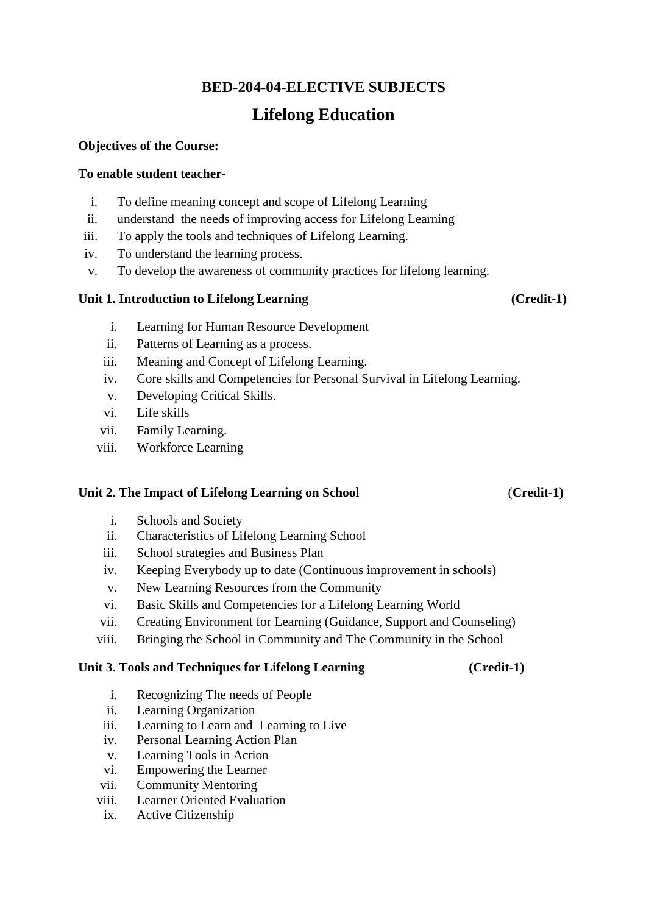## BED-204-04-ELECTIVE SUBJECTS

# Lifelong Education

**Objectives of the Course:**

**To enable student teacher-**

i. To define meaning concept and scope of Lifelong Learning
ii. understand the needs of improving access for Lifelong Learning
iii. To apply the tools and techniques of Lifelong Learning.
iv. To understand the learning process.
v. To develop the awareness of community practices for lifelong learning.

**Unit 1. Introduction to Lifelong Learning (Credit-1)**

i. Learning for Human Resource Development
ii. Patterns of Learning as a process.
iii. Meaning and Concept of Lifelong Learning.
iv. Core skills and Competencies for Personal Survival in Lifelong Learning.
v. Developing Critical Skills.
vi. Life skills
vii. Family Learning.
viii. Workforce Learning

**Unit 2. The Impact of Lifelong Learning on School (Credit-1)**

i. Schools and Society
ii. Characteristics of Lifelong Learning School
iii. School strategies and Business Plan
iv. Keeping Everybody up to date (Continuous improvement in schools)
v. New Learning Resources from the Community
vi. Basic Skills and Competencies for a Lifelong Learning World
vii. Creating Environment for Learning (Guidance, Support and Counseling)
viii. Bringing the School in Community and The Community in the School

**Unit 3. Tools and Techniques for Lifelong Learning (Credit-1)**

i. Recognizing The needs of People
ii. Learning Organization
iii. Learning to Learn and Learning to Live
iv. Personal Learning Action Plan
v. Learning Tools in Action
vi. Empowering the Learner
vii. Community Mentoring
viii. Learner Oriented Evaluation
ix. Active Citizenship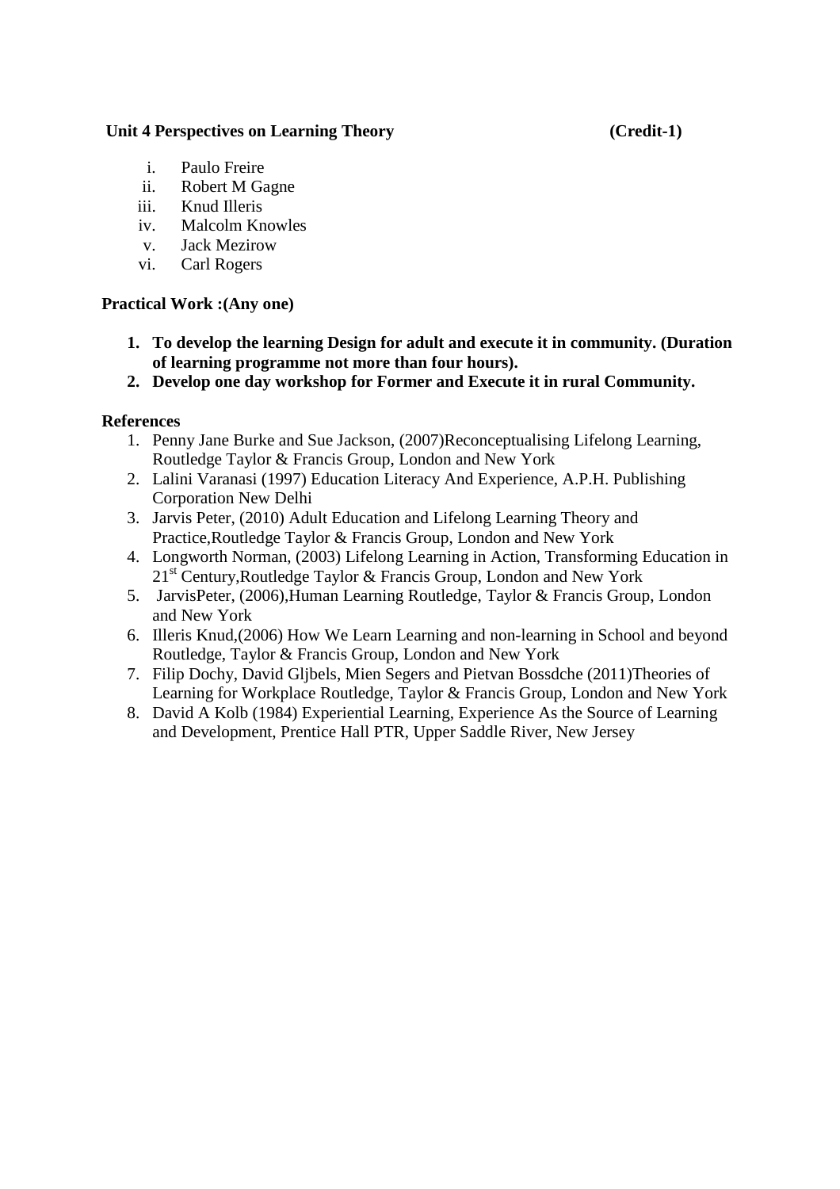**Unit 4 Perspectives on Learning Theory (Credit-1)**

i. Paulo Freire
ii. Robert M Gagne
iii. Knud Illeris
iv. Malcolm Knowles
v. Jack Mezirow
vi. Carl Rogers

**Practical Work :(Any one)**

1. **To develop the learning Design for adult and execute it in community. (Duration of learning programme not more than four hours).**
2. **Develop one day workshop for Former and Execute it in rural Community.**

**References**

1. Penny Jane Burke and Sue Jackson, (2007)Reconceptualising Lifelong Learning, Routledge Taylor & Francis Group, London and New York
2. Lalini Varanasi (1997) Education Literacy And Experience, A.P.H. Publishing Corporation New Delhi
3. Jarvis Peter, (2010) Adult Education and Lifelong Learning Theory and Practice,Routledge Taylor & Francis Group, London and New York
4. Longworth Norman, (2003) Lifelong Learning in Action, Transforming Education in 21st Century,Routledge Taylor & Francis Group, London and New York
5. JarvisPeter, (2006),Human Learning Routledge, Taylor & Francis Group, London and New York
6. Illeris Knud,(2006) How We Learn Learning and non-learning in School and beyond Routledge, Taylor & Francis Group, London and New York
7. Filip Dochy, David Gljbels, Mien Segers and Pietvan Bossdche (2011)Theories of Learning for Workplace Routledge, Taylor & Francis Group, London and New York
8. David A Kolb (1984) Experiential Learning, Experience As the Source of Learning and Development, Prentice Hall PTR, Upper Saddle River, New Jersey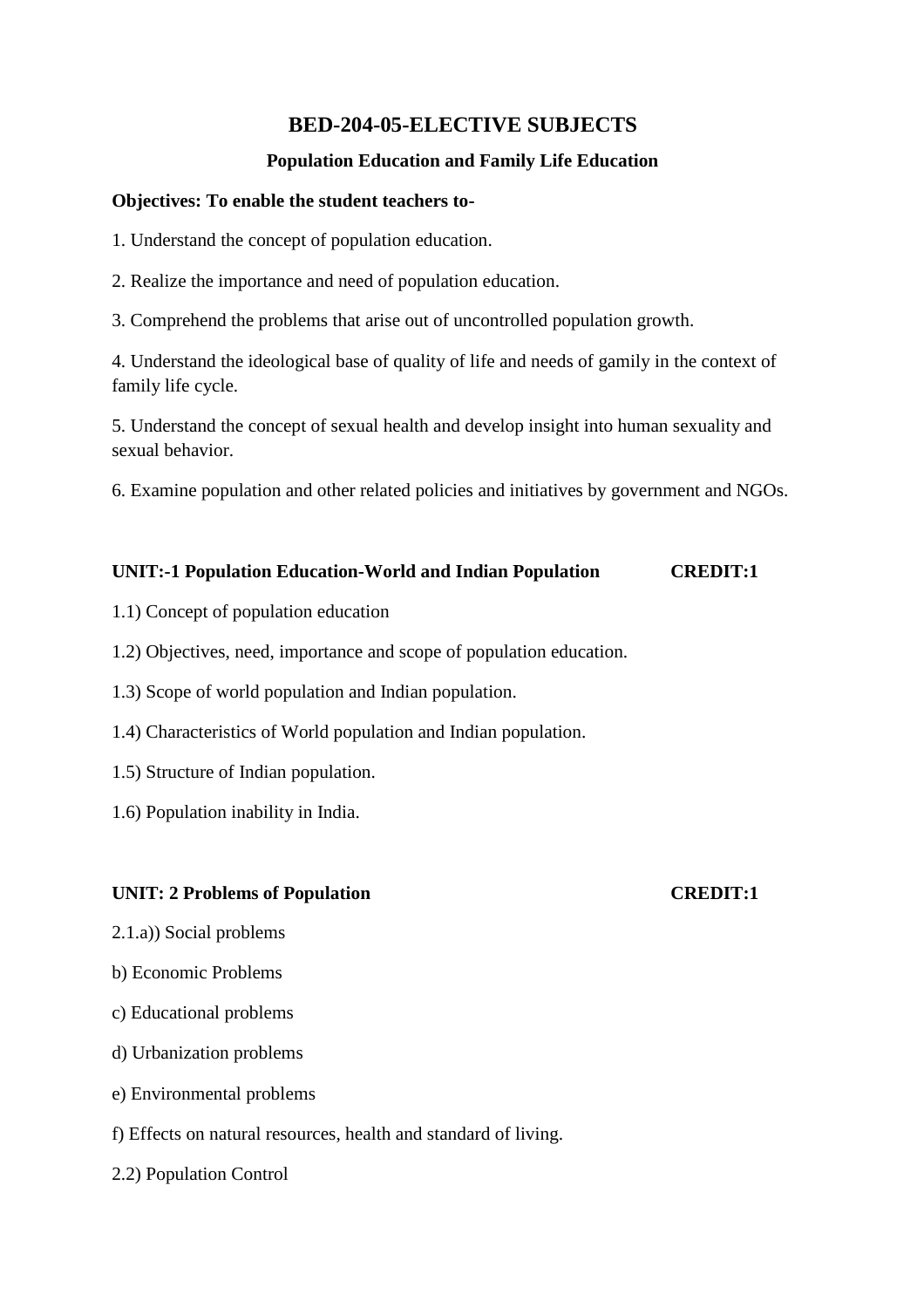# BED-204-05-ELECTIVE SUBJECTS

## Population Education and Family Life Education

**Objectives: To enable the student teachers to-**

1. Understand the concept of population education.

2. Realize the importance and need of population education.

3. Comprehend the problems that arise out of uncontrolled population growth.

4. Understand the ideological base of quality of life and needs of gamily in the context of family life cycle.

5. Understand the concept of sexual health and develop insight into human sexuality and sexual behavior.

6. Examine population and other related policies and initiatives by government and NGOs.

**UNIT:-1 Population Education-World and Indian Population CREDIT:1**

1.1) Concept of population education

1.2) Objectives, need, importance and scope of population education.

1.3) Scope of world population and Indian population.

1.4) Characteristics of World population and Indian population.

1.5) Structure of Indian population.

1.6) Population inability in India.

**UNIT: 2 Problems of Population CREDIT:1**

2.1.a)) Social problems

b) Economic Problems

c) Educational problems

d) Urbanization problems

e) Environmental problems

f) Effects on natural resources, health and standard of living.

2.2) Population Control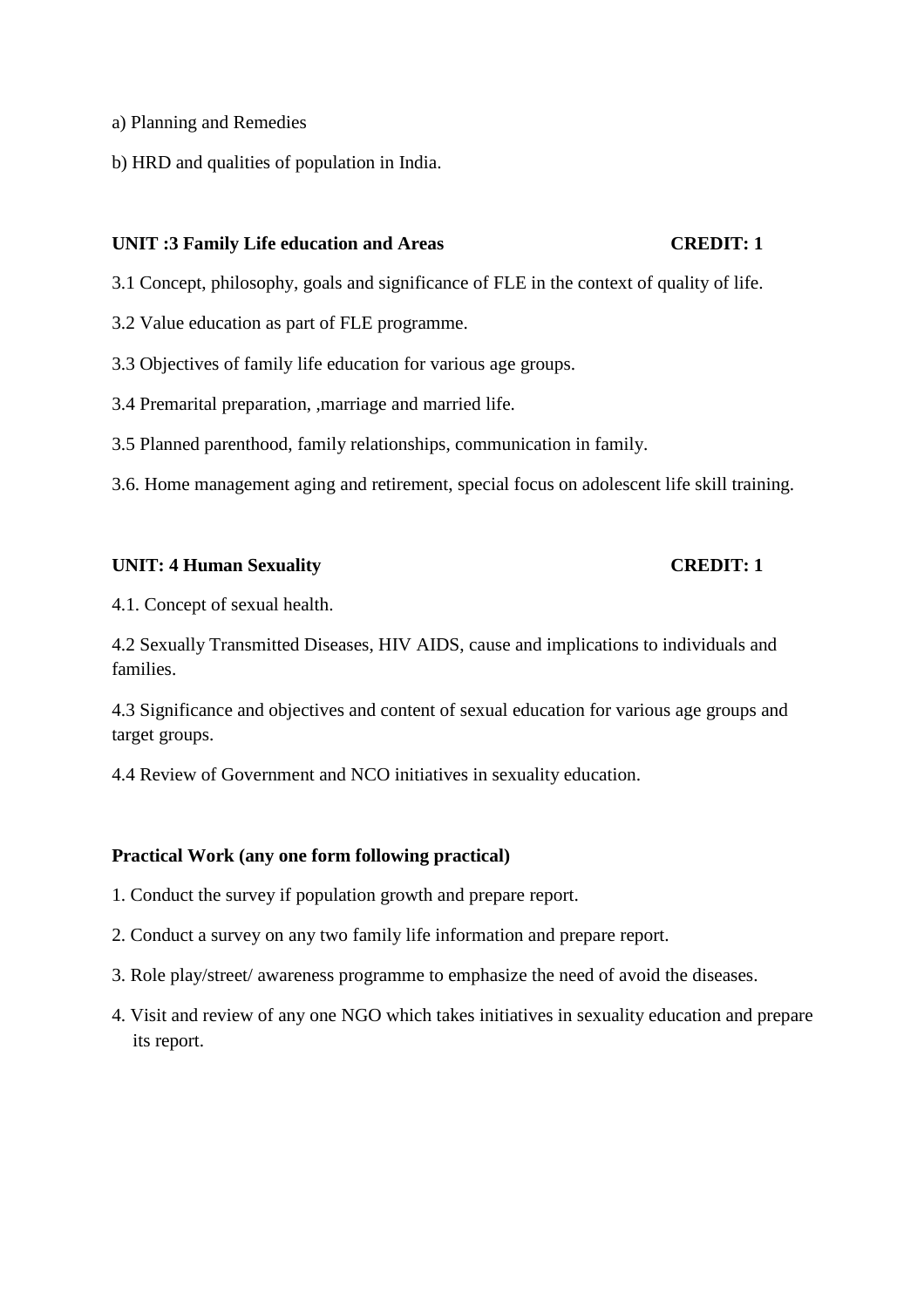a) Planning and Remedies

b) HRD and qualities of population in India.

**UNIT :3 Family Life education and Areas CREDIT: 1**

3.1 Concept, philosophy, goals and significance of FLE in the context of quality of life.

3.2 Value education as part of FLE programme.

3.3 Objectives of family life education for various age groups.

3.4 Premarital preparation, ,marriage and married life.

3.5 Planned parenthood, family relationships, communication in family.

3.6. Home management aging and retirement, special focus on adolescent life skill training.

**UNIT: 4 Human Sexuality CREDIT: 1**

4.1. Concept of sexual health.

4.2 Sexually Transmitted Diseases, HIV AIDS, cause and implications to individuals and families.

4.3 Significance and objectives and content of sexual education for various age groups and target groups.

4.4 Review of Government and NCO initiatives in sexuality education.

**Practical Work (any one form following practical)**

1. Conduct the survey if population growth and prepare report.
2. Conduct a survey on any two family life information and prepare report.
3. Role play/street/ awareness programme to emphasize the need of avoid the diseases.
4. Visit and review of any one NGO which takes initiatives in sexuality education and prepare its report.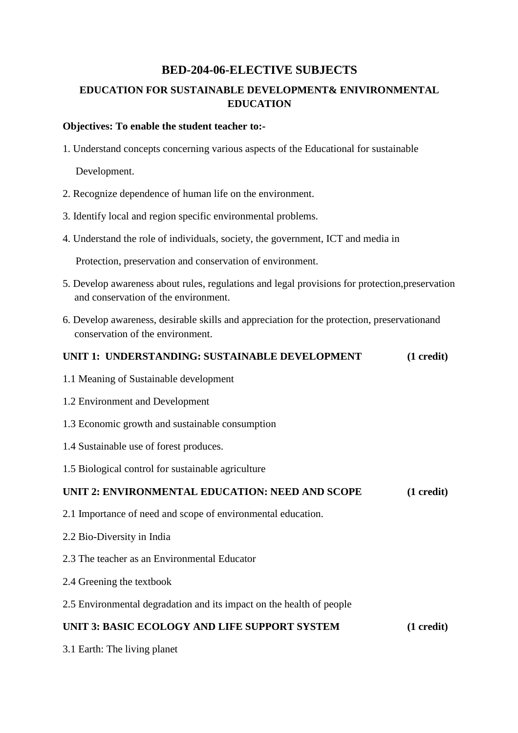# BED-204-06-ELECTIVE SUBJECTS

## EDUCATION FOR SUSTAINABLE DEVELOPMENT& ENIVIRONMENTAL EDUCATION

**Objectives: To enable the student teacher to:-**

1. Understand concepts concerning various aspects of the Educational for sustainable Development.
2. Recognize dependence of human life on the environment.
3. Identify local and region specific environmental problems.
4. Understand the role of individuals, society, the government, ICT and media in Protection, preservation and conservation of environment.
5. Develop awareness about rules, regulations and legal provisions for protection,preservation and conservation of the environment.
6. Develop awareness, desirable skills and appreciation for the protection, preservationand conservation of the environment.

**UNIT 1: UNDERSTANDING: SUSTAINABLE DEVELOPMENT (1 credit)**

1.1 Meaning of Sustainable development

1.2 Environment and Development

1.3 Economic growth and sustainable consumption

1.4 Sustainable use of forest produces.

1.5 Biological control for sustainable agriculture

**UNIT 2: ENVIRONMENTAL EDUCATION: NEED AND SCOPE (1 credit)**

2.1 Importance of need and scope of environmental education.

2.2 Bio-Diversity in India

2.3 The teacher as an Environmental Educator

2.4 Greening the textbook

2.5 Environmental degradation and its impact on the health of people

**UNIT 3: BASIC ECOLOGY AND LIFE SUPPORT SYSTEM (1 credit)**

3.1 Earth: The living planet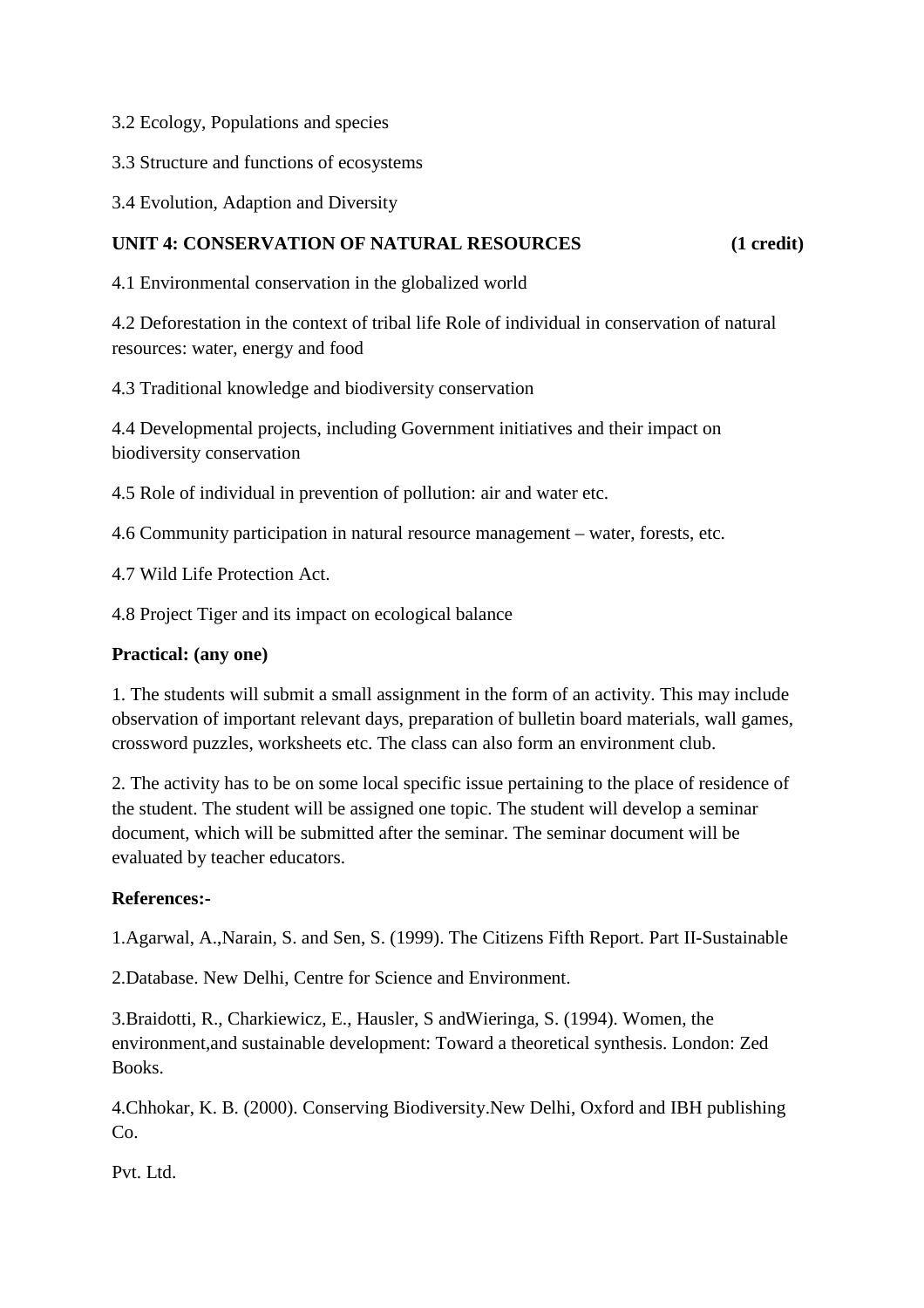3.2 Ecology, Populations and species

3.3 Structure and functions of ecosystems

3.4 Evolution, Adaption and Diversity

**UNIT 4: CONSERVATION OF NATURAL RESOURCES (1 credit)**

4.1 Environmental conservation in the globalized world

4.2 Deforestation in the context of tribal life Role of individual in conservation of natural resources: water, energy and food

4.3 Traditional knowledge and biodiversity conservation

4.4 Developmental projects, including Government initiatives and their impact on biodiversity conservation

4.5 Role of individual in prevention of pollution: air and water etc.

4.6 Community participation in natural resource management – water, forests, etc.

4.7 Wild Life Protection Act.

4.8 Project Tiger and its impact on ecological balance

**Practical: (any one)**

1. The students will submit a small assignment in the form of an activity. This may include observation of important relevant days, preparation of bulletin board materials, wall games, crossword puzzles, worksheets etc. The class can also form an environment club.

2. The activity has to be on some local specific issue pertaining to the place of residence of the student. The student will be assigned one topic. The student will develop a seminar document, which will be submitted after the seminar. The seminar document will be evaluated by teacher educators.

**References:-**

1.Agarwal, A.,Narain, S. and Sen, S. (1999). The Citizens Fifth Report. Part II-Sustainable

2.Database. New Delhi, Centre for Science and Environment.

3.Braidotti, R., Charkiewicz, E., Hausler, S andWieringa, S. (1994). Women, the environment,and sustainable development: Toward a theoretical synthesis. London: Zed Books.

4.Chhokar, K. B. (2000). Conserving Biodiversity.New Delhi, Oxford and IBH publishing Co.

Pvt. Ltd.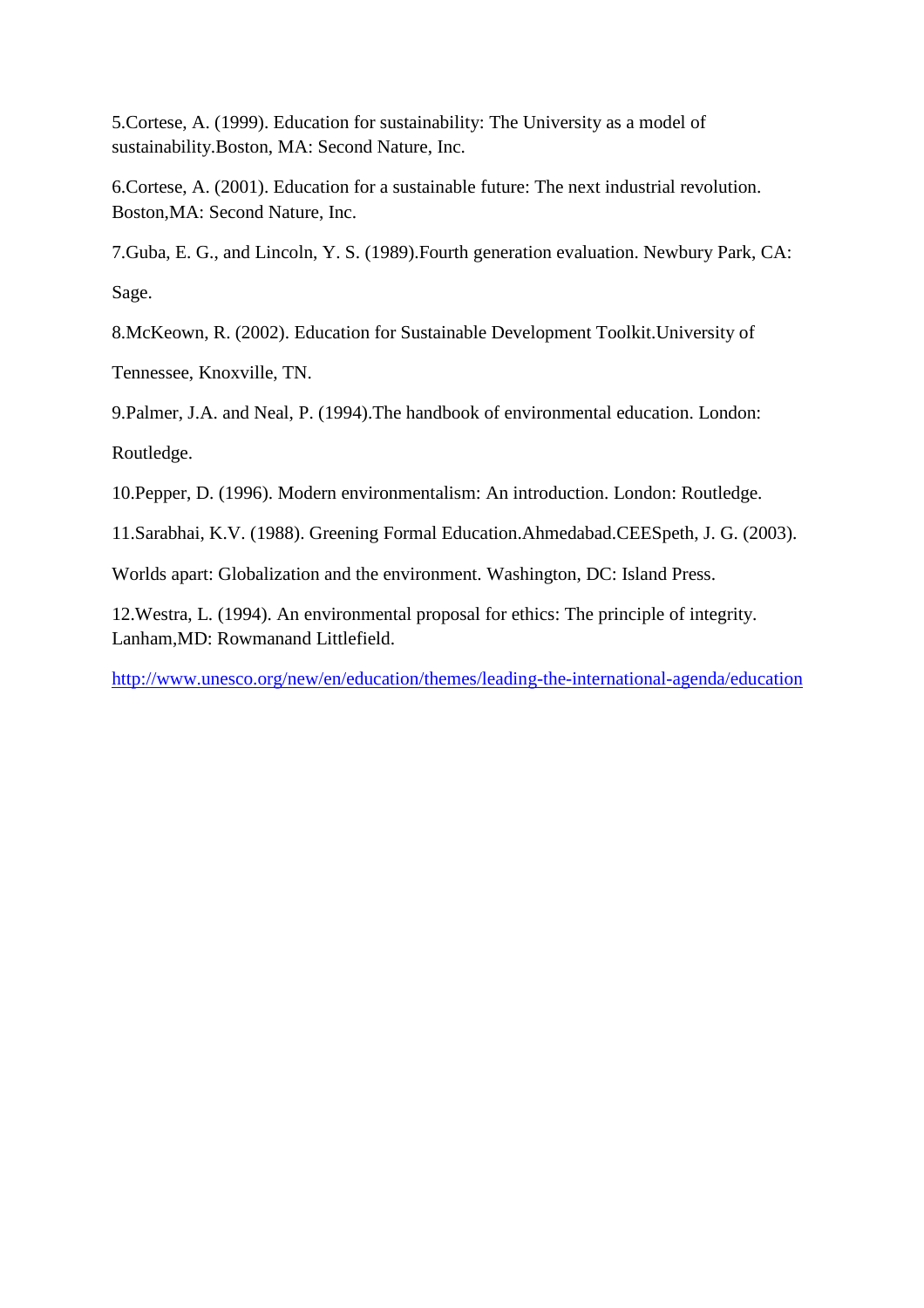5.Cortese, A. (1999). Education for sustainability: The University as a model of sustainability.Boston, MA: Second Nature, Inc.

6.Cortese, A. (2001). Education for a sustainable future: The next industrial revolution. Boston,MA: Second Nature, Inc.

7.Guba, E. G., and Lincoln, Y. S. (1989).Fourth generation evaluation. Newbury Park, CA:

Sage.

8.McKeown, R. (2002). Education for Sustainable Development Toolkit.University of

Tennessee, Knoxville, TN.

9.Palmer, J.A. and Neal, P. (1994).The handbook of environmental education. London:

Routledge.

10.Pepper, D. (1996). Modern environmentalism: An introduction. London: Routledge.

11.Sarabhai, K.V. (1988). Greening Formal Education.Ahmedabad.CEESpeth, J. G. (2003).

Worlds apart: Globalization and the environment. Washington, DC: Island Press.

12.Westra, L. (1994). An environmental proposal for ethics: The principle of integrity. Lanham,MD: Rowmanand Littlefield.

http://www.unesco.org/new/en/education/themes/leading-the-international-agenda/education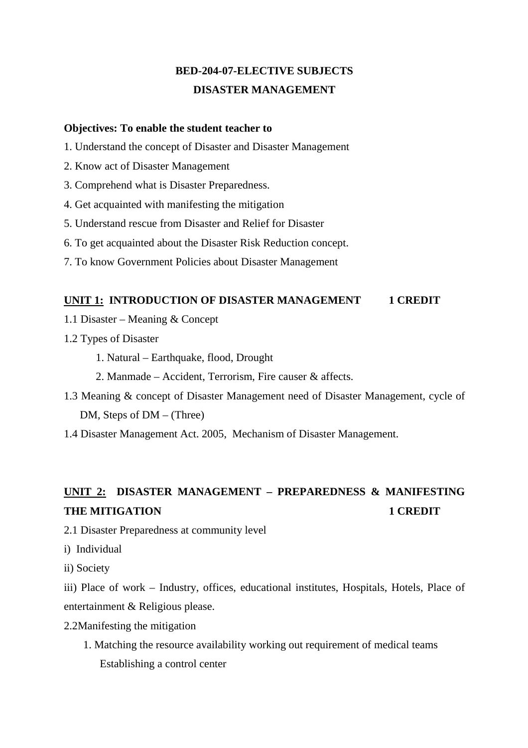**BED-204-07-ELECTIVE SUBJECTS**

**DISASTER MANAGEMENT**

**Objectives: To enable the student teacher to**

1. Understand the concept of Disaster and Disaster Management
2. Know act of Disaster Management
3. Comprehend what is Disaster Preparedness.
4. Get acquainted with manifesting the mitigation
5. Understand rescue from Disaster and Relief for Disaster
6. To get acquainted about the Disaster Risk Reduction concept.
7. To know Government Policies about Disaster Management

**<u>UNIT 1:</u> INTRODUCTION OF DISASTER MANAGEMENT 1 CREDIT**

1.1 Disaster – Meaning & Concept

1.2 Types of Disaster

1. Natural – Earthquake, flood, Drought
2. Manmade – Accident, Terrorism, Fire causer & affects.

1.3 Meaning & concept of Disaster Management need of Disaster Management, cycle of DM, Steps of DM – (Three)

1.4 Disaster Management Act. 2005, Mechanism of Disaster Management.

**<u>UNIT 2:</u> DISASTER MANAGEMENT – PREPAREDNESS & MANIFESTING THE MITIGATION 1 CREDIT**

2.1 Disaster Preparedness at community level

i) Individual

ii) Society

iii) Place of work – Industry, offices, educational institutes, Hospitals, Hotels, Place of entertainment & Religious please.

2.2Manifesting the mitigation

1. Matching the resource availability working out requirement of medical teams Establishing a control center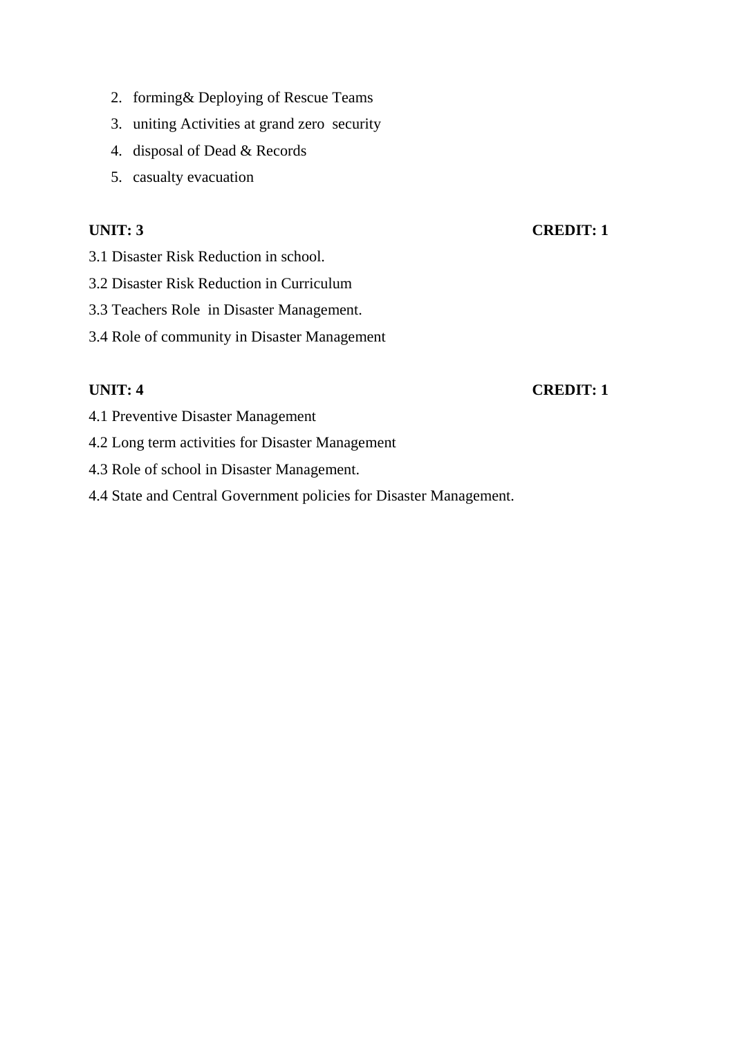2. forming& Deploying of Rescue Teams
3. uniting Activities at grand zero  security
4. disposal of Dead & Records
5. casualty evacuation

**UNIT: 3** **CREDIT: 1**

3.1 Disaster Risk Reduction in school.

3.2 Disaster Risk Reduction in Curriculum

3.3 Teachers Role  in Disaster Management.

3.4 Role of community in Disaster Management

**UNIT: 4** **CREDIT: 1**

4.1 Preventive Disaster Management

4.2 Long term activities for Disaster Management

4.3 Role of school in Disaster Management.

4.4 State and Central Government policies for Disaster Management.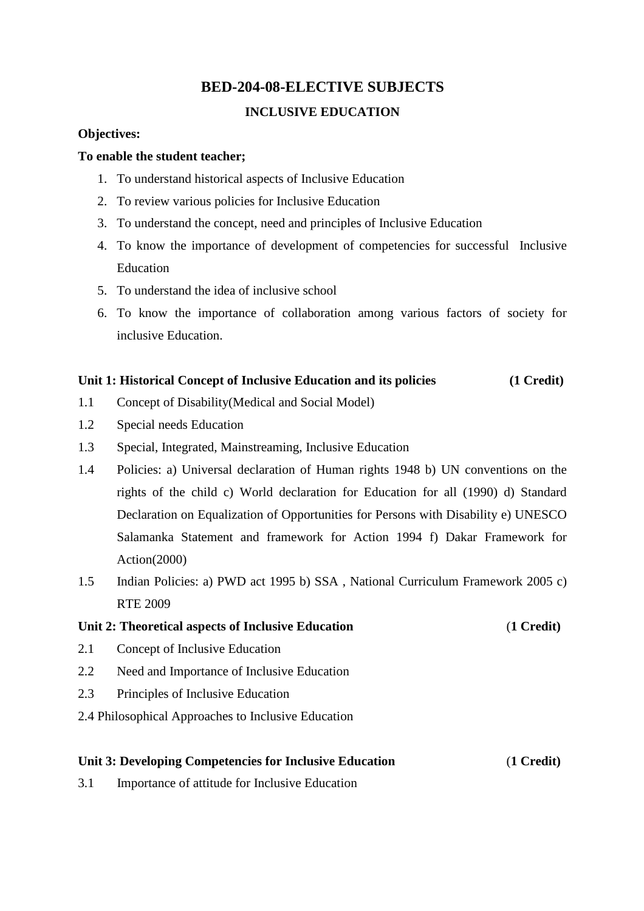# BED-204-08-ELECTIVE SUBJECTS

## INCLUSIVE EDUCATION

**Objectives:**

**To enable the student teacher;**

1. To understand historical aspects of Inclusive Education
2. To review various policies for Inclusive Education
3. To understand the concept, need and principles of Inclusive Education
4. To know the importance of development of competencies for successful Inclusive Education
5. To understand the idea of inclusive school
6. To know the importance of collaboration among various factors of society for inclusive Education.

**Unit 1: Historical Concept of Inclusive Education and its policies (1 Credit)**

1.1 Concept of Disability(Medical and Social Model)

1.2 Special needs Education

1.3 Special, Integrated, Mainstreaming, Inclusive Education

1.4 Policies: a) Universal declaration of Human rights 1948 b) UN conventions on the rights of the child c) World declaration for Education for all (1990) d) Standard Declaration on Equalization of Opportunities for Persons with Disability e) UNESCO Salamanka Statement and framework for Action 1994 f) Dakar Framework for Action(2000)

1.5 Indian Policies: a) PWD act 1995 b) SSA , National Curriculum Framework 2005 c) RTE 2009

**Unit 2: Theoretical aspects of Inclusive Education (1 Credit)**

2.1 Concept of Inclusive Education

2.2 Need and Importance of Inclusive Education

2.3 Principles of Inclusive Education

2.4 Philosophical Approaches to Inclusive Education

**Unit 3: Developing Competencies for Inclusive Education (1 Credit)**

3.1 Importance of attitude for Inclusive Education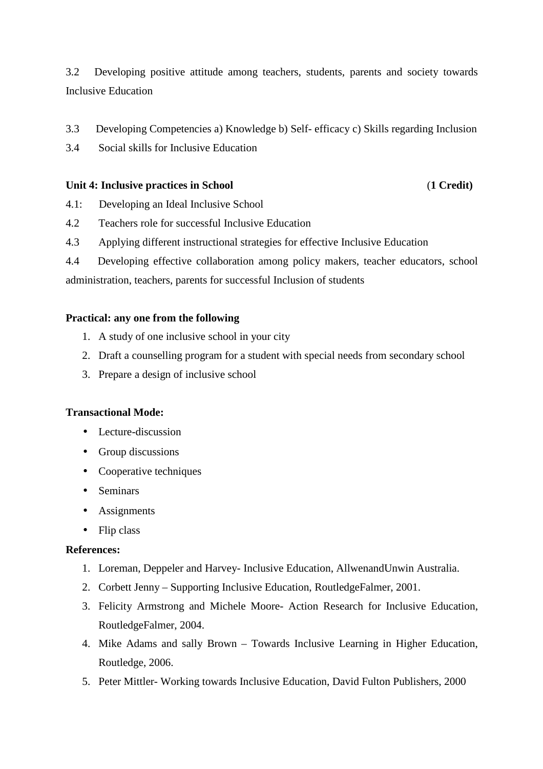3.2 Developing positive attitude among teachers, students, parents and society towards Inclusive Education

3.3 Developing Competencies a) Knowledge b) Self- efficacy c) Skills regarding Inclusion

3.4 Social skills for Inclusive Education

**Unit 4: Inclusive practices in School** (**1 Credit)**

4.1: Developing an Ideal Inclusive School

4.2 Teachers role for successful Inclusive Education

4.3 Applying different instructional strategies for effective Inclusive Education

4.4 Developing effective collaboration among policy makers, teacher educators, school administration, teachers, parents for successful Inclusion of students

**Practical: any one from the following**

1. A study of one inclusive school in your city
2. Draft a counselling program for a student with special needs from secondary school
3. Prepare a design of inclusive school

**Transactional Mode:**

- Lecture-discussion
- Group discussions
- Cooperative techniques
- Seminars
- Assignments
- Flip class

**References:**

1. Loreman, Deppeler and Harvey- Inclusive Education, AllwenandUnwin Australia.
2. Corbett Jenny – Supporting Inclusive Education, RoutledgeFalmer, 2001.
3. Felicity Armstrong and Michele Moore- Action Research for Inclusive Education, RoutledgeFalmer, 2004.
4. Mike Adams and sally Brown – Towards Inclusive Learning in Higher Education, Routledge, 2006.
5. Peter Mittler- Working towards Inclusive Education, David Fulton Publishers, 2000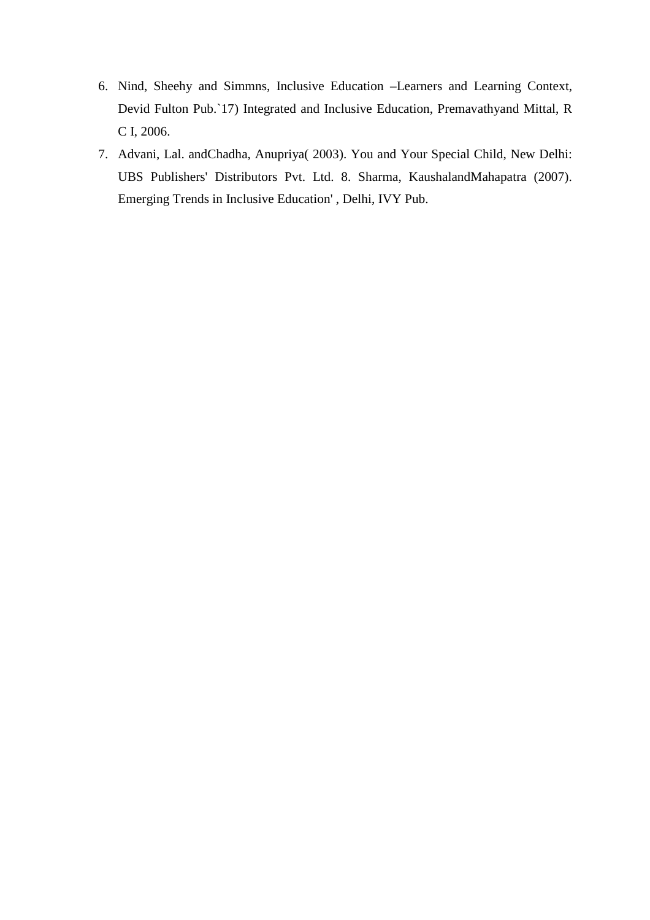6. Nind, Sheehy and Simmns, Inclusive Education –Learners and Learning Context, Devid Fulton Pub.`17) Integrated and Inclusive Education, Premavathyand Mittal, R C I, 2006.
7. Advani, Lal. andChadha, Anupriya( 2003). You and Your Special Child, New Delhi: UBS Publishers' Distributors Pvt. Ltd. 8. Sharma, KaushalandMahapatra (2007). Emerging Trends in Inclusive Education' , Delhi, IVY Pub.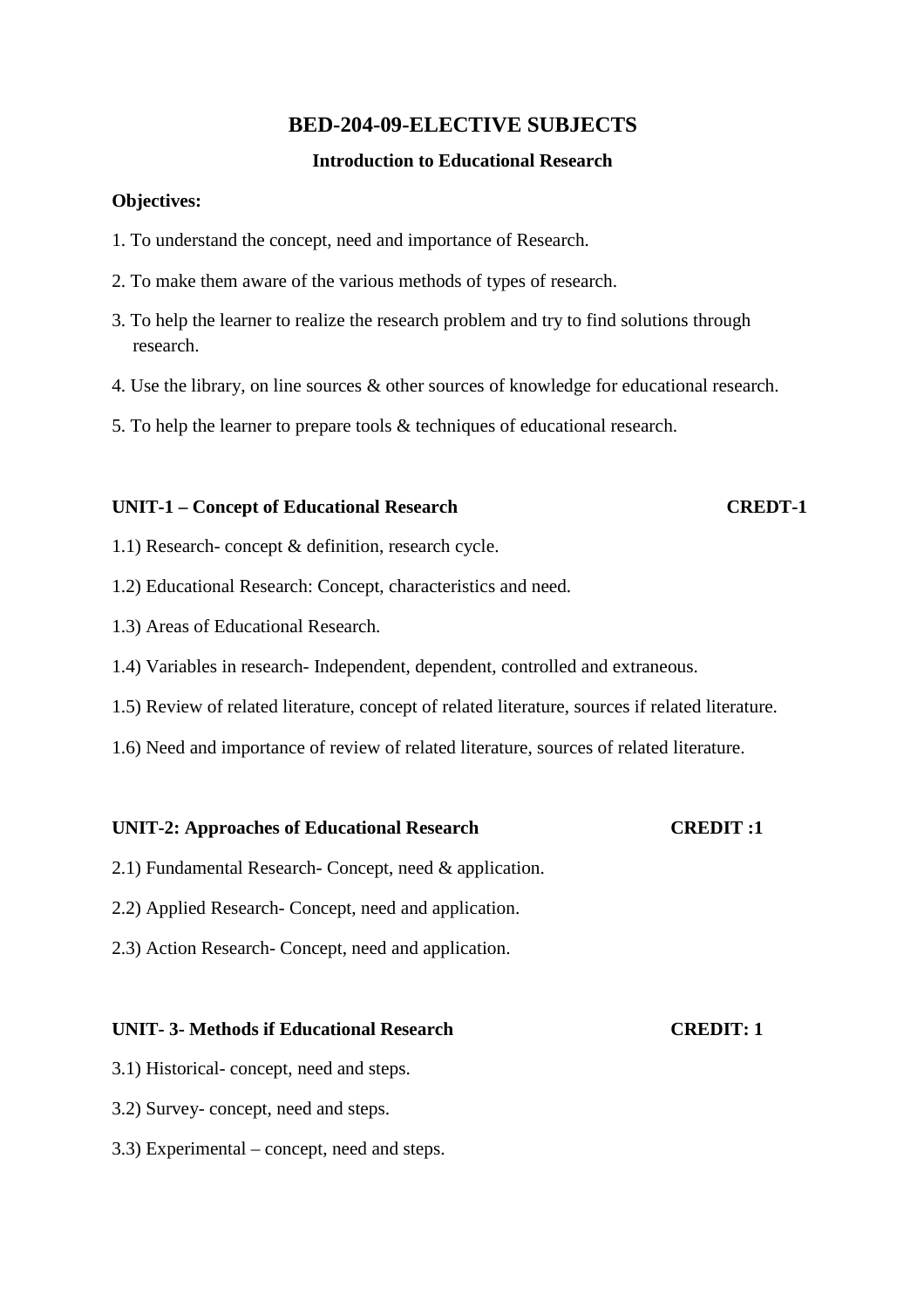# BED-204-09-ELECTIVE SUBJECTS

## Introduction to Educational Research

**Objectives:**

1. To understand the concept, need and importance of Research.
2. To make them aware of the various methods of types of research.
3. To help the learner to realize the research problem and try to find solutions through research.
4. Use the library, on line sources & other sources of knowledge for educational research.
5. To help the learner to prepare tools & techniques of educational research.

**UNIT-1 – Concept of Educational Research CREDT-1**

1.1) Research- concept & definition, research cycle.

1.2) Educational Research: Concept, characteristics and need.

1.3) Areas of Educational Research.

1.4) Variables in research- Independent, dependent, controlled and extraneous.

1.5) Review of related literature, concept of related literature, sources if related literature.

1.6) Need and importance of review of related literature, sources of related literature.

**UNIT-2: Approaches of Educational Research CREDIT :1**

2.1) Fundamental Research- Concept, need & application.

2.2) Applied Research- Concept, need and application.

2.3) Action Research- Concept, need and application.

**UNIT- 3- Methods if Educational Research CREDIT: 1**

3.1) Historical- concept, need and steps.

3.2) Survey- concept, need and steps.

3.3) Experimental – concept, need and steps.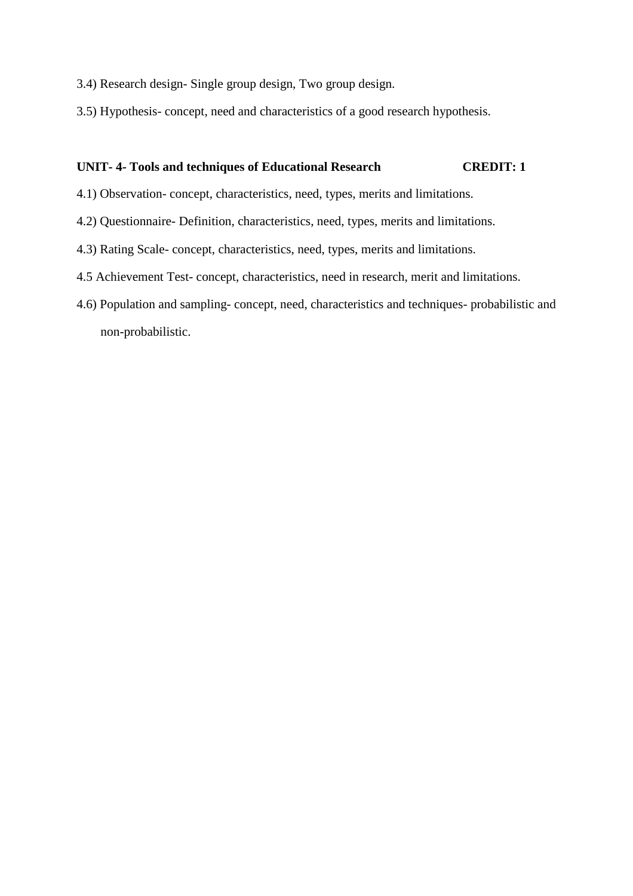3.4) Research design- Single group design, Two group design.

3.5) Hypothesis- concept, need and characteristics of a good research hypothesis.

**UNIT- 4- Tools and techniques of Educational Research CREDIT: 1**

4.1) Observation- concept, characteristics, need, types, merits and limitations.

4.2) Questionnaire- Definition, characteristics, need, types, merits and limitations.

4.3) Rating Scale- concept, characteristics, need, types, merits and limitations.

4.5 Achievement Test- concept, characteristics, need in research, merit and limitations.

4.6) Population and sampling- concept, need, characteristics and techniques- probabilistic and non-probabilistic.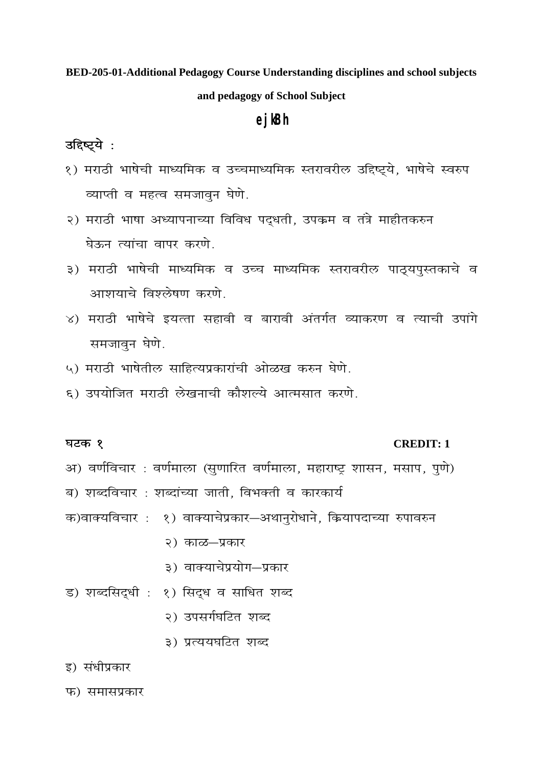**BED-205-01-Additional Pedagogy Course Understanding disciplines and school subjects and pedagogy of School Subject**

## ej kBh

**उद्दिष्ट्ये :**

१) मराठी भाषेची माध्यमिक व उच्चमाध्यमिक स्तरावरील उद्दिष्ट्ये, भाषेचे स्वरुप व्याप्ती व महत्व समजावुन घेणे.

२) मराठी भाषा अध्यापनाच्या विविध पद्धती, उपक्रम व तंत्रे माहीतकरुन घेऊन त्यांचा वापर करणे.

३) मराठी भाषेची माध्यमिक व उच्च माध्यमिक स्तरावरील पाठ्यपुस्तकाचे व आशयाचे विश्लेषण करणे.

४) मराठी भाषेचे इयत्ता सहावी व बारावी अंतर्गत व्याकरण व त्याची उपांगे समजावुन घेणे.

५) मराठी भाषेतील साहित्यप्रकारांची ओळख करुन घेणे.

६) उपयोजित मराठी लेखनाची कौशल्ये आत्मसात करणे.

**घटक १** **CREDIT: 1**

अ) वर्णविचार : वर्णमाला (सुणारित वर्णमाला, महाराष्ट्र शासन, मसाप, पुणे)

ब) शब्दविचार : शब्दांच्या जाती, विभक्ती व कारकार्य

क)वाक्यविचार : १) वाक्याचेप्रकार—अथानुरोधाने, क्रियापदाच्या रुपावरुन

२) काळ—प्रकार

३) वाक्याचेप्रयोग—प्रकार

ड) शब्दसिद्धी : १) सिद्ध व साधित शब्द

२) उपसर्गघटित शब्द

३) प्रत्ययघटित शब्द

इ) संधीप्रकार

फ) समासप्रकार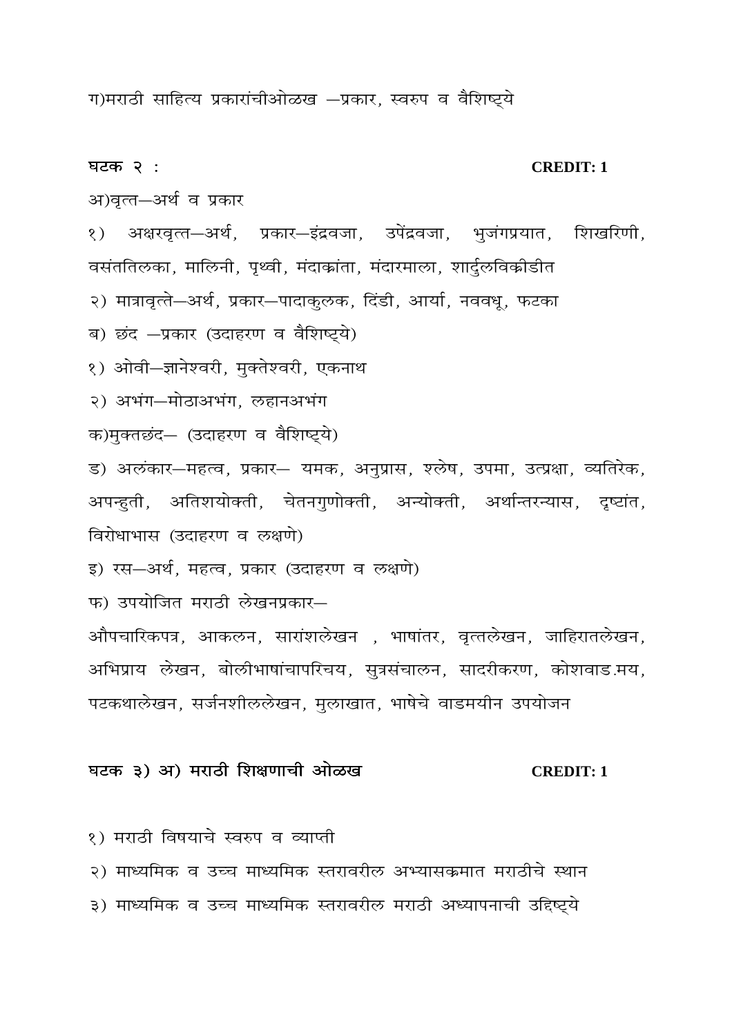ग)मराठी साहित्य प्रकारांचीओळख –प्रकार, स्वरुप व वैशिष्ट्ये

**घटक २ :** **CREDIT: 1**

अ)वृत्त–अर्थ व प्रकार

१) अक्षरवृत्त–अर्थ, प्रकार–इंद्रवजा, उपेंद्रवजा, भुजंगप्रयात, शिखरिणी, वसंततिलका, मालिनी, पृथ्वी, मंदाक्रांता, मंदारमाला, शार्दुलविक्रीडीत

२) मात्रावृत्ते–अर्थ, प्रकार–पादाकुलक, दिंडी, आर्या, नववधू, फटका

ब) छंद –प्रकार (उदाहरण व वैशिष्ट्ये)

१) ओवी–ज्ञानेश्वरी, मुक्तेश्वरी, एकनाथ

२) अभंग–मोठाअभंग, लहानअभंग

क)मुक्तछंद– (उदाहरण व वैशिष्ट्ये)

ड) अलंकार–महत्व, प्रकार– यमक, अनुप्रास, श्लेष, उपमा, उत्प्रक्षा, व्यतिरेक, अपन्हुती, अतिशयोक्ती, चेतनगुणोक्ती, अन्योक्ती, अर्थान्तरन्यास, दृष्टांत, विरोधाभास (उदाहरण व लक्षणे)

इ) रस–अर्थ, महत्व, प्रकार (उदाहरण व लक्षणे)

फ) उपयोजित मराठी लेखनप्रकार–

औपचारिकपत्र, आकलन, सारांशलेखन , भाषांतर, वृत्तलेखन, जाहिरातलेखन, अभिप्राय लेखन, बोलीभाषांचापरिचय, सुत्रसंचालन, सादरीकरण, कोशवाड.मय, पटकथालेखन, सर्जनशीललेखन, मुलाखात, भाषेचे वाडमयीन उपयोजन

**घटक ३) अ) मराठी शिक्षणाची ओळख** **CREDIT: 1**

१) मराठी विषयाचे स्वरुप व व्याप्ती

२) माध्यमिक व उच्च माध्यमिक स्तरावरील अभ्यासक्रमात मराठीचे स्थान

३) माध्यमिक व उच्च माध्यमिक स्तरावरील मराठी अध्यापनाची उद्दिष्ट्ये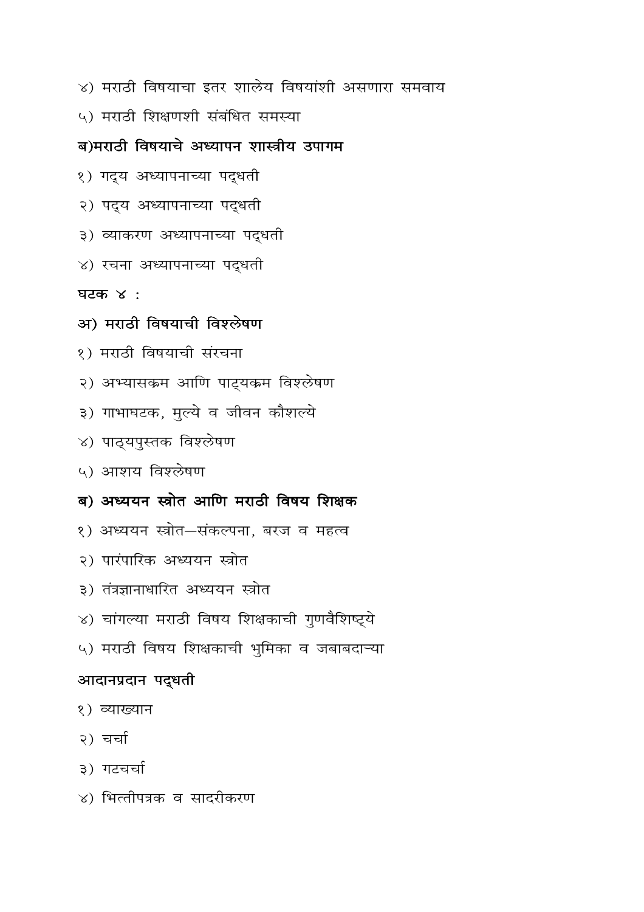४) मराठी विषयाचा इतर शालेय विषयांशी असणारा समवाय

५) मराठी शिक्षणशी संबंधित समस्या

**ब)मराठी विषयाचे अध्यापन शास्त्रीय उपागम**

१) गद्य अध्यापनाच्या पद्धती

२) पद्य अध्यापनाच्या पद्धती

३) व्याकरण अध्यापनाच्या पद्धती

४) रचना अध्यापनाच्या पद्धती

**घटक ४ :**

**अ) मराठी विषयाची विश्लेषण**

१) मराठी विषयाची संरचना

२) अभ्यासक्रम आणि पाठ्यक्रम विश्लेषण

३) गाभाघटक, मुल्ये व जीवन कौशल्ये

४) पाठ्यपुस्तक विश्लेषण

५) आशय विश्लेषण

**ब) अध्ययन स्त्रोत आणि मराठी विषय शिक्षक**

१) अध्ययन स्त्रोत—संकल्पना, बरज व महत्व

२) पारंपारिक अध्ययन स्त्रोत

३) तंत्रज्ञानाधारित अध्ययन स्त्रोत

४) चांगल्या मराठी विषय शिक्षकाची गुणवैशिष्ट्ये

५) मराठी विषय शिक्षकाची भुमिका व जबाबदाऱ्या

**आदानप्रदान पद्धती**

१) व्याख्यान

२) चर्चा

३) गटचर्चा

४) भित्तीपत्रक व सादरीकरण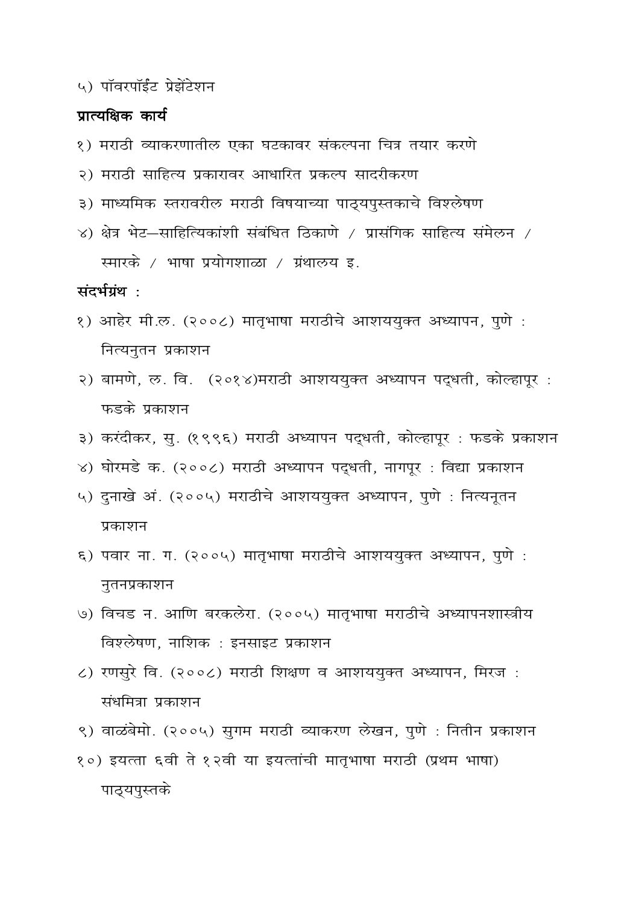५) पॉवरपॉईंट प्रेझेंटेशन

**प्रात्यक्षिक कार्य**

१) मराठी व्याकरणातील एका घटकावर संकल्पना चित्र तयार करणे

२) मराठी साहित्य प्रकारावर आधारित प्रकल्प सादरीकरण

३) माध्यमिक स्तरावरील मराठी विषयाच्या पाठ्यपुस्तकाचे विश्लेषण

४) क्षेत्र भेट—साहित्यिकांशी संबंधित ठिकाणे / प्रासंगिक साहित्य संमेलन / स्मारके / भाषा प्रयोगशाळा / ग्रंथालय इ.

**संदर्भग्रंथ :**

१) आहेर मी.ल. (२००८) मातृभाषा मराठीचे आशययुक्त अध्यापन, पुणे : नित्यनुतन प्रकाशन

२) बामणे, ल. वि. (२०१४)मराठी आशययुक्त अध्यापन पद्धती, कोल्हापूर : फडके प्रकाशन

३) करंदीकर, सु. (१९९६) मराठी अध्यापन पद्धती, कोल्हापूर : फडके प्रकाशन

४) घोरमडे क. (२००८) मराठी अध्यापन पद्धती, नागपूर : विद्या प्रकाशन

५) दुनाखे अं. (२००५) मराठीचे आशययुक्त अध्यापन, पुणे : नित्यनूतन प्रकाशन

६) पवार ना. ग. (२००५) मातृभाषा मराठीचे आशययुक्त अध्यापन, पुणे : नुतनप्रकाशन

७) विचड न. आणि बरकलेरा. (२००५) मातृभाषा मराठीचे अध्यापनशास्त्रीय विश्लेषण, नाशिक : इनसाइट प्रकाशन

८) रणसुरे वि. (२००८) मराठी शिक्षण व आशययुक्त अध्यापन, मिरज : संधमित्रा प्रकाशन

९) वाळंबेमो. (२००५) सुगम मराठी व्याकरण लेखन, पुणे : नितीन प्रकाशन

१०) इयत्ता ६वी ते १२वी या इयत्तांची मातृभाषा मराठी (प्रथम भाषा) पाठ्यपुस्तके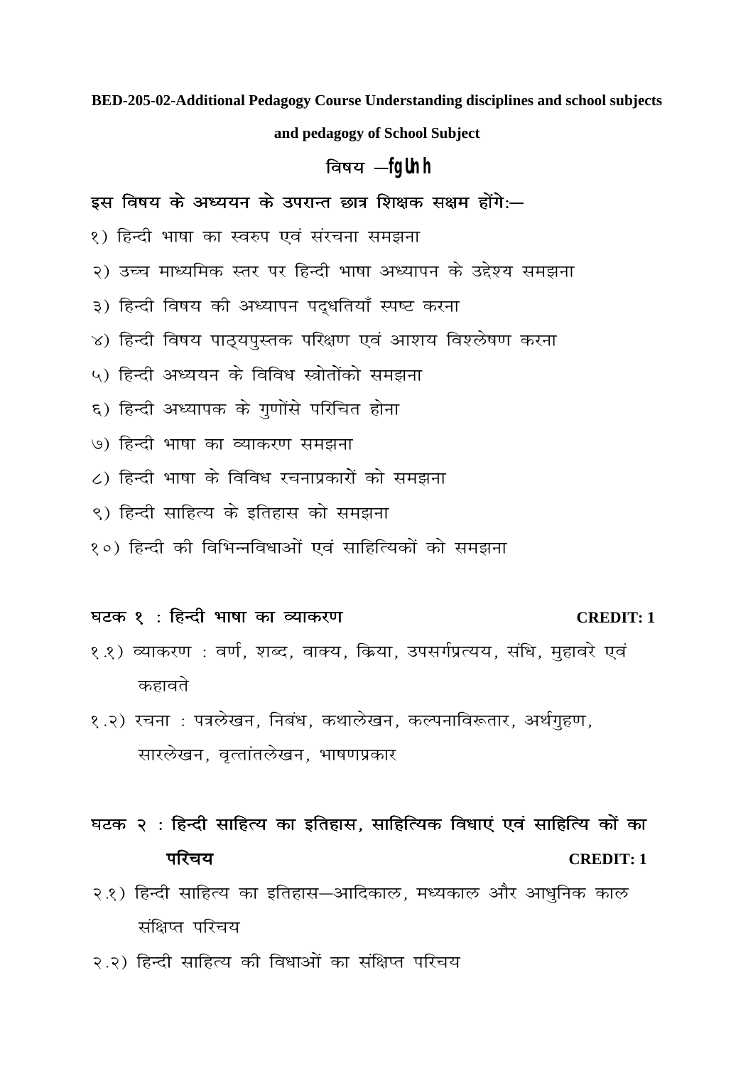**BED-205-02-Additional Pedagogy Course Understanding disciplines and school subjects and pedagogy of School Subject**

## विषय –fgUnh

**इस विषय के अध्ययन के उपरान्त छात्र शिक्षक सक्षम होंगेः–**

१) हिन्दी भाषा का स्वरुप एवं संरचना समझना

२) उच्च माध्यमिक स्तर पर हिन्दी भाषा अध्यापन के उद्देश्य समझना

३) हिन्दी विषय की अध्यापन पद्धतियाँ स्पष्ट करना

४) हिन्दी विषय पाठ्यपुस्तक परिक्षण एवं आशय विश्लेषण करना

५) हिन्दी अध्ययन के विविध स्त्रोतोंको समझना

६) हिन्दी अध्यापक के गुणोंसे परिचित होना

७) हिन्दी भाषा का व्याकरण समझना

८) हिन्दी भाषा के विविध रचनाप्रकारों को समझना

९) हिन्दी साहित्य के इतिहास को समझना

१०) हिन्दी की विभिन्नविधाओं एवं साहित्यिकों को समझना

### घटक १ : हिन्दी भाषा का व्याकरण — CREDIT: 1

१.१) व्याकरण : वर्ण, शब्द, वाक्य, क्रिया, उपसर्गप्रत्यय, संधि, मुहावरे एवं कहावते

१.२) रचना : पत्रलेखन, निबंध, कथालेखन, कल्पनाविस्तार, अर्थगुहण, सारलेखन, वृत्तांतलेखन, भाषणप्रकार

### घटक २ : हिन्दी साहित्य का इतिहास, साहित्यिक विधाएं एवं साहित्यि कों का परिचय — CREDIT: 1

२.१) हिन्दी साहित्य का इतिहास–आदिकाल, मध्यकाल और आधुनिक काल संक्षिप्त परिचय

२.२) हिन्दी साहित्य की विधाओं का संक्षिप्त परिचय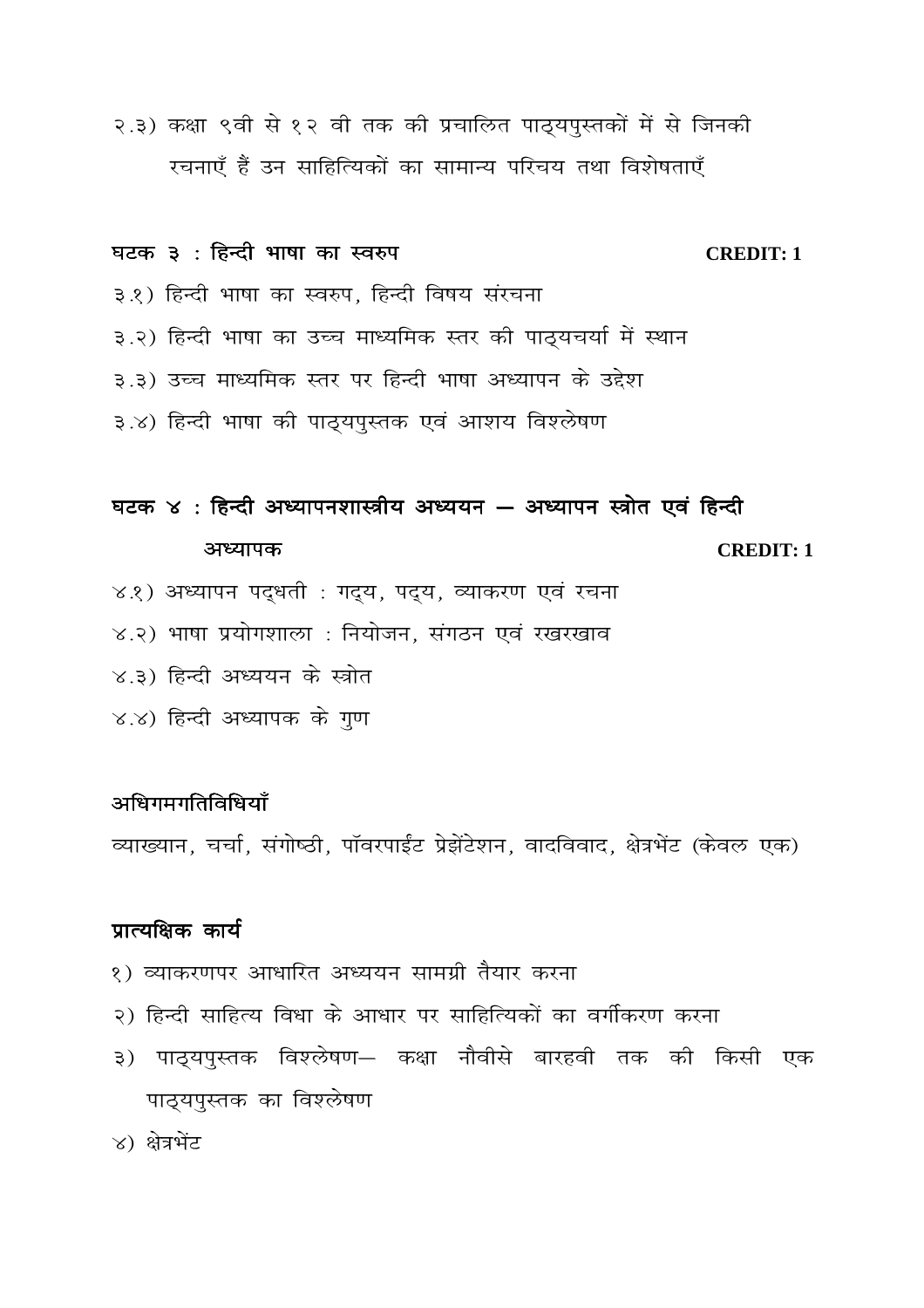२.३) कक्षा ९वी से १२ वी तक की प्रचालित पाठ्यपुस्तकों में से जिनकी रचनाएँ हैं उन साहित्यिकों का सामान्य परिचय तथा विशेषताएँ

### घटक ३ : हिन्दी भाषा का स्वरुप — CREDIT: 1

३.१) हिन्दी भाषा का स्वरुप, हिन्दी विषय संरचना

३.२) हिन्दी भाषा का उच्च माध्यमिक स्तर की पाठ्यचर्या में स्थान

३.३) उच्च माध्यमिक स्तर पर हिन्दी भाषा अध्यापन के उद्देश

३.४) हिन्दी भाषा की पाठ्यपुस्तक एवं आशय विश्लेषण

### घटक ४ : हिन्दी अध्यापनशास्त्रीय अध्ययन — अध्यापन स्त्रोत एवं हिन्दी अध्यापक — CREDIT: 1

४.१) अध्यापन पद्धती : गद्य, पद्य, व्याकरण एवं रचना

४.२) भाषा प्रयोगशाला : नियोजन, संगठन एवं रखरखाव

४.३) हिन्दी अध्ययन के स्त्रोत

४.४) हिन्दी अध्यापक के गुण

### अधिगमगतिविधियाँ

व्याख्यान, चर्चा, संगोष्ठी, पॉवरपाईंट प्रेझेंटेशन, वादविवाद, क्षेत्रभेंट (केवल एक)

### प्रात्यक्षिक कार्य

१) व्याकरणपर आधारित अध्ययन सामग्री तैयार करना

२) हिन्दी साहित्य विधा के आधार पर साहित्यिकों का वर्गीकरण करना

३) पाठ्यपुस्तक विश्लेषण— कक्षा नौवीसे बारहवी तक की किसी एक पाठ्यपुस्तक का विश्लेषण

४) क्षेत्रभेंट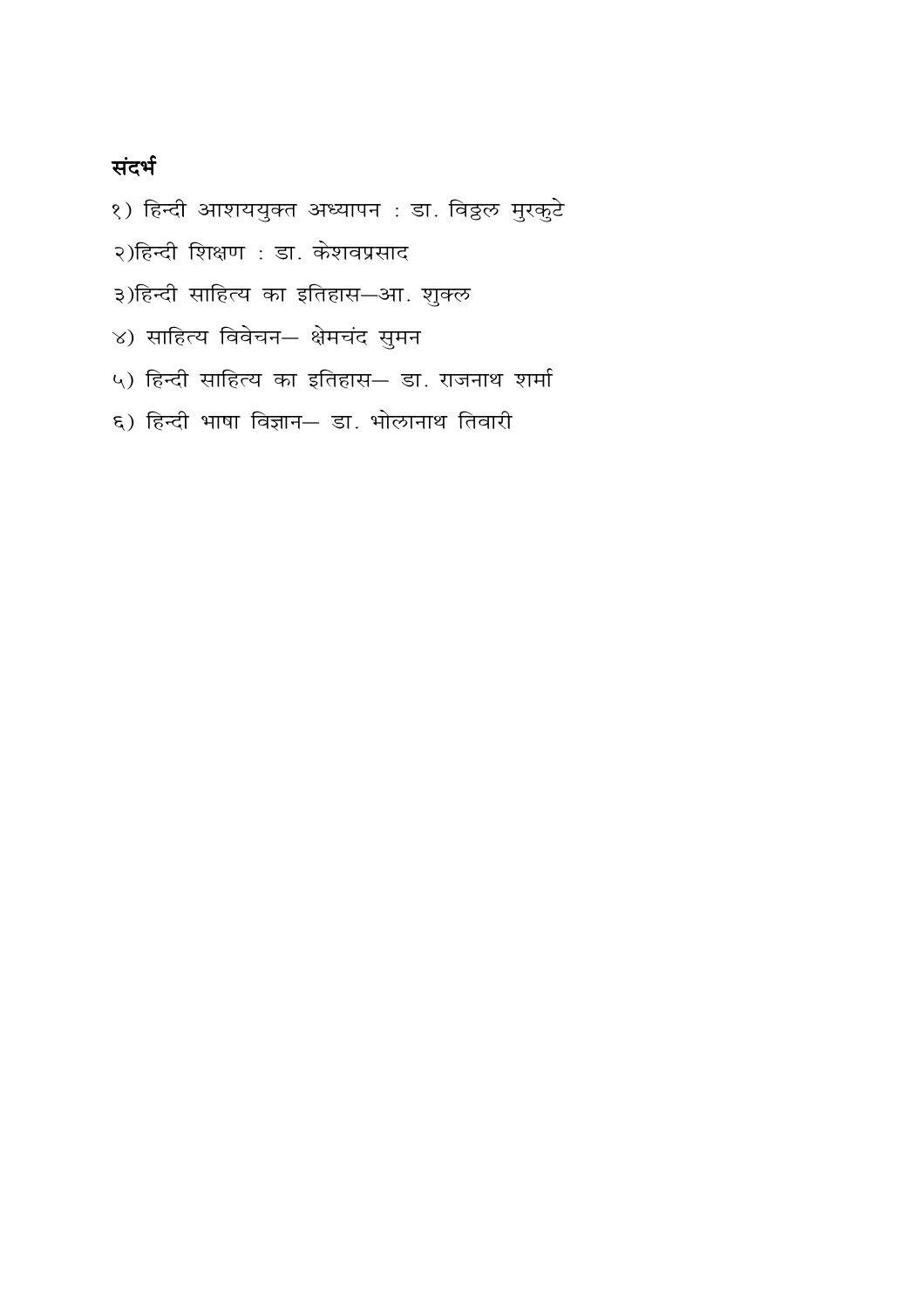## संदर्भ

१) हिन्दी आशययुक्त अध्यापन : डा. विठ्ठल मुरकुटे

२)हिन्दी शिक्षण : डा. केशवप्रसाद

३)हिन्दी साहित्य का इतिहास—आ. शुक्ल

४) साहित्य विवेचन— क्षेमचंद सुमन

५) हिन्दी साहित्य का इतिहास— डा. राजनाथ शर्मा

६) हिन्दी भाषा विज्ञान— डा. भोलानाथ तिवारी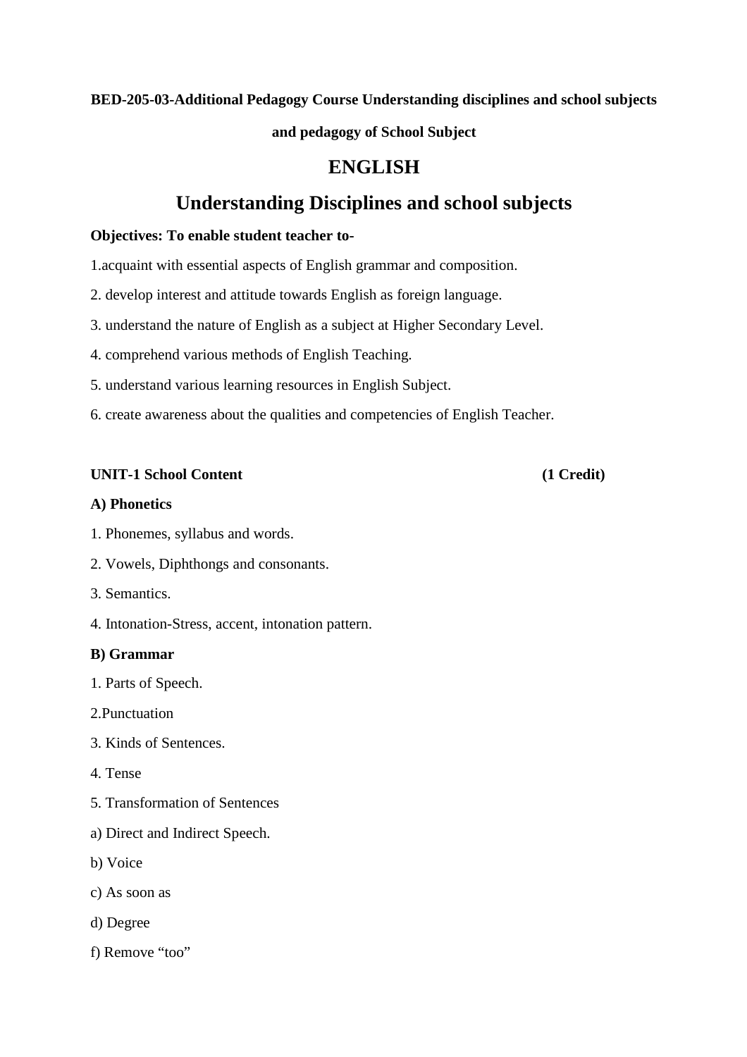**BED-205-03-Additional Pedagogy Course Understanding disciplines and school subjects and pedagogy of School Subject**

# ENGLISH

# Understanding Disciplines and school subjects

**Objectives: To enable student teacher to-**

1.acquaint with essential aspects of English grammar and composition.

2. develop interest and attitude towards English as foreign language.

3. understand the nature of English as a subject at Higher Secondary Level.

4. comprehend various methods of English Teaching.

5. understand various learning resources in English Subject.

6. create awareness about the qualities and competencies of English Teacher.

**UNIT-1 School Content (1 Credit)**

**A) Phonetics**

1. Phonemes, syllabus and words.

2. Vowels, Diphthongs and consonants.

3. Semantics.

4. Intonation-Stress, accent, intonation pattern.

**B) Grammar**

1. Parts of Speech.

2.Punctuation

3. Kinds of Sentences.

4. Tense

5. Transformation of Sentences

a) Direct and Indirect Speech.

b) Voice

c) As soon as

d) Degree

f) Remove "too"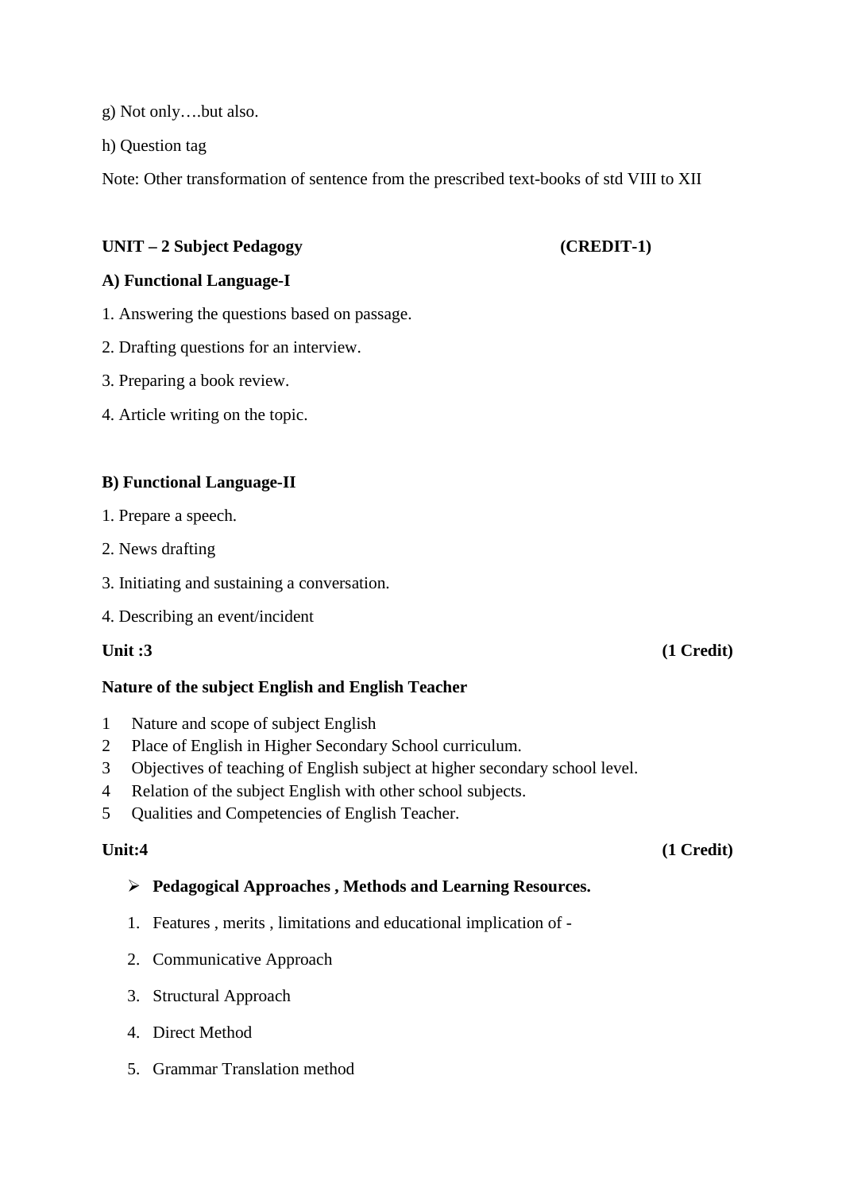g) Not only….but also.

h) Question tag

Note: Other transformation of sentence from the prescribed text-books of std VIII to XII

**UNIT – 2 Subject Pedagogy (CREDIT-1)**

**A) Functional Language-I**

1. Answering the questions based on passage.
2. Drafting questions for an interview.
3. Preparing a book review.
4. Article writing on the topic.

**B) Functional Language-II**

1. Prepare a speech.
2. News drafting
3. Initiating and sustaining a conversation.
4. Describing an event/incident

**Unit :3 (1 Credit)**

**Nature of the subject English and English Teacher**

1. Nature and scope of subject English
2. Place of English in Higher Secondary School curriculum.
3. Objectives of teaching of English subject at higher secondary school level.
4. Relation of the subject English with other school subjects.
5. Qualities and Competencies of English Teacher.

**Unit:4 (1 Credit)**

- **Pedagogical Approaches , Methods and Learning Resources.**

1. Features , merits , limitations and educational implication of -
2. Communicative Approach
3. Structural Approach
4. Direct Method
5. Grammar Translation method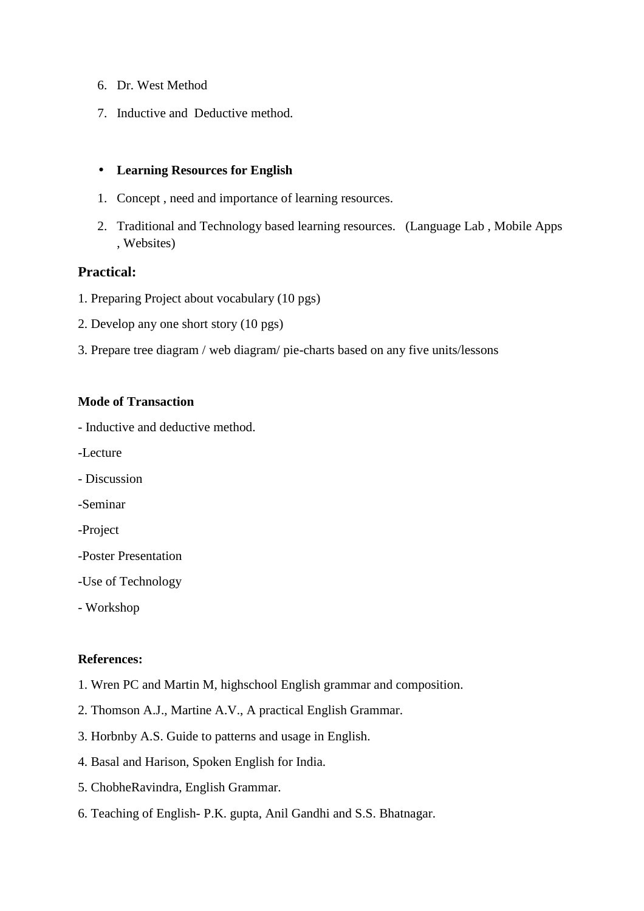6. Dr. West Method
7. Inductive and  Deductive method.

- **Learning Resources for English**

1. Concept , need and importance of learning resources.
2. Traditional and Technology based learning resources.   (Language Lab , Mobile Apps , Websites)

### Practical:

1. Preparing Project about vocabulary (10 pgs)

2. Develop any one short story (10 pgs)

3. Prepare tree diagram / web diagram/ pie-charts based on any five units/lessons

**Mode of Transaction**

- Inductive and deductive method.

-Lecture

- Discussion

-Seminar

-Project

-Poster Presentation

-Use of Technology

- Workshop

**References:**

1. Wren PC and Martin M, highschool English grammar and composition.

2. Thomson A.J., Martine A.V., A practical English Grammar.

3. Horbnby A.S. Guide to patterns and usage in English.

4. Basal and Harison, Spoken English for India.

5. ChobheRavindra, English Grammar.

6. Teaching of English- P.K. gupta, Anil Gandhi and S.S. Bhatnagar.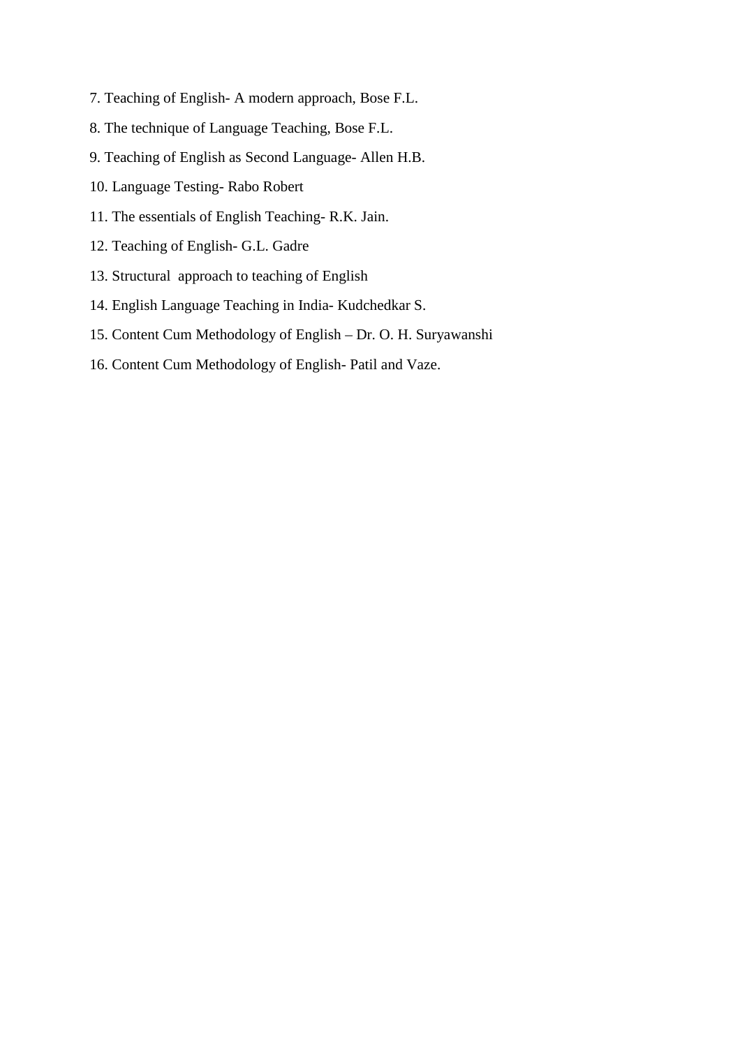7. Teaching of English- A modern approach, Bose F.L.
8. The technique of Language Teaching, Bose F.L.
9. Teaching of English as Second Language- Allen H.B.
10. Language Testing- Rabo Robert
11. The essentials of English Teaching- R.K. Jain.
12. Teaching of English- G.L. Gadre
13. Structural approach to teaching of English
14. English Language Teaching in India- Kudchedkar S.
15. Content Cum Methodology of English – Dr. O. H. Suryawanshi
16. Content Cum Methodology of English- Patil and Vaze.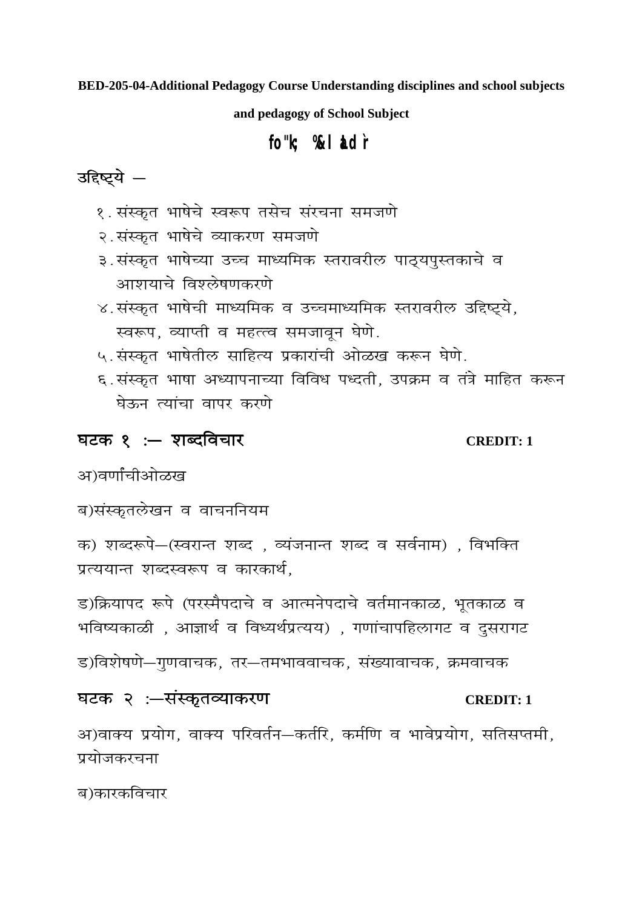**BED-205-04-Additional Pedagogy Course Understanding disciplines and school subjects and pedagogy of School Subject**

## fo"k; %& laLd`r

### उद्दिष्ट्ये —

१. संस्कृत भाषेचे स्वरूप तसेच संरचना समजणे
२. संस्कृत भाषेचे व्याकरण समजणे
३. संस्कृत भाषेच्या उच्च माध्यमिक स्तरावरील पाठ्यपुस्तकाचे व आशयाचे विश्लेषणकरणे
४. संस्कृत भाषेची माध्यमिक व उच्चमाध्यमिक स्तरावरील उद्दिष्ट्ये, स्वरूप, व्याप्ती व महत्त्व समजावून घेणे.
५. संस्कृत भाषेतील साहित्य प्रकारांची ओळख करून घेणे.
६. संस्कृत भाषा अध्यापनाच्या विविध पध्दती, उपक्रम व तंत्रे माहित करून घेऊन त्यांचा वापर करणे

### घटक १ :— शब्दविचार — **CREDIT: 1**

अ)वर्णांचीओळख

ब)संस्कृतलेखन व वाचननियम

क) शब्दरूपे—(स्वरान्त शब्द , व्यंजनान्त शब्द व सर्वनाम) , विभक्ति प्रत्ययान्त शब्दस्वरूप व कारकार्थ,

ड)क्रियापद रूपे (परस्मैपदाचे व आत्मनेपदाचे वर्तमानकाळ, भूतकाळ व भविष्यकाळी , आज्ञार्थ व विध्यर्थप्रत्यय) , गणांचापहिलागट व दुसरागट

ड)विशेषणे—गुणवाचक, तर—तमभाववाचक, संख्यावाचक, क्रमवाचक

### घटक २ :—संस्कृतव्याकरण — **CREDIT: 1**

अ)वाक्य प्रयोग, वाक्य परिवर्तन—कर्तरि, कर्मणि व भावेप्रयोग, सतिसप्तमी, प्रयोजकरचना

ब)कारकविचार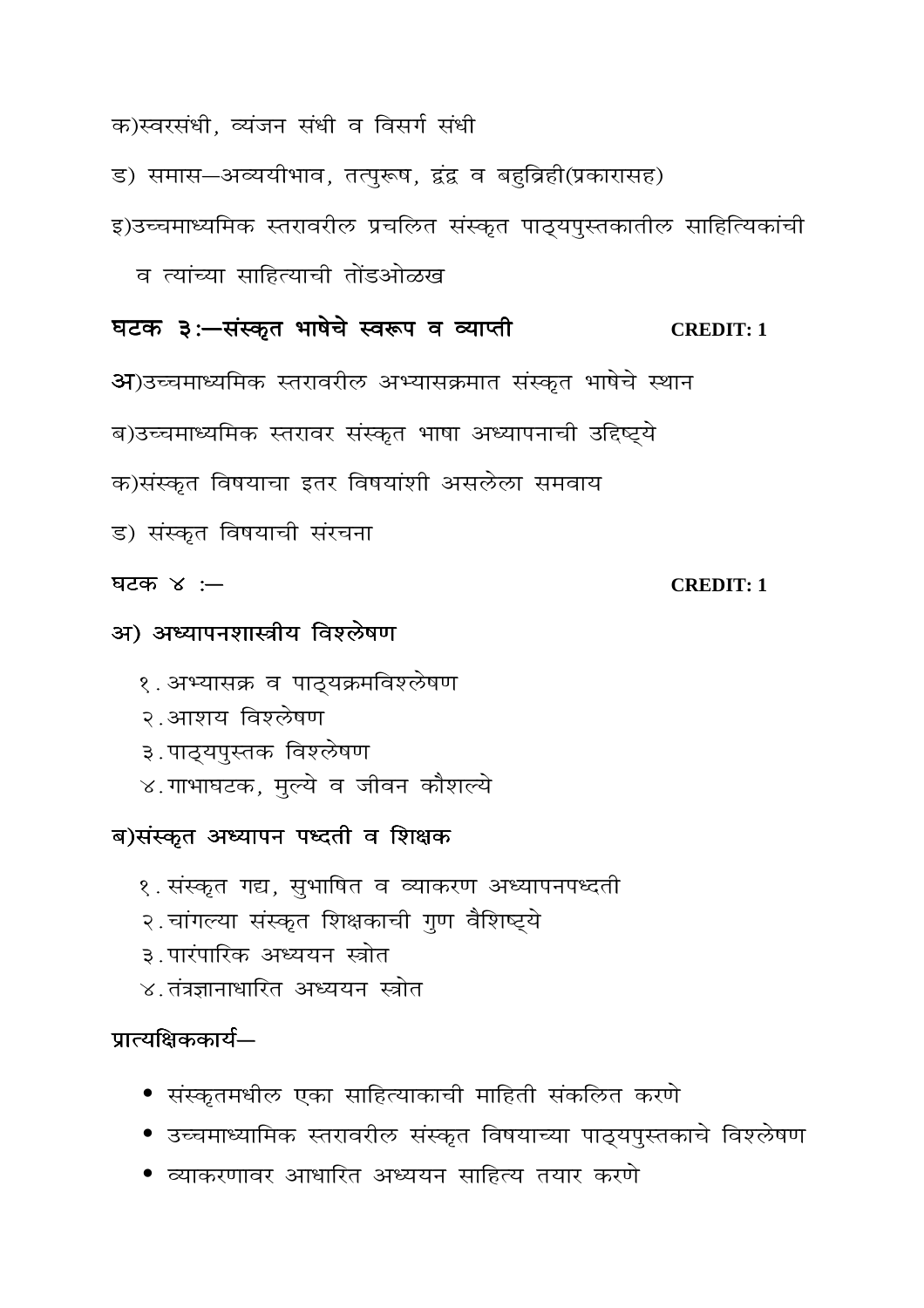क)स्वरसंधी, व्यंजन संधी व विसर्ग संधी

ड) समास—अव्ययीभाव, तत्पुरूष, द्वंद्व व बहुव्रिही(प्रकारासह)

इ)उच्चमाध्यमिक स्तरावरील प्रचलित संस्कृत पाठ्यपुस्तकातील साहित्यिकांची व त्यांच्या साहित्याची तोंडओळख

## घटक ३:—संस्कृत भाषेचे स्वरूप व व्याप्ती **CREDIT: 1**

अ)उच्चमाध्यमिक स्तरावरील अभ्यासक्रमात संस्कृत भाषेचे स्थान

ब)उच्चमाध्यमिक स्तरावर संस्कृत भाषा अध्यापनाची उद्दिष्ट्ये

क)संस्कृत विषयाचा इतर विषयांशी असलेला समवाय

ड) संस्कृत विषयाची संरचना

## घटक ४ :— **CREDIT: 1**

### अ) अध्यापनशास्त्रीय विश्लेषण

१. अभ्यासक्र व पाठ्यक्रमविश्लेषण
२. आशय विश्लेषण
३. पाठ्यपुस्तक विश्लेषण
४. गाभाघटक, मुल्ये व जीवन कौशल्ये

### ब)संस्कृत अध्यापन पध्दती व शिक्षक

१. संस्कृत गद्य, सुभाषित व व्याकरण अध्यापनपध्दती
२. चांगल्या संस्कृत शिक्षकाची गुण वैशिष्ट्ये
३. पारंपारिक अध्ययन स्त्रोत
४. तंत्रज्ञानाधारित अध्ययन स्त्रोत

### प्रात्यक्षिककार्य—

- संस्कृतमधील एका साहित्याकाची माहिती संकलित करणे
- उच्चमाध्यामिक स्तरावरील संस्कृत विषयाच्या पाठ्यपुस्तकाचे विश्लेषण
- व्याकरणावर आधारित अध्ययन साहित्य तयार करणे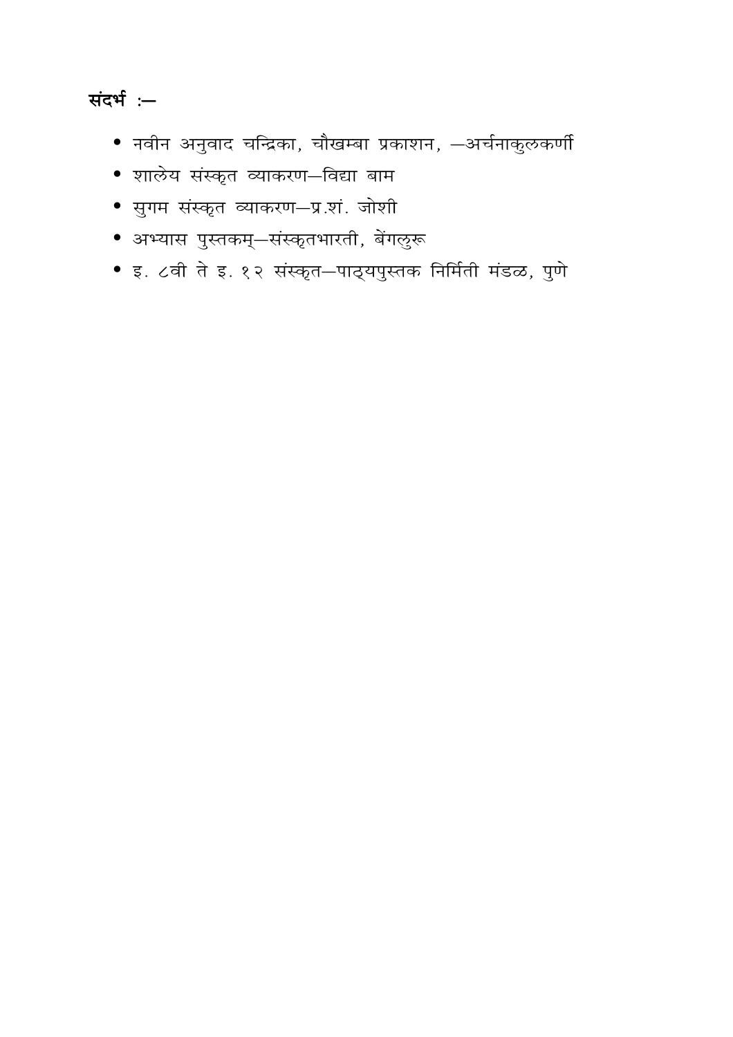**संदर्भ :—**

- नवीन अनुवाद चन्द्रिका, चौखम्बा प्रकाशन, —अर्चनाकुलकर्णी
- शालेय संस्कृत व्याकरण—विद्या बाम
- सुगम संस्कृत व्याकरण—प्र.शं. जोशी
- अभ्यास पुस्तकम्—संस्कृतभारती, बेंगलुरू
- इ. ८वी ते इ. १२ संस्कृत—पाठ्यपुस्तक निर्मिती मंडळ, पुणे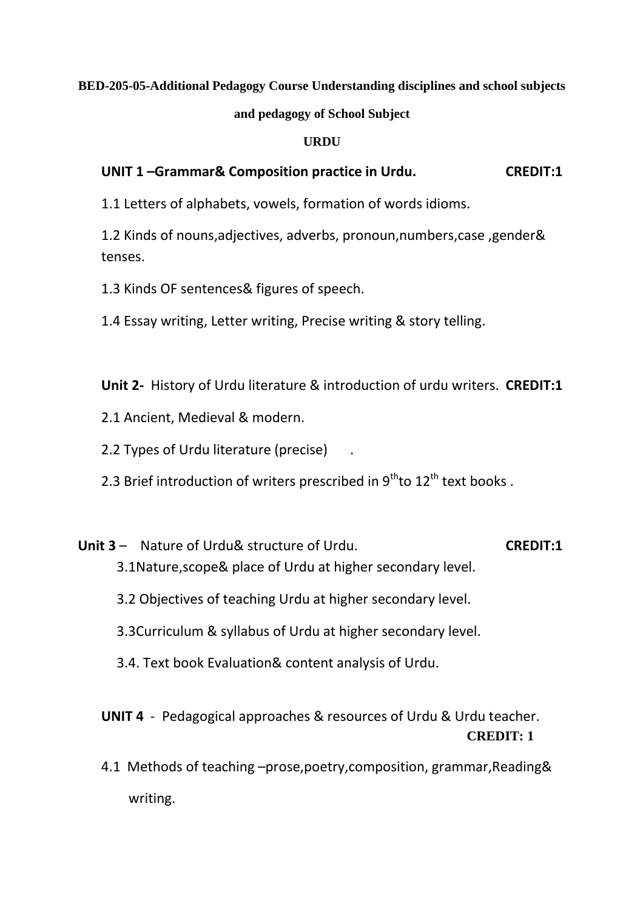**BED-205-05-Additional Pedagogy Course Understanding disciplines and school subjects and pedagogy of School Subject**

**URDU**

**UNIT 1 –Grammar& Composition practice in Urdu.** **CREDIT:1**

1.1 Letters of alphabets, vowels, formation of words idioms.

1.2 Kinds of nouns,adjectives, adverbs, pronoun,numbers,case ,gender& tenses.

1.3 Kinds OF sentences& figures of speech.

1.4 Essay writing, Letter writing, Precise writing & story telling.

**Unit 2-** History of Urdu literature & introduction of urdu writers. **CREDIT:1**

2.1 Ancient, Medieval & modern.

2.2 Types of Urdu literature (precise) .

2.3 Brief introduction of writers prescribed in 9th to 12th text books .

**Unit 3** – Nature of Urdu& structure of Urdu. **CREDIT:1**

3.1Nature,scope& place of Urdu at higher secondary level.

3.2 Objectives of teaching Urdu at higher secondary level.

3.3Curriculum & syllabus of Urdu at higher secondary level.

3.4. Text book Evaluation& content analysis of Urdu.

**UNIT 4** - Pedagogical approaches & resources of Urdu & Urdu teacher. **CREDIT: 1**

4.1 Methods of teaching –prose,poetry,composition, grammar,Reading& writing.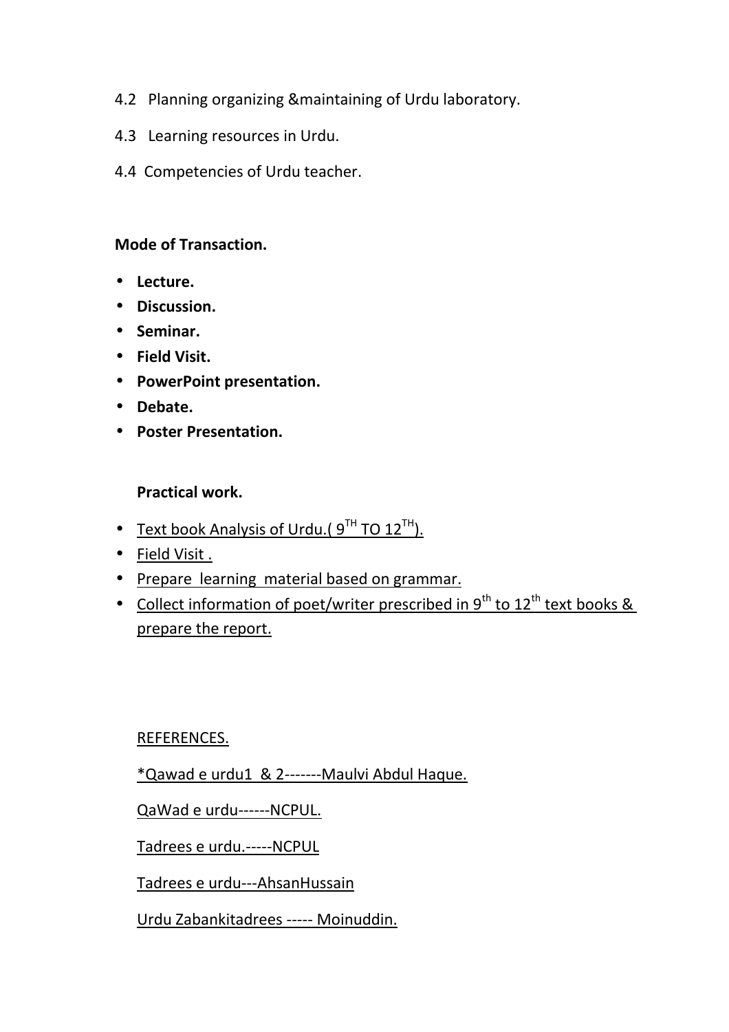4.2 Planning organizing &maintaining of Urdu laboratory.

4.3 Learning resources in Urdu.

4.4 Competencies of Urdu teacher.

**Mode of Transaction.**

- **Lecture.**
- **Discussion.**
- **Seminar.**
- **Field Visit.**
- **PowerPoint presentation.**
- **Debate.**
- **Poster Presentation.**

**Practical work.**

- Text book Analysis of Urdu.( 9TH TO 12TH).
- Field Visit .
- Prepare learning material based on grammar.
- Collect information of poet/writer prescribed in 9th to 12th text books & prepare the report.

REFERENCES.

*Qawad e urdu1 & 2-------Maulvi Abdul Haque.

QaWad e urdu------NCPUL.

Tadrees e urdu.-----NCPUL

Tadrees e urdu---AhsanHussain

Urdu Zabankitadrees ----- Moinuddin.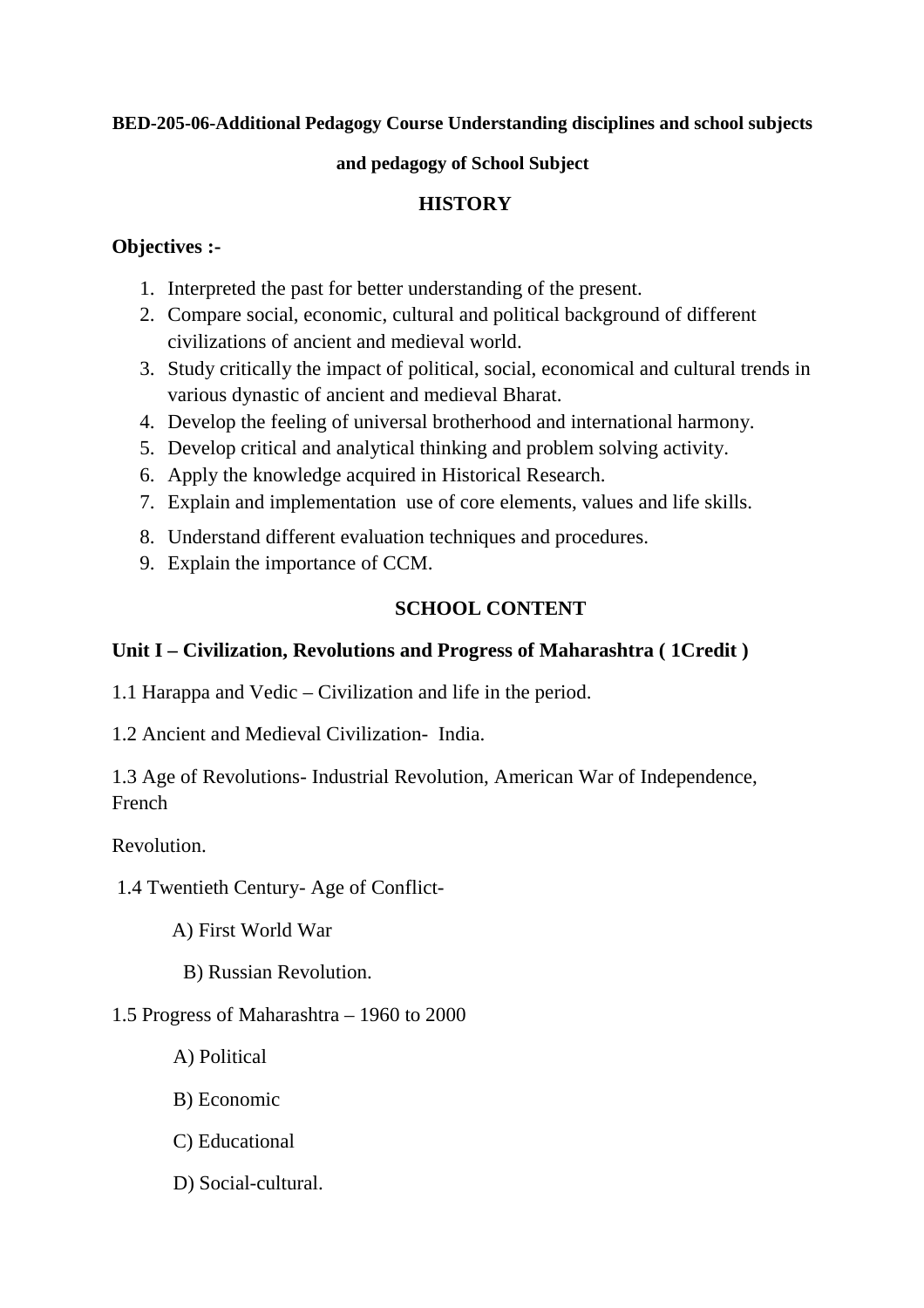**BED-205-06-Additional Pedagogy Course Understanding disciplines and school subjects**

**and pedagogy of School Subject**

## HISTORY

**Objectives :-**

1. Interpreted the past for better understanding of the present.
2. Compare social, economic, cultural and political background of different civilizations of ancient and medieval world.
3. Study critically the impact of political, social, economical and cultural trends in various dynastic of ancient and medieval Bharat.
4. Develop the feeling of universal brotherhood and international harmony.
5. Develop critical and analytical thinking and problem solving activity.
6. Apply the knowledge acquired in Historical Research.
7. Explain and implementation use of core elements, values and life skills.
8. Understand different evaluation techniques and procedures.
9. Explain the importance of CCM.

## SCHOOL CONTENT

**Unit I – Civilization, Revolutions and Progress of Maharashtra ( 1Credit )**

1.1 Harappa and Vedic – Civilization and life in the period.

1.2 Ancient and Medieval Civilization- India.

1.3 Age of Revolutions- Industrial Revolution, American War of Independence, French

Revolution.

1.4 Twentieth Century- Age of Conflict-

A) First World War

B) Russian Revolution.

1.5 Progress of Maharashtra – 1960 to 2000

A) Political

B) Economic

C) Educational

D) Social-cultural.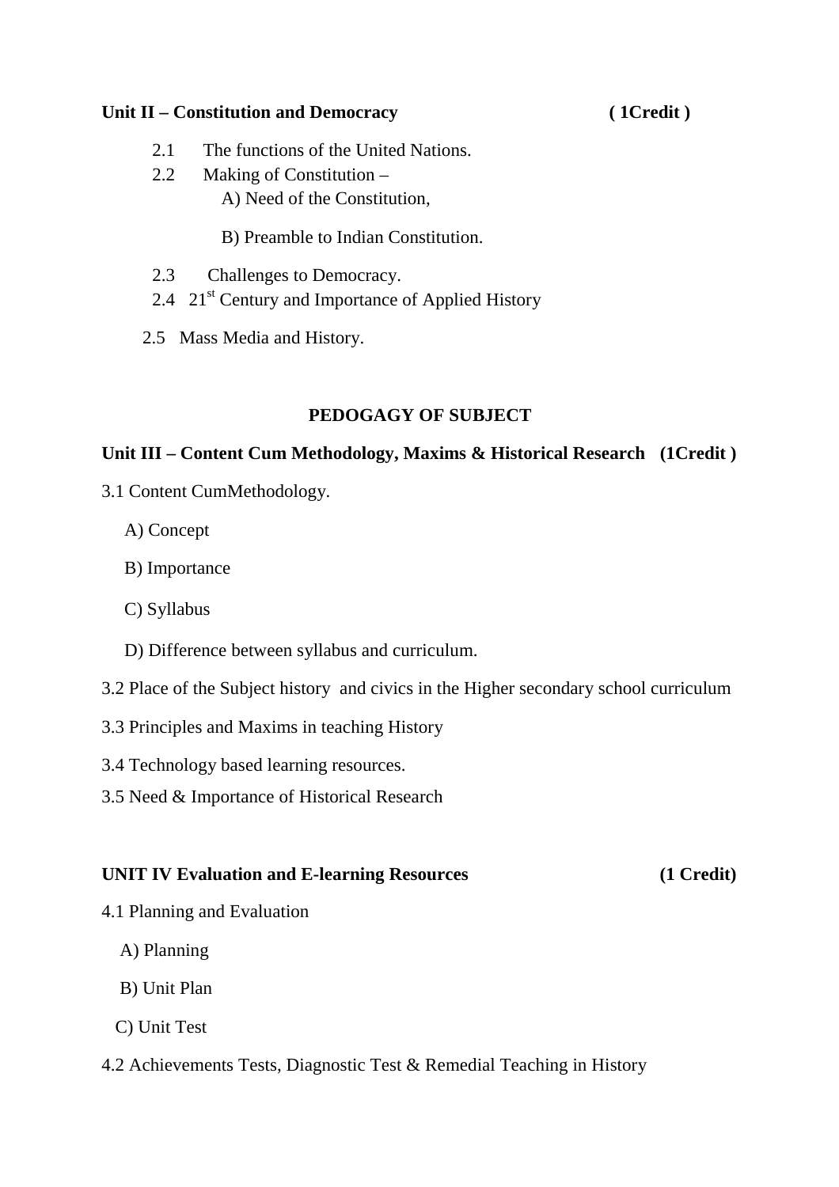**Unit II – Constitution and Democracy ( 1Credit )**

- 2.1 The functions of the United Nations.
- 2.2 Making of Constitution –
  - A) Need of the Constitution,
  - B) Preamble to Indian Constitution.
- 2.3 Challenges to Democracy.
- 2.4 21st Century and Importance of Applied History
- 2.5 Mass Media and History.

## PEDOGAGY OF SUBJECT

**Unit III – Content Cum Methodology, Maxims & Historical Research (1Credit )**

3.1 Content CumMethodology.

- A) Concept
- B) Importance
- C) Syllabus
- D) Difference between syllabus and curriculum.

3.2 Place of the Subject history and civics in the Higher secondary school curriculum

3.3 Principles and Maxims in teaching History

3.4 Technology based learning resources.

3.5 Need & Importance of Historical Research

**UNIT IV Evaluation and E-learning Resources (1 Credit)**

4.1 Planning and Evaluation

- A) Planning
- B) Unit Plan
- C) Unit Test

4.2 Achievements Tests, Diagnostic Test & Remedial Teaching in History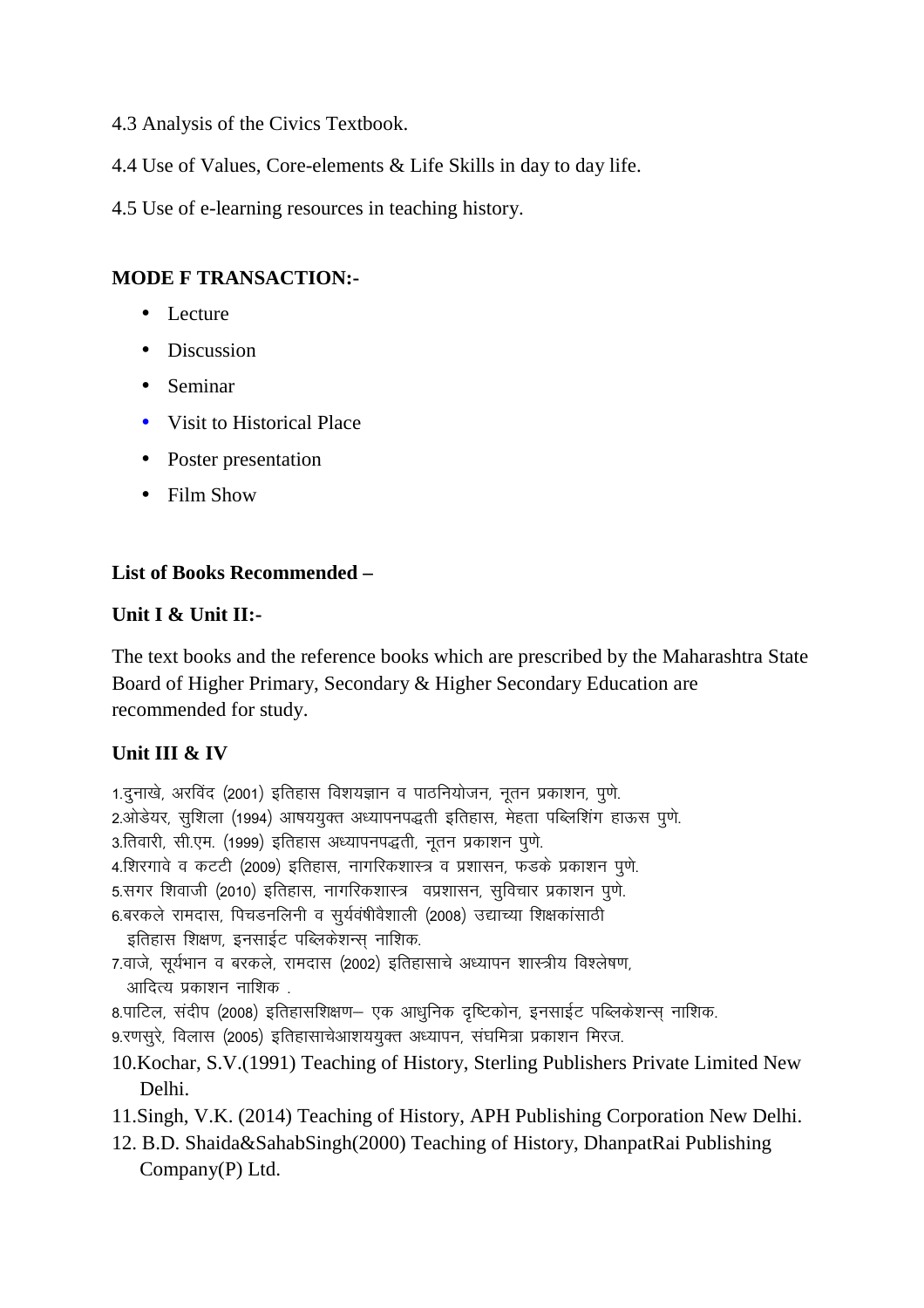4.3 Analysis of the Civics Textbook.

4.4 Use of Values, Core-elements & Life Skills in day to day life.

4.5 Use of e-learning resources in teaching history.

**MODE F TRANSACTION:-**

- Lecture
- Discussion
- Seminar
- Visit to Historical Place
- Poster presentation
- Film Show

**List of Books Recommended –**

**Unit I & Unit II:-**

The text books and the reference books which are prescribed by the Maharashtra State Board of Higher Primary, Secondary & Higher Secondary Education are recommended for study.

**Unit III & IV**

1.दुनाखे, अरविंद (2001) इतिहास विशयज्ञान व पाठनियोजन, नूतन प्रकाशन, पुणे.
2.ओडेयर, सुशिला (1994) आषययुक्त अध्यापनपद्धती इतिहास, मेहता पब्लिशिंग हाऊस पुणे.
3.तिवारी, सी.एम. (1999) इतिहास अध्यापनपद्धती, नूतन प्रकाशन पुणे.
4.शिरगावे व कटटी (2009) इतिहास, नागरिकशास्त्र व प्रशासन, फडके प्रकाशन पुणे.
5.सगर शिवाजी (2010) इतिहास, नागरिकशास्त्र वप्रशासन, सुविचार प्रकाशन पुणे.
6.बरकले रामदास, पिचडनलिनी व सुर्यवंषीवैशाली (2008) उद्याच्या शिक्षकांसाठी इतिहास शिक्षण, इनसाईट पब्लिकेशन्स् नाशिक.
7.वाजे, सूर्यभान व बरकले, रामदास (2002) इतिहासाचे अध्यापन शास्त्रीय विश्लेषण, आदित्य प्रकाशन नाशिक .
8.पाटिल, संदीप (2008) इतिहासशिक्षण– एक आधुनिक दृष्टिकोन, इनसाईट पब्लिकेशन्स् नाशिक.
9.रणसुरे, विलास (2005) इतिहासाचेआशययुक्त अध्यापन, संघमित्रा प्रकाशन मिरज.
10.Kochar, S.V.(1991) Teaching of History, Sterling Publishers Private Limited New Delhi.
11.Singh, V.K. (2014) Teaching of History, APH Publishing Corporation New Delhi.
12. B.D. Shaida&SahabSingh(2000) Teaching of History, DhanpatRai Publishing Company(P) Ltd.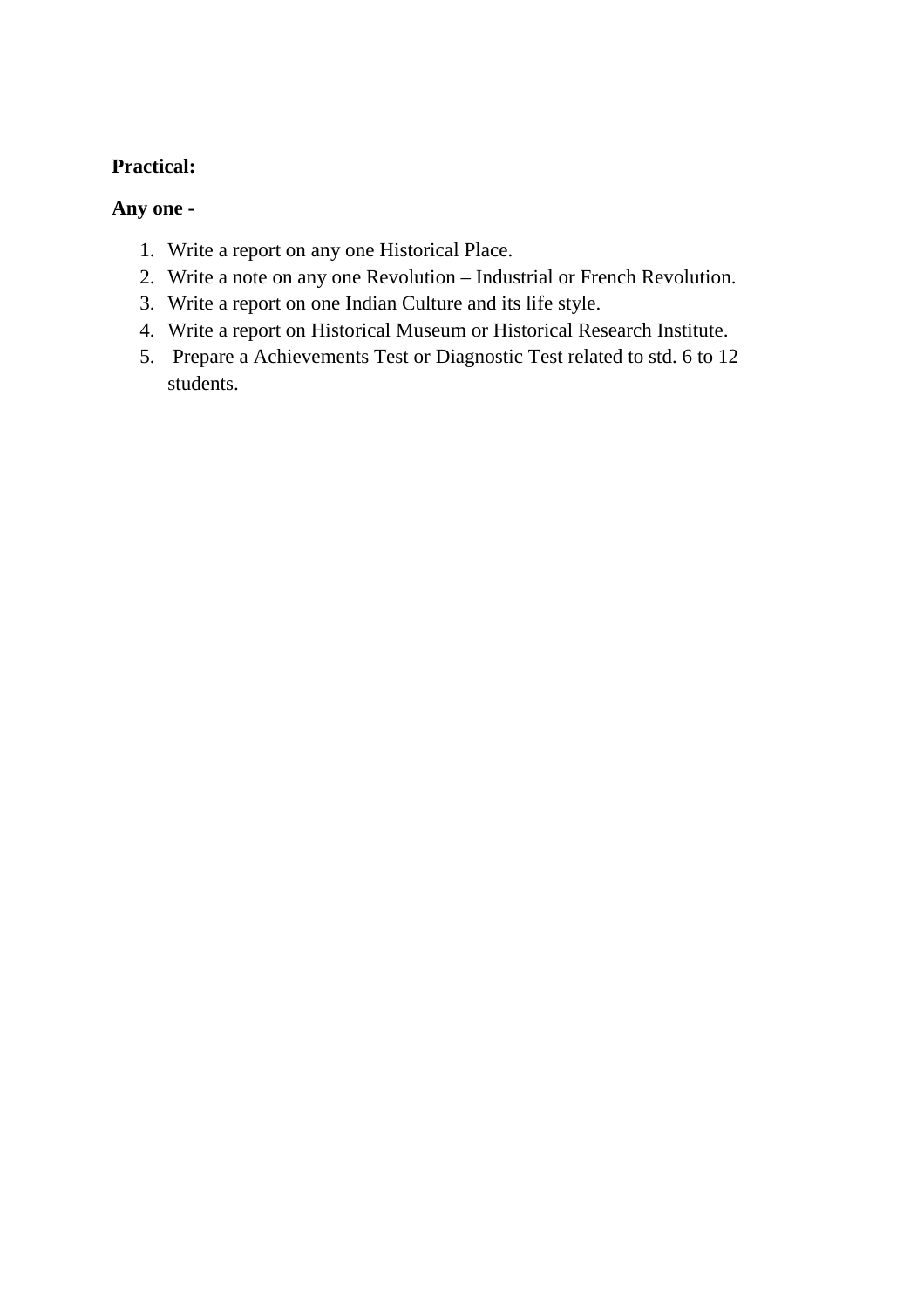**Practical:**

**Any one -**

1. Write a report on any one Historical Place.
2. Write a note on any one Revolution – Industrial or French Revolution.
3. Write a report on one Indian Culture and its life style.
4. Write a report on Historical Museum or Historical Research Institute.
5. Prepare a Achievements Test or Diagnostic Test related to std. 6 to 12 students.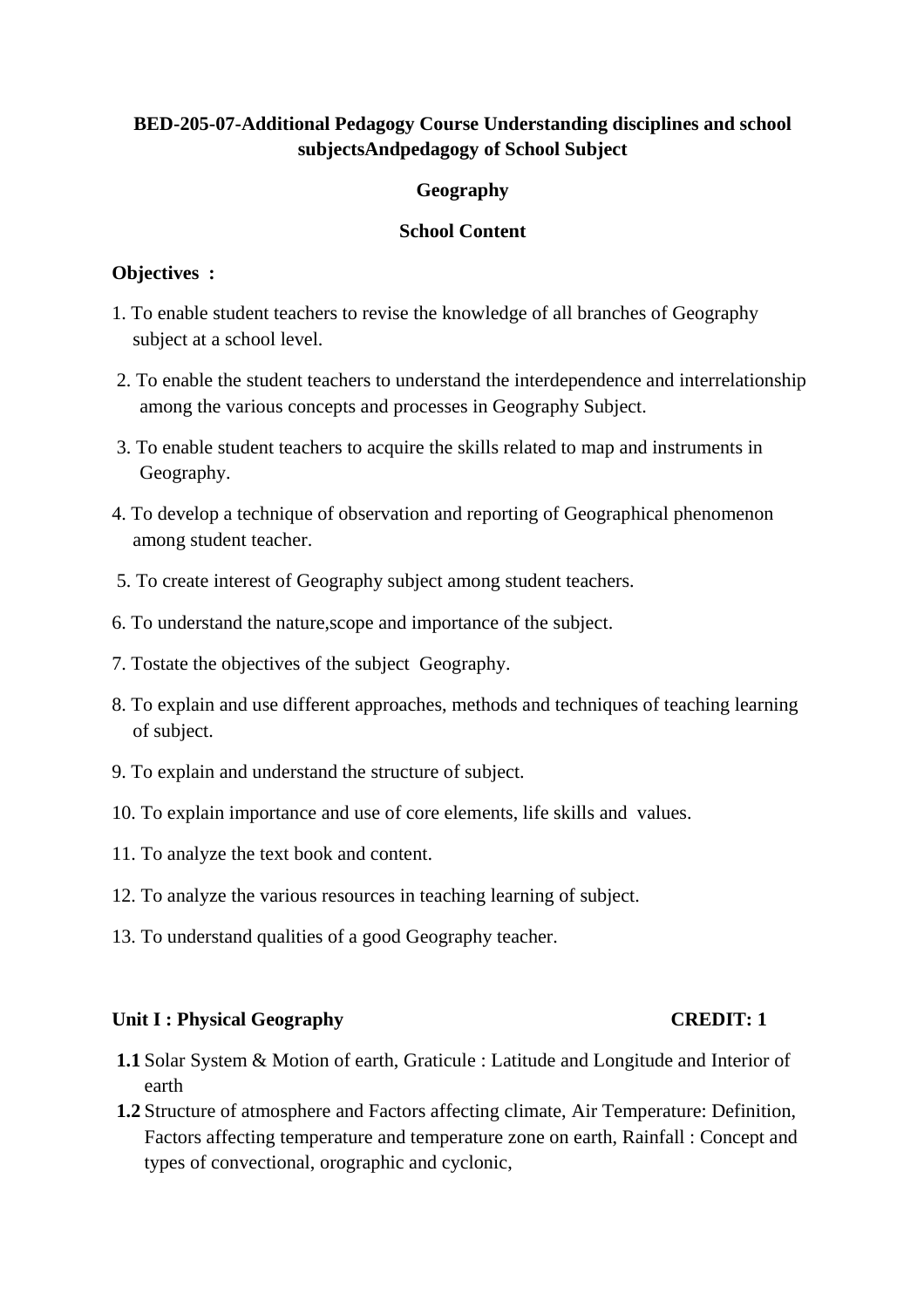**BED-205-07-Additional Pedagogy Course Understanding disciplines and school subjectsAndpedagogy of School Subject**

**Geography**

**School Content**

**Objectives :**

1. To enable student teachers to revise the knowledge of all branches of Geography subject at a school level.
2. To enable the student teachers to understand the interdependence and interrelationship among the various concepts and processes in Geography Subject.
3. To enable student teachers to acquire the skills related to map and instruments in Geography.
4. To develop a technique of observation and reporting of Geographical phenomenon among student teacher.
5. To create interest of Geography subject among student teachers.
6. To understand the nature,scope and importance of the subject.
7. Tostate the objectives of the subject Geography.
8. To explain and use different approaches, methods and techniques of teaching learning of subject.
9. To explain and understand the structure of subject.
10. To explain importance and use of core elements, life skills and values.
11. To analyze the text book and content.
12. To analyze the various resources in teaching learning of subject.
13. To understand qualities of a good Geography teacher.

**Unit I : Physical Geography** **CREDIT: 1**

**1.1** Solar System & Motion of earth, Graticule : Latitude and Longitude and Interior of earth

**1.2** Structure of atmosphere and Factors affecting climate, Air Temperature: Definition, Factors affecting temperature and temperature zone on earth, Rainfall : Concept and types of convectional, orographic and cyclonic,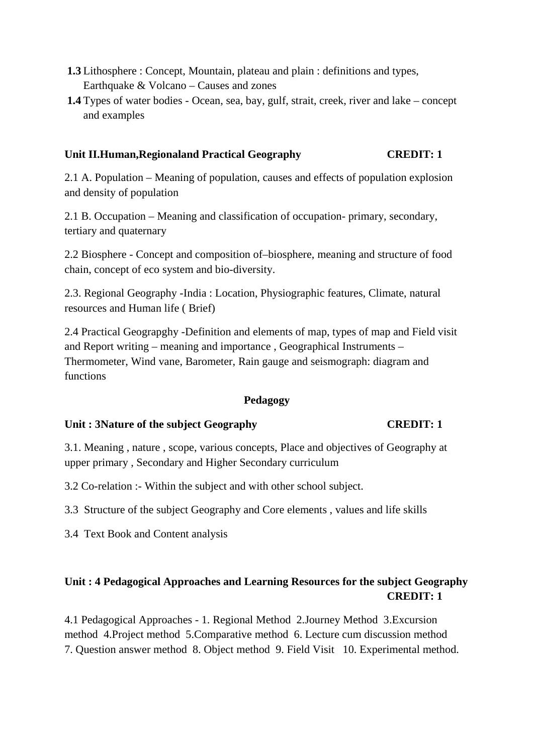**1.3** Lithosphere : Concept, Mountain, plateau and plain : definitions and types, Earthquake & Volcano – Causes and zones

**1.4** Types of water bodies - Ocean, sea, bay, gulf, strait, creek, river and lake – concept and examples

**Unit II.Human,Regionaland Practical Geography CREDIT: 1**

2.1 A. Population – Meaning of population, causes and effects of population explosion and density of population

2.1 B. Occupation – Meaning and classification of occupation- primary, secondary, tertiary and quaternary

2.2 Biosphere - Concept and composition of–biosphere, meaning and structure of food chain, concept of eco system and bio-diversity.

2.3. Regional Geography -India : Location, Physiographic features, Climate, natural resources and Human life ( Brief)

2.4 Practical Geograpghy -Definition and elements of map, types of map and Field visit and Report writing – meaning and importance , Geographical Instruments – Thermometer, Wind vane, Barometer, Rain gauge and seismograph: diagram and functions

**Pedagogy**

**Unit : 3Nature of the subject Geography CREDIT: 1**

3.1. Meaning , nature , scope, various concepts, Place and objectives of Geography at upper primary , Secondary and Higher Secondary curriculum

3.2 Co-relation :- Within the subject and with other school subject.

3.3 Structure of the subject Geography and Core elements , values and life skills

3.4 Text Book and Content analysis

**Unit : 4 Pedagogical Approaches and Learning Resources for the subject Geography CREDIT: 1**

4.1 Pedagogical Approaches - 1. Regional Method 2.Journey Method 3.Excursion method 4.Project method 5.Comparative method 6. Lecture cum discussion method 7. Question answer method 8. Object method 9. Field Visit 10. Experimental method.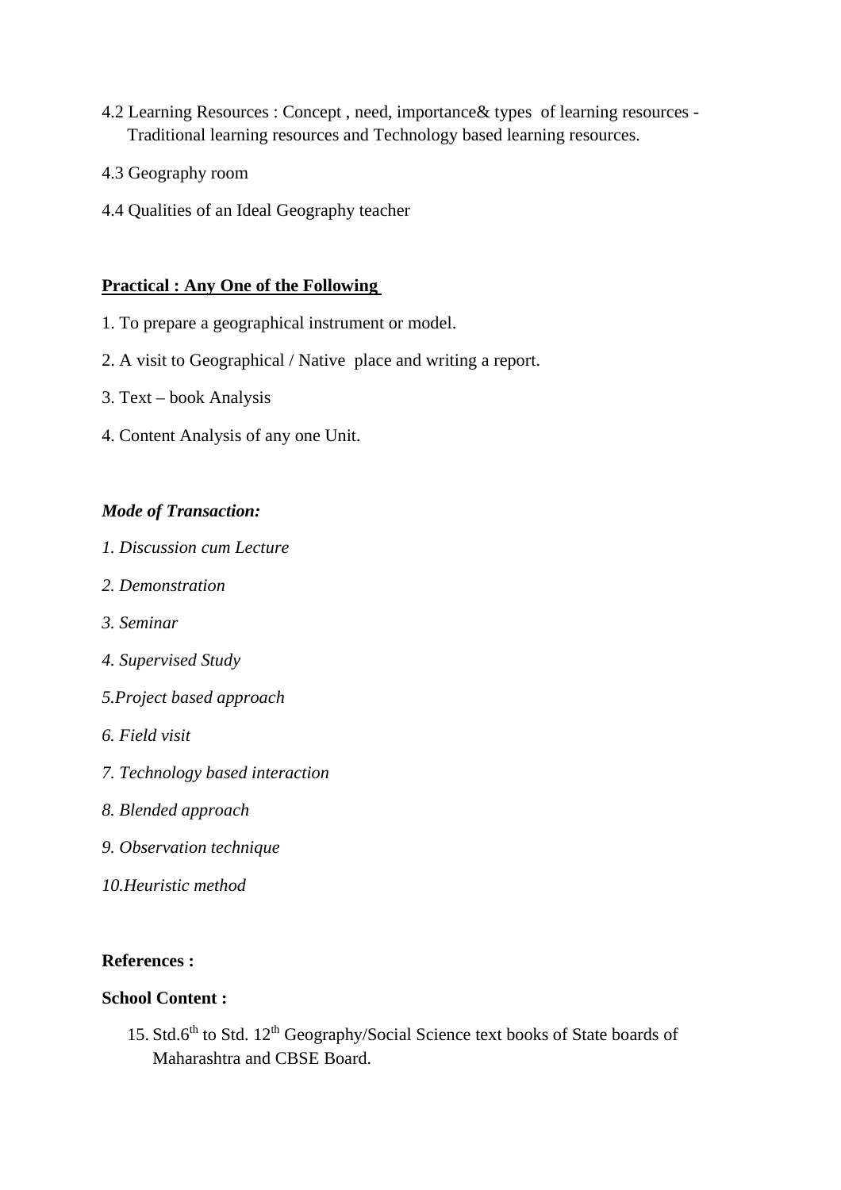4.2 Learning Resources : Concept , need, importance& types of learning resources - Traditional learning resources and Technology based learning resources.

4.3 Geography room

4.4 Qualities of an Ideal Geography teacher

**Practical : Any One of the Following**

1. To prepare a geographical instrument or model.
2. A visit to Geographical / Native place and writing a report.
3. Text – book Analysis
4. Content Analysis of any one Unit.

***Mode of Transaction:***

*1. Discussion cum Lecture*

*2. Demonstration*

*3. Seminar*

*4. Supervised Study*

*5.Project based approach*

*6. Field visit*

*7. Technology based interaction*

*8. Blended approach*

*9. Observation technique*

*10.Heuristic method*

**References :**

**School Content :**

15. Std.6th to Std. 12th Geography/Social Science text books of State boards of Maharashtra and CBSE Board.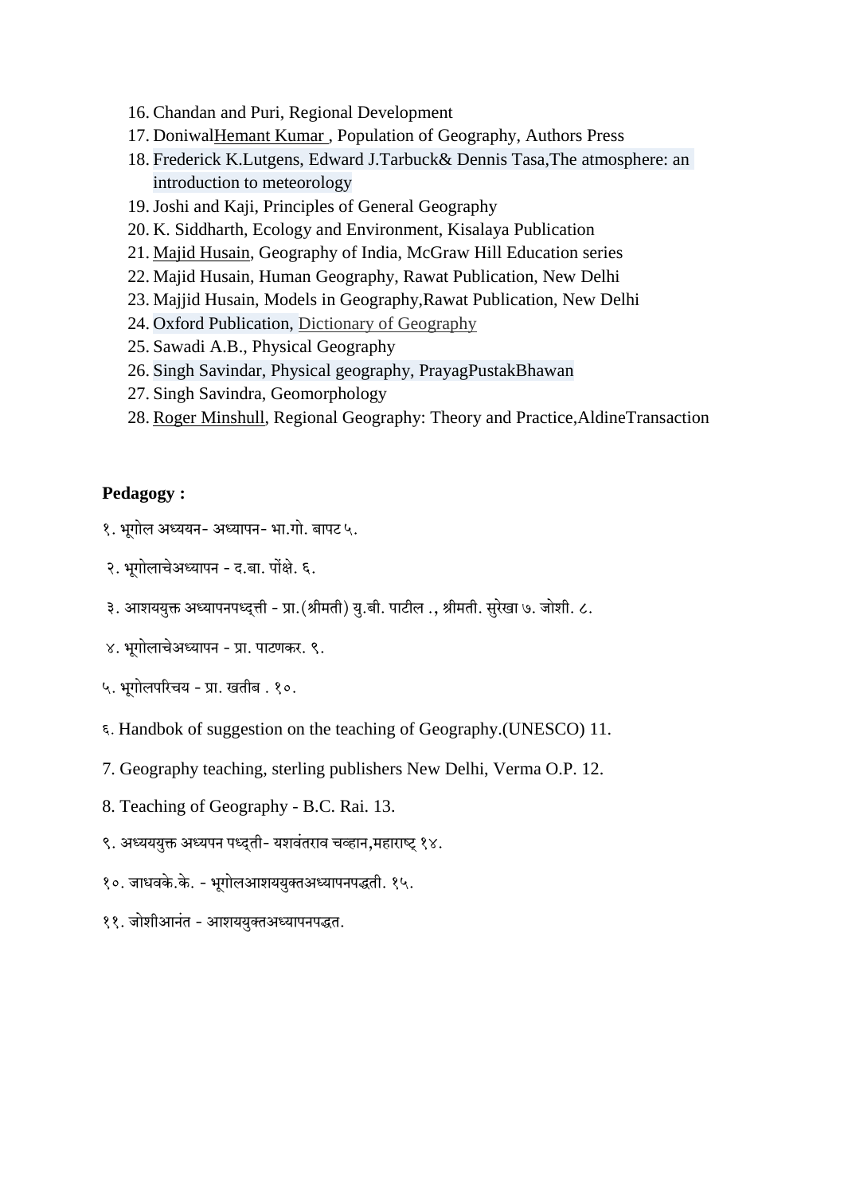16. Chandan and Puri, Regional Development
17. DoniwalHemant Kumar , Population of Geography, Authors Press
18. Frederick K.Lutgens, Edward J.Tarbuck& Dennis Tasa,The atmosphere: an introduction to meteorology
19. Joshi and Kaji, Principles of General Geography
20. K. Siddharth, Ecology and Environment, Kisalaya Publication
21. Majid Husain, Geography of India, McGraw Hill Education series
22. Majid Husain, Human Geography, Rawat Publication, New Delhi
23. Majjid Husain, Models in Geography,Rawat Publication, New Delhi
24. Oxford Publication, Dictionary of Geography
25. Sawadi A.B., Physical Geography
26. Singh Savindar, Physical geography, PrayagPustakBhawan
27. Singh Savindra, Geomorphology
28. Roger Minshull, Regional Geography: Theory and Practice,AldineTransaction

**Pedagogy :**

१. भूगोल अध्ययन- अध्यापन- भा.गो. बापट ५.

२. भूगोलाचेअध्यापन - द.बा. पोंक्षे. ६.

३. आशययुक्त अध्यापनपध्द्ती - प्रा.(श्रीमती) यु.बी. पाटील ., श्रीमती. सुरेखा ७. जोशी. ८.

४. भूगोलाचेअध्यापन - प्रा. पाटणकर. ९.

५. भूगोलपरिचय - प्रा. खतीब . १०.

६. Handbok of suggestion on the teaching of Geography.(UNESCO) 11.

7. Geography teaching, sterling publishers New Delhi, Verma O.P. 12.

8. Teaching of Geography - B.C. Rai. 13.

९. अध्ययुक्त अध्यपन पध्द्ती- यशवंतराव चव्हान,महाराष्ट्र १४.

१०. जाधवके.के. - भूगोलआशययुक्तअध्यापनपद्धती. १५.

११. जोशीआनंत - आशययुक्तअध्यापनपद्धत.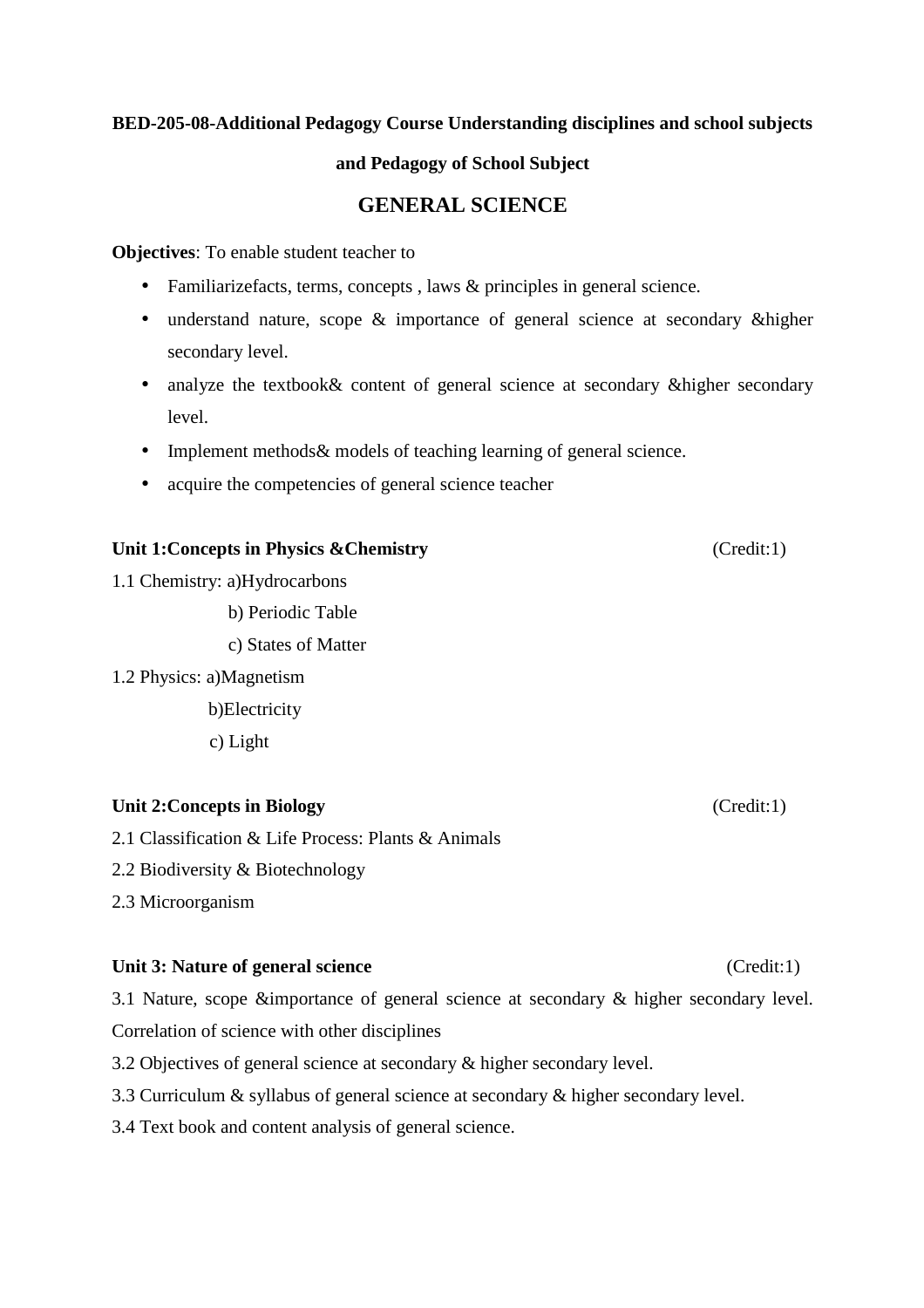**BED-205-08-Additional Pedagogy Course Understanding disciplines and school subjects and Pedagogy of School Subject**

## GENERAL SCIENCE

**Objectives**: To enable student teacher to

- Familiarizefacts, terms, concepts , laws & principles in general science.
- understand nature, scope & importance of general science at secondary &higher secondary level.
- analyze the textbook& content of general science at secondary &higher secondary level.
- Implement methods& models of teaching learning of general science.
- acquire the competencies of general science teacher

**Unit 1:Concepts in Physics &Chemistry** (Credit:1)

1.1 Chemistry: a)Hydrocarbons

b) Periodic Table

c) States of Matter

1.2 Physics: a)Magnetism

b)Electricity

c) Light

**Unit 2:Concepts in Biology** (Credit:1)

2.1 Classification & Life Process: Plants & Animals

2.2 Biodiversity & Biotechnology

2.3 Microorganism

**Unit 3: Nature of general science** (Credit:1)

3.1 Nature, scope &importance of general science at secondary & higher secondary level. Correlation of science with other disciplines

3.2 Objectives of general science at secondary & higher secondary level.

3.3 Curriculum & syllabus of general science at secondary & higher secondary level.

3.4 Text book and content analysis of general science.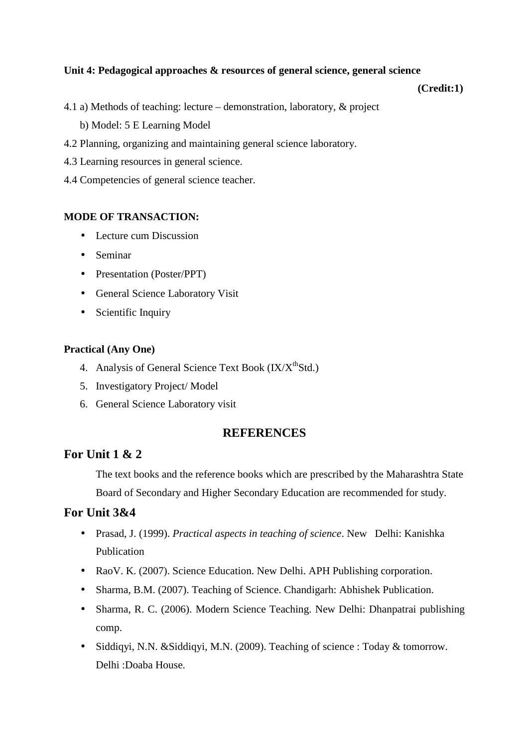**Unit 4: Pedagogical approaches & resources of general science, general science**

**(Credit:1)**

4.1 a) Methods of teaching: lecture – demonstration, laboratory, & project

b) Model: 5 E Learning Model

4.2 Planning, organizing and maintaining general science laboratory.

4.3 Learning resources in general science.

4.4 Competencies of general science teacher.

**MODE OF TRANSACTION:**

- Lecture cum Discussion
- Seminar
- Presentation (Poster/PPT)
- General Science Laboratory Visit
- Scientific Inquiry

**Practical (Any One)**

4. Analysis of General Science Text Book (IX/X$^{th}$Std.)
5. Investigatory Project/ Model
6. General Science Laboratory visit

## REFERENCES

### For Unit 1 & 2

The text books and the reference books which are prescribed by the Maharashtra State Board of Secondary and Higher Secondary Education are recommended for study.

### For Unit 3&4

- Prasad, J. (1999). *Practical aspects in teaching of science*. New Delhi: Kanishka Publication
- RaoV. K. (2007). Science Education. New Delhi. APH Publishing corporation.
- Sharma, B.M. (2007). Teaching of Science. Chandigarh: Abhishek Publication.
- Sharma, R. C. (2006). Modern Science Teaching. New Delhi: Dhanpatrai publishing comp.
- Siddiqyi, N.N. &Siddiqyi, M.N. (2009). Teaching of science : Today & tomorrow. Delhi :Doaba House.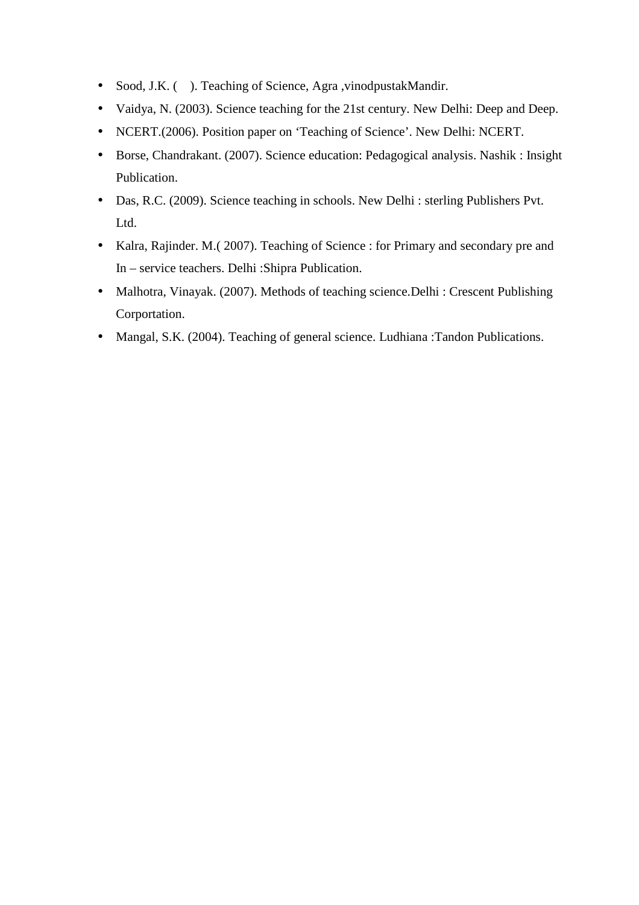- Sood, J.K. (    ). Teaching of Science, Agra ,vinodpustakMandir.
- Vaidya, N. (2003). Science teaching for the 21st century. New Delhi: Deep and Deep.
- NCERT.(2006). Position paper on 'Teaching of Science'. New Delhi: NCERT.
- Borse, Chandrakant. (2007). Science education: Pedagogical analysis. Nashik : Insight Publication.
- Das, R.C. (2009). Science teaching in schools. New Delhi : sterling Publishers Pvt. Ltd.
- Kalra, Rajinder. M.( 2007). Teaching of Science : for Primary and secondary pre and In – service teachers. Delhi :Shipra Publication.
- Malhotra, Vinayak. (2007). Methods of teaching science.Delhi : Crescent Publishing Corportation.
- Mangal, S.K. (2004). Teaching of general science. Ludhiana :Tandon Publications.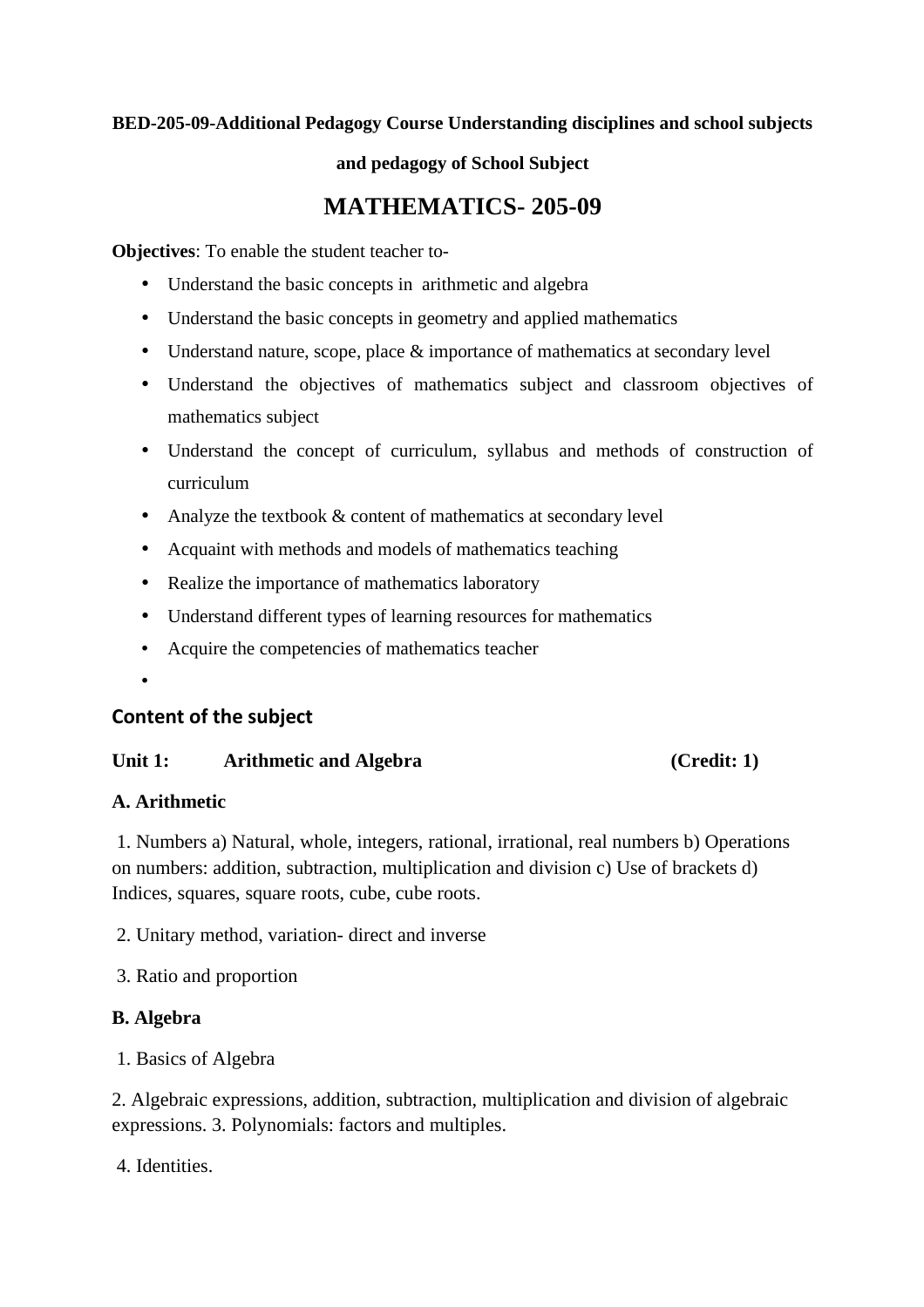**BED-205-09-Additional Pedagogy Course Understanding disciplines and school subjects and pedagogy of School Subject**

# MATHEMATICS- 205-09

**Objectives**: To enable the student teacher to-

- Understand the basic concepts in arithmetic and algebra
- Understand the basic concepts in geometry and applied mathematics
- Understand nature, scope, place & importance of mathematics at secondary level
- Understand the objectives of mathematics subject and classroom objectives of mathematics subject
- Understand the concept of curriculum, syllabus and methods of construction of curriculum
- Analyze the textbook & content of mathematics at secondary level
- Acquaint with methods and models of mathematics teaching
- Realize the importance of mathematics laboratory
- Understand different types of learning resources for mathematics
- Acquire the competencies of mathematics teacher

## Content of the subject

**Unit 1: Arithmetic and Algebra (Credit: 1)**

**A. Arithmetic**

1. Numbers a) Natural, whole, integers, rational, irrational, real numbers b) Operations on numbers: addition, subtraction, multiplication and division c) Use of brackets d) Indices, squares, square roots, cube, cube roots.

2. Unitary method, variation- direct and inverse

3. Ratio and proportion

**B. Algebra**

1. Basics of Algebra

2. Algebraic expressions, addition, subtraction, multiplication and division of algebraic expressions. 3. Polynomials: factors and multiples.

4. Identities.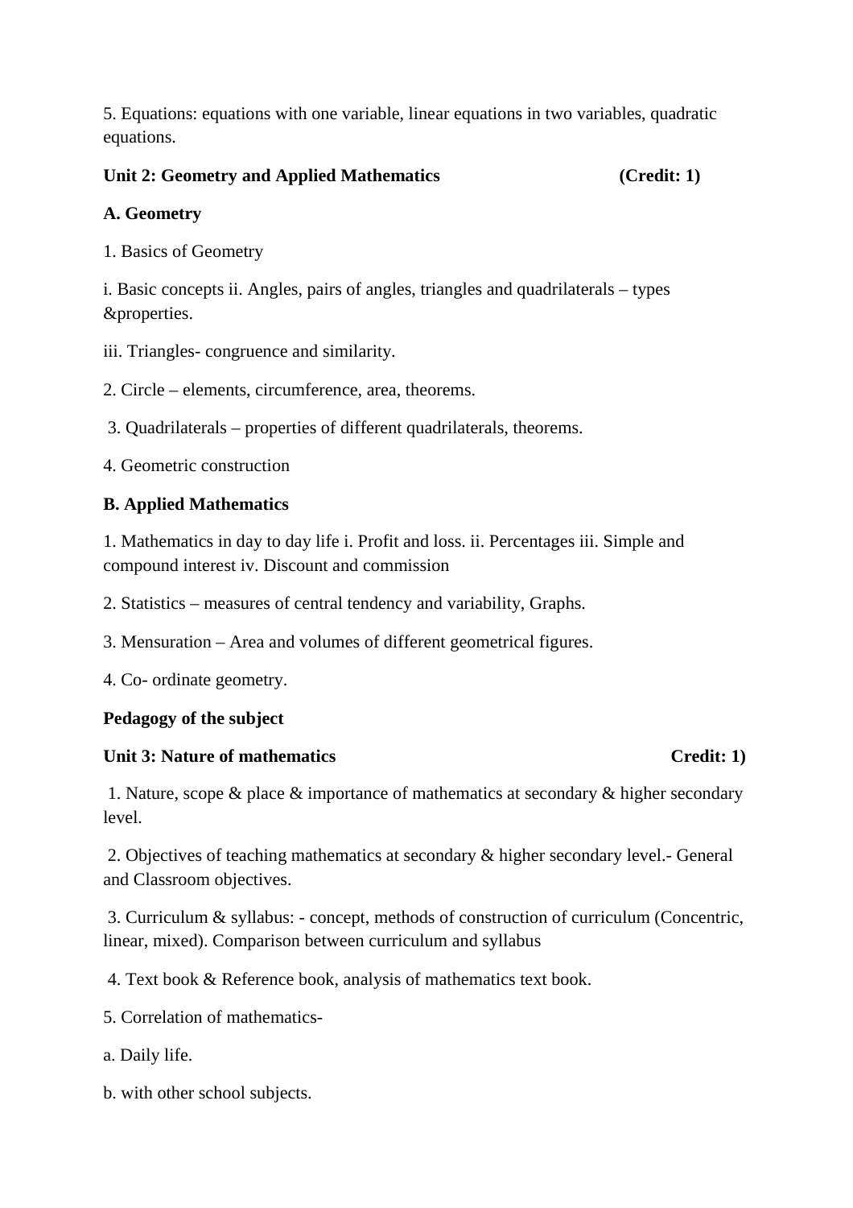5. Equations: equations with one variable, linear equations in two variables, quadratic equations.

**Unit 2: Geometry and Applied Mathematics (Credit: 1)**

**A. Geometry**

1. Basics of Geometry

i. Basic concepts ii. Angles, pairs of angles, triangles and quadrilaterals – types &properties.

iii. Triangles- congruence and similarity.

2. Circle – elements, circumference, area, theorems.

3. Quadrilaterals – properties of different quadrilaterals, theorems.

4. Geometric construction

**B. Applied Mathematics**

1. Mathematics in day to day life i. Profit and loss. ii. Percentages iii. Simple and compound interest iv. Discount and commission

2. Statistics – measures of central tendency and variability, Graphs.

3. Mensuration – Area and volumes of different geometrical figures.

4. Co- ordinate geometry.

**Pedagogy of the subject**

**Unit 3: Nature of mathematics Credit: 1)**

1. Nature, scope & place & importance of mathematics at secondary & higher secondary level.

2. Objectives of teaching mathematics at secondary & higher secondary level.- General and Classroom objectives.

3. Curriculum & syllabus: - concept, methods of construction of curriculum (Concentric, linear, mixed). Comparison between curriculum and syllabus

4. Text book & Reference book, analysis of mathematics text book.

5. Correlation of mathematics-

a. Daily life.

b. with other school subjects.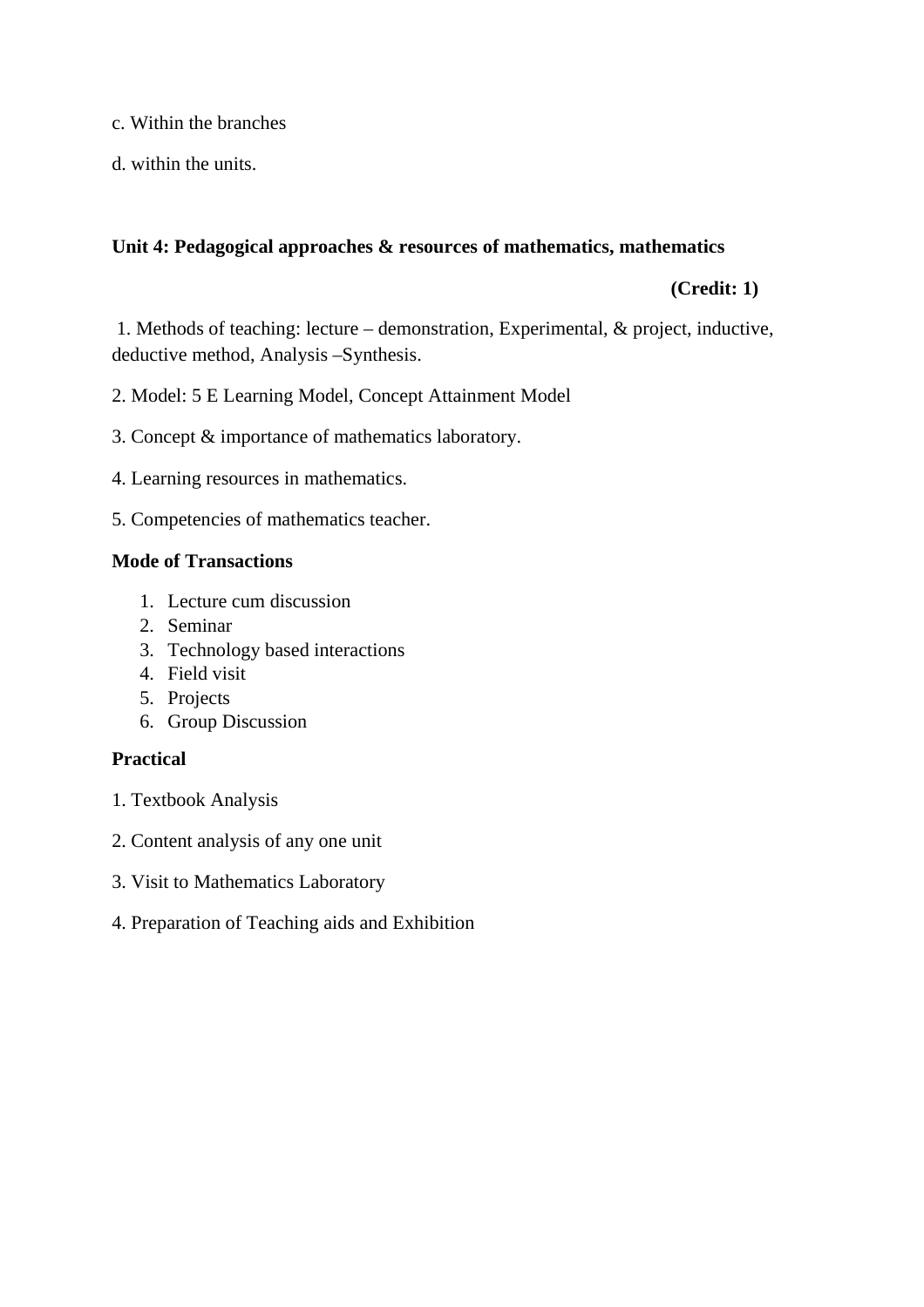c. Within the branches

d. within the units.

**Unit 4: Pedagogical approaches & resources of mathematics, mathematics**

**(Credit: 1)**

1. Methods of teaching: lecture – demonstration, Experimental, & project, inductive, deductive method, Analysis –Synthesis.

2. Model: 5 E Learning Model, Concept Attainment Model

3. Concept & importance of mathematics laboratory.

4. Learning resources in mathematics.

5. Competencies of mathematics teacher.

**Mode of Transactions**

1. Lecture cum discussion
2. Seminar
3. Technology based interactions
4. Field visit
5. Projects
6. Group Discussion

**Practical**

1. Textbook Analysis

2. Content analysis of any one unit

3. Visit to Mathematics Laboratory

4. Preparation of Teaching aids and Exhibition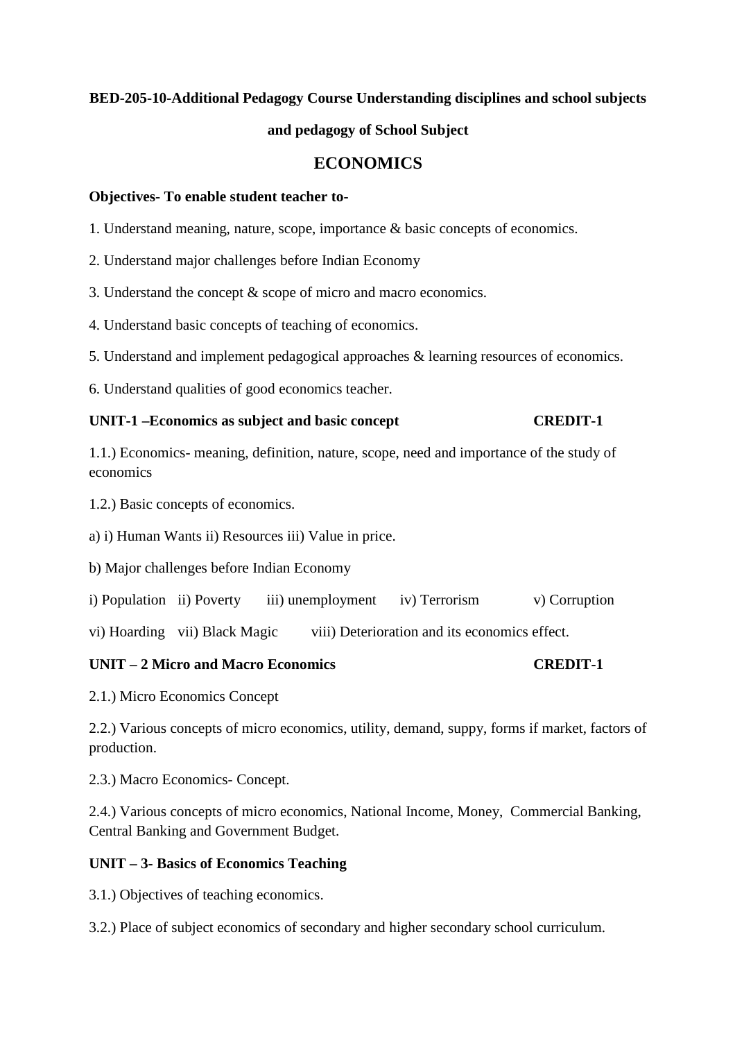**BED-205-10-Additional Pedagogy Course Understanding disciplines and school subjects and pedagogy of School Subject**

# ECONOMICS

**Objectives- To enable student teacher to-**

1. Understand meaning, nature, scope, importance & basic concepts of economics.
2. Understand major challenges before Indian Economy
3. Understand the concept & scope of micro and macro economics.
4. Understand basic concepts of teaching of economics.
5. Understand and implement pedagogical approaches & learning resources of economics.
6. Understand qualities of good economics teacher.

**UNIT-1 –Economics as subject and basic concept CREDIT-1**

1.1.) Economics- meaning, definition, nature, scope, need and importance of the study of economics

1.2.) Basic concepts of economics.

a) i) Human Wants ii) Resources iii) Value in price.

b) Major challenges before Indian Economy

i) Population ii) Poverty iii) unemployment iv) Terrorism v) Corruption

vi) Hoarding vii) Black Magic viii) Deterioration and its economics effect.

**UNIT – 2 Micro and Macro Economics CREDIT-1**

2.1.) Micro Economics Concept

2.2.) Various concepts of micro economics, utility, demand, suppy, forms if market, factors of production.

2.3.) Macro Economics- Concept.

2.4.) Various concepts of micro economics, National Income, Money, Commercial Banking, Central Banking and Government Budget.

**UNIT – 3- Basics of Economics Teaching**

3.1.) Objectives of teaching economics.

3.2.) Place of subject economics of secondary and higher secondary school curriculum.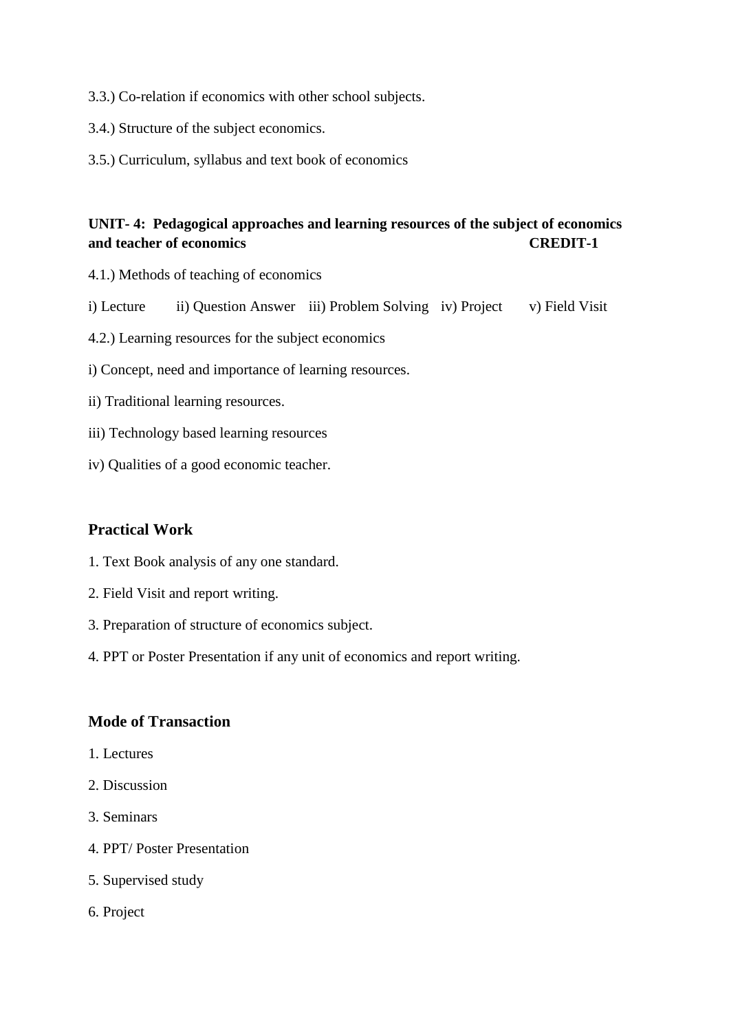3.3.) Co-relation if economics with other school subjects.

3.4.) Structure of the subject economics.

3.5.) Curriculum, syllabus and text book of economics

**UNIT- 4: Pedagogical approaches and learning resources of the subject of economics and teacher of economics CREDIT-1**

4.1.) Methods of teaching of economics

i) Lecture ii) Question Answer iii) Problem Solving iv) Project v) Field Visit

4.2.) Learning resources for the subject economics

i) Concept, need and importance of learning resources.

ii) Traditional learning resources.

iii) Technology based learning resources

iv) Qualities of a good economic teacher.

### Practical Work

1. Text Book analysis of any one standard.
2. Field Visit and report writing.
3. Preparation of structure of economics subject.
4. PPT or Poster Presentation if any unit of economics and report writing.

### Mode of Transaction

1. Lectures
2. Discussion
3. Seminars
4. PPT/ Poster Presentation
5. Supervised study
6. Project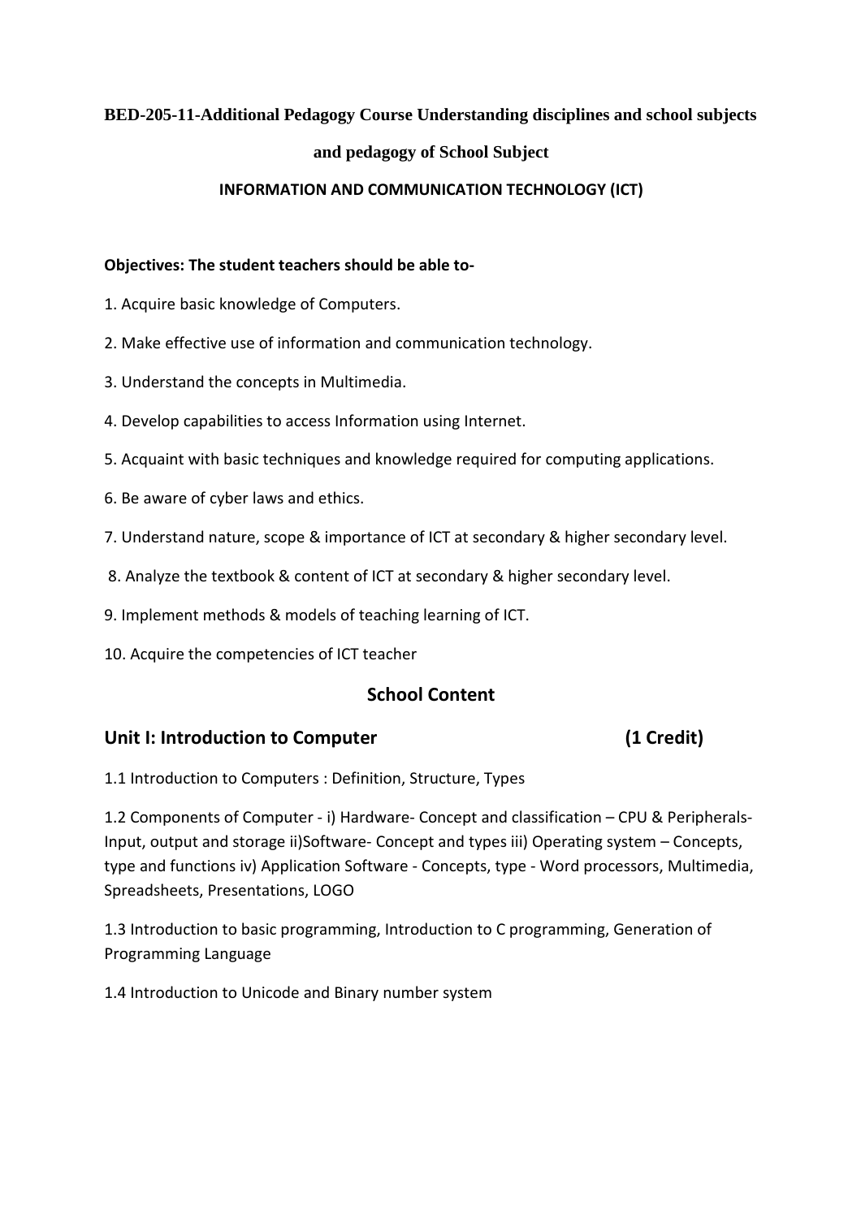**BED-205-11-Additional Pedagogy Course Understanding disciplines and school subjects and pedagogy of School Subject**

**INFORMATION AND COMMUNICATION TECHNOLOGY (ICT)**

**Objectives: The student teachers should be able to-**

1. Acquire basic knowledge of Computers.
2. Make effective use of information and communication technology.
3. Understand the concepts in Multimedia.
4. Develop capabilities to access Information using Internet.
5. Acquaint with basic techniques and knowledge required for computing applications.
6. Be aware of cyber laws and ethics.
7. Understand nature, scope & importance of ICT at secondary & higher secondary level.
8. Analyze the textbook & content of ICT at secondary & higher secondary level.
9. Implement methods & models of teaching learning of ICT.
10. Acquire the competencies of ICT teacher

## School Content

### Unit I: Introduction to Computer (1 Credit)

1.1 Introduction to Computers : Definition, Structure, Types

1.2 Components of Computer - i) Hardware- Concept and classification – CPU & Peripherals-Input, output and storage ii)Software- Concept and types iii) Operating system – Concepts, type and functions iv) Application Software - Concepts, type - Word processors, Multimedia, Spreadsheets, Presentations, LOGO

1.3 Introduction to basic programming, Introduction to C programming, Generation of Programming Language

1.4 Introduction to Unicode and Binary number system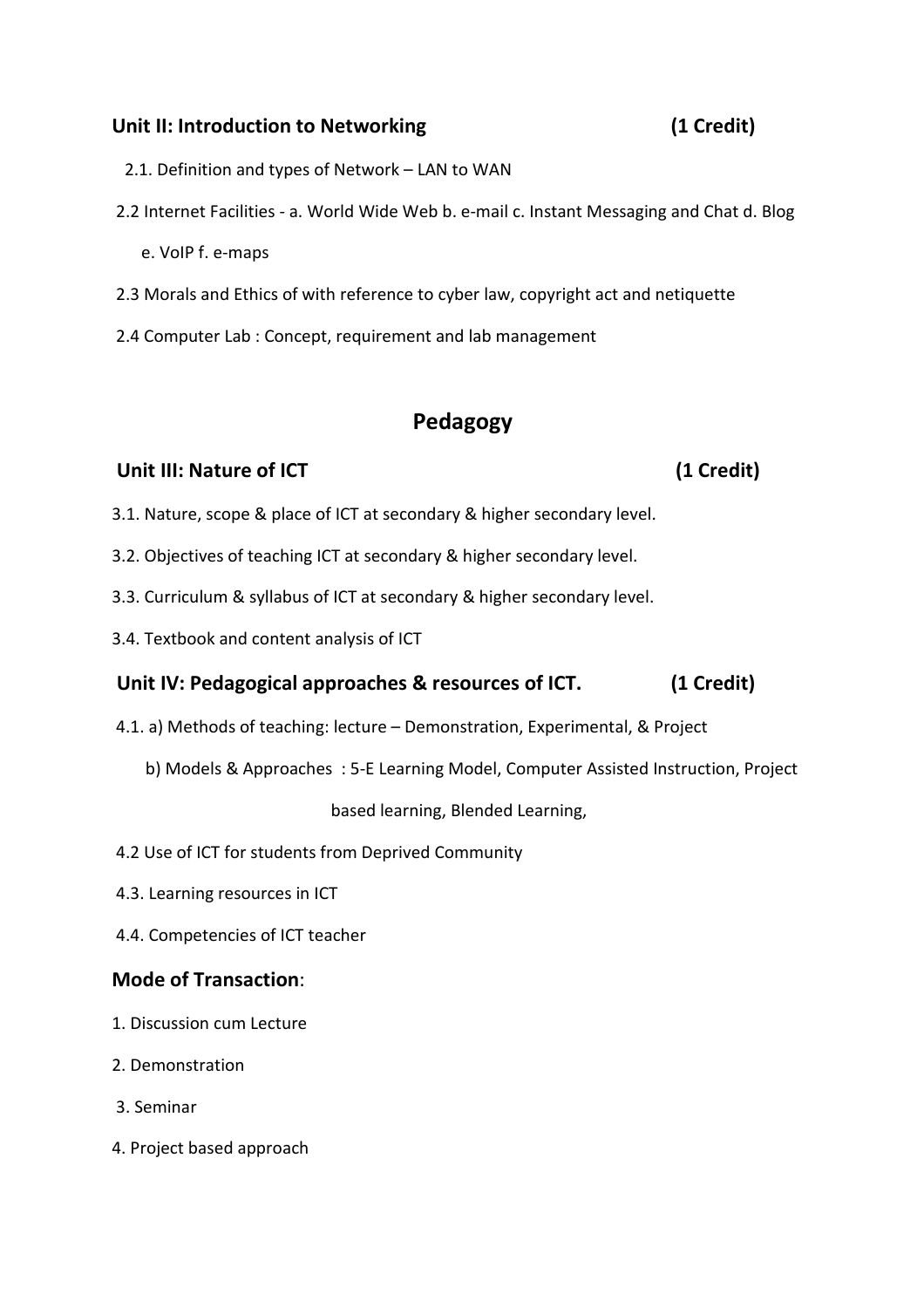### Unit II: Introduction to Networking (1 Credit)

2.1. Definition and types of Network – LAN to WAN

2.2 Internet Facilities - a. World Wide Web b. e-mail c. Instant Messaging and Chat d. Blog e. VoIP f. e-maps

2.3 Morals and Ethics of with reference to cyber law, copyright act and netiquette

2.4 Computer Lab : Concept, requirement and lab management

## Pedagogy

### Unit III: Nature of ICT (1 Credit)

3.1. Nature, scope & place of ICT at secondary & higher secondary level.

3.2. Objectives of teaching ICT at secondary & higher secondary level.

3.3. Curriculum & syllabus of ICT at secondary & higher secondary level.

3.4. Textbook and content analysis of ICT

### Unit IV: Pedagogical approaches & resources of ICT. (1 Credit)

4.1. a) Methods of teaching: lecture – Demonstration, Experimental, & Project

b) Models & Approaches : 5-E Learning Model, Computer Assisted Instruction, Project based learning, Blended Learning,

4.2 Use of ICT for students from Deprived Community

4.3. Learning resources in ICT

4.4. Competencies of ICT teacher

### Mode of Transaction:

1. Discussion cum Lecture
2. Demonstration
3. Seminar
4. Project based approach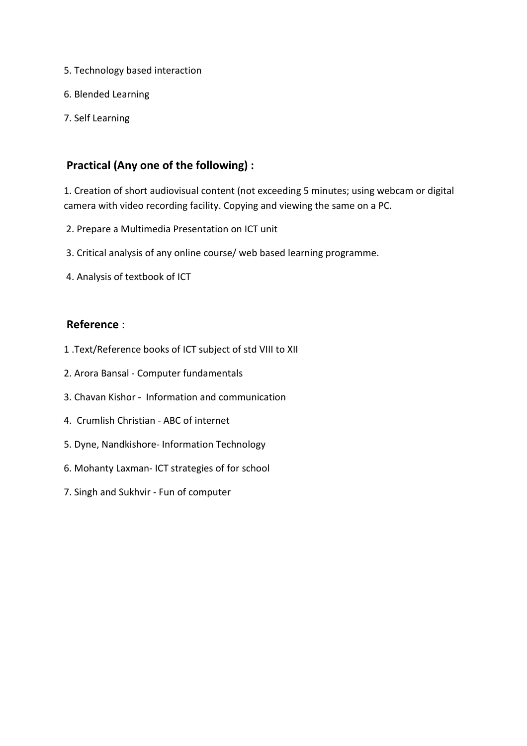5. Technology based interaction

6. Blended Learning

7. Self Learning

## Practical (Any one of the following) :

1. Creation of short audiovisual content (not exceeding 5 minutes; using webcam or digital camera with video recording facility. Copying and viewing the same on a PC.

2. Prepare a Multimedia Presentation on ICT unit

3. Critical analysis of any online course/ web based learning programme.

4. Analysis of textbook of ICT

## Reference :

1 .Text/Reference books of ICT subject of std VIII to XII

2. Arora Bansal - Computer fundamentals

3. Chavan Kishor - Information and communication

4. Crumlish Christian - ABC of internet

5. Dyne, Nandkishore- Information Technology

6. Mohanty Laxman- ICT strategies of for school

7. Singh and Sukhvir - Fun of computer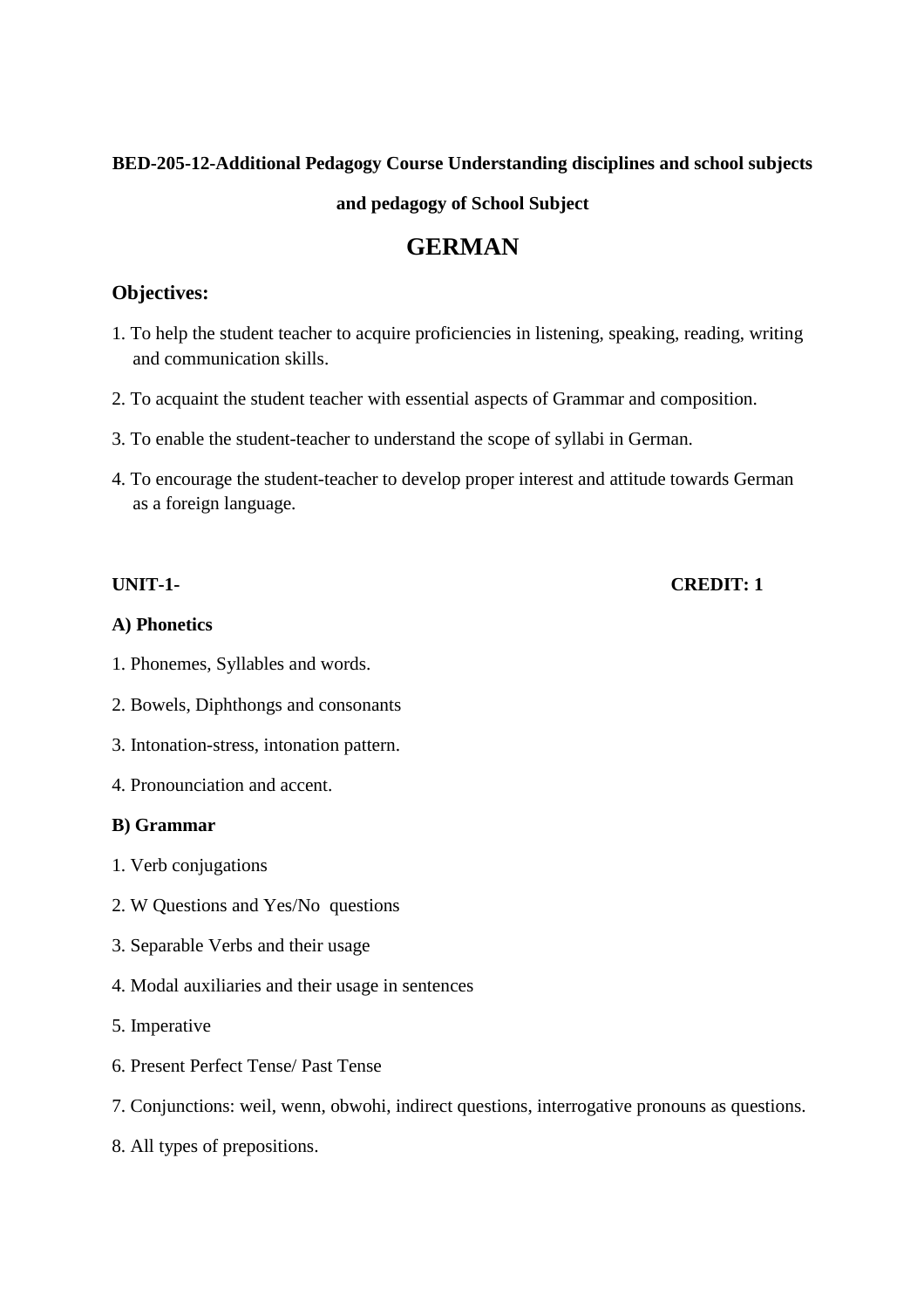**BED-205-12-Additional Pedagogy Course Understanding disciplines and school subjects and pedagogy of School Subject**

# GERMAN

## Objectives:

1. To help the student teacher to acquire proficiencies in listening, speaking, reading, writing and communication skills.
2. To acquaint the student teacher with essential aspects of Grammar and composition.
3. To enable the student-teacher to understand the scope of syllabi in German.
4. To encourage the student-teacher to develop proper interest and attitude towards German as a foreign language.

**UNIT-1-** **CREDIT: 1**

**A) Phonetics**

1. Phonemes, Syllables and words.
2. Bowels, Diphthongs and consonants
3. Intonation-stress, intonation pattern.
4. Pronounciation and accent.

**B) Grammar**

1. Verb conjugations
2. W Questions and Yes/No questions
3. Separable Verbs and their usage
4. Modal auxiliaries and their usage in sentences
5. Imperative
6. Present Perfect Tense/ Past Tense
7. Conjunctions: weil, wenn, obwohi, indirect questions, interrogative pronouns as questions.
8. All types of prepositions.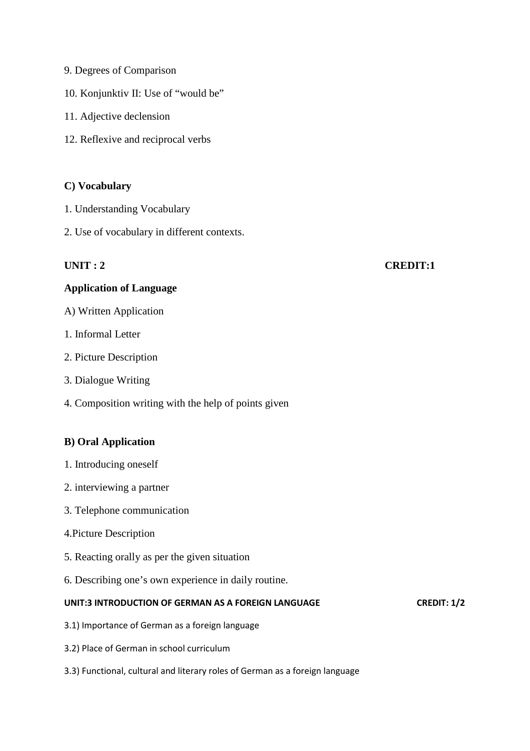9. Degrees of Comparison

10. Konjunktiv II: Use of “would be”

11. Adjective declension

12. Reflexive and reciprocal verbs

**C) Vocabulary**

1. Understanding Vocabulary

2. Use of vocabulary in different contexts.

**UNIT : 2** **CREDIT:1**

**Application of Language**

A) Written Application

1. Informal Letter

2. Picture Description

3. Dialogue Writing

4. Composition writing with the help of points given

**B) Oral Application**

1. Introducing oneself

2. interviewing a partner

3. Telephone communication

4.Picture Description

5. Reacting orally as per the given situation

6. Describing one’s own experience in daily routine.

**UNIT:3 INTRODUCTION OF GERMAN AS A FOREIGN LANGUAGE** **CREDIT: 1/2**

3.1) Importance of German as a foreign language

3.2) Place of German in school curriculum

3.3) Functional, cultural and literary roles of German as a foreign language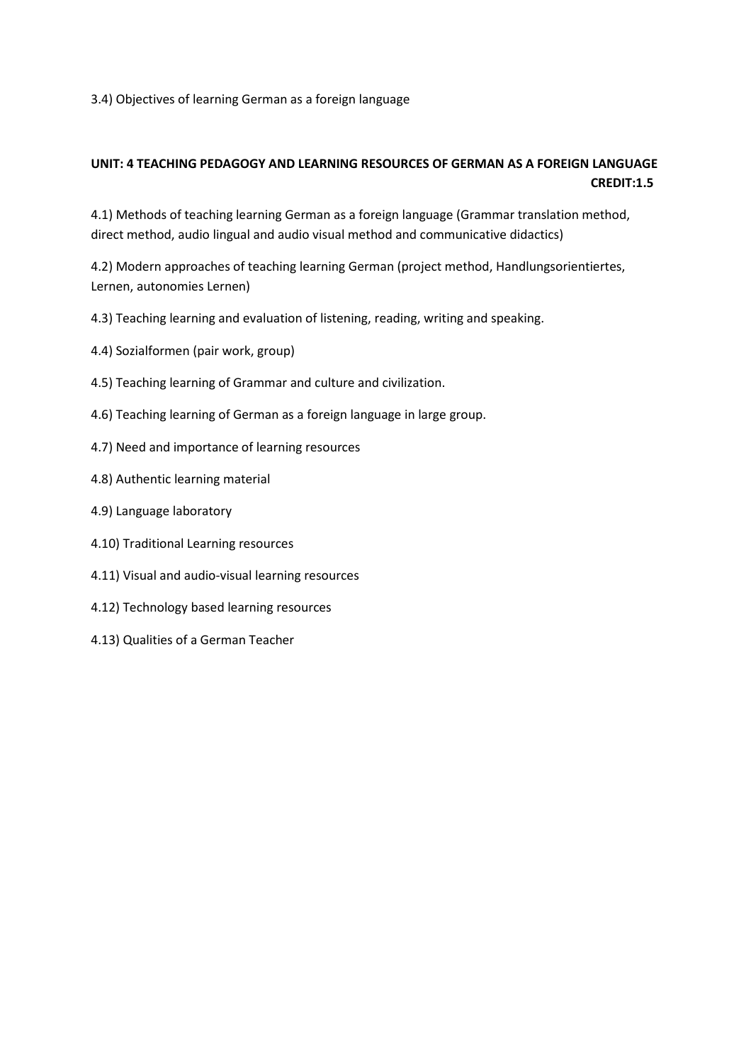3.4) Objectives of learning German as a foreign language

**UNIT: 4 TEACHING PEDAGOGY AND LEARNING RESOURCES OF GERMAN AS A FOREIGN LANGUAGE CREDIT:1.5**

4.1) Methods of teaching learning German as a foreign language (Grammar translation method, direct method, audio lingual and audio visual method and communicative didactics)

4.2) Modern approaches of teaching learning German (project method, Handlungsorientiertes, Lernen, autonomies Lernen)

4.3) Teaching learning and evaluation of listening, reading, writing and speaking.

4.4) Sozialformen (pair work, group)

4.5) Teaching learning of Grammar and culture and civilization.

4.6) Teaching learning of German as a foreign language in large group.

4.7) Need and importance of learning resources

4.8) Authentic learning material

4.9) Language laboratory

4.10) Traditional Learning resources

4.11) Visual and audio-visual learning resources

4.12) Technology based learning resources

4.13) Qualities of a German Teacher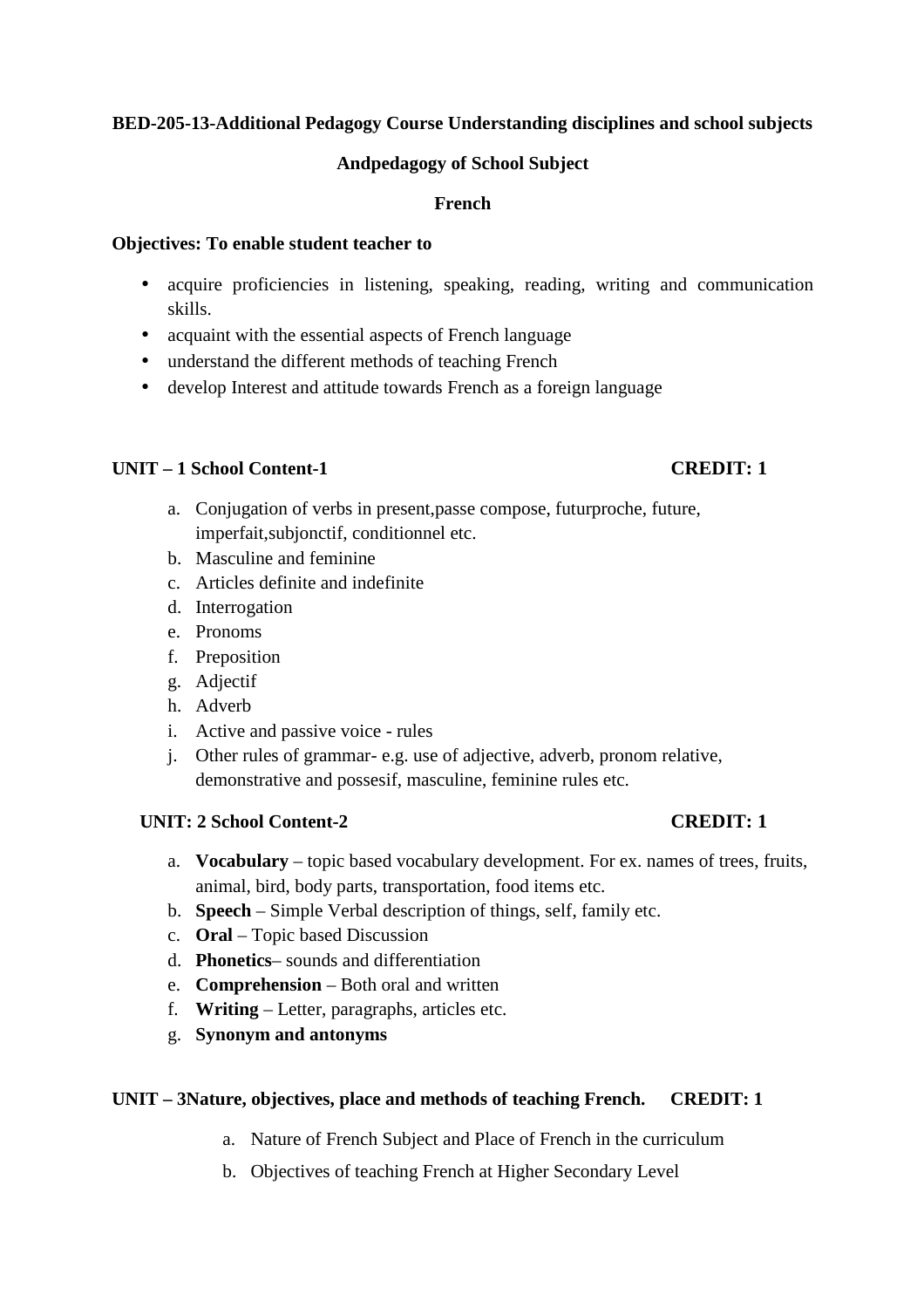**BED-205-13-Additional Pedagogy Course Understanding disciplines and school subjects**

**Andpedagogy of School Subject**

**French**

**Objectives: To enable student teacher to**

- acquire proficiencies in listening, speaking, reading, writing and communication skills.
- acquaint with the essential aspects of French language
- understand the different methods of teaching French
- develop Interest and attitude towards French as a foreign language

**UNIT – 1 School Content-1 CREDIT: 1**

a. Conjugation of verbs in present,passe compose, futurproche, future, imperfait,subjonctif, conditionnel etc.
b. Masculine and feminine
c. Articles definite and indefinite
d. Interrogation
e. Pronoms
f. Preposition
g. Adjectif
h. Adverb
i. Active and passive voice - rules
j. Other rules of grammar- e.g. use of adjective, adverb, pronom relative, demonstrative and possesif, masculine, feminine rules etc.

**UNIT: 2 School Content-2 CREDIT: 1**

a. **Vocabulary** – topic based vocabulary development. For ex. names of trees, fruits, animal, bird, body parts, transportation, food items etc.
b. **Speech** – Simple Verbal description of things, self, family etc.
c. **Oral** – Topic based Discussion
d. **Phonetics**– sounds and differentiation
e. **Comprehension** – Both oral and written
f. **Writing** – Letter, paragraphs, articles etc.
g. **Synonym and antonyms**

**UNIT – 3Nature, objectives, place and methods of teaching French. CREDIT: 1**

a. Nature of French Subject and Place of French in the curriculum
b. Objectives of teaching French at Higher Secondary Level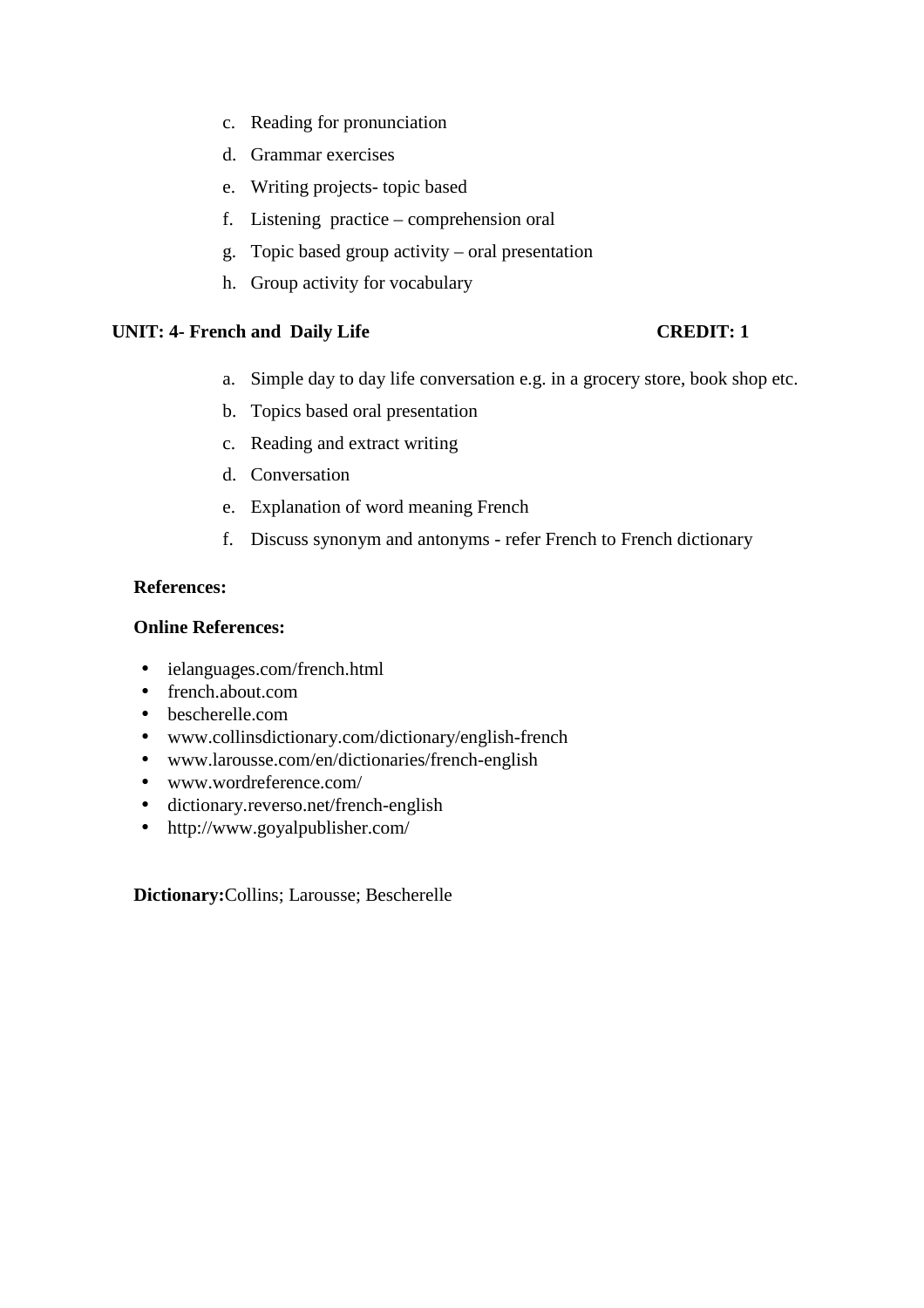c. Reading for pronunciation
d. Grammar exercises
e. Writing projects- topic based
f. Listening  practice – comprehension oral
g. Topic based group activity – oral presentation
h. Group activity for vocabulary

**UNIT: 4- French and  Daily Life** **CREDIT: 1**

a. Simple day to day life conversation e.g. in a grocery store, book shop etc.
b. Topics based oral presentation
c. Reading and extract writing
d. Conversation
e. Explanation of word meaning French
f. Discuss synonym and antonyms - refer French to French dictionary

**References:**

**Online References:**

- ielanguages.com/french.html
- french.about.com
- bescherelle.com
- www.collinsdictionary.com/dictionary/english-french
- www.larousse.com/en/dictionaries/french-english
- www.wordreference.com/
- dictionary.reverso.net/french-english
- http://www.goyalpublisher.com/

**Dictionary:**Collins; Larousse; Bescherelle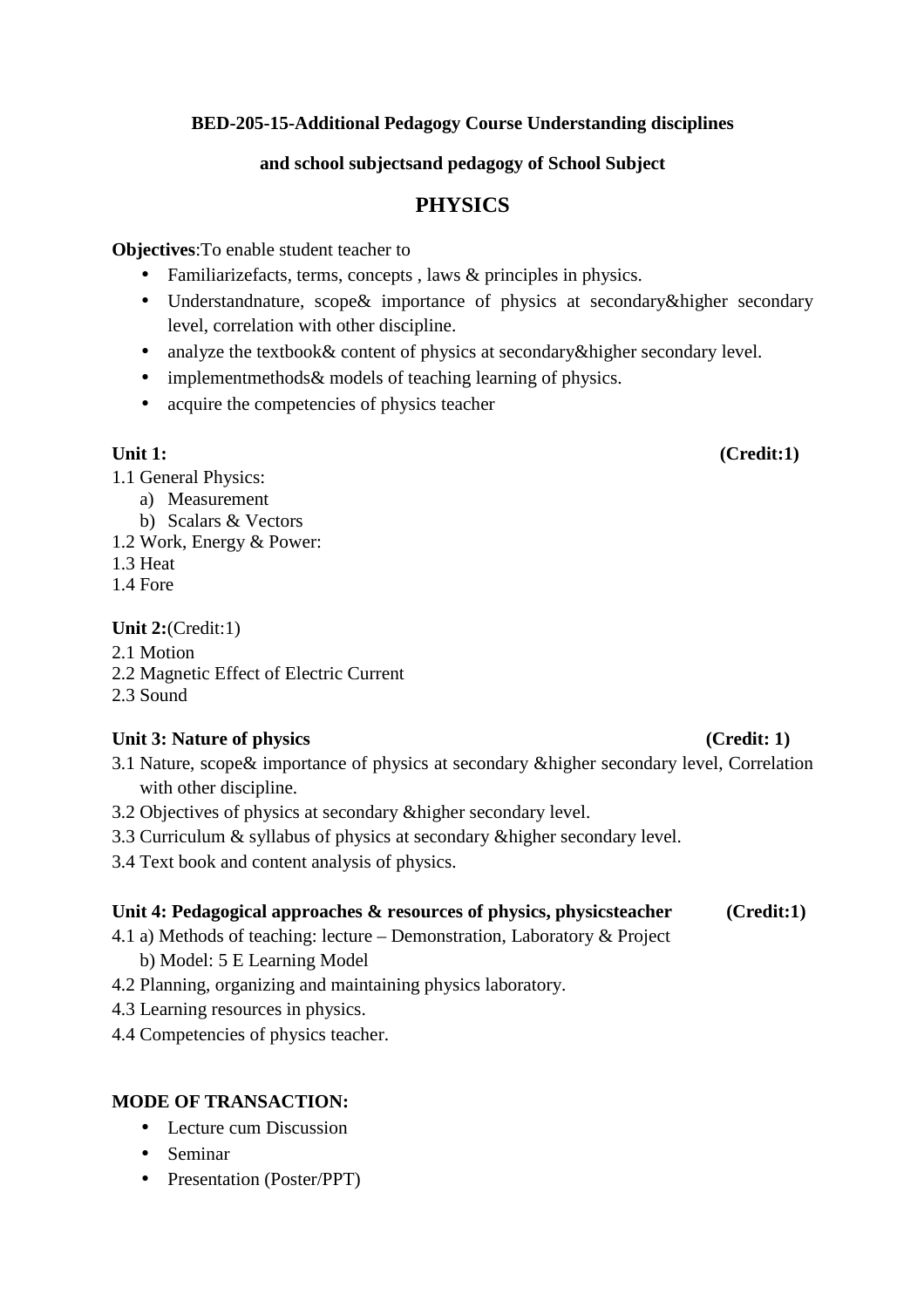**BED-205-15-Additional Pedagogy Course Understanding disciplines**

**and school subjectsand pedagogy of School Subject**

# PHYSICS

**Objectives**:To enable student teacher to

- Familiarizefacts, terms, concepts , laws & principles in physics.
- Understandnature, scope& importance of physics at secondary&higher secondary level, correlation with other discipline.
- analyze the textbook& content of physics at secondary&higher secondary level.
- implementmethods& models of teaching learning of physics.
- acquire the competencies of physics teacher

**Unit 1: (Credit:1)**

1.1 General Physics:
  a) Measurement
  b) Scalars & Vectors
1.2 Work, Energy & Power:
1.3 Heat
1.4 Fore

**Unit 2:**(Credit:1)

2.1 Motion
2.2 Magnetic Effect of Electric Current
2.3 Sound

**Unit 3: Nature of physics (Credit: 1)**

3.1 Nature, scope& importance of physics at secondary &higher secondary level, Correlation with other discipline.
3.2 Objectives of physics at secondary &higher secondary level.
3.3 Curriculum & syllabus of physics at secondary &higher secondary level.
3.4 Text book and content analysis of physics.

**Unit 4: Pedagogical approaches & resources of physics, physicsteacher (Credit:1)**

4.1 a) Methods of teaching: lecture – Demonstration, Laboratory & Project
  b) Model: 5 E Learning Model
4.2 Planning, organizing and maintaining physics laboratory.
4.3 Learning resources in physics.
4.4 Competencies of physics teacher.

**MODE OF TRANSACTION:**

- Lecture cum Discussion
- Seminar
- Presentation (Poster/PPT)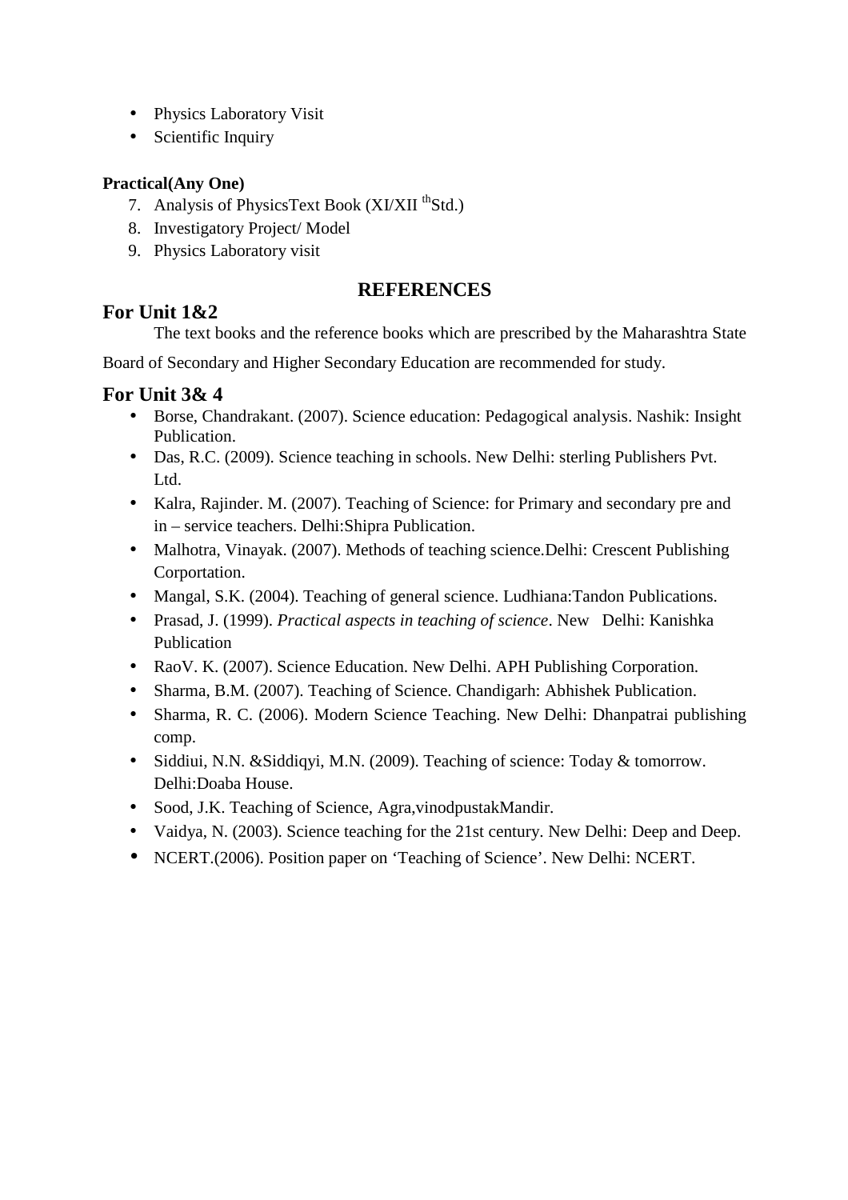- Physics Laboratory Visit
- Scientific Inquiry

**Practical(Any One)**

7. Analysis of PhysicsText Book (XI/XII $^{th}$Std.)
8. Investigatory Project/ Model
9. Physics Laboratory visit

## REFERENCES

### For Unit 1&2

The text books and the reference books which are prescribed by the Maharashtra State Board of Secondary and Higher Secondary Education are recommended for study.

### For Unit 3& 4

- Borse, Chandrakant. (2007). Science education: Pedagogical analysis. Nashik: Insight Publication.
- Das, R.C. (2009). Science teaching in schools. New Delhi: sterling Publishers Pvt. Ltd.
- Kalra, Rajinder. M. (2007). Teaching of Science: for Primary and secondary pre and in – service teachers. Delhi:Shipra Publication.
- Malhotra, Vinayak. (2007). Methods of teaching science.Delhi: Crescent Publishing Corportation.
- Mangal, S.K. (2004). Teaching of general science. Ludhiana:Tandon Publications.
- Prasad, J. (1999). *Practical aspects in teaching of science*. New Delhi: Kanishka Publication
- RaoV. K. (2007). Science Education. New Delhi. APH Publishing Corporation.
- Sharma, B.M. (2007). Teaching of Science. Chandigarh: Abhishek Publication.
- Sharma, R. C. (2006). Modern Science Teaching. New Delhi: Dhanpatrai publishing comp.
- Siddiui, N.N. &Siddiqyi, M.N. (2009). Teaching of science: Today & tomorrow. Delhi:Doaba House.
- Sood, J.K. Teaching of Science, Agra,vinodpustakMandir.
- Vaidya, N. (2003). Science teaching for the 21st century. New Delhi: Deep and Deep.
- NCERT.(2006). Position paper on 'Teaching of Science'. New Delhi: NCERT.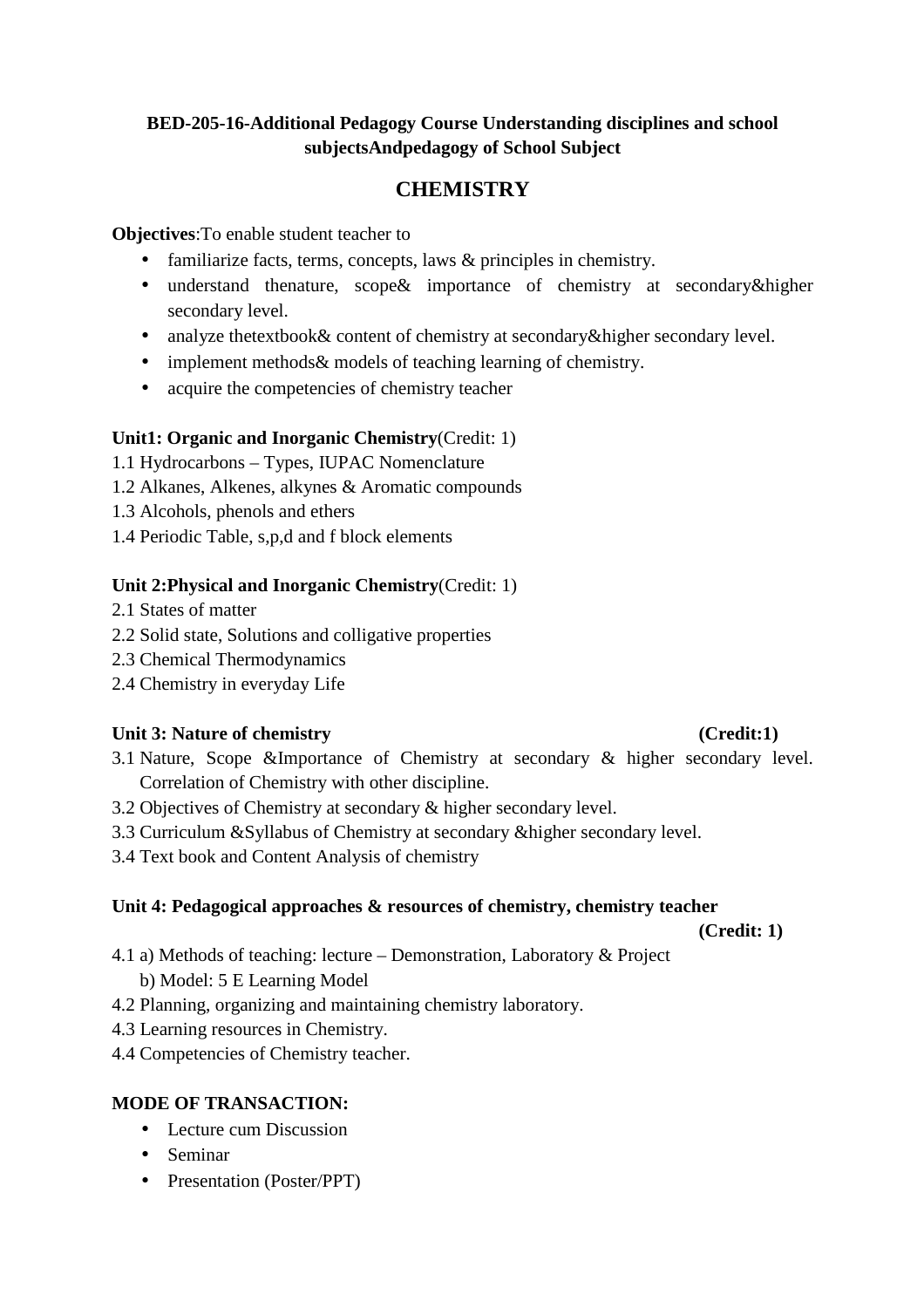**BED-205-16-Additional Pedagogy Course Understanding disciplines and school subjectsAndpedagogy of School Subject**

## CHEMISTRY

**Objectives**:To enable student teacher to

- familiarize facts, terms, concepts, laws & principles in chemistry.
- understand thenature, scope& importance of chemistry at secondary&higher secondary level.
- analyze thetextbook& content of chemistry at secondary&higher secondary level.
- implement methods& models of teaching learning of chemistry.
- acquire the competencies of chemistry teacher

**Unit1: Organic and Inorganic Chemistry**(Credit: 1)

1.1 Hydrocarbons – Types, IUPAC Nomenclature
1.2 Alkanes, Alkenes, alkynes & Aromatic compounds
1.3 Alcohols, phenols and ethers
1.4 Periodic Table, s,p,d and f block elements

**Unit 2:Physical and Inorganic Chemistry**(Credit: 1)

2.1 States of matter
2.2 Solid state, Solutions and colligative properties
2.3 Chemical Thermodynamics
2.4 Chemistry in everyday Life

**Unit 3: Nature of chemistry (Credit:1)**

3.1 Nature, Scope &Importance of Chemistry at secondary & higher secondary level. Correlation of Chemistry with other discipline.
3.2 Objectives of Chemistry at secondary & higher secondary level.
3.3 Curriculum &Syllabus of Chemistry at secondary &higher secondary level.
3.4 Text book and Content Analysis of chemistry

**Unit 4: Pedagogical approaches & resources of chemistry, chemistry teacher (Credit: 1)**

4.1 a) Methods of teaching: lecture – Demonstration, Laboratory & Project
b) Model: 5 E Learning Model
4.2 Planning, organizing and maintaining chemistry laboratory.
4.3 Learning resources in Chemistry.
4.4 Competencies of Chemistry teacher.

**MODE OF TRANSACTION:**

- Lecture cum Discussion
- Seminar
- Presentation (Poster/PPT)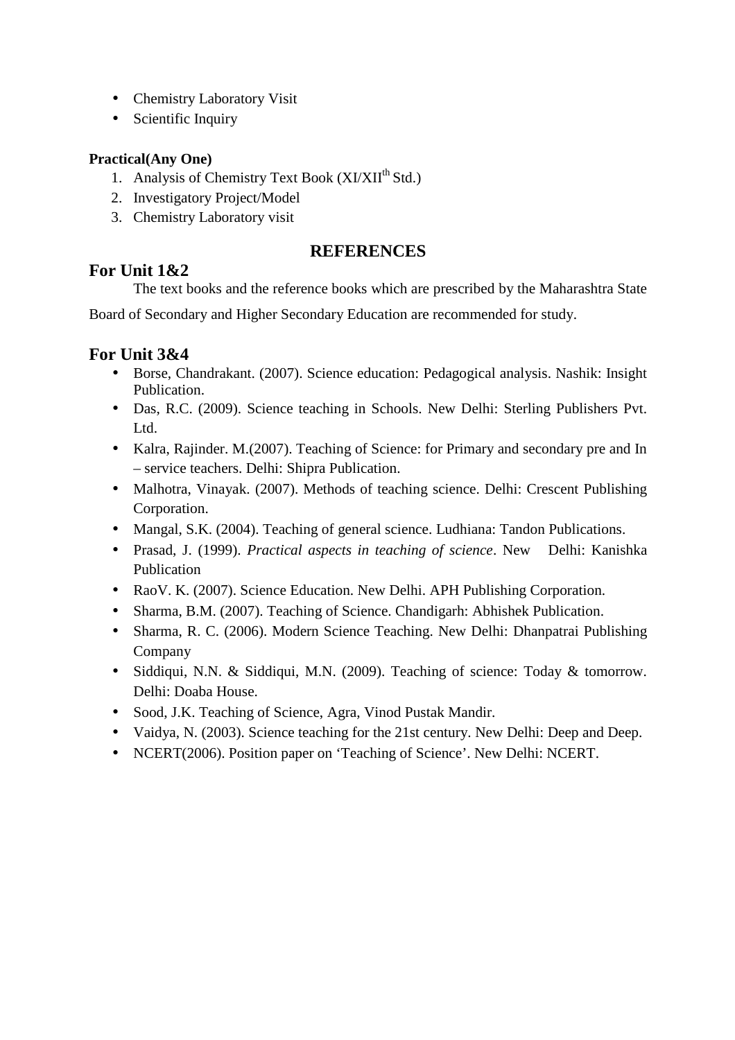- Chemistry Laboratory Visit
- Scientific Inquiry

**Practical(Any One)**

1. Analysis of Chemistry Text Book (XI/XII$^{th}$ Std.)
2. Investigatory Project/Model
3. Chemistry Laboratory visit

## REFERENCES

### For Unit 1&2

The text books and the reference books which are prescribed by the Maharashtra State Board of Secondary and Higher Secondary Education are recommended for study.

### For Unit 3&4

- Borse, Chandrakant. (2007). Science education: Pedagogical analysis. Nashik: Insight Publication.
- Das, R.C. (2009). Science teaching in Schools. New Delhi: Sterling Publishers Pvt. Ltd.
- Kalra, Rajinder. M.(2007). Teaching of Science: for Primary and secondary pre and In – service teachers. Delhi: Shipra Publication.
- Malhotra, Vinayak. (2007). Methods of teaching science. Delhi: Crescent Publishing Corporation.
- Mangal, S.K. (2004). Teaching of general science. Ludhiana: Tandon Publications.
- Prasad, J. (1999). *Practical aspects in teaching of science*. New Delhi: Kanishka Publication
- RaoV. K. (2007). Science Education. New Delhi. APH Publishing Corporation.
- Sharma, B.M. (2007). Teaching of Science. Chandigarh: Abhishek Publication.
- Sharma, R. C. (2006). Modern Science Teaching. New Delhi: Dhanpatrai Publishing Company
- Siddiqui, N.N. & Siddiqui, M.N. (2009). Teaching of science: Today & tomorrow. Delhi: Doaba House.
- Sood, J.K. Teaching of Science, Agra, Vinod Pustak Mandir.
- Vaidya, N. (2003). Science teaching for the 21st century. New Delhi: Deep and Deep.
- NCERT(2006). Position paper on 'Teaching of Science'. New Delhi: NCERT.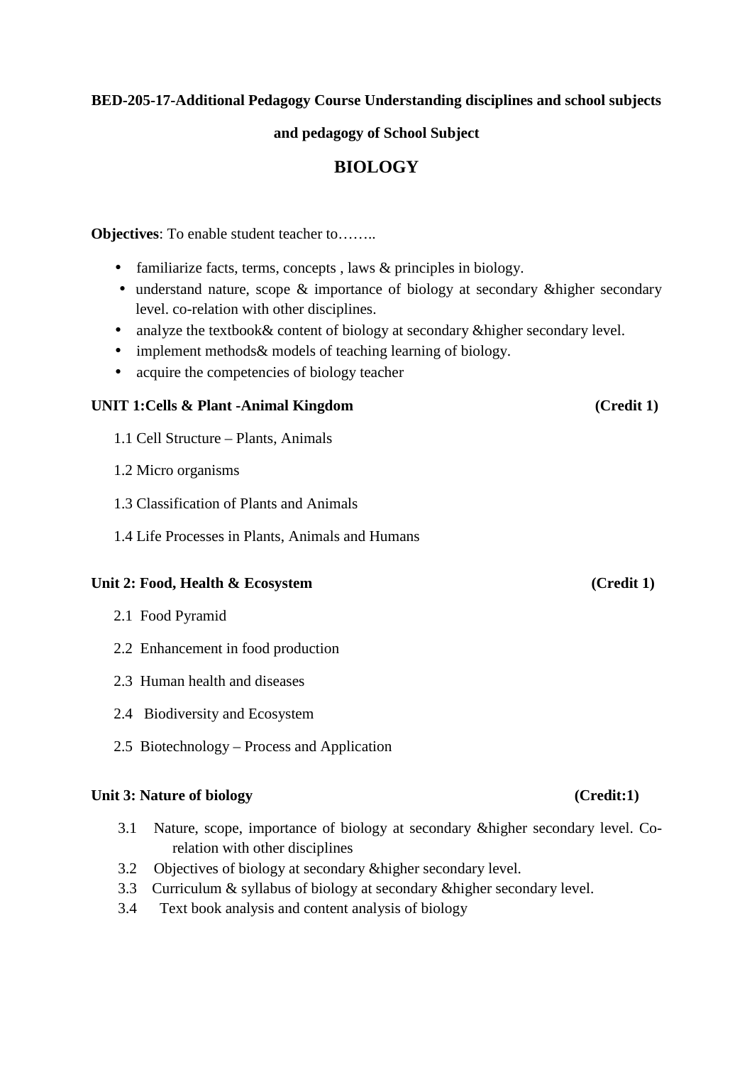**BED-205-17-Additional Pedagogy Course Understanding disciplines and school subjects and pedagogy of School Subject**

# BIOLOGY

**Objectives**: To enable student teacher to……..

- familiarize facts, terms, concepts , laws & principles in biology.
- understand nature, scope & importance of biology at secondary &higher secondary level. co-relation with other disciplines.
- analyze the textbook& content of biology at secondary &higher secondary level.
- implement methods& models of teaching learning of biology.
- acquire the competencies of biology teacher

**UNIT 1:Cells & Plant -Animal Kingdom (Credit 1)**

1.1 Cell Structure – Plants, Animals

1.2 Micro organisms

1.3 Classification of Plants and Animals

1.4 Life Processes in Plants, Animals and Humans

**Unit 2: Food, Health & Ecosystem (Credit 1)**

2.1 Food Pyramid

2.2 Enhancement in food production

2.3 Human health and diseases

2.4 Biodiversity and Ecosystem

2.5 Biotechnology – Process and Application

**Unit 3: Nature of biology (Credit:1)**

3.1 Nature, scope, importance of biology at secondary &higher secondary level. Co-relation with other disciplines

3.2 Objectives of biology at secondary &higher secondary level.

3.3 Curriculum & syllabus of biology at secondary &higher secondary level.

3.4 Text book analysis and content analysis of biology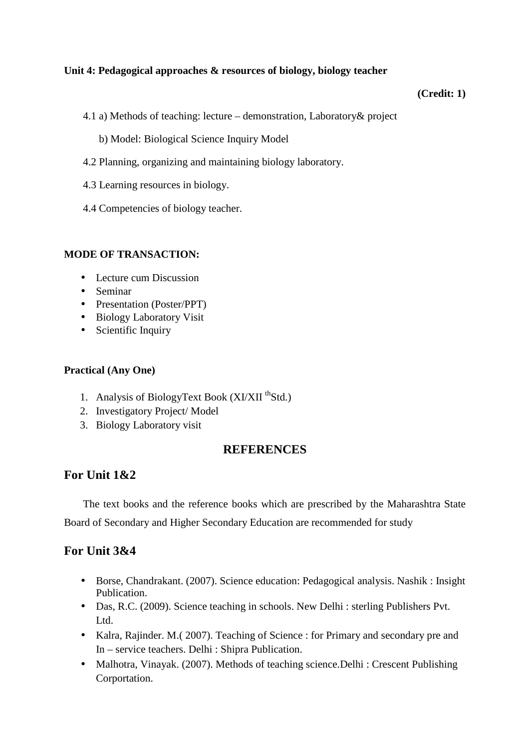**Unit 4: Pedagogical approaches & resources of biology, biology teacher**

**(Credit: 1)**

4.1 a) Methods of teaching: lecture – demonstration, Laboratory& project

b) Model: Biological Science Inquiry Model

4.2 Planning, organizing and maintaining biology laboratory.

4.3 Learning resources in biology.

4.4 Competencies of biology teacher.

**MODE OF TRANSACTION:**

- Lecture cum Discussion
- Seminar
- Presentation (Poster/PPT)
- Biology Laboratory Visit
- Scientific Inquiry

**Practical (Any One)**

1. Analysis of BiologyText Book (XI/XII thStd.)
2. Investigatory Project/ Model
3. Biology Laboratory visit

## REFERENCES

## For Unit 1&2

The text books and the reference books which are prescribed by the Maharashtra State Board of Secondary and Higher Secondary Education are recommended for study

## For Unit 3&4

- Borse, Chandrakant. (2007). Science education: Pedagogical analysis. Nashik : Insight Publication.
- Das, R.C. (2009). Science teaching in schools. New Delhi : sterling Publishers Pvt. Ltd.
- Kalra, Rajinder. M.( 2007). Teaching of Science : for Primary and secondary pre and In – service teachers. Delhi : Shipra Publication.
- Malhotra, Vinayak. (2007). Methods of teaching science.Delhi : Crescent Publishing Corportation.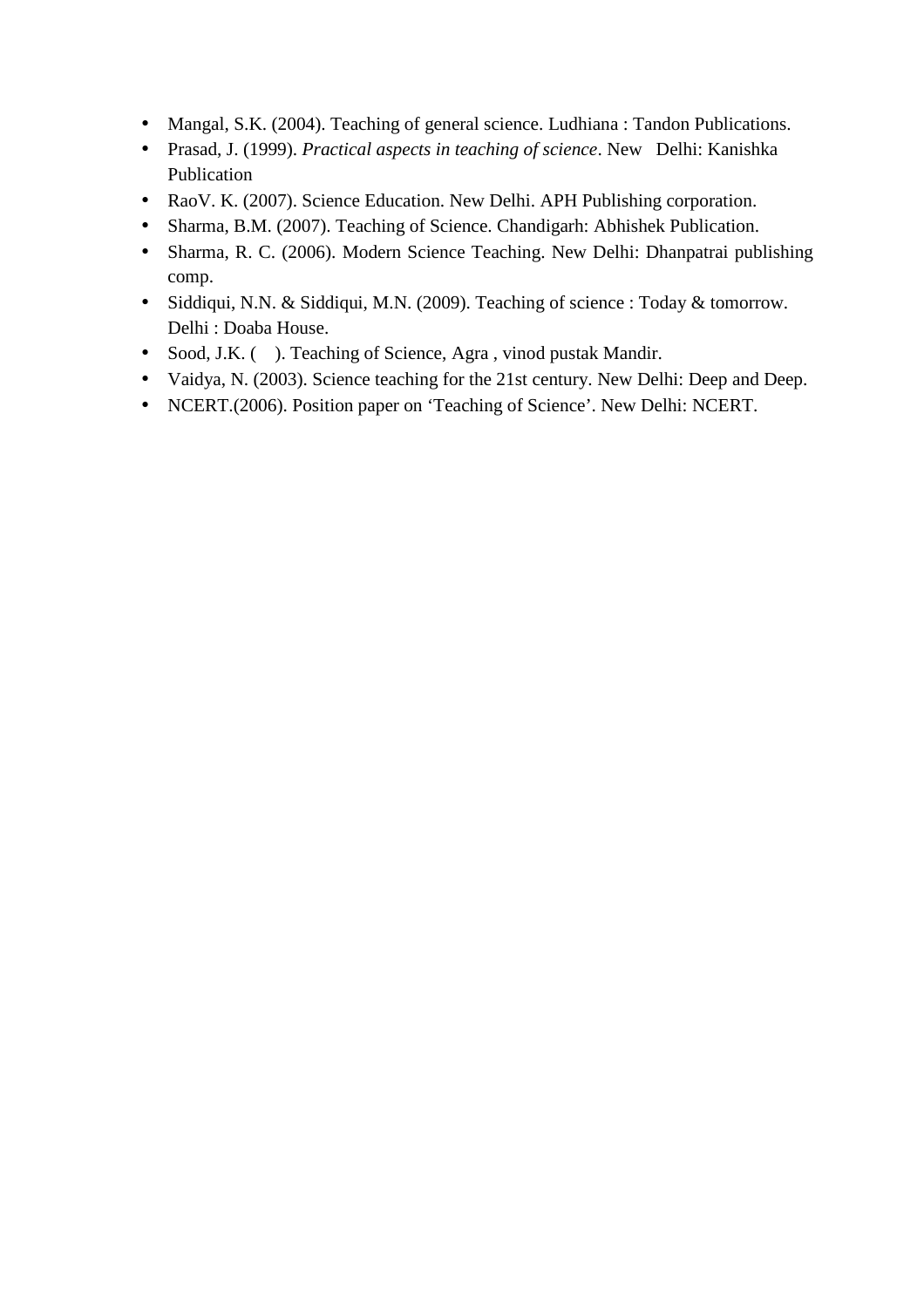- Mangal, S.K. (2004). Teaching of general science. Ludhiana : Tandon Publications.
- Prasad, J. (1999). *Practical aspects in teaching of science*. New Delhi: Kanishka Publication
- RaoV. K. (2007). Science Education. New Delhi. APH Publishing corporation.
- Sharma, B.M. (2007). Teaching of Science. Chandigarh: Abhishek Publication.
- Sharma, R. C. (2006). Modern Science Teaching. New Delhi: Dhanpatrai publishing comp.
- Siddiqui, N.N. & Siddiqui, M.N. (2009). Teaching of science : Today & tomorrow. Delhi : Doaba House.
- Sood, J.K. ( ). Teaching of Science, Agra , vinod pustak Mandir.
- Vaidya, N. (2003). Science teaching for the 21st century. New Delhi: Deep and Deep.
- NCERT.(2006). Position paper on 'Teaching of Science'. New Delhi: NCERT.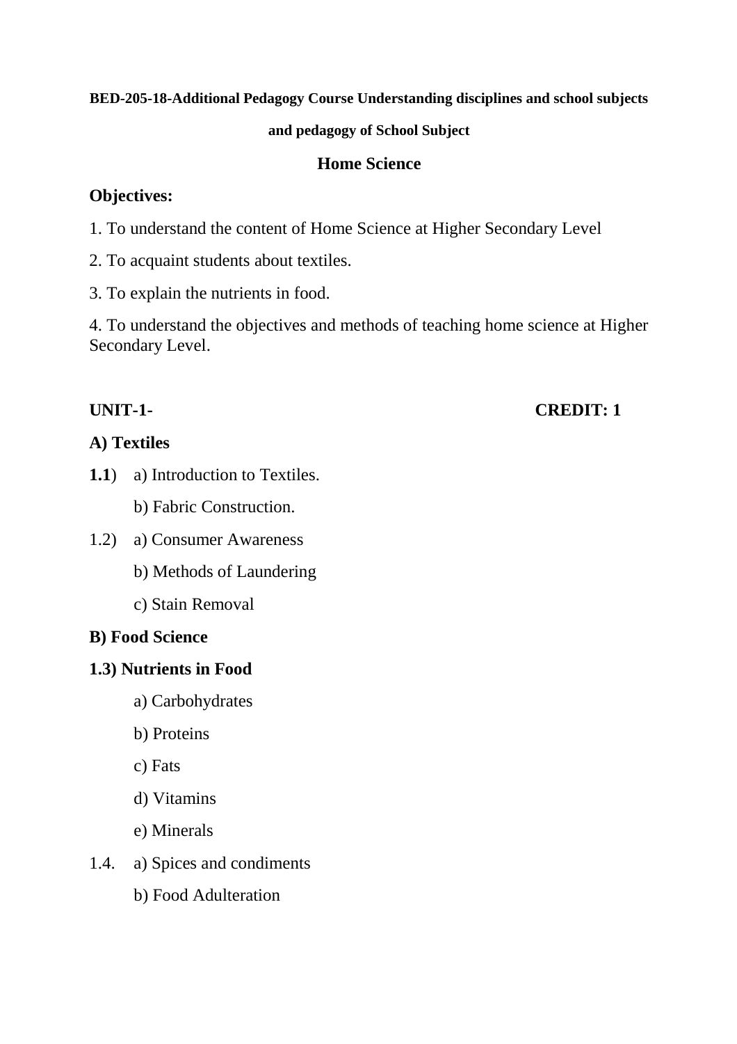**BED-205-18-Additional Pedagogy Course Understanding disciplines and school subjects and pedagogy of School Subject**

## Home Science

**Objectives:**

1. To understand the content of Home Science at Higher Secondary Level
2. To acquaint students about textiles.
3. To explain the nutrients in food.
4. To understand the objectives and methods of teaching home science at Higher Secondary Level.

**UNIT-1-** **CREDIT: 1**

**A) Textiles**

**1.1**) a) Introduction to Textiles.

b) Fabric Construction.

1.2) a) Consumer Awareness

b) Methods of Laundering

c) Stain Removal

**B) Food Science**

**1.3) Nutrients in Food**

a) Carbohydrates

b) Proteins

c) Fats

d) Vitamins

e) Minerals

1.4. a) Spices and condiments

b) Food Adulteration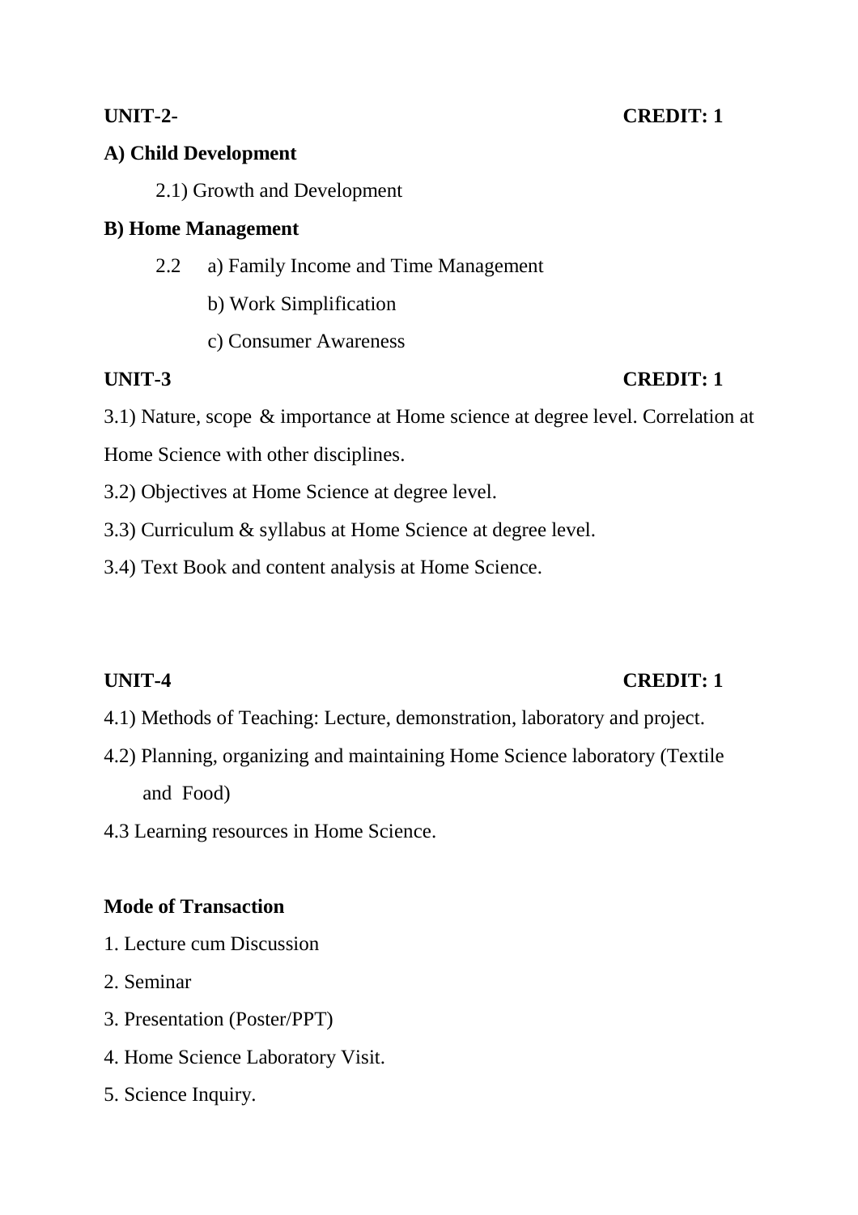**UNIT-2- CREDIT: 1**

**A) Child Development**

2.1) Growth and Development

**B) Home Management**

2.2 a) Family Income and Time Management

b) Work Simplification

c) Consumer Awareness

**UNIT-3 CREDIT: 1**

3.1) Nature, scope & importance at Home science at degree level. Correlation at Home Science with other disciplines.

3.2) Objectives at Home Science at degree level.

3.3) Curriculum & syllabus at Home Science at degree level.

3.4) Text Book and content analysis at Home Science.

**UNIT-4 CREDIT: 1**

4.1) Methods of Teaching: Lecture, demonstration, laboratory and project.

4.2) Planning, organizing and maintaining Home Science laboratory (Textile and Food)

4.3 Learning resources in Home Science.

**Mode of Transaction**

1. Lecture cum Discussion
2. Seminar
3. Presentation (Poster/PPT)
4. Home Science Laboratory Visit.
5. Science Inquiry.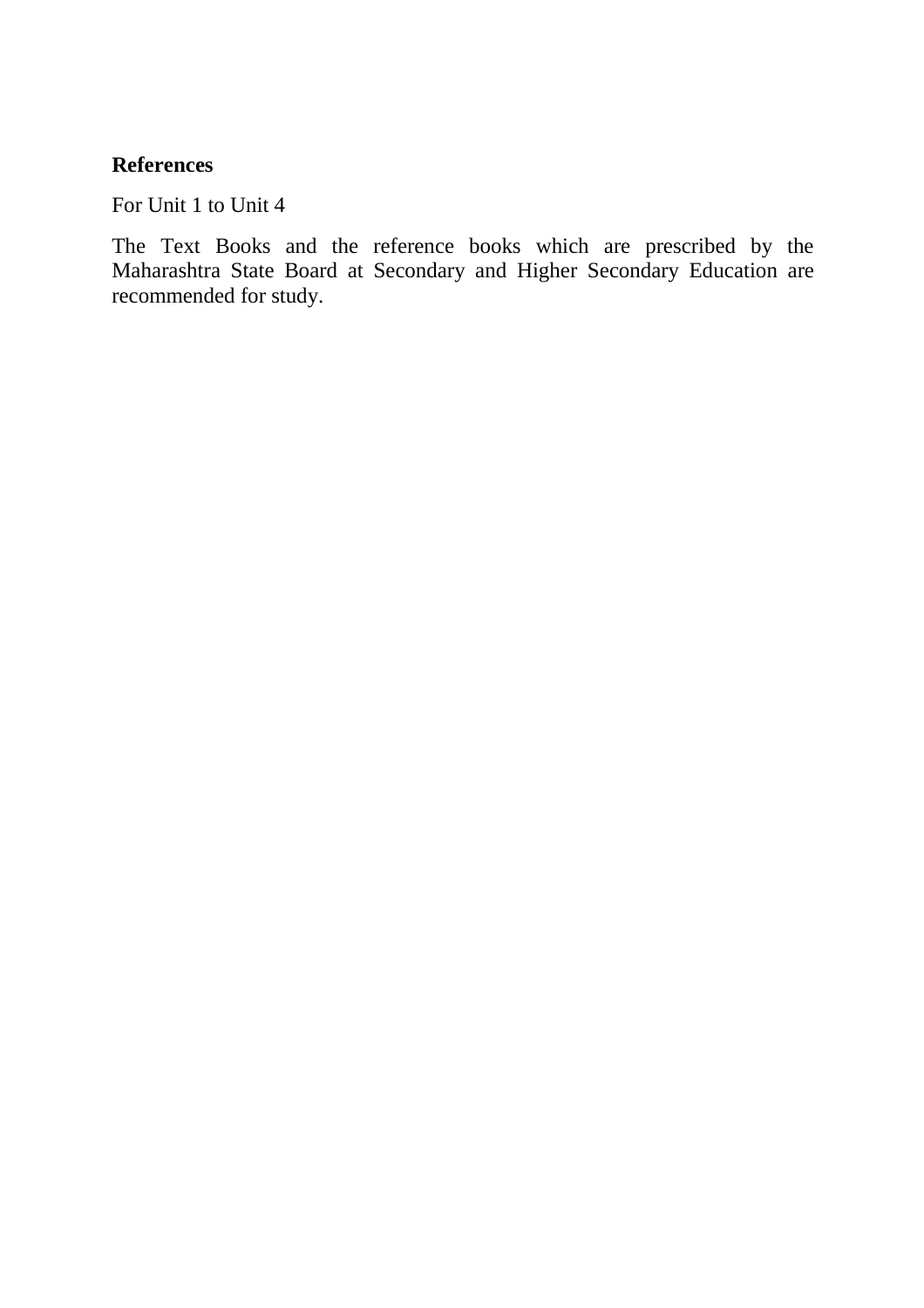**References**

For Unit 1 to Unit 4

The Text Books and the reference books which are prescribed by the Maharashtra State Board at Secondary and Higher Secondary Education are recommended for study.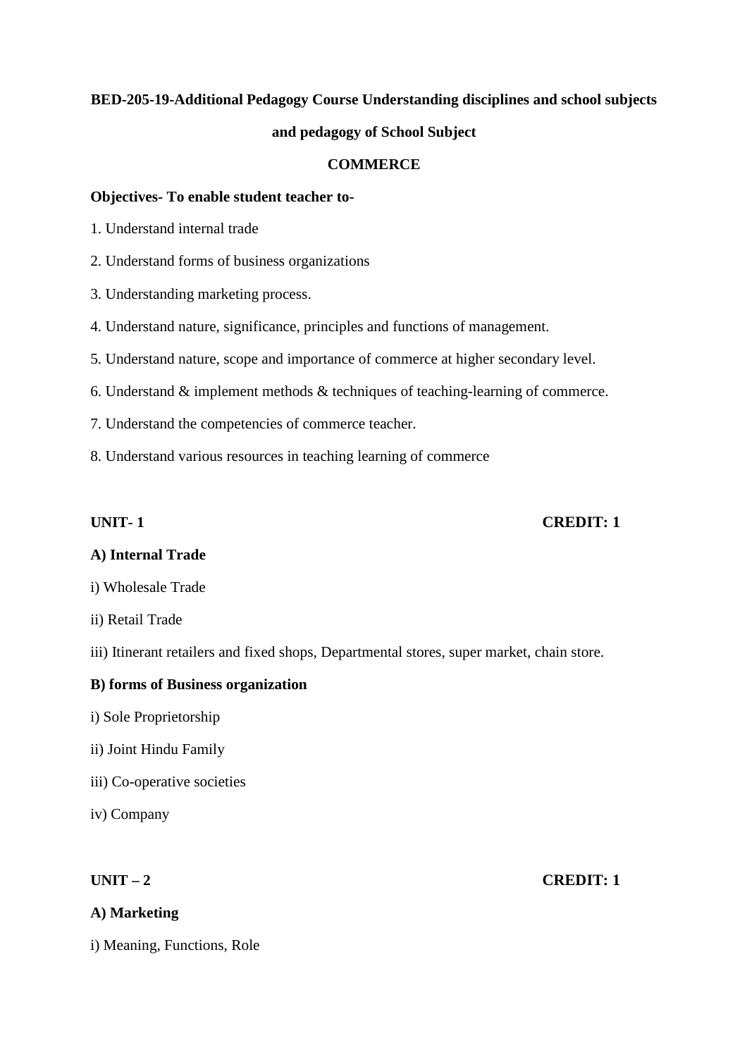**BED-205-19-Additional Pedagogy Course Understanding disciplines and school subjects and pedagogy of School Subject**

**COMMERCE**

**Objectives- To enable student teacher to-**

1. Understand internal trade
2. Understand forms of business organizations
3. Understanding marketing process.
4. Understand nature, significance, principles and functions of management.
5. Understand nature, scope and importance of commerce at higher secondary level.
6. Understand & implement methods & techniques of teaching-learning of commerce.
7. Understand the competencies of commerce teacher.
8. Understand various resources in teaching learning of commerce

**UNIT- 1** **CREDIT: 1**

**A) Internal Trade**

i) Wholesale Trade

ii) Retail Trade

iii) Itinerant retailers and fixed shops, Departmental stores, super market, chain store.

**B) forms of Business organization**

i) Sole Proprietorship

ii) Joint Hindu Family

iii) Co-operative societies

iv) Company

**UNIT – 2** **CREDIT: 1**

**A) Marketing**

i) Meaning, Functions, Role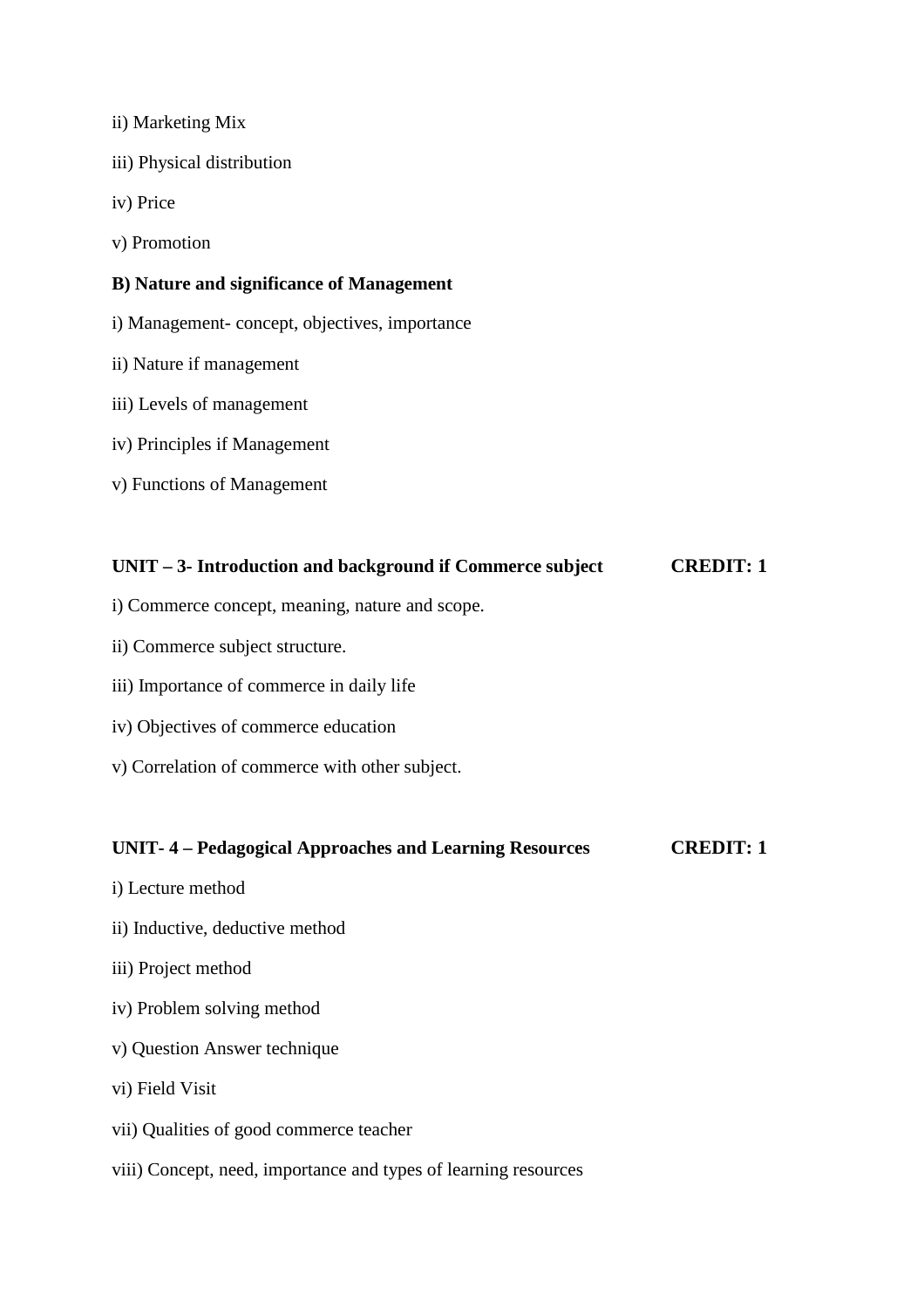ii) Marketing Mix

iii) Physical distribution

iv) Price

v) Promotion

**B) Nature and significance of Management**

i) Management- concept, objectives, importance

ii) Nature if management

iii) Levels of management

iv) Principles if Management

v) Functions of Management

**UNIT – 3- Introduction and background if Commerce subject CREDIT: 1**

i) Commerce concept, meaning, nature and scope.

ii) Commerce subject structure.

iii) Importance of commerce in daily life

iv) Objectives of commerce education

v) Correlation of commerce with other subject.

**UNIT- 4 – Pedagogical Approaches and Learning Resources CREDIT: 1**

i) Lecture method

ii) Inductive, deductive method

iii) Project method

iv) Problem solving method

v) Question Answer technique

vi) Field Visit

vii) Qualities of good commerce teacher

viii) Concept, need, importance and types of learning resources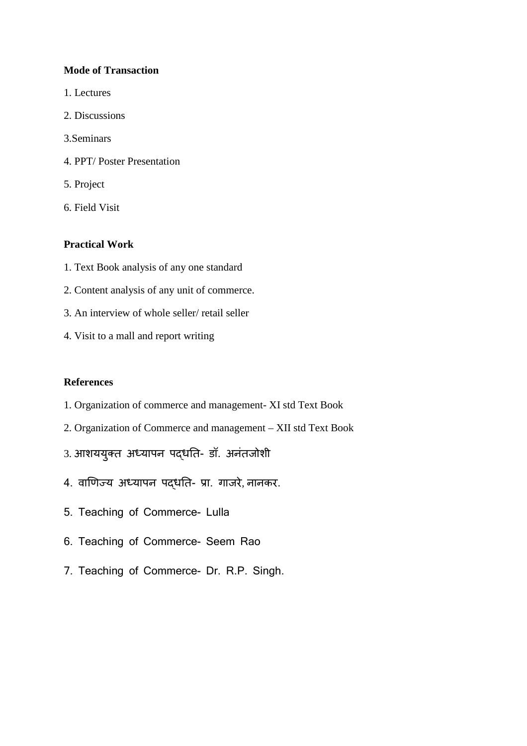**Mode of Transaction**

1. Lectures
2. Discussions
3. Seminars
4. PPT/ Poster Presentation
5. Project
6. Field Visit

**Practical Work**

1. Text Book analysis of any one standard
2. Content analysis of any unit of commerce.
3. An interview of whole seller/ retail seller
4. Visit to a mall and report writing

**References**

1. Organization of commerce and management- XI std Text Book
2. Organization of Commerce and management – XII std Text Book
3. आशययुक्त अध्यापन पद्धति- डॉ. अनंतजोशी
4. वाणिज्य अध्यापन पद्धति- प्रा. गाजरे, नानकर.
5. Teaching of Commerce- Lulla
6. Teaching of Commerce- Seem Rao
7. Teaching of Commerce- Dr. R.P. Singh.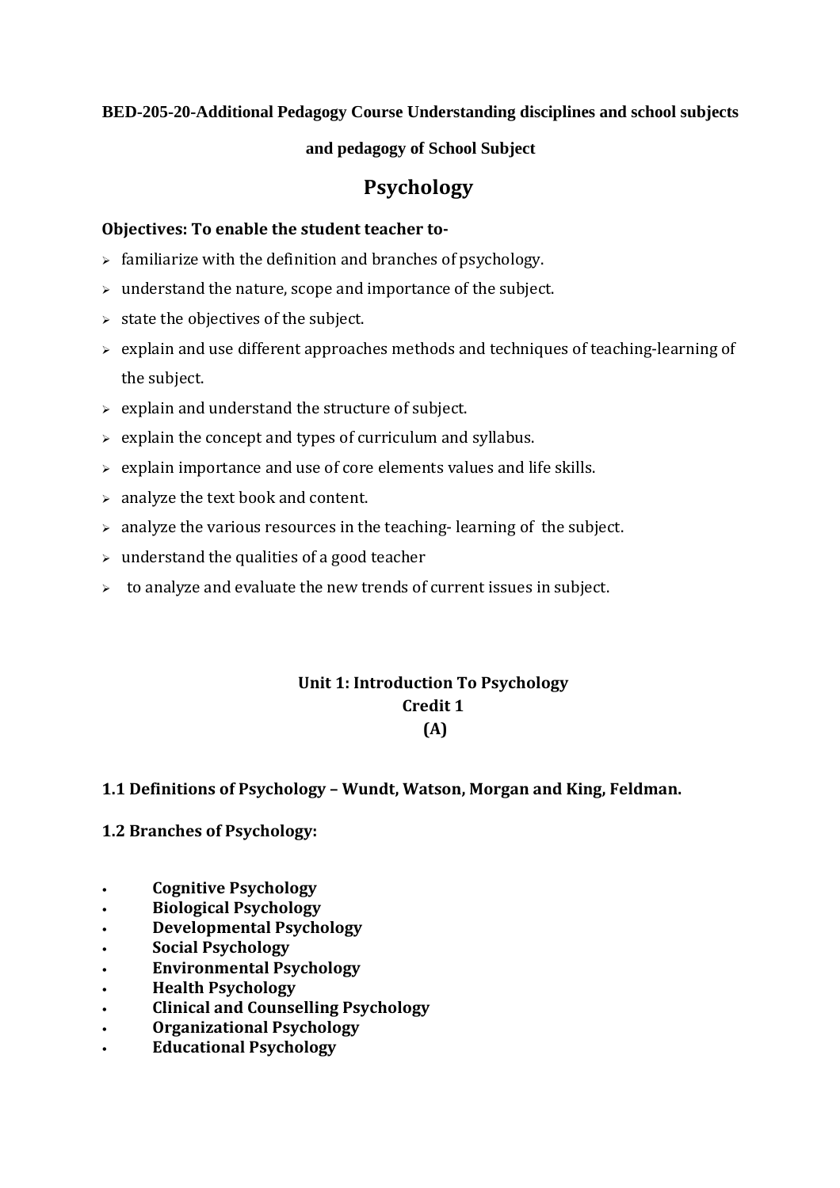**BED-205-20-Additional Pedagogy Course Understanding disciplines and school subjects and pedagogy of School Subject**

# Psychology

**Objectives: To enable the student teacher to-**

- familiarize with the definition and branches of psychology.
- understand the nature, scope and importance of the subject.
- state the objectives of the subject.
- explain and use different approaches methods and techniques of teaching-learning of the subject.
- explain and understand the structure of subject.
- explain the concept and types of curriculum and syllabus.
- explain importance and use of core elements values and life skills.
- analyze the text book and content.
- analyze the various resources in the teaching- learning of the subject.
- understand the qualities of a good teacher
- to analyze and evaluate the new trends of current issues in subject.

## Unit 1: Introduction To Psychology
**Credit 1**
**(A)**

**1.1 Definitions of Psychology – Wundt, Watson, Morgan and King, Feldman.**

**1.2 Branches of Psychology:**

- **Cognitive Psychology**
- **Biological Psychology**
- **Developmental Psychology**
- **Social Psychology**
- **Environmental Psychology**
- **Health Psychology**
- **Clinical and Counselling Psychology**
- **Organizational Psychology**
- **Educational Psychology**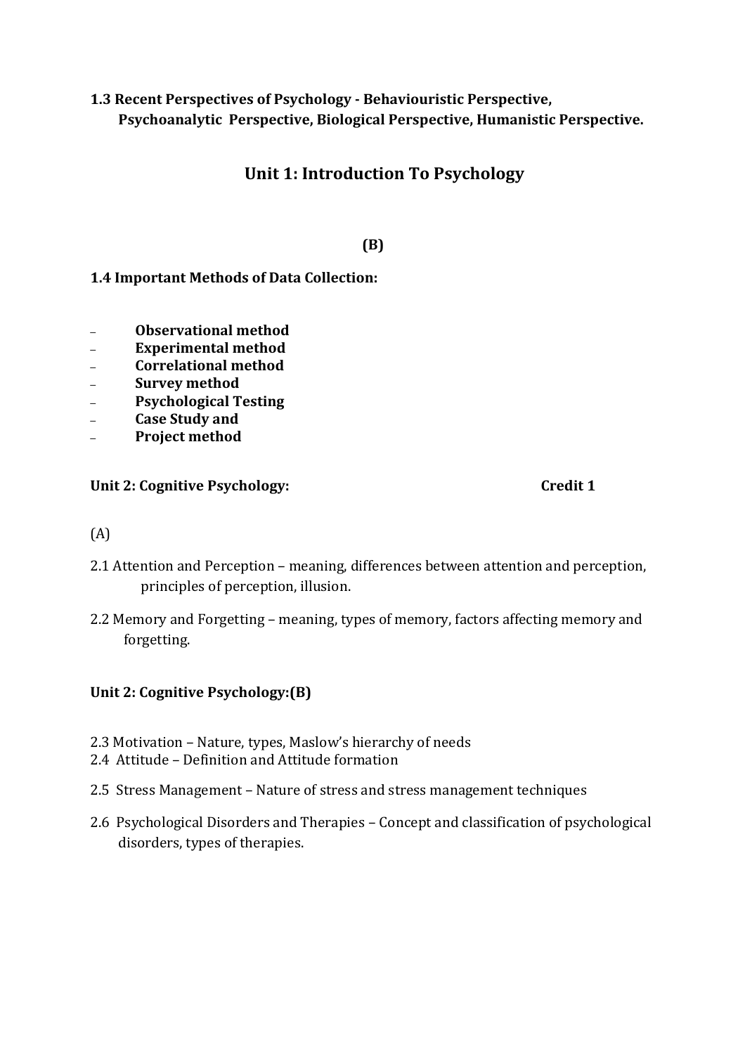**1.3 Recent Perspectives of Psychology - Behaviouristic Perspective, Psychoanalytic Perspective, Biological Perspective, Humanistic Perspective.**

## Unit 1: Introduction To Psychology

**(B)**

**1.4 Important Methods of Data Collection:**

- **Observational method**
- **Experimental method**
- **Correlational method**
- **Survey method**
- **Psychological Testing**
- **Case Study and**
- **Project method**

**Unit 2: Cognitive Psychology:** **Credit 1**

(A)

2.1 Attention and Perception – meaning, differences between attention and perception, principles of perception, illusion.

2.2 Memory and Forgetting – meaning, types of memory, factors affecting memory and forgetting.

**Unit 2: Cognitive Psychology:(B)**

2.3 Motivation – Nature, types, Maslow's hierarchy of needs

2.4 Attitude – Definition and Attitude formation

2.5 Stress Management – Nature of stress and stress management techniques

2.6 Psychological Disorders and Therapies – Concept and classification of psychological disorders, types of therapies.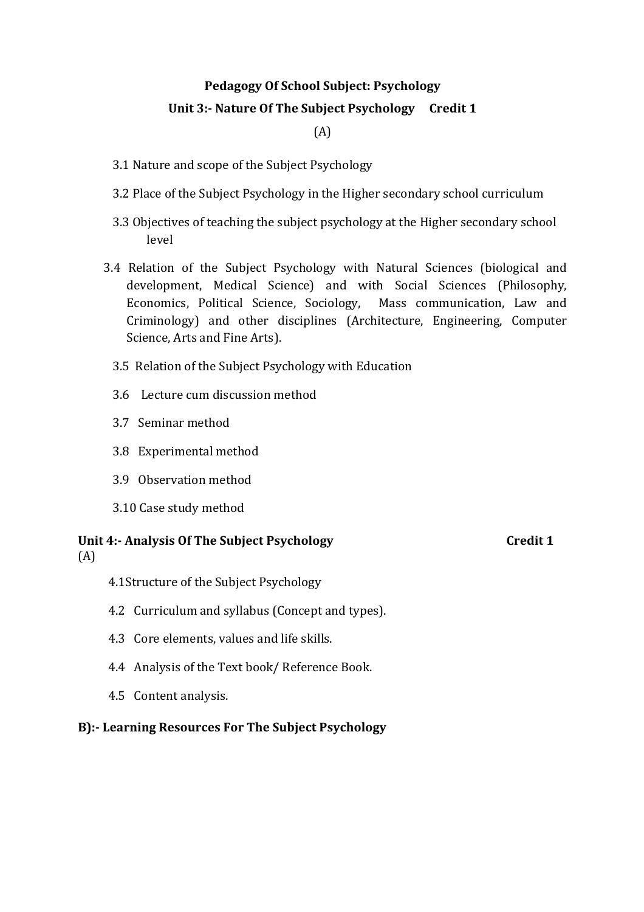**Pedagogy Of School Subject: Psychology**

**Unit 3:- Nature Of The Subject Psychology Credit 1**

(A)

3.1 Nature and scope of the Subject Psychology

3.2 Place of the Subject Psychology in the Higher secondary school curriculum

3.3 Objectives of teaching the subject psychology at the Higher secondary school level

3.4 Relation of the Subject Psychology with Natural Sciences (biological and development, Medical Science) and with Social Sciences (Philosophy, Economics, Political Science, Sociology, Mass communication, Law and Criminology) and other disciplines (Architecture, Engineering, Computer Science, Arts and Fine Arts).

3.5 Relation of the Subject Psychology with Education

3.6 Lecture cum discussion method

3.7 Seminar method

3.8 Experimental method

3.9 Observation method

3.10 Case study method

**Unit 4:- Analysis Of The Subject Psychology Credit 1**

(A)

4.1 Structure of the Subject Psychology

4.2 Curriculum and syllabus (Concept and types).

4.3 Core elements, values and life skills.

4.4 Analysis of the Text book/ Reference Book.

4.5 Content analysis.

**B):- Learning Resources For The Subject Psychology**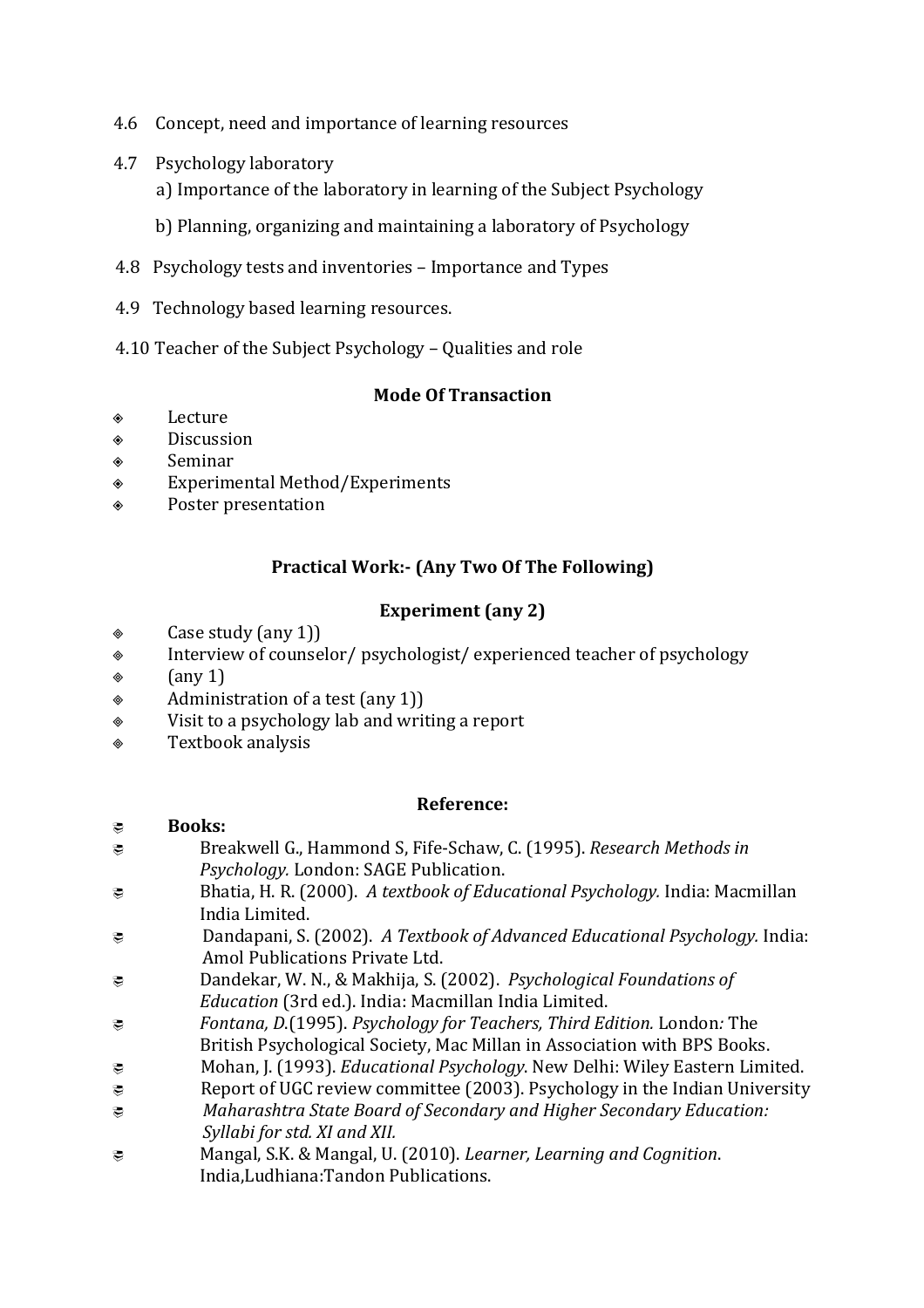4.6 Concept, need and importance of learning resources

4.7 Psychology laboratory

a) Importance of the laboratory in learning of the Subject Psychology

b) Planning, organizing and maintaining a laboratory of Psychology

4.8 Psychology tests and inventories – Importance and Types

4.9 Technology based learning resources.

4.10 Teacher of the Subject Psychology – Qualities and role

**Mode Of Transaction**

- Lecture
- Discussion
- Seminar
- Experimental Method/Experiments
- Poster presentation

**Practical Work:- (Any Two Of The Following)**

**Experiment (any 2)**

- Case study (any 1))
- Interview of counselor/ psychologist/ experienced teacher of psychology
- (any 1)
- Administration of a test (any 1))
- Visit to a psychology lab and writing a report
- Textbook analysis

**Reference:**

- **Books:**
- Breakwell G., Hammond S, Fife-Schaw, C. (1995). *Research Methods in Psychology.* London: SAGE Publication.
- Bhatia, H. R. (2000). *A textbook of Educational Psychology.* India: Macmillan India Limited.
- Dandapani, S. (2002). *A Textbook of Advanced Educational Psychology.* India: Amol Publications Private Ltd.
- Dandekar, W. N., & Makhija, S. (2002). *Psychological Foundations of Education* (3rd ed.). India: Macmillan India Limited.
- *Fontana, D.*(1995). *Psychology for Teachers, Third Edition.* London*:* The British Psychological Society, Mac Millan in Association with BPS Books.
- Mohan, J. (1993). *Educational Psychology*. New Delhi: Wiley Eastern Limited.
- Report of UGC review committee (2003). Psychology in the Indian University
- *Maharashtra State Board of Secondary and Higher Secondary Education: Syllabi for std. XI and XII.*
- Mangal, S.K. & Mangal, U. (2010). *Learner, Learning and Cognition*. India,Ludhiana:Tandon Publications.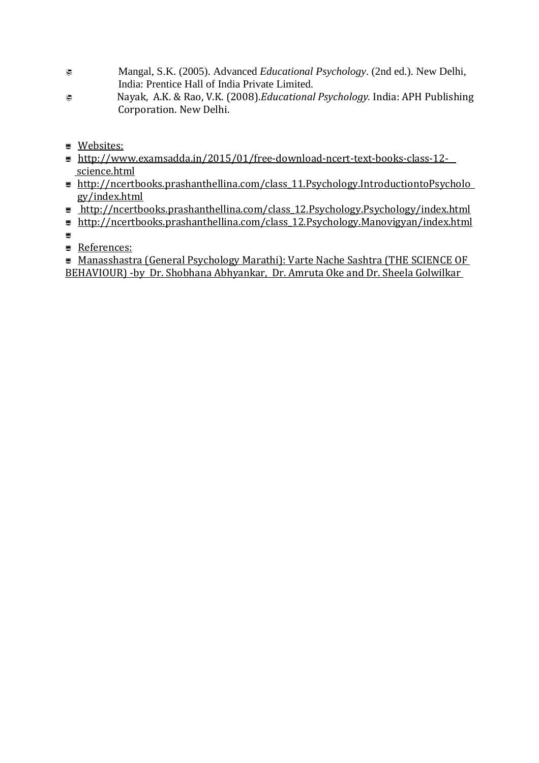- Mangal, S.K. (2005). Advanced *Educational Psychology*. (2nd ed.). New Delhi, India: Prentice Hall of India Private Limited.
- Nayak, A.K. & Rao, V.K. (2008).*Educational Psychology.* India: APH Publishing Corporation. New Delhi.

- Websites:
- http://www.examsadda.in/2015/01/free-download-ncert-text-books-class-12-science.html
- http://ncertbooks.prashanthellina.com/class_11.Psychology.IntroductiontoPsychology/index.html
- http://ncertbooks.prashanthellina.com/class_12.Psychology.Psychology/index.html
- http://ncertbooks.prashanthellina.com/class_12.Psychology.Manovigyan/index.html
- 
- References:
- Manasshastra (General Psychology Marathi): Varte Nache Sashtra (THE SCIENCE OF BEHAVIOUR) -by Dr. Shobhana Abhyankar, Dr. Amruta Oke and Dr. Sheela Golwilkar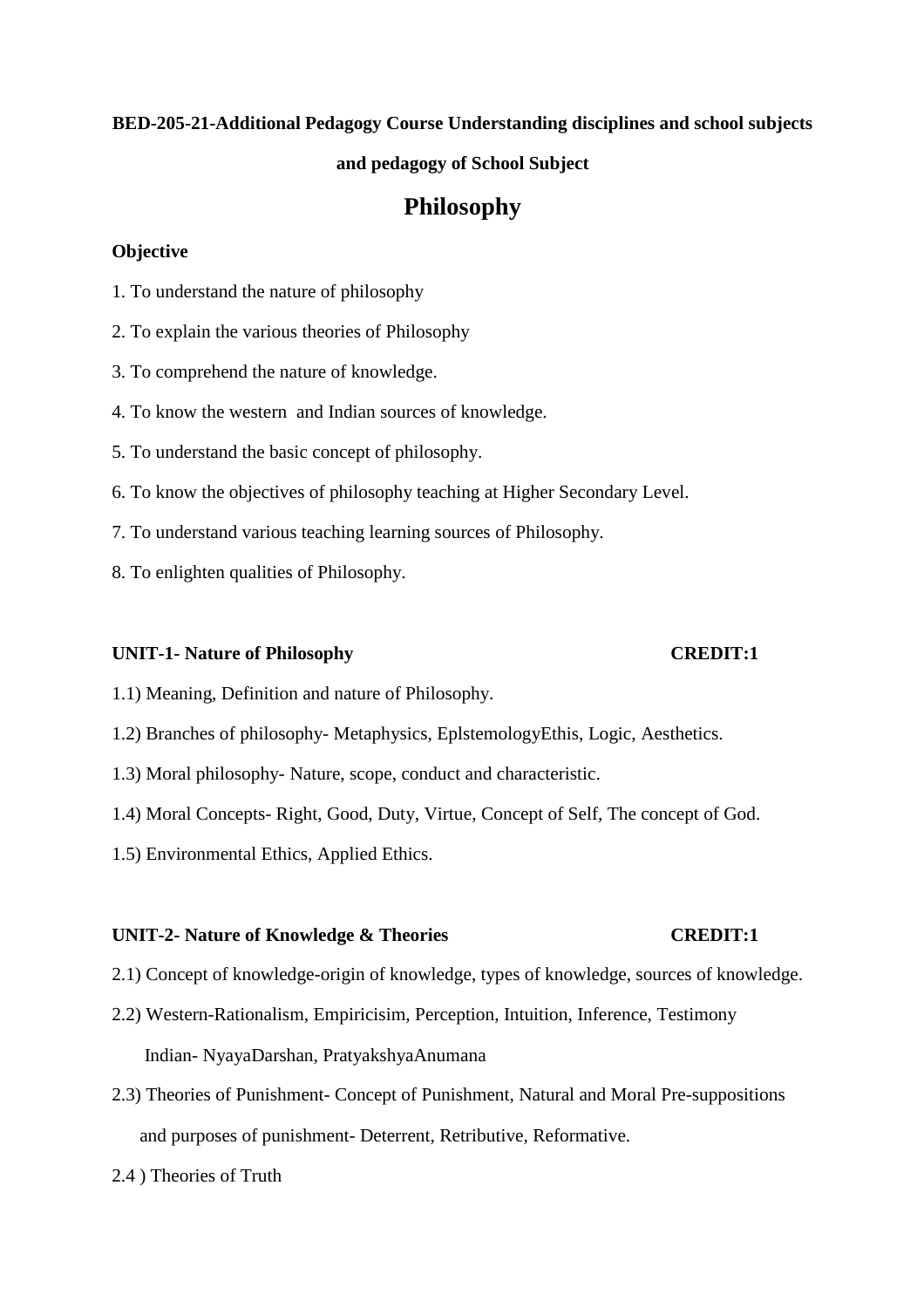**BED-205-21-Additional Pedagogy Course Understanding disciplines and school subjects and pedagogy of School Subject**

# Philosophy

**Objective**

1. To understand the nature of philosophy
2. To explain the various theories of Philosophy
3. To comprehend the nature of knowledge.
4. To know the western and Indian sources of knowledge.
5. To understand the basic concept of philosophy.
6. To know the objectives of philosophy teaching at Higher Secondary Level.
7. To understand various teaching learning sources of Philosophy.
8. To enlighten qualities of Philosophy.

**UNIT-1- Nature of Philosophy CREDIT:1**

1.1) Meaning, Definition and nature of Philosophy.

1.2) Branches of philosophy- Metaphysics, EplstemologyEthis, Logic, Aesthetics.

1.3) Moral philosophy- Nature, scope, conduct and characteristic.

1.4) Moral Concepts- Right, Good, Duty, Virtue, Concept of Self, The concept of God.

1.5) Environmental Ethics, Applied Ethics.

**UNIT-2- Nature of Knowledge & Theories CREDIT:1**

2.1) Concept of knowledge-origin of knowledge, types of knowledge, sources of knowledge.

2.2) Western-Rationalism, Empiricisim, Perception, Intuition, Inference, Testimony
Indian- NyayaDarshan, PratyakshyaAnumana

2.3) Theories of Punishment- Concept of Punishment, Natural and Moral Pre-suppositions and purposes of punishment- Deterrent, Retributive, Reformative.

2.4 ) Theories of Truth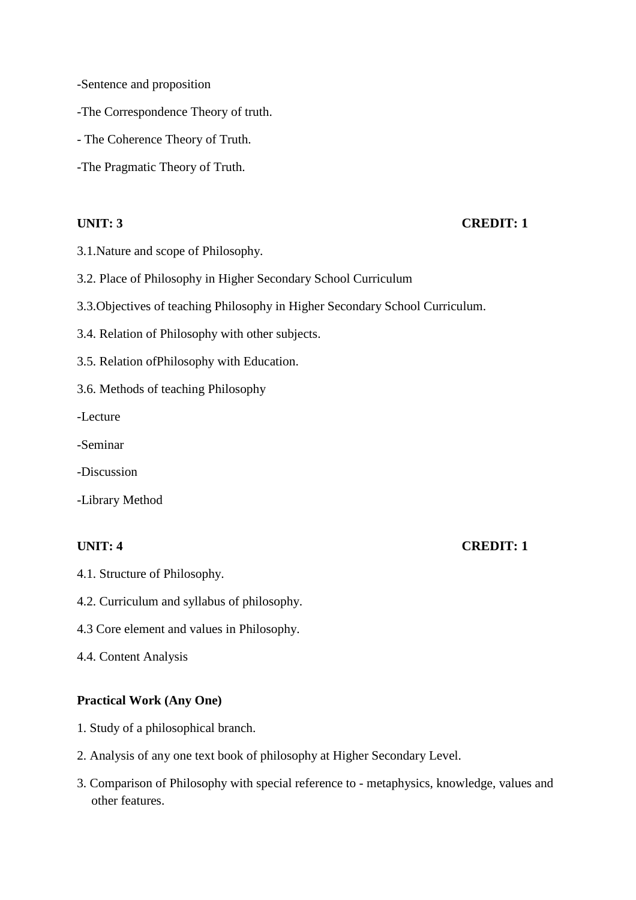-Sentence and proposition

-The Correspondence Theory of truth.

- The Coherence Theory of Truth.

-The Pragmatic Theory of Truth.

**UNIT: 3** **CREDIT: 1**

3.1.Nature and scope of Philosophy.

3.2. Place of Philosophy in Higher Secondary School Curriculum

3.3.Objectives of teaching Philosophy in Higher Secondary School Curriculum.

3.4. Relation of Philosophy with other subjects.

3.5. Relation ofPhilosophy with Education.

3.6. Methods of teaching Philosophy

-Lecture

-Seminar

-Discussion

-Library Method

**UNIT: 4** **CREDIT: 1**

4.1. Structure of Philosophy.

4.2. Curriculum and syllabus of philosophy.

4.3 Core element and values in Philosophy.

4.4. Content Analysis

**Practical Work (Any One)**

1. Study of a philosophical branch.
2. Analysis of any one text book of philosophy at Higher Secondary Level.
3. Comparison of Philosophy with special reference to - metaphysics, knowledge, values and other features.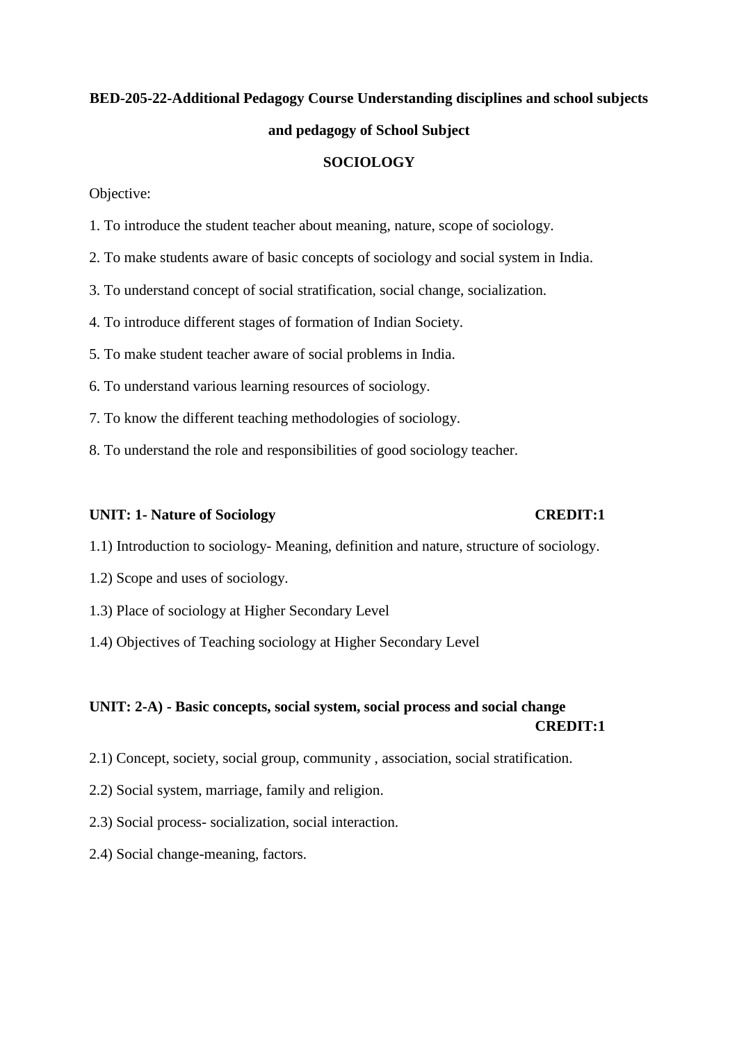**BED-205-22-Additional Pedagogy Course Understanding disciplines and school subjects and pedagogy of School Subject**

**SOCIOLOGY**

Objective:

1. To introduce the student teacher about meaning, nature, scope of sociology.
2. To make students aware of basic concepts of sociology and social system in India.
3. To understand concept of social stratification, social change, socialization.
4. To introduce different stages of formation of Indian Society.
5. To make student teacher aware of social problems in India.
6. To understand various learning resources of sociology.
7. To know the different teaching methodologies of sociology.
8. To understand the role and responsibilities of good sociology teacher.

**UNIT: 1- Nature of Sociology CREDIT:1**

1.1) Introduction to sociology- Meaning, definition and nature, structure of sociology.

1.2) Scope and uses of sociology.

1.3) Place of sociology at Higher Secondary Level

1.4) Objectives of Teaching sociology at Higher Secondary Level

**UNIT: 2-A) - Basic concepts, social system, social process and social change CREDIT:1**

2.1) Concept, society, social group, community , association, social stratification.

2.2) Social system, marriage, family and religion.

2.3) Social process- socialization, social interaction.

2.4) Social change-meaning, factors.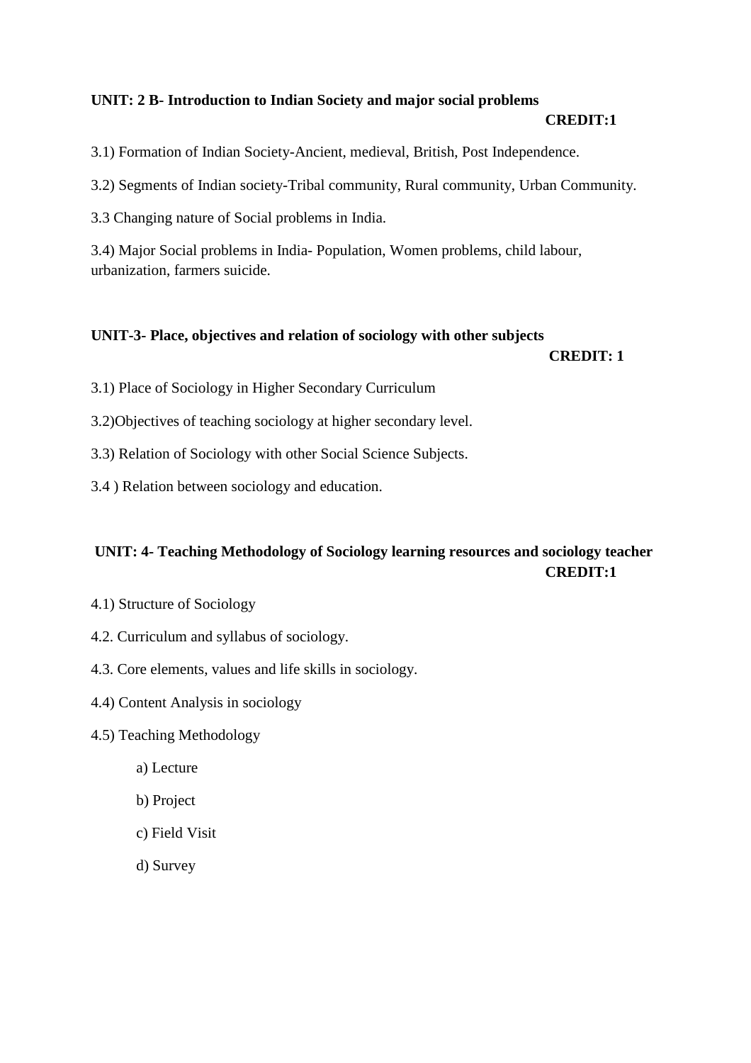**UNIT: 2 B- Introduction to Indian Society and major social problems**

**CREDIT:1**

3.1) Formation of Indian Society-Ancient, medieval, British, Post Independence.

3.2) Segments of Indian society-Tribal community, Rural community, Urban Community.

3.3 Changing nature of Social problems in India.

3.4) Major Social problems in India- Population, Women problems, child labour, urbanization, farmers suicide.

**UNIT-3- Place, objectives and relation of sociology with other subjects**

**CREDIT: 1**

3.1) Place of Sociology in Higher Secondary Curriculum

3.2)Objectives of teaching sociology at higher secondary level.

3.3) Relation of Sociology with other Social Science Subjects.

3.4 ) Relation between sociology and education.

**UNIT: 4- Teaching Methodology of Sociology learning resources and sociology teacher**

**CREDIT:1**

4.1) Structure of Sociology

4.2. Curriculum and syllabus of sociology.

4.3. Core elements, values and life skills in sociology.

4.4) Content Analysis in sociology

4.5) Teaching Methodology

- a) Lecture
- b) Project
- c) Field Visit
- d) Survey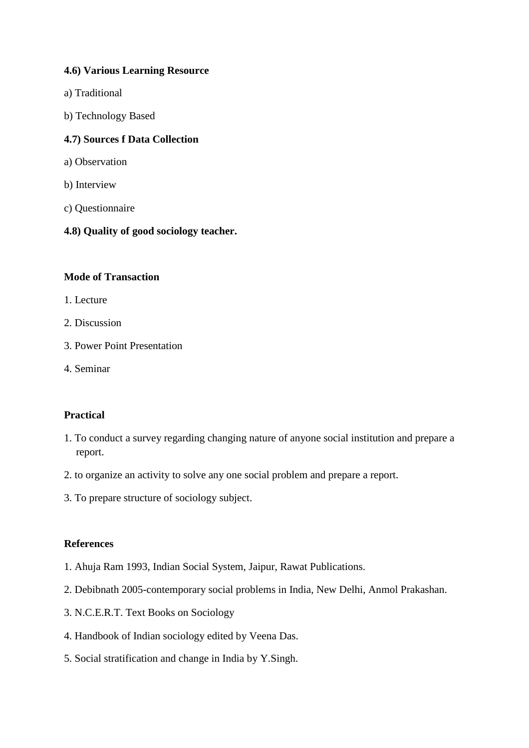**4.6) Various Learning Resource**

a) Traditional

b) Technology Based

**4.7) Sources f Data Collection**

a) Observation

b) Interview

c) Questionnaire

**4.8) Quality of good sociology teacher.**

**Mode of Transaction**

1. Lecture
2. Discussion
3. Power Point Presentation
4. Seminar

**Practical**

1. To conduct a survey regarding changing nature of anyone social institution and prepare a report.
2. to organize an activity to solve any one social problem and prepare a report.
3. To prepare structure of sociology subject.

**References**

1. Ahuja Ram 1993, Indian Social System, Jaipur, Rawat Publications.
2. Debibnath 2005-contemporary social problems in India, New Delhi, Anmol Prakashan.
3. N.C.E.R.T. Text Books on Sociology
4. Handbook of Indian sociology edited by Veena Das.
5. Social stratification and change in India by Y.Singh.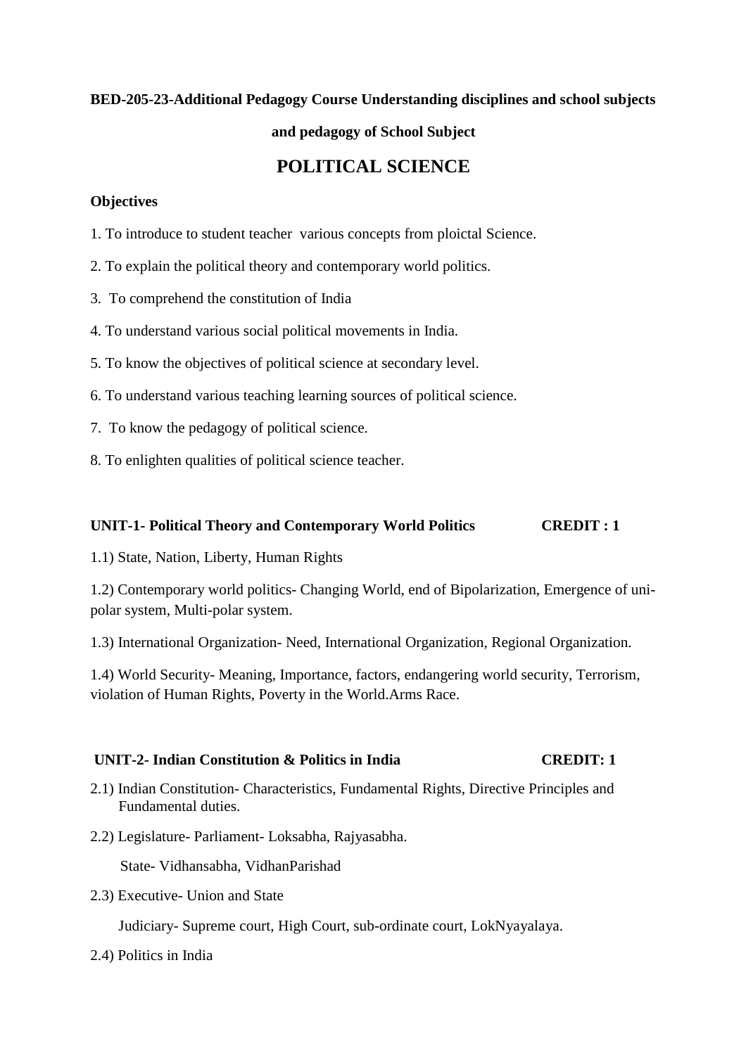**BED-205-23-Additional Pedagogy Course Understanding disciplines and school subjects and pedagogy of School Subject**

# POLITICAL SCIENCE

**Objectives**

1. To introduce to student teacher various concepts from ploictal Science.
2. To explain the political theory and contemporary world politics.
3. To comprehend the constitution of India
4. To understand various social political movements in India.
5. To know the objectives of political science at secondary level.
6. To understand various teaching learning sources of political science.
7. To know the pedagogy of political science.
8. To enlighten qualities of political science teacher.

**UNIT-1- Political Theory and Contemporary World Politics CREDIT : 1**

1.1) State, Nation, Liberty, Human Rights

1.2) Contemporary world politics- Changing World, end of Bipolarization, Emergence of uni-polar system, Multi-polar system.

1.3) International Organization- Need, International Organization, Regional Organization.

1.4) World Security- Meaning, Importance, factors, endangering world security, Terrorism, violation of Human Rights, Poverty in the World.Arms Race.

**UNIT-2- Indian Constitution & Politics in India CREDIT: 1**

2.1) Indian Constitution- Characteristics, Fundamental Rights, Directive Principles and Fundamental duties.

2.2) Legislature- Parliament- Loksabha, Rajyasabha.

State- Vidhansabha, VidhanParishad

2.3) Executive- Union and State

Judiciary- Supreme court, High Court, sub-ordinate court, LokNyayalaya.

2.4) Politics in India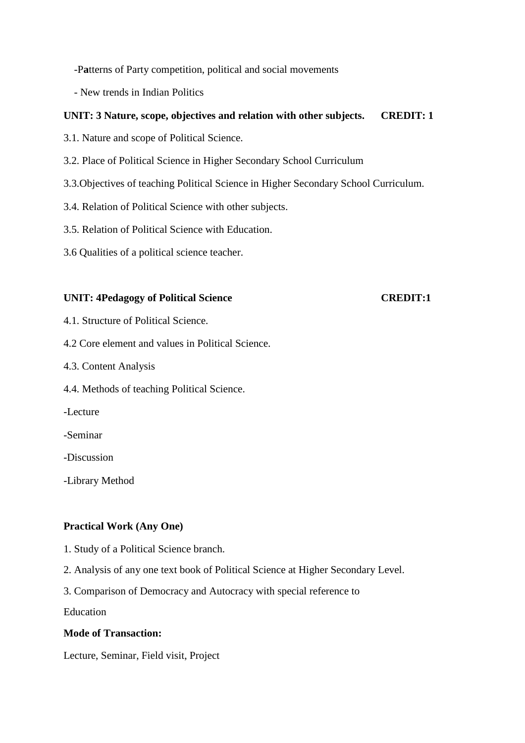-Patterns of Party competition, political and social movements

- New trends in Indian Politics

**UNIT: 3 Nature, scope, objectives and relation with other subjects. CREDIT: 1**

3.1. Nature and scope of Political Science.

3.2. Place of Political Science in Higher Secondary School Curriculum

3.3.Objectives of teaching Political Science in Higher Secondary School Curriculum.

3.4. Relation of Political Science with other subjects.

3.5. Relation of Political Science with Education.

3.6 Qualities of a political science teacher.

**UNIT: 4Pedagogy of Political Science CREDIT:1**

4.1. Structure of Political Science.

4.2 Core element and values in Political Science.

4.3. Content Analysis

4.4. Methods of teaching Political Science.

-Lecture

-Seminar

-Discussion

-Library Method

**Practical Work (Any One)**

1. Study of a Political Science branch.
2. Analysis of any one text book of Political Science at Higher Secondary Level.
3. Comparison of Democracy and Autocracy with special reference to Education

**Mode of Transaction:**

Lecture, Seminar, Field visit, Project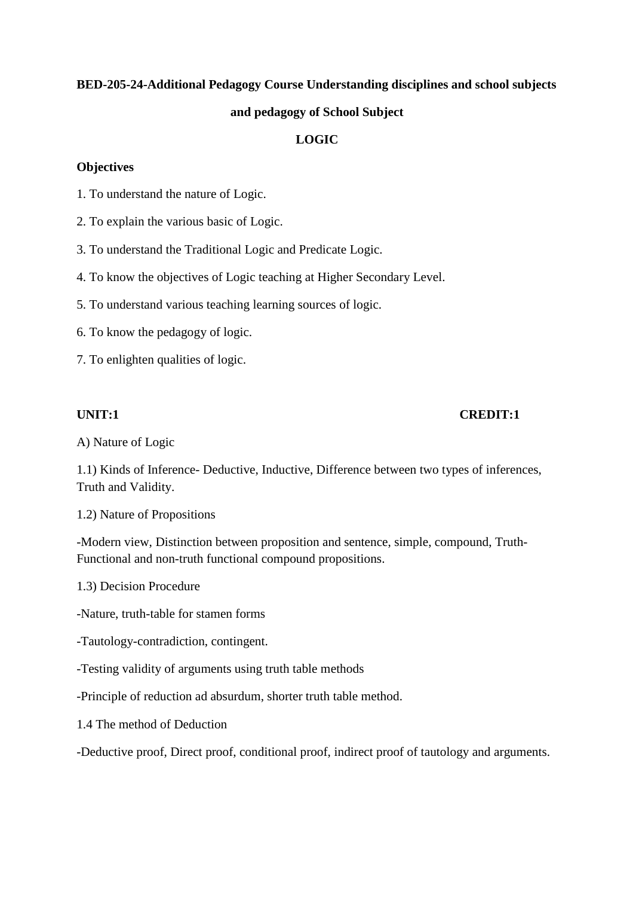**BED-205-24-Additional Pedagogy Course Understanding disciplines and school subjects and pedagogy of School Subject**

**LOGIC**

**Objectives**

1. To understand the nature of Logic.
2. To explain the various basic of Logic.
3. To understand the Traditional Logic and Predicate Logic.
4. To know the objectives of Logic teaching at Higher Secondary Level.
5. To understand various teaching learning sources of logic.
6. To know the pedagogy of logic.
7. To enlighten qualities of logic.

**UNIT:1** **CREDIT:1**

A) Nature of Logic

1.1) Kinds of Inference- Deductive, Inductive, Difference between two types of inferences, Truth and Validity.

1.2) Nature of Propositions

-Modern view, Distinction between proposition and sentence, simple, compound, Truth-Functional and non-truth functional compound propositions.

1.3) Decision Procedure

-Nature, truth-table for stamen forms

-Tautology-contradiction, contingent.

-Testing validity of arguments using truth table methods

-Principle of reduction ad absurdum, shorter truth table method.

1.4 The method of Deduction

-Deductive proof, Direct proof, conditional proof, indirect proof of tautology and arguments.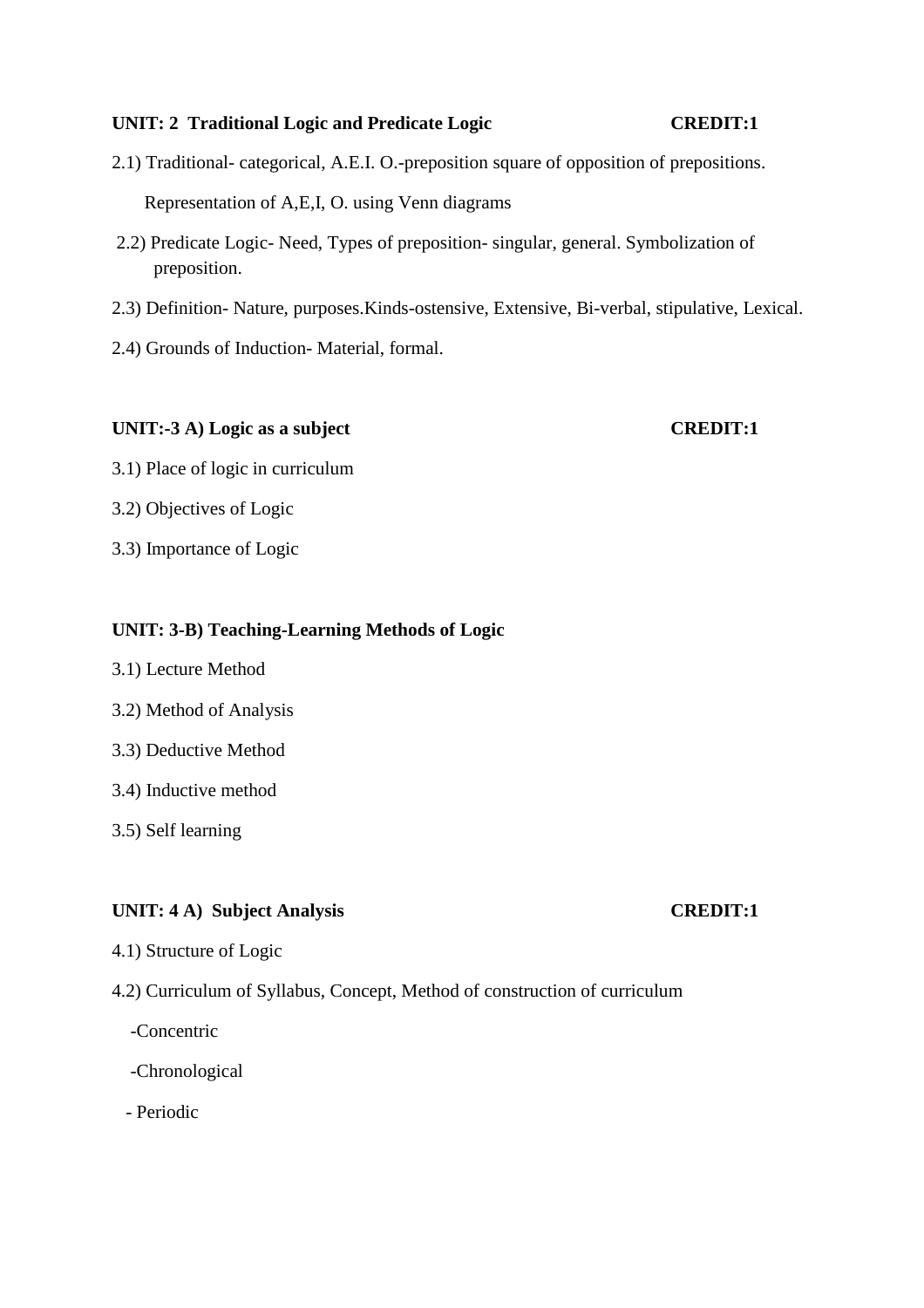**UNIT: 2 Traditional Logic and Predicate Logic CREDIT:1**

2.1) Traditional- categorical, A.E.I. O.-preposition square of opposition of prepositions.

Representation of A,E,I, O. using Venn diagrams

2.2) Predicate Logic- Need, Types of preposition- singular, general. Symbolization of preposition.

2.3) Definition- Nature, purposes.Kinds-ostensive, Extensive, Bi-verbal, stipulative, Lexical.

2.4) Grounds of Induction- Material, formal.

**UNIT:-3 A) Logic as a subject CREDIT:1**

3.1) Place of logic in curriculum

3.2) Objectives of Logic

3.3) Importance of Logic

**UNIT: 3-B) Teaching-Learning Methods of Logic**

3.1) Lecture Method

3.2) Method of Analysis

3.3) Deductive Method

3.4) Inductive method

3.5) Self learning

**UNIT: 4 A) Subject Analysis CREDIT:1**

4.1) Structure of Logic

4.2) Curriculum of Syllabus, Concept, Method of construction of curriculum

- Concentric
- Chronological
- Periodic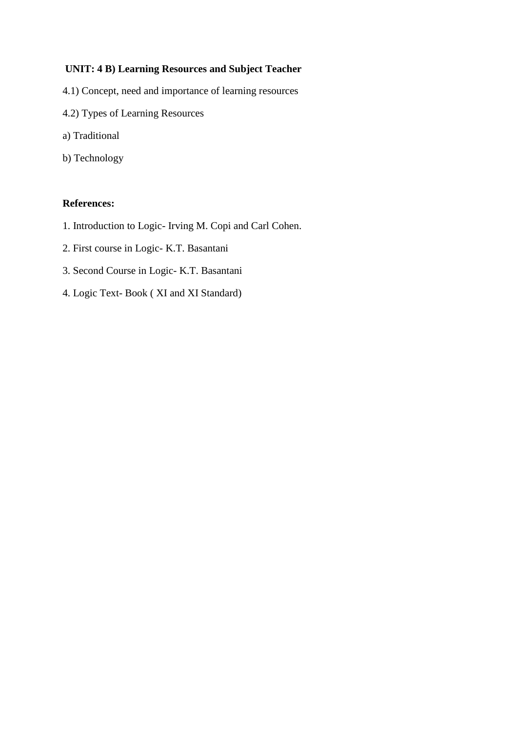**UNIT: 4 B) Learning Resources and Subject Teacher**

4.1) Concept, need and importance of learning resources

4.2) Types of Learning Resources

a) Traditional

b) Technology

**References:**

1. Introduction to Logic- Irving M. Copi and Carl Cohen.
2. First course in Logic- K.T. Basantani
3. Second Course in Logic- K.T. Basantani
4. Logic Text- Book ( XI and XI Standard)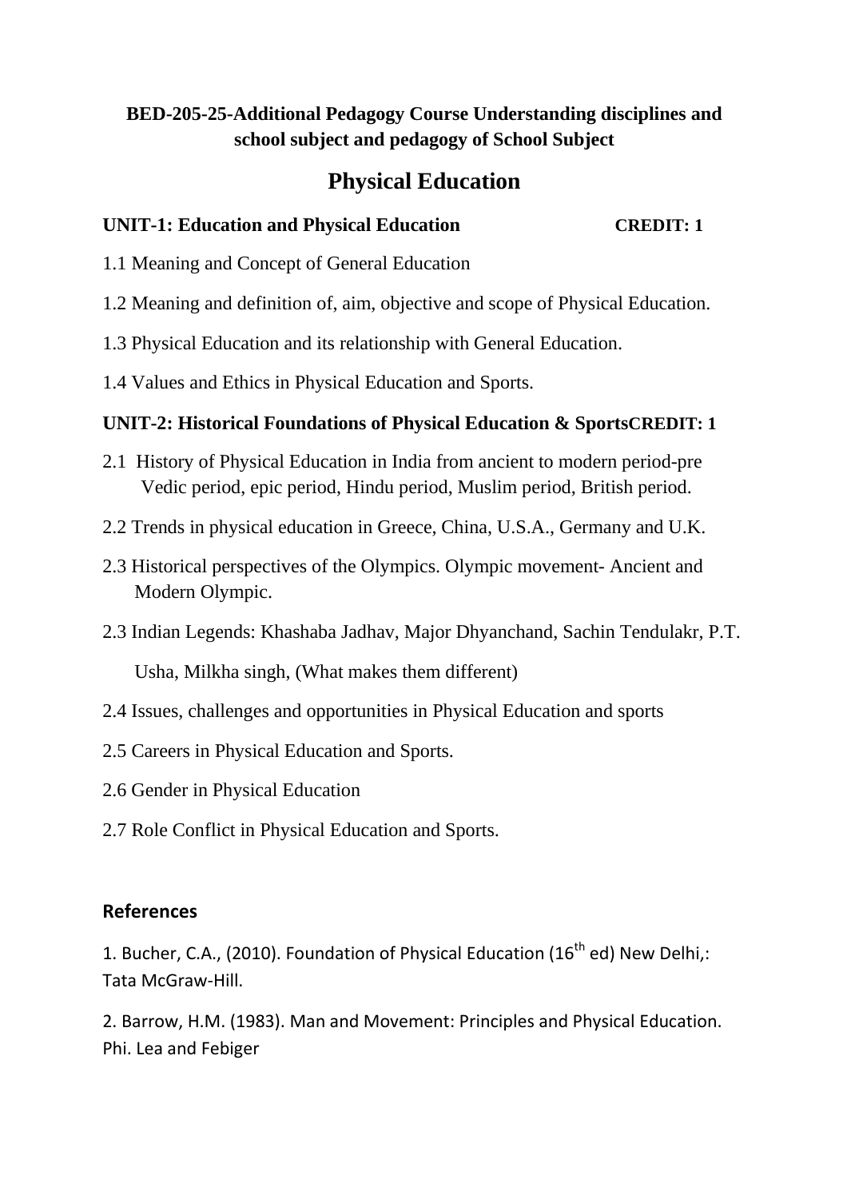**BED-205-25-Additional Pedagogy Course Understanding disciplines and school subject and pedagogy of School Subject**

# Physical Education

## UNIT-1: Education and Physical Education CREDIT: 1

1.1 Meaning and Concept of General Education

1.2 Meaning and definition of, aim, objective and scope of Physical Education.

1.3 Physical Education and its relationship with General Education.

1.4 Values and Ethics in Physical Education and Sports.

## UNIT-2: Historical Foundations of Physical Education & SportsCREDIT: 1

2.1 History of Physical Education in India from ancient to modern period-pre Vedic period, epic period, Hindu period, Muslim period, British period.

2.2 Trends in physical education in Greece, China, U.S.A., Germany and U.K.

2.3 Historical perspectives of the Olympics. Olympic movement- Ancient and Modern Olympic.

2.3 Indian Legends: Khashaba Jadhav, Major Dhyanchand, Sachin Tendulakr, P.T. Usha, Milkha singh, (What makes them different)

2.4 Issues, challenges and opportunities in Physical Education and sports

2.5 Careers in Physical Education and Sports.

2.6 Gender in Physical Education

2.7 Role Conflict in Physical Education and Sports.

## References

1. Bucher, C.A., (2010). Foundation of Physical Education (16th ed) New Delhi,: Tata McGraw-Hill.

2. Barrow, H.M. (1983). Man and Movement: Principles and Physical Education. Phi. Lea and Febiger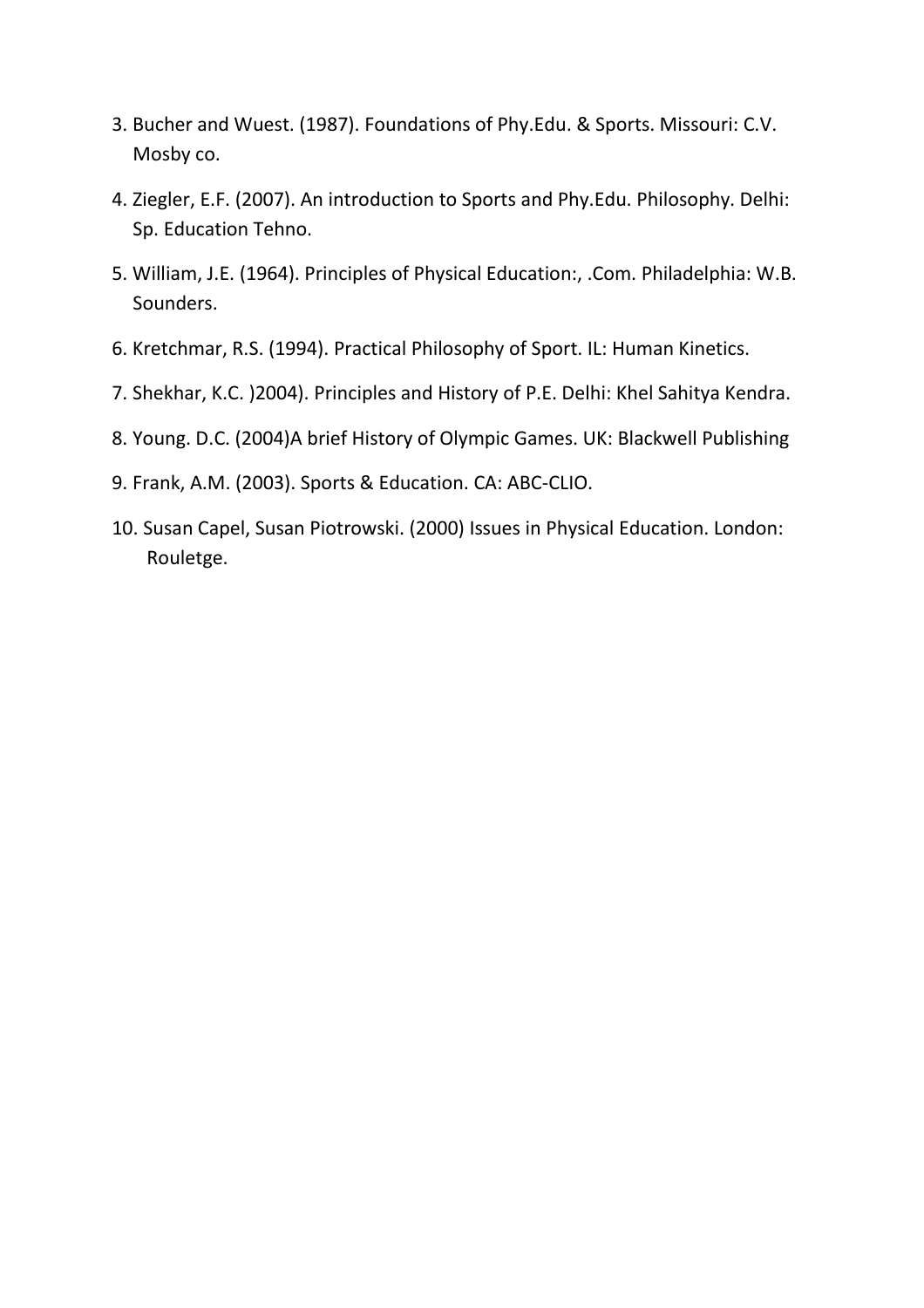3. Bucher and Wuest. (1987). Foundations of Phy.Edu. & Sports. Missouri: C.V. Mosby co.
4. Ziegler, E.F. (2007). An introduction to Sports and Phy.Edu. Philosophy. Delhi: Sp. Education Tehno.
5. William, J.E. (1964). Principles of Physical Education:, .Com. Philadelphia: W.B. Sounders.
6. Kretchmar, R.S. (1994). Practical Philosophy of Sport. IL: Human Kinetics.
7. Shekhar, K.C. )2004). Principles and History of P.E. Delhi: Khel Sahitya Kendra.
8. Young. D.C. (2004)A brief History of Olympic Games. UK: Blackwell Publishing
9. Frank, A.M. (2003). Sports & Education. CA: ABC-CLIO.
10. Susan Capel, Susan Piotrowski. (2000) Issues in Physical Education. London: Rouletge.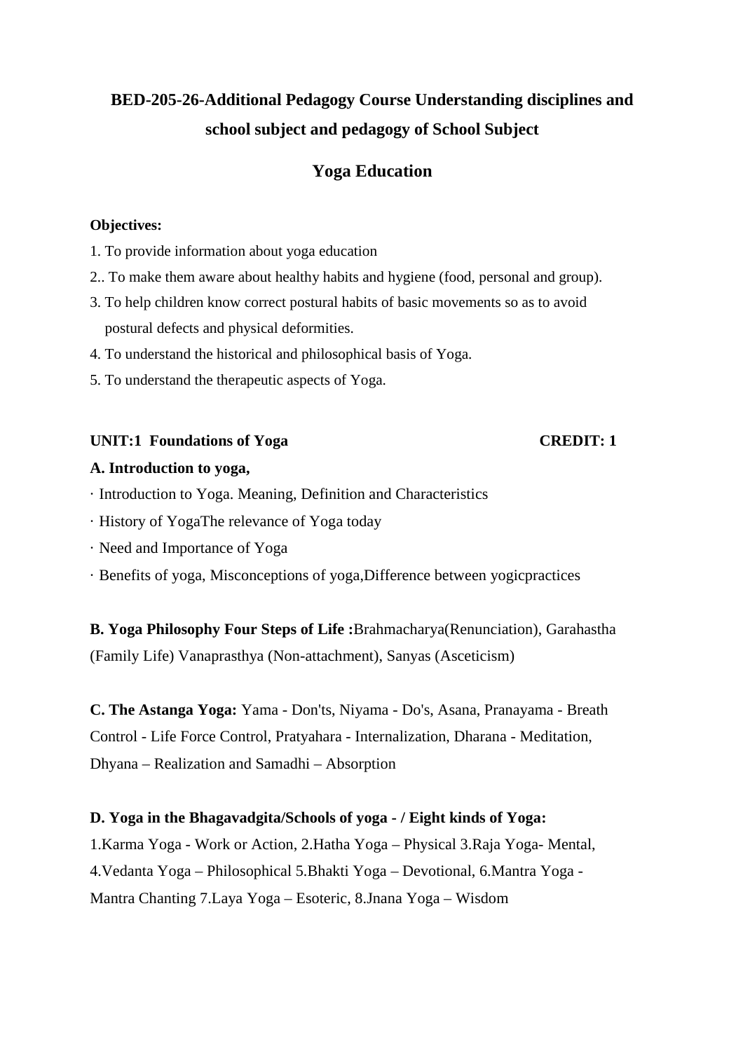# BED-205-26-Additional Pedagogy Course Understanding disciplines and school subject and pedagogy of School Subject

## Yoga Education

**Objectives:**

1. To provide information about yoga education
2.. To make them aware about healthy habits and hygiene (food, personal and group).
3. To help children know correct postural habits of basic movements so as to avoid postural defects and physical deformities.
4. To understand the historical and philosophical basis of Yoga.
5. To understand the therapeutic aspects of Yoga.

**UNIT:1 Foundations of Yoga** **CREDIT: 1**

**A. Introduction to yoga,**

· Introduction to Yoga. Meaning, Definition and Characteristics

· History of YogaThe relevance of Yoga today

· Need and Importance of Yoga

· Benefits of yoga, Misconceptions of yoga,Difference between yogicpractices

**B. Yoga Philosophy Four Steps of Life :**Brahmacharya(Renunciation), Garahastha (Family Life) Vanaprasthya (Non-attachment), Sanyas (Asceticism)

**C. The Astanga Yoga:** Yama - Don'ts, Niyama - Do's, Asana, Pranayama - Breath Control - Life Force Control, Pratyahara - Internalization, Dharana - Meditation, Dhyana – Realization and Samadhi – Absorption

**D. Yoga in the Bhagavadgita/Schools of yoga - / Eight kinds of Yoga:**
1.Karma Yoga - Work or Action, 2.Hatha Yoga – Physical 3.Raja Yoga- Mental, 4.Vedanta Yoga – Philosophical 5.Bhakti Yoga – Devotional, 6.Mantra Yoga - Mantra Chanting 7.Laya Yoga – Esoteric, 8.Jnana Yoga – Wisdom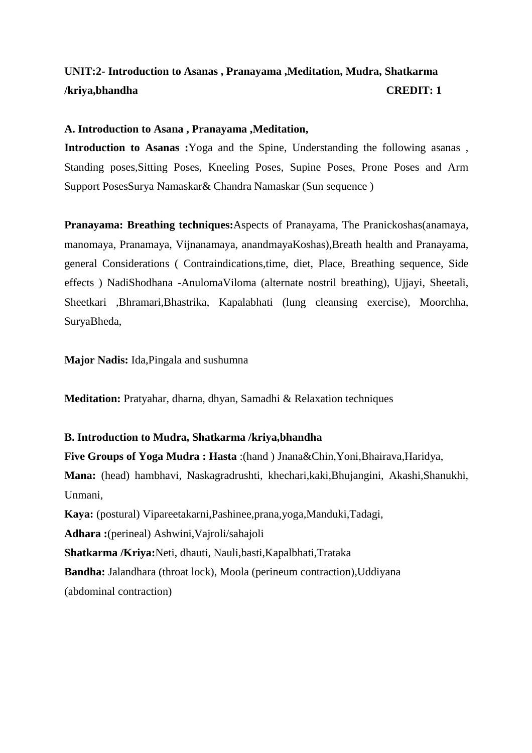**UNIT:2- Introduction to Asanas , Pranayama ,Meditation, Mudra, Shatkarma /kriya,bhandha CREDIT: 1**

**A. Introduction to Asana , Pranayama ,Meditation,**

**Introduction to Asanas :**Yoga and the Spine, Understanding the following asanas , Standing poses,Sitting Poses, Kneeling Poses, Supine Poses, Prone Poses and Arm Support PosesSurya Namaskar& Chandra Namaskar (Sun sequence )

**Pranayama: Breathing techniques:**Aspects of Pranayama, The Pranickoshas(anamaya, manomaya, Pranamaya, Vijnanamaya, anandmayaKoshas),Breath health and Pranayama, general Considerations ( Contraindications,time, diet, Place, Breathing sequence, Side effects ) NadiShodhana -AnulomaViloma (alternate nostril breathing), Ujjayi, Sheetali, Sheetkari ,Bhramari,Bhastrika, Kapalabhati (lung cleansing exercise), Moorchha, SuryaBheda,

**Major Nadis:** Ida,Pingala and sushumna

**Meditation:** Pratyahar, dharna, dhyan, Samadhi & Relaxation techniques

**B. Introduction to Mudra, Shatkarma /kriya,bhandha**

**Five Groups of Yoga Mudra : Hasta** :(hand ) Jnana&Chin,Yoni,Bhairava,Haridya,

**Mana:** (head) hambhavi, Naskagradrushti, khechari,kaki,Bhujangini, Akashi,Shanukhi, Unmani,

**Kaya:** (postural) Vipareetakarni,Pashinee,prana,yoga,Manduki,Tadagi,

**Adhara :**(perineal) Ashwini,Vajroli/sahajoli

**Shatkarma /Kriya:**Neti, dhauti, Nauli,basti,Kapalbhati,Trataka

**Bandha:** Jalandhara (throat lock), Moola (perineum contraction),Uddiyana (abdominal contraction)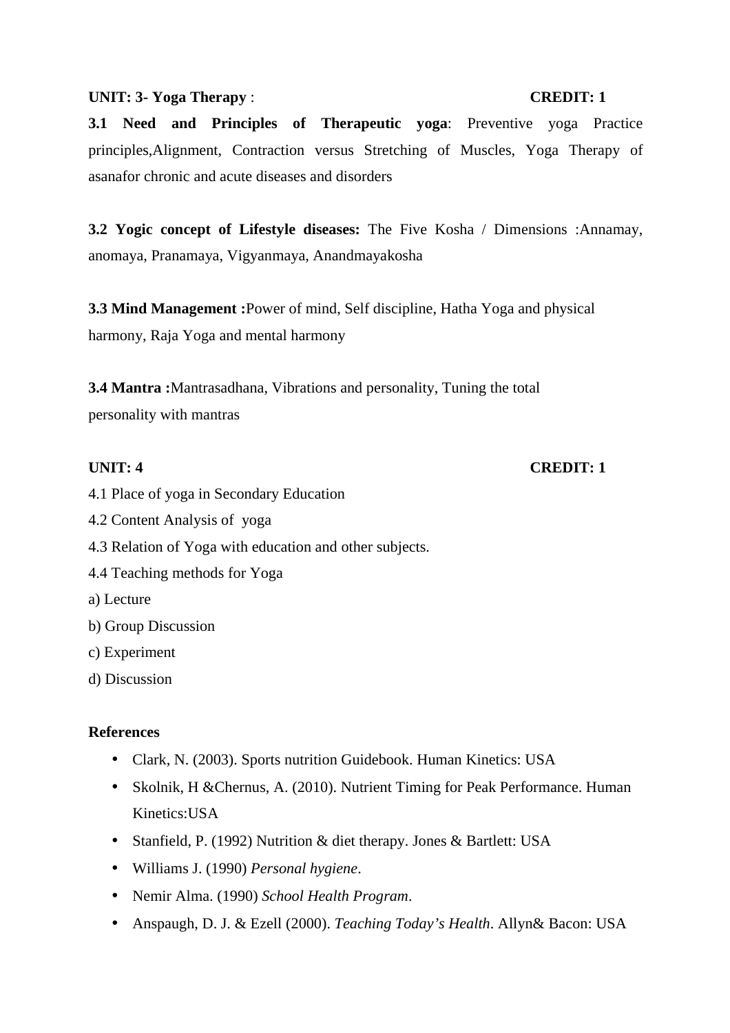**UNIT: 3- Yoga Therapy** : **CREDIT: 1**

**3.1 Need and Principles of Therapeutic yoga**: Preventive yoga Practice principles,Alignment, Contraction versus Stretching of Muscles, Yoga Therapy of asanafor chronic and acute diseases and disorders

**3.2 Yogic concept of Lifestyle diseases:** The Five Kosha / Dimensions :Annamay, anomaya, Pranamaya, Vigyanmaya, Anandmayakosha

**3.3 Mind Management :**Power of mind, Self discipline, Hatha Yoga and physical harmony, Raja Yoga and mental harmony

**3.4 Mantra :**Mantrasadhana, Vibrations and personality, Tuning the total personality with mantras

**UNIT: 4** **CREDIT: 1**

4.1 Place of yoga in Secondary Education

4.2 Content Analysis of yoga

4.3 Relation of Yoga with education and other subjects.

4.4 Teaching methods for Yoga

a) Lecture

b) Group Discussion

c) Experiment

d) Discussion

**References**

- Clark, N. (2003). Sports nutrition Guidebook. Human Kinetics: USA
- Skolnik, H &Chernus, A. (2010). Nutrient Timing for Peak Performance. Human Kinetics:USA
- Stanfield, P. (1992) Nutrition & diet therapy. Jones & Bartlett: USA
- Williams J. (1990) *Personal hygiene*.
- Nemir Alma. (1990) *School Health Program*.
- Anspaugh, D. J. & Ezell (2000). *Teaching Today's Health*. Allyn& Bacon: USA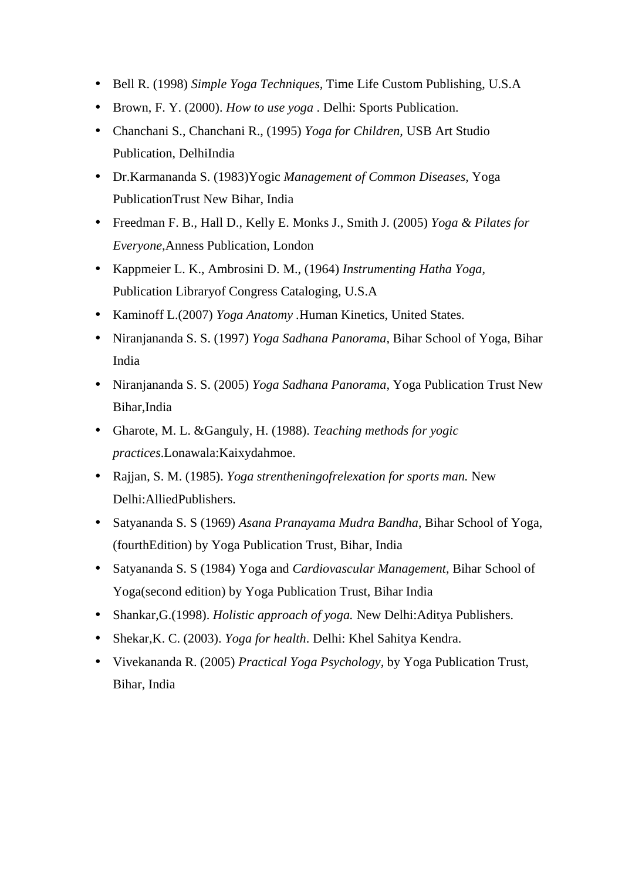- Bell R. (1998) *Simple Yoga Techniques*, Time Life Custom Publishing, U.S.A
- Brown, F. Y. (2000). *How to use yoga* . Delhi: Sports Publication.
- Chanchani S., Chanchani R., (1995) *Yoga for Children,* USB Art Studio Publication, DelhiIndia
- Dr.Karmananda S. (1983)Yogic *Management of Common Diseases*, Yoga PublicationTrust New Bihar, India
- Freedman F. B., Hall D., Kelly E. Monks J., Smith J. (2005) *Yoga & Pilates for Everyone,*Anness Publication, London
- Kappmeier L. K., Ambrosini D. M., (1964) *Instrumenting Hatha Yoga,* Publication Libraryof Congress Cataloging, U.S.A
- Kaminoff L.(2007) *Yoga Anatomy* .Human Kinetics, United States.
- Niranjananda S. S. (1997) *Yoga Sadhana Panorama*, Bihar School of Yoga, Bihar India
- Niranjananda S. S. (2005) *Yoga Sadhana Panorama,* Yoga Publication Trust New Bihar,India
- Gharote, M. L. &Ganguly, H. (1988). *Teaching methods for yogic practices*.Lonawala:Kaixydahmoe.
- Rajjan, S. M. (1985). *Yoga strentheningofrelexation for sports man.* New Delhi:AlliedPublishers.
- Satyananda S. S (1969) *Asana Pranayama Mudra Bandha*, Bihar School of Yoga, (fourthEdition) by Yoga Publication Trust, Bihar, India
- Satyananda S. S (1984) Yoga and *Cardiovascular Management,* Bihar School of Yoga(second edition) by Yoga Publication Trust, Bihar India
- Shankar,G.(1998). *Holistic approach of yoga.* New Delhi:Aditya Publishers.
- Shekar,K. C. (2003). *Yoga for health*. Delhi: Khel Sahitya Kendra.
- Vivekananda R. (2005) *Practical Yoga Psychology,* by Yoga Publication Trust, Bihar, India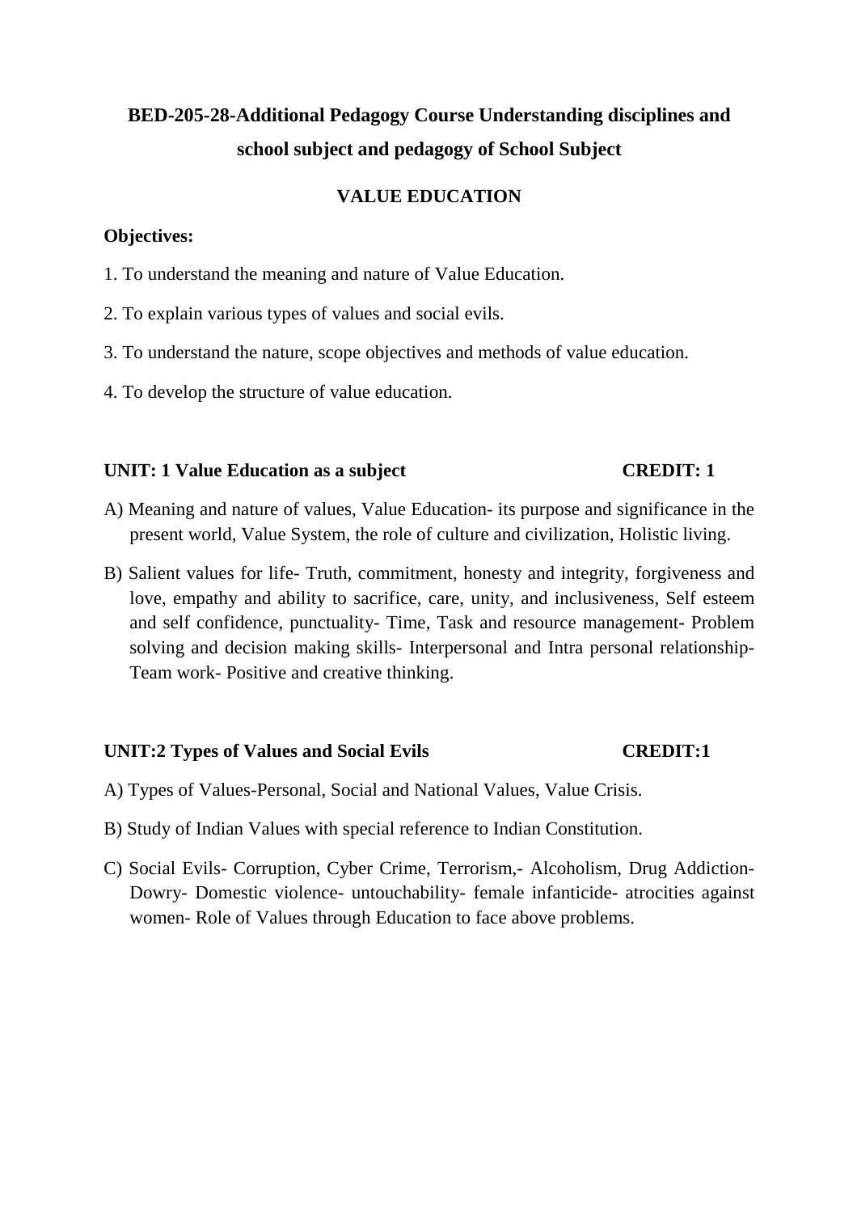# BED-205-28-Additional Pedagogy Course Understanding disciplines and school subject and pedagogy of School Subject

## VALUE EDUCATION

**Objectives:**

1. To understand the meaning and nature of Value Education.
2. To explain various types of values and social evils.
3. To understand the nature, scope objectives and methods of value education.
4. To develop the structure of value education.

### UNIT: 1 Value Education as a subject CREDIT: 1

A) Meaning and nature of values, Value Education- its purpose and significance in the present world, Value System, the role of culture and civilization, Holistic living.

B) Salient values for life- Truth, commitment, honesty and integrity, forgiveness and love, empathy and ability to sacrifice, care, unity, and inclusiveness, Self esteem and self confidence, punctuality- Time, Task and resource management- Problem solving and decision making skills- Interpersonal and Intra personal relationship- Team work- Positive and creative thinking.

### UNIT:2 Types of Values and Social Evils CREDIT:1

A) Types of Values-Personal, Social and National Values, Value Crisis.

B) Study of Indian Values with special reference to Indian Constitution.

C) Social Evils- Corruption, Cyber Crime, Terrorism,- Alcoholism, Drug Addiction- Dowry- Domestic violence- untouchability- female infanticide- atrocities against women- Role of Values through Education to face above problems.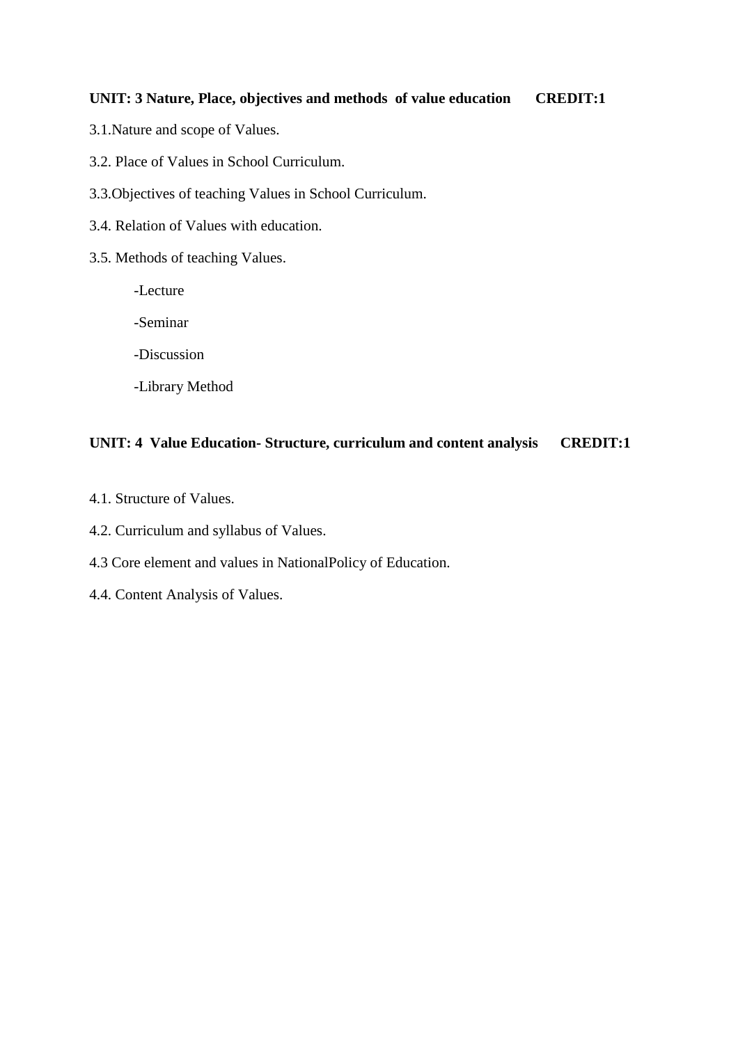**UNIT: 3 Nature, Place, objectives and methods of value education CREDIT:1**

3.1.Nature and scope of Values.

3.2. Place of Values in School Curriculum.

3.3.Objectives of teaching Values in School Curriculum.

3.4. Relation of Values with education.

3.5. Methods of teaching Values.

-Lecture

-Seminar

-Discussion

-Library Method

**UNIT: 4 Value Education- Structure, curriculum and content analysis CREDIT:1**

4.1. Structure of Values.

4.2. Curriculum and syllabus of Values.

4.3 Core element and values in NationalPolicy of Education.

4.4. Content Analysis of Values.